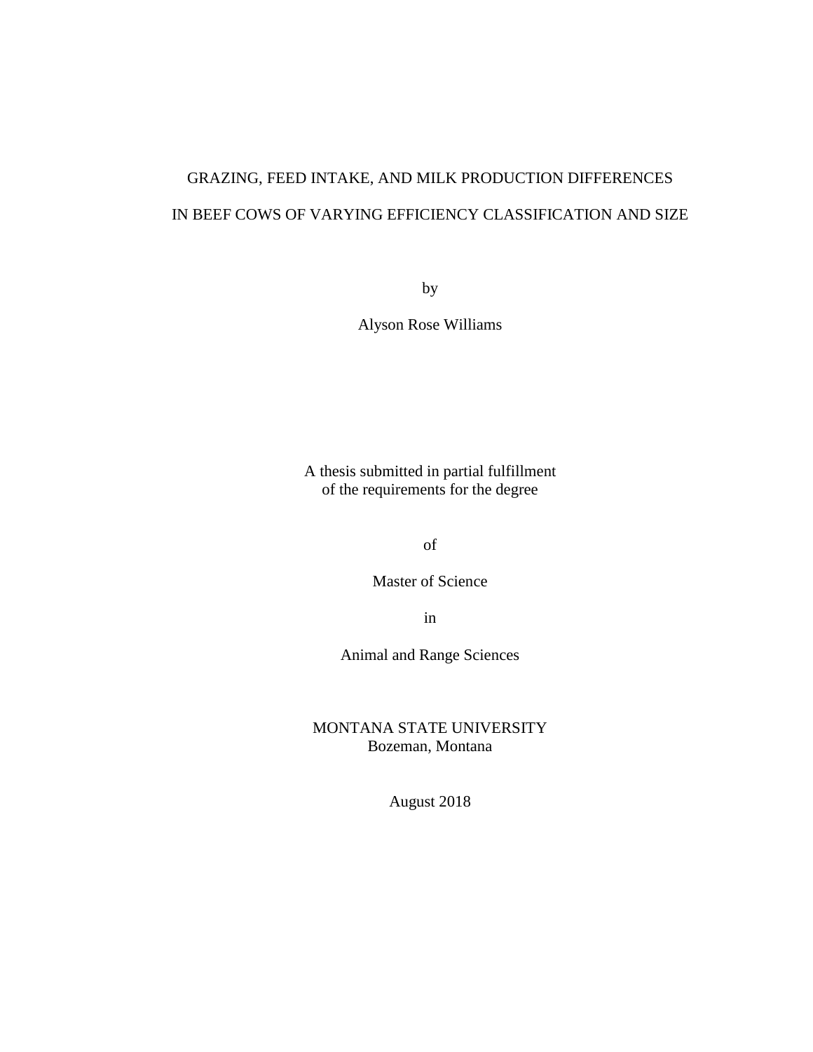# GRAZING, FEED INTAKE, AND MILK PRODUCTION DIFFERENCES IN BEEF COWS OF VARYING EFFICIENCY CLASSIFICATION AND SIZE

by

Alyson Rose Williams

A thesis submitted in partial fulfillment
of the requirements for the degree

of

Master of Science

in

Animal and Range Sciences

MONTANA STATE UNIVERSITY
Bozeman, Montana

August 2018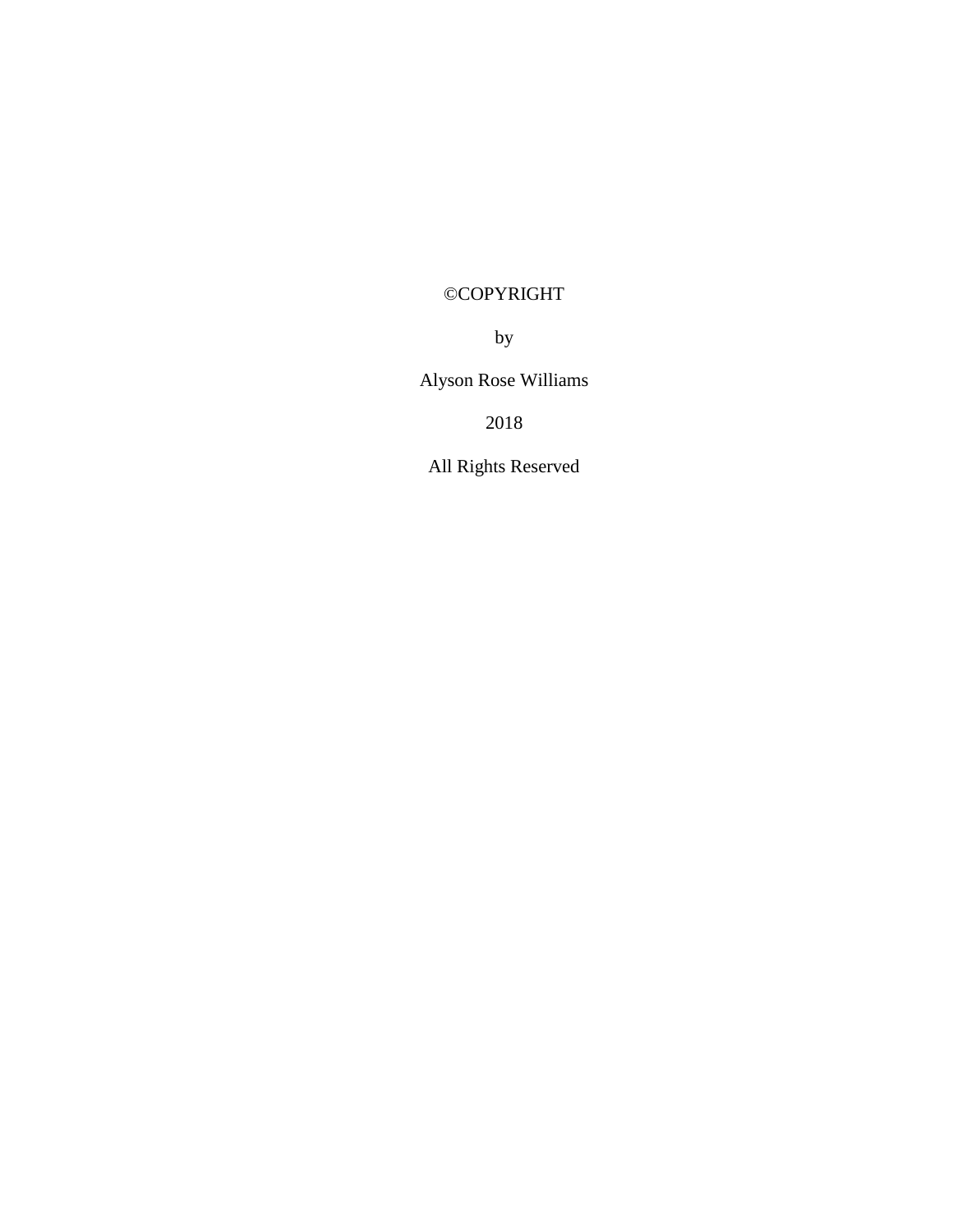©COPYRIGHT

by

Alyson Rose Williams

2018

All Rights Reserved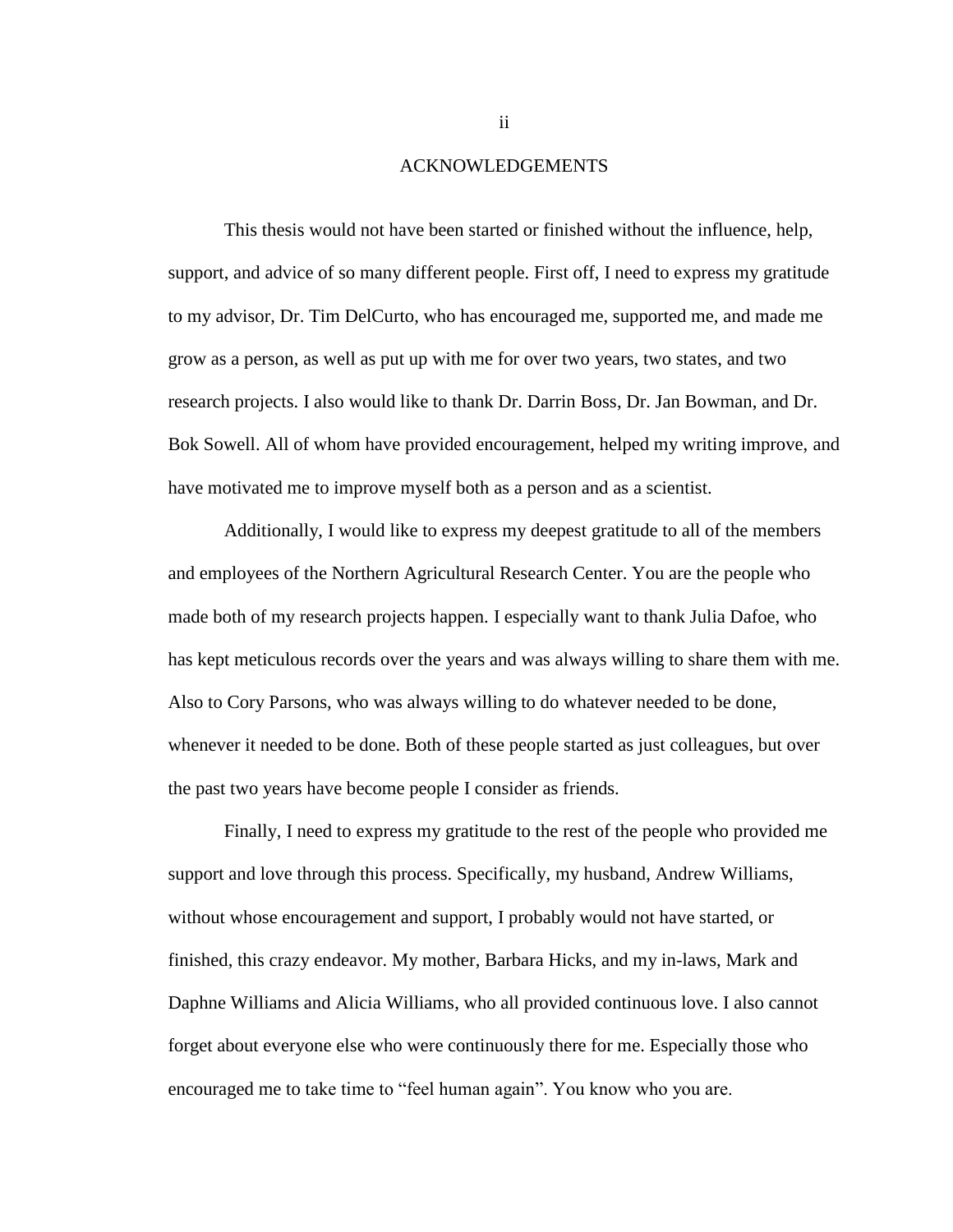# ACKNOWLEDGEMENTS

This thesis would not have been started or finished without the influence, help, support, and advice of so many different people. First off, I need to express my gratitude to my advisor, Dr. Tim DelCurto, who has encouraged me, supported me, and made me grow as a person, as well as put up with me for over two years, two states, and two research projects. I also would like to thank Dr. Darrin Boss, Dr. Jan Bowman, and Dr. Bok Sowell. All of whom have provided encouragement, helped my writing improve, and have motivated me to improve myself both as a person and as a scientist.

Additionally, I would like to express my deepest gratitude to all of the members and employees of the Northern Agricultural Research Center. You are the people who made both of my research projects happen. I especially want to thank Julia Dafoe, who has kept meticulous records over the years and was always willing to share them with me. Also to Cory Parsons, who was always willing to do whatever needed to be done, whenever it needed to be done. Both of these people started as just colleagues, but over the past two years have become people I consider as friends.

Finally, I need to express my gratitude to the rest of the people who provided me support and love through this process. Specifically, my husband, Andrew Williams, without whose encouragement and support, I probably would not have started, or finished, this crazy endeavor. My mother, Barbara Hicks, and my in-laws, Mark and Daphne Williams and Alicia Williams, who all provided continuous love. I also cannot forget about everyone else who were continuously there for me. Especially those who encouraged me to take time to "feel human again". You know who you are.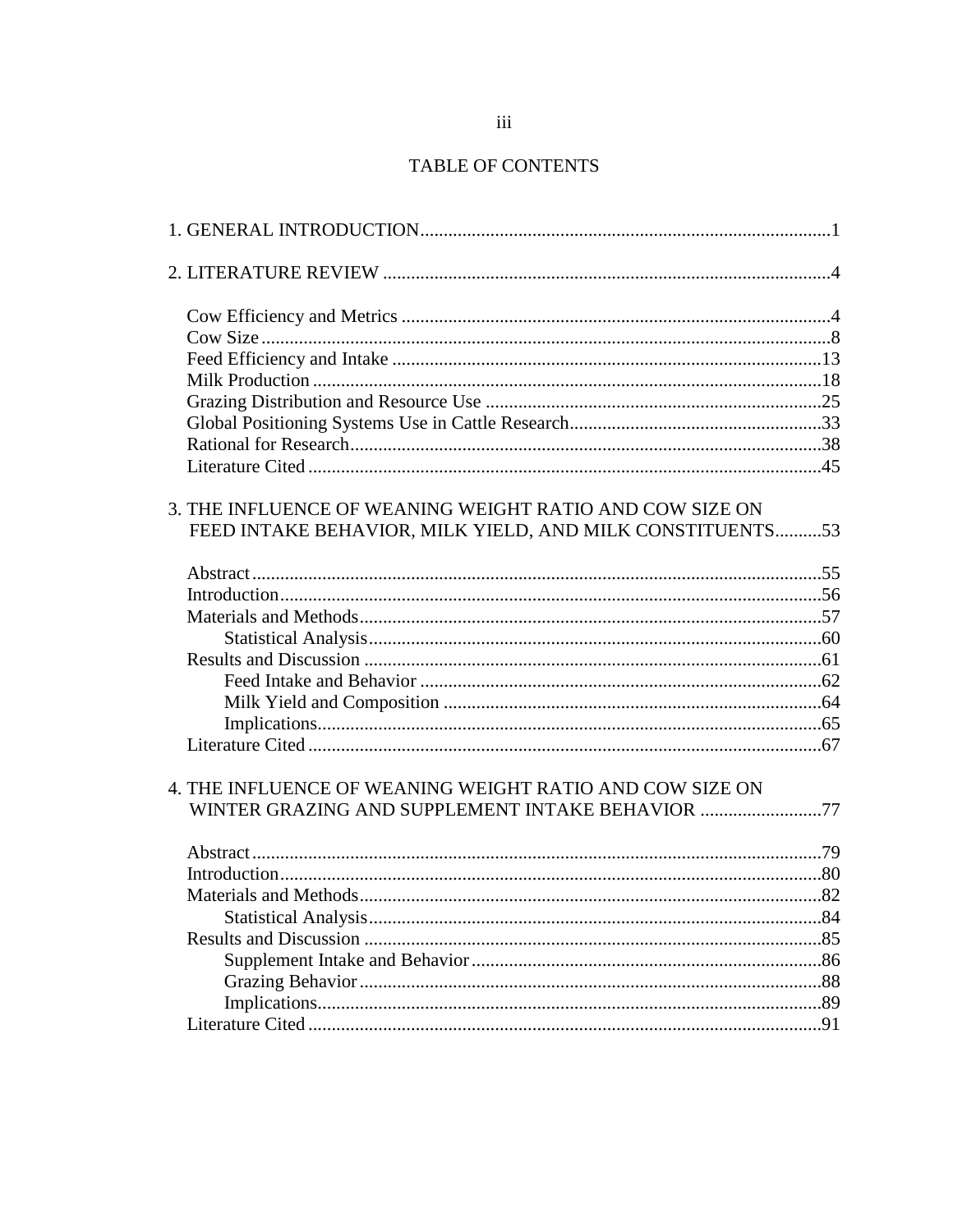# TABLE OF CONTENTS

1. GENERAL INTRODUCTION....................................................................................1

2. LITERATURE REVIEW ...............................................................................................4

- Cow Efficiency and Metrics ...........................................................................................4
- Cow Size .........................................................................................................................8
- Feed Efficiency and Intake ...........................................................................................13
- Milk Production ............................................................................................................18
- Grazing Distribution and Resource Use .......................................................................25
- Global Positioning Systems Use in Cattle Research......................................................33
- Rational for Research.....................................................................................................38
- Literature Cited .............................................................................................................45

3. THE INFLUENCE OF WEANING WEIGHT RATIO AND COW SIZE ON FEED INTAKE BEHAVIOR, MILK YIELD, AND MILK CONSTITUENTS..........53

- Abstract .........................................................................................................................55
- Introduction...................................................................................................................56
- Materials and Methods..................................................................................................57
  - Statistical Analysis................................................................................................60
- Results and Discussion .................................................................................................61
  - Feed Intake and Behavior .....................................................................................62
  - Milk Yield and Composition ................................................................................64
  - Implications...........................................................................................................65
- Literature Cited .............................................................................................................67

4. THE INFLUENCE OF WEANING WEIGHT RATIO AND COW SIZE ON WINTER GRAZING AND SUPPLEMENT INTAKE BEHAVIOR ..........................77

- Abstract .........................................................................................................................79
- Introduction...................................................................................................................80
- Materials and Methods..................................................................................................82
  - Statistical Analysis................................................................................................84
- Results and Discussion .................................................................................................85
  - Supplement Intake and Behavior...........................................................................86
  - Grazing Behavior..................................................................................................88
  - Implications...........................................................................................................89
- Literature Cited .............................................................................................................91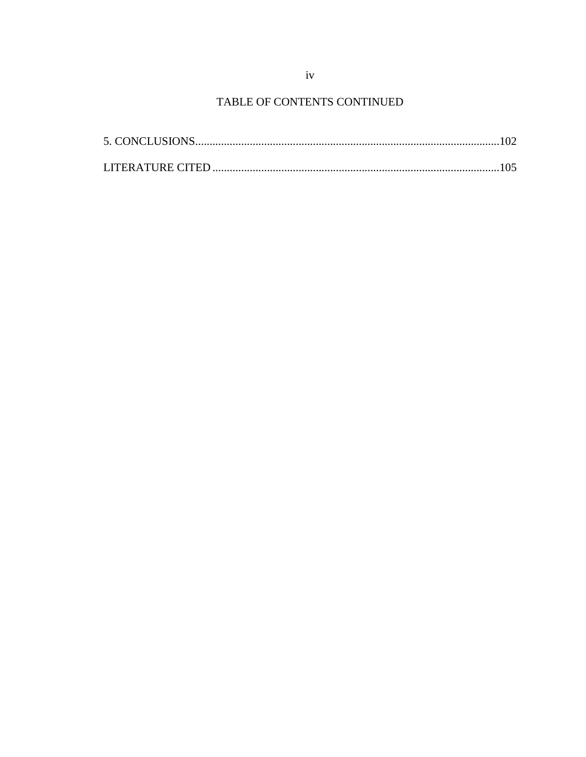## TABLE OF CONTENTS CONTINUED

5. CONCLUSIONS..........................................................................................................102

LITERATURE CITED ....................................................................................................105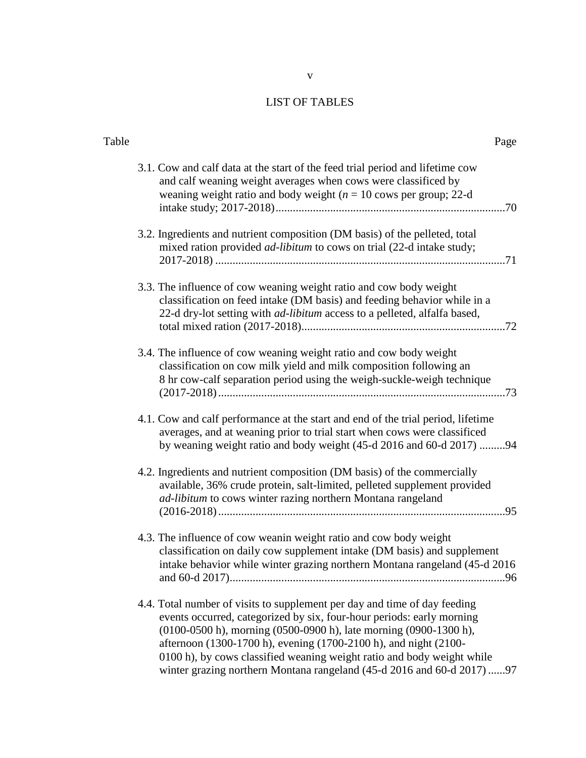# LIST OF TABLES

| Table | Page |
|---|---|
| 3.1. Cow and calf data at the start of the feed trial period and lifetime cow and calf weaning weight averages when cows were classificed by weaning weight ratio and body weight ($n$ = 10 cows per group; 22-d intake study; 2017-2018) | 70 |
| 3.2. Ingredients and nutrient composition (DM basis) of the pelleted, total mixed ration provided *ad-libitum* to cows on trial (22-d intake study; 2017-2018) | 71 |
| 3.3. The influence of cow weaning weight ratio and cow body weight classification on feed intake (DM basis) and feeding behavior while in a 22-d dry-lot setting with *ad-libitum* access to a pelleted, alfalfa based, total mixed ration (2017-2018) | 72 |
| 3.4. The influence of cow weaning weight ratio and cow body weight classification on cow milk yield and milk composition following an 8 hr cow-calf separation period using the weigh-suckle-weigh technique (2017-2018) | 73 |
| 4.1. Cow and calf performance at the start and end of the trial period, lifetime averages, and at weaning prior to trial start when cows were classificed by weaning weight ratio and body weight (45-d 2016 and 60-d 2017) | 94 |
| 4.2. Ingredients and nutrient composition (DM basis) of the commercially available, 36% crude protein, salt-limited, pelleted supplement provided *ad-libitum* to cows winter razing northern Montana rangeland (2016-2018) | 95 |
| 4.3. The influence of cow weanin weight ratio and cow body weight classification on daily cow supplement intake (DM basis) and supplement intake behavior while winter grazing northern Montana rangeland (45-d 2016 and 60-d 2017) | 96 |
| 4.4. Total number of visits to supplement per day and time of day feeding events occurred, categorized by six, four-hour periods: early morning (0100-0500 h), morning (0500-0900 h), late morning (0900-1300 h), afternoon (1300-1700 h), evening (1700-2100 h), and night (2100-0100 h), by cows classified weaning weight ratio and body weight while winter grazing northern Montana rangeland (45-d 2016 and 60-d 2017) | 97 |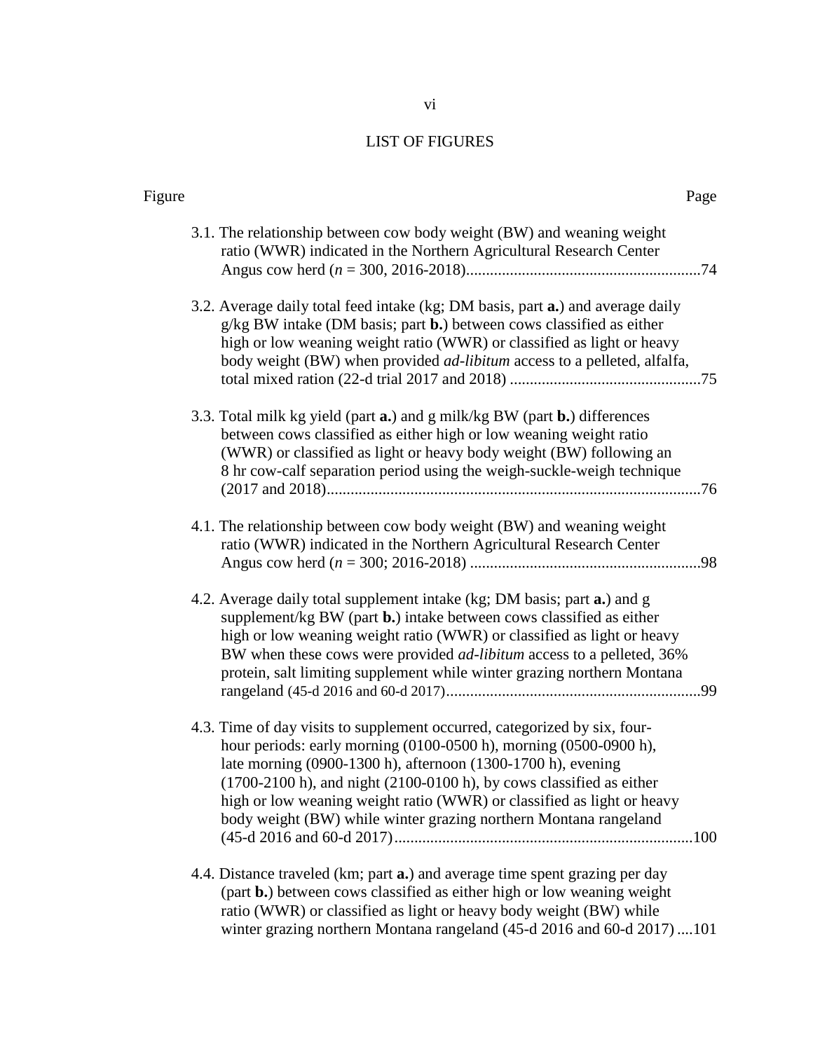# LIST OF FIGURES

Figure Page

3.1. The relationship between cow body weight (BW) and weaning weight ratio (WWR) indicated in the Northern Agricultural Research Center Angus cow herd (*n* = 300, 2016-2018).......................................................... 74

3.2. Average daily total feed intake (kg; DM basis, part **a.**) and average daily g/kg BW intake (DM basis; part **b.**) between cows classified as either high or low weaning weight ratio (WWR) or classified as light or heavy body weight (BW) when provided *ad-libitum* access to a pelleted, alfalfa, total mixed ration (22-d trial 2017 and 2018) ............................................... 75

3.3. Total milk kg yield (part **a.**) and g milk/kg BW (part **b.**) differences between cows classified as either high or low weaning weight ratio (WWR) or classified as light or heavy body weight (BW) following an 8 hr cow-calf separation period using the weigh-suckle-weigh technique (2017 and 2018)............................................................................................. 76

4.1. The relationship between cow body weight (BW) and weaning weight ratio (WWR) indicated in the Northern Agricultural Research Center Angus cow herd (*n* = 300; 2016-2018) .......................................................... 98

4.2. Average daily total supplement intake (kg; DM basis; part **a.**) and g supplement/kg BW (part **b.**) intake between cows classified as either high or low weaning weight ratio (WWR) or classified as light or heavy BW when these cows were provided *ad-libitum* access to a pelleted, 36% protein, salt limiting supplement while winter grazing northern Montana rangeland (45-d 2016 and 60-d 2017)................................................................ 99

4.3. Time of day visits to supplement occurred, categorized by six, four-hour periods: early morning (0100-0500 h), morning (0500-0900 h), late morning (0900-1300 h), afternoon (1300-1700 h), evening (1700-2100 h), and night (2100-0100 h), by cows classified as either high or low weaning weight ratio (WWR) or classified as light or heavy body weight (BW) while winter grazing northern Montana rangeland (45-d 2016 and 60-d 2017).......................................................................... 100

4.4. Distance traveled (km; part **a.**) and average time spent grazing per day (part **b.**) between cows classified as either high or low weaning weight ratio (WWR) or classified as light or heavy body weight (BW) while winter grazing northern Montana rangeland (45-d 2016 and 60-d 2017) .... 101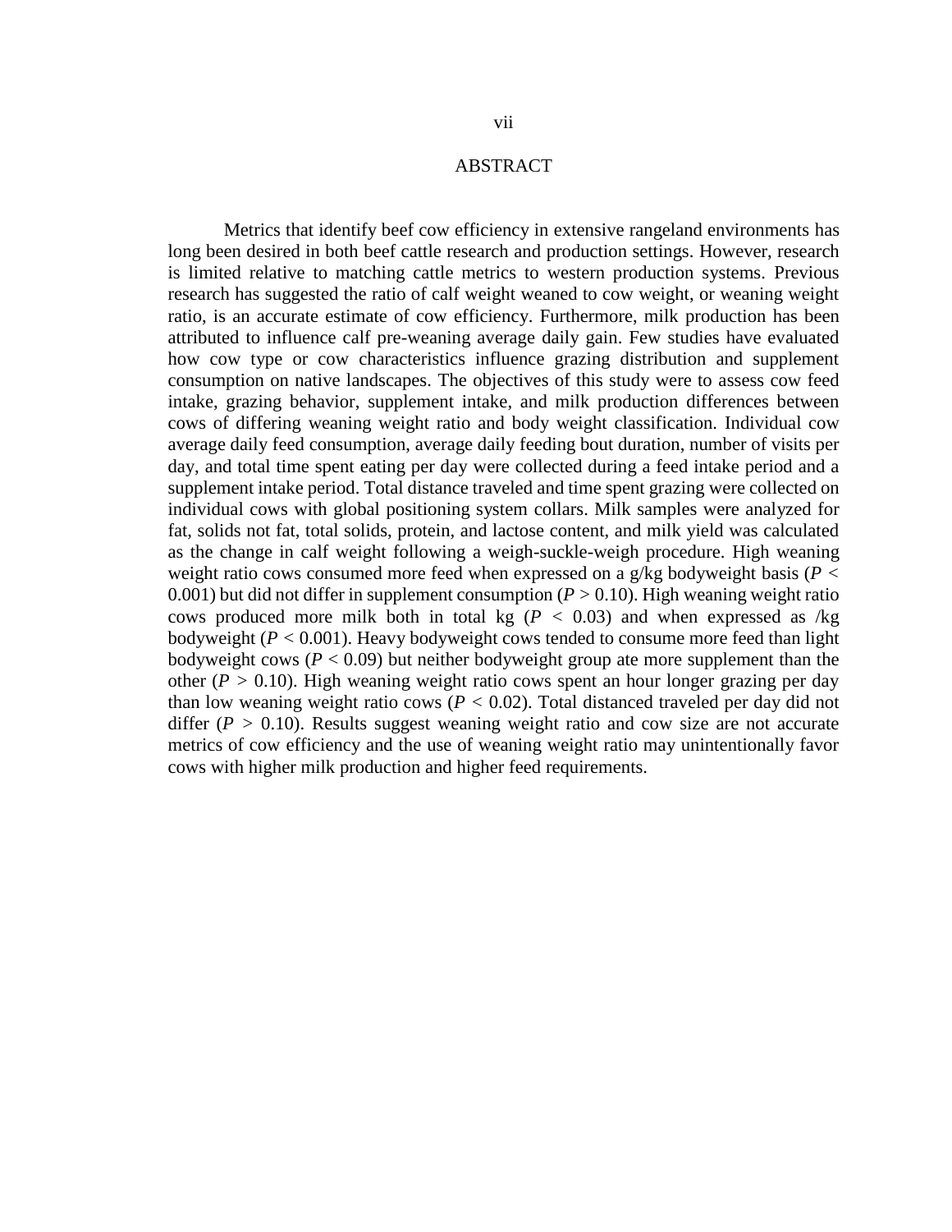# ABSTRACT

Metrics that identify beef cow efficiency in extensive rangeland environments has long been desired in both beef cattle research and production settings. However, research is limited relative to matching cattle metrics to western production systems. Previous research has suggested the ratio of calf weight weaned to cow weight, or weaning weight ratio, is an accurate estimate of cow efficiency. Furthermore, milk production has been attributed to influence calf pre-weaning average daily gain. Few studies have evaluated how cow type or cow characteristics influence grazing distribution and supplement consumption on native landscapes. The objectives of this study were to assess cow feed intake, grazing behavior, supplement intake, and milk production differences between cows of differing weaning weight ratio and body weight classification. Individual cow average daily feed consumption, average daily feeding bout duration, number of visits per day, and total time spent eating per day were collected during a feed intake period and a supplement intake period. Total distance traveled and time spent grazing were collected on individual cows with global positioning system collars. Milk samples were analyzed for fat, solids not fat, total solids, protein, and lactose content, and milk yield was calculated as the change in calf weight following a weigh-suckle-weigh procedure. High weaning weight ratio cows consumed more feed when expressed on a g/kg bodyweight basis ($P < 0.001$) but did not differ in supplement consumption ($P > 0.10$). High weaning weight ratio cows produced more milk both in total kg ($P < 0.03$) and when expressed as /kg bodyweight ($P < 0.001$). Heavy bodyweight cows tended to consume more feed than light bodyweight cows ($P < 0.09$) but neither bodyweight group ate more supplement than the other ($P > 0.10$). High weaning weight ratio cows spent an hour longer grazing per day than low weaning weight ratio cows ($P < 0.02$). Total distanced traveled per day did not differ ($P > 0.10$). Results suggest weaning weight ratio and cow size are not accurate metrics of cow efficiency and the use of weaning weight ratio may unintentionally favor cows with higher milk production and higher feed requirements.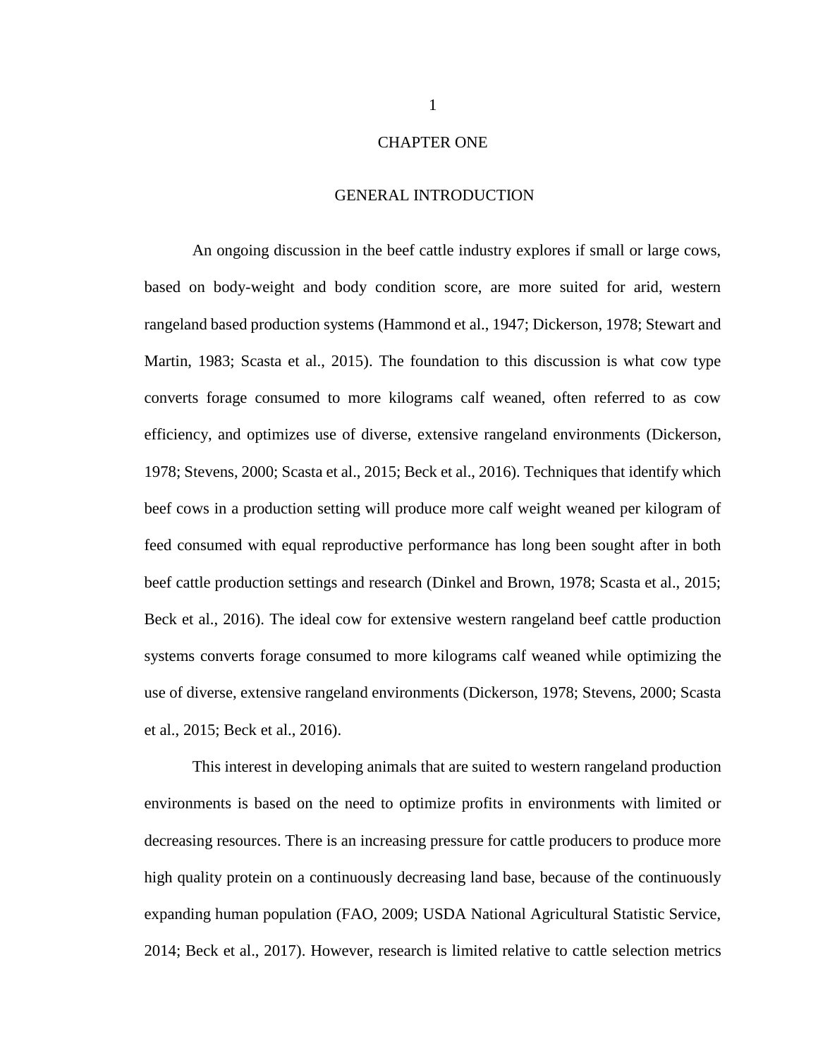# CHAPTER ONE

## GENERAL INTRODUCTION

An ongoing discussion in the beef cattle industry explores if small or large cows, based on body-weight and body condition score, are more suited for arid, western rangeland based production systems (Hammond et al., 1947; Dickerson, 1978; Stewart and Martin, 1983; Scasta et al., 2015). The foundation to this discussion is what cow type converts forage consumed to more kilograms calf weaned, often referred to as cow efficiency, and optimizes use of diverse, extensive rangeland environments (Dickerson, 1978; Stevens, 2000; Scasta et al., 2015; Beck et al., 2016). Techniques that identify which beef cows in a production setting will produce more calf weight weaned per kilogram of feed consumed with equal reproductive performance has long been sought after in both beef cattle production settings and research (Dinkel and Brown, 1978; Scasta et al., 2015; Beck et al., 2016). The ideal cow for extensive western rangeland beef cattle production systems converts forage consumed to more kilograms calf weaned while optimizing the use of diverse, extensive rangeland environments (Dickerson, 1978; Stevens, 2000; Scasta et al., 2015; Beck et al., 2016).

This interest in developing animals that are suited to western rangeland production environments is based on the need to optimize profits in environments with limited or decreasing resources. There is an increasing pressure for cattle producers to produce more high quality protein on a continuously decreasing land base, because of the continuously expanding human population (FAO, 2009; USDA National Agricultural Statistic Service, 2014; Beck et al., 2017). However, research is limited relative to cattle selection metrics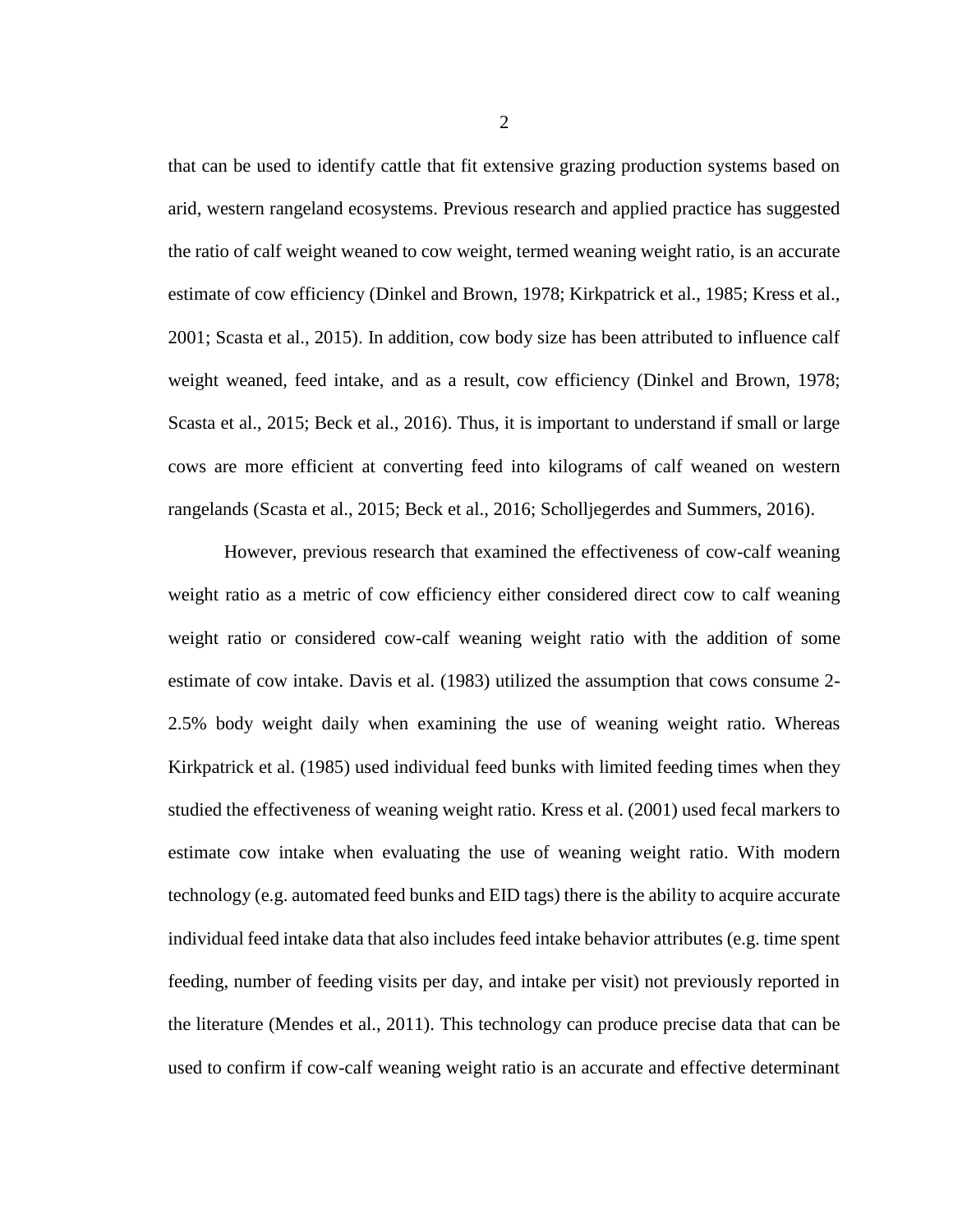that can be used to identify cattle that fit extensive grazing production systems based on arid, western rangeland ecosystems. Previous research and applied practice has suggested the ratio of calf weight weaned to cow weight, termed weaning weight ratio, is an accurate estimate of cow efficiency (Dinkel and Brown, 1978; Kirkpatrick et al., 1985; Kress et al., 2001; Scasta et al., 2015). In addition, cow body size has been attributed to influence calf weight weaned, feed intake, and as a result, cow efficiency (Dinkel and Brown, 1978; Scasta et al., 2015; Beck et al., 2016). Thus, it is important to understand if small or large cows are more efficient at converting feed into kilograms of calf weaned on western rangelands (Scasta et al., 2015; Beck et al., 2016; Scholljegerdes and Summers, 2016).

However, previous research that examined the effectiveness of cow-calf weaning weight ratio as a metric of cow efficiency either considered direct cow to calf weaning weight ratio or considered cow-calf weaning weight ratio with the addition of some estimate of cow intake. Davis et al. (1983) utilized the assumption that cows consume 2-2.5% body weight daily when examining the use of weaning weight ratio. Whereas Kirkpatrick et al. (1985) used individual feed bunks with limited feeding times when they studied the effectiveness of weaning weight ratio. Kress et al. (2001) used fecal markers to estimate cow intake when evaluating the use of weaning weight ratio. With modern technology (e.g. automated feed bunks and EID tags) there is the ability to acquire accurate individual feed intake data that also includes feed intake behavior attributes (e.g. time spent feeding, number of feeding visits per day, and intake per visit) not previously reported in the literature (Mendes et al., 2011). This technology can produce precise data that can be used to confirm if cow-calf weaning weight ratio is an accurate and effective determinant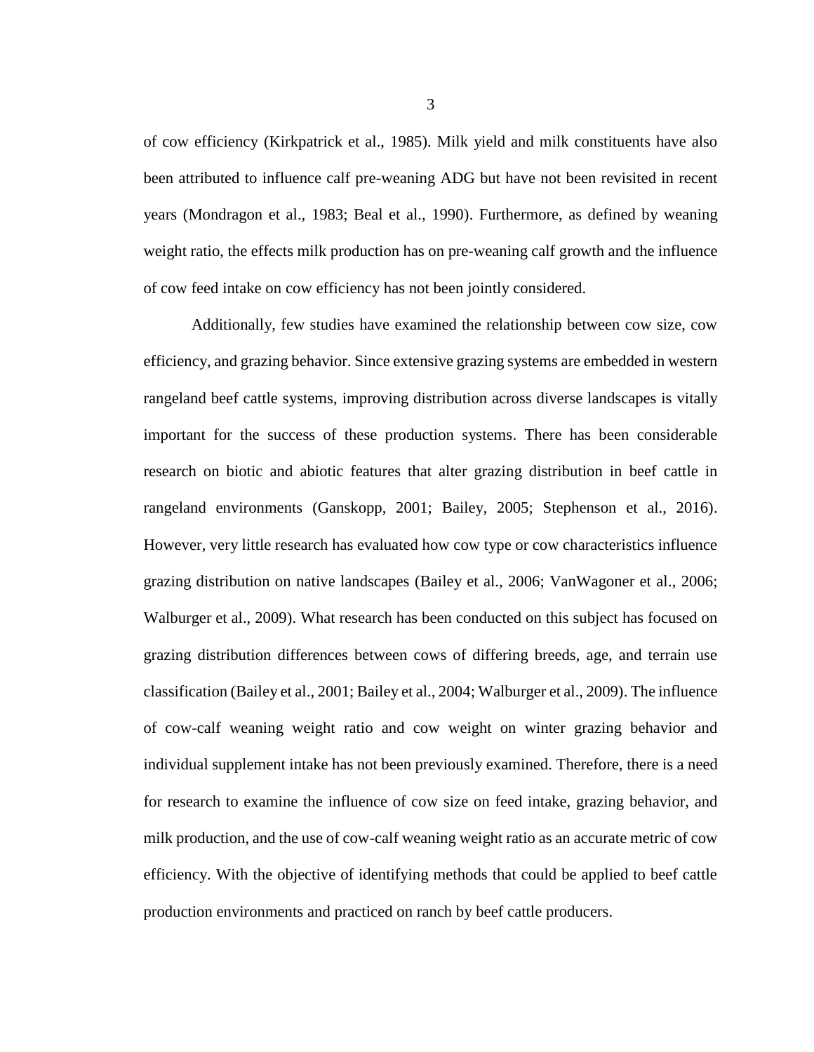of cow efficiency (Kirkpatrick et al., 1985). Milk yield and milk constituents have also been attributed to influence calf pre-weaning ADG but have not been revisited in recent years (Mondragon et al., 1983; Beal et al., 1990). Furthermore, as defined by weaning weight ratio, the effects milk production has on pre-weaning calf growth and the influence of cow feed intake on cow efficiency has not been jointly considered.

Additionally, few studies have examined the relationship between cow size, cow efficiency, and grazing behavior. Since extensive grazing systems are embedded in western rangeland beef cattle systems, improving distribution across diverse landscapes is vitally important for the success of these production systems. There has been considerable research on biotic and abiotic features that alter grazing distribution in beef cattle in rangeland environments (Ganskopp, 2001; Bailey, 2005; Stephenson et al., 2016). However, very little research has evaluated how cow type or cow characteristics influence grazing distribution on native landscapes (Bailey et al., 2006; VanWagoner et al., 2006; Walburger et al., 2009). What research has been conducted on this subject has focused on grazing distribution differences between cows of differing breeds, age, and terrain use classification (Bailey et al., 2001; Bailey et al., 2004; Walburger et al., 2009). The influence of cow-calf weaning weight ratio and cow weight on winter grazing behavior and individual supplement intake has not been previously examined. Therefore, there is a need for research to examine the influence of cow size on feed intake, grazing behavior, and milk production, and the use of cow-calf weaning weight ratio as an accurate metric of cow efficiency. With the objective of identifying methods that could be applied to beef cattle production environments and practiced on ranch by beef cattle producers.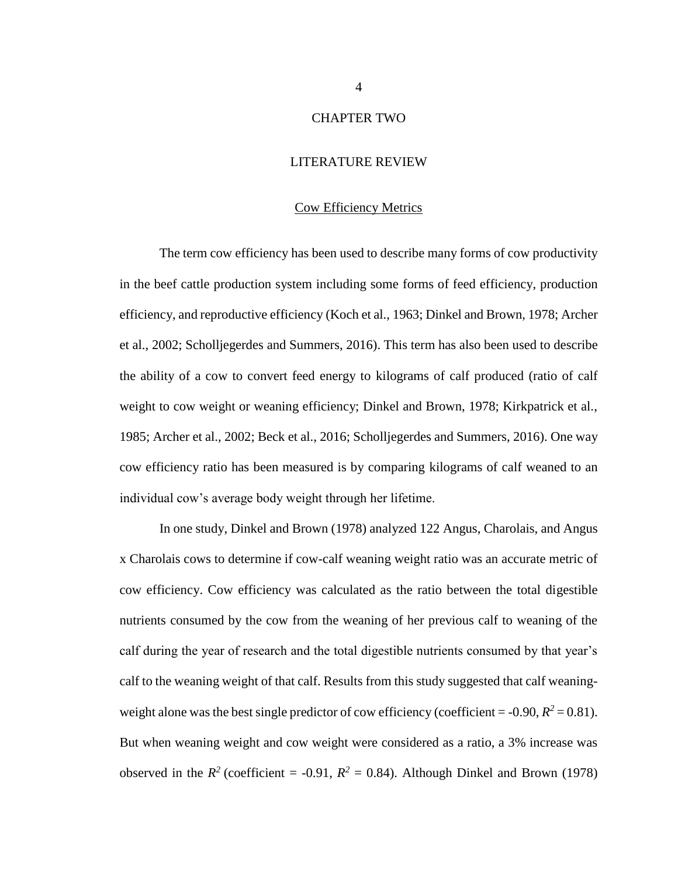# CHAPTER TWO

# LITERATURE REVIEW

## Cow Efficiency Metrics

The term cow efficiency has been used to describe many forms of cow productivity in the beef cattle production system including some forms of feed efficiency, production efficiency, and reproductive efficiency (Koch et al., 1963; Dinkel and Brown, 1978; Archer et al., 2002; Scholljegerdes and Summers, 2016). This term has also been used to describe the ability of a cow to convert feed energy to kilograms of calf produced (ratio of calf weight to cow weight or weaning efficiency; Dinkel and Brown, 1978; Kirkpatrick et al., 1985; Archer et al., 2002; Beck et al., 2016; Scholljegerdes and Summers, 2016). One way cow efficiency ratio has been measured is by comparing kilograms of calf weaned to an individual cow's average body weight through her lifetime.

In one study, Dinkel and Brown (1978) analyzed 122 Angus, Charolais, and Angus x Charolais cows to determine if cow-calf weaning weight ratio was an accurate metric of cow efficiency. Cow efficiency was calculated as the ratio between the total digestible nutrients consumed by the cow from the weaning of her previous calf to weaning of the calf during the year of research and the total digestible nutrients consumed by that year's calf to the weaning weight of that calf. Results from this study suggested that calf weaning-weight alone was the best single predictor of cow efficiency (coefficient = -0.90, $R^2 = 0.81$). But when weaning weight and cow weight were considered as a ratio, a 3% increase was observed in the $R^2$ (coefficient = -0.91, $R^2 = 0.84$). Although Dinkel and Brown (1978)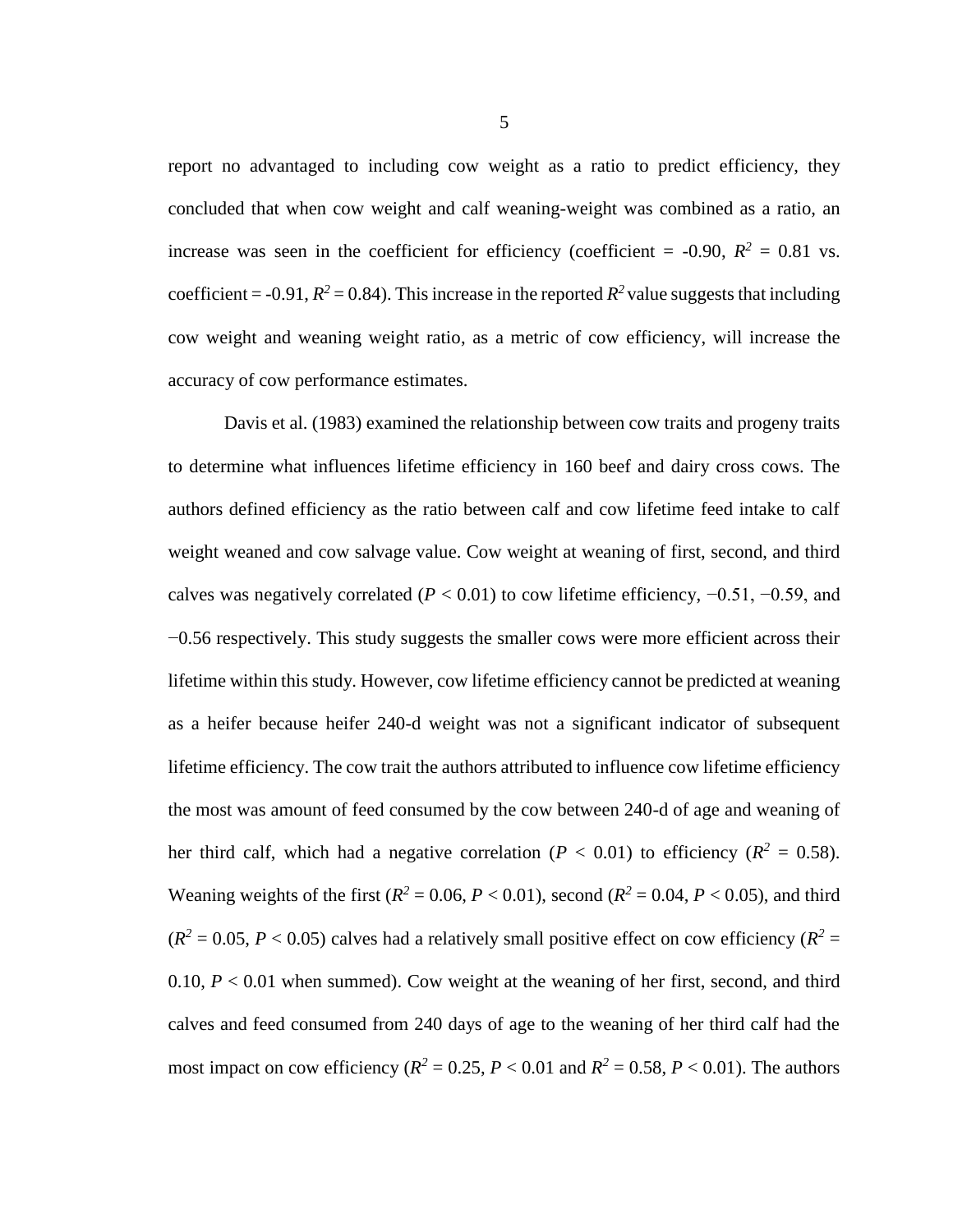report no advantaged to including cow weight as a ratio to predict efficiency, they concluded that when cow weight and calf weaning-weight was combined as a ratio, an increase was seen in the coefficient for efficiency (coefficient = -0.90, $R^2$ = 0.81 vs. coefficient = -0.91, $R^2$ = 0.84). This increase in the reported $R^2$ value suggests that including cow weight and weaning weight ratio, as a metric of cow efficiency, will increase the accuracy of cow performance estimates.

Davis et al. (1983) examined the relationship between cow traits and progeny traits to determine what influences lifetime efficiency in 160 beef and dairy cross cows. The authors defined efficiency as the ratio between calf and cow lifetime feed intake to calf weight weaned and cow salvage value. Cow weight at weaning of first, second, and third calves was negatively correlated ($P < 0.01$) to cow lifetime efficiency, −0.51, −0.59, and −0.56 respectively. This study suggests the smaller cows were more efficient across their lifetime within this study. However, cow lifetime efficiency cannot be predicted at weaning as a heifer because heifer 240-d weight was not a significant indicator of subsequent lifetime efficiency. The cow trait the authors attributed to influence cow lifetime efficiency the most was amount of feed consumed by the cow between 240-d of age and weaning of her third calf, which had a negative correlation ($P < 0.01$) to efficiency ($R^2$ = 0.58). Weaning weights of the first ($R^2$ = 0.06, $P < 0.01$), second ($R^2$ = 0.04, $P < 0.05$), and third ($R^2$ = 0.05, $P < 0.05$) calves had a relatively small positive effect on cow efficiency ($R^2$ = 0.10, $P < 0.01$ when summed). Cow weight at the weaning of her first, second, and third calves and feed consumed from 240 days of age to the weaning of her third calf had the most impact on cow efficiency ($R^2$ = 0.25, $P < 0.01$ and $R^2$ = 0.58, $P < 0.01$). The authors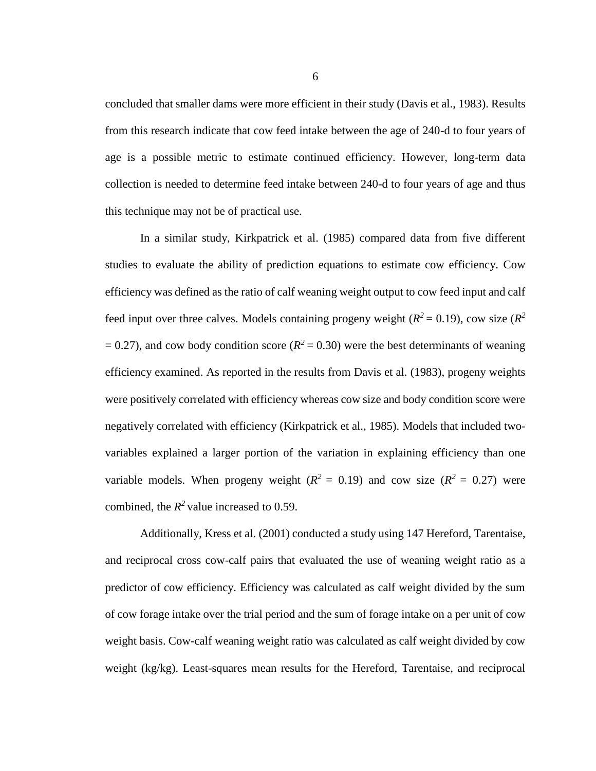concluded that smaller dams were more efficient in their study (Davis et al., 1983). Results from this research indicate that cow feed intake between the age of 240-d to four years of age is a possible metric to estimate continued efficiency. However, long-term data collection is needed to determine feed intake between 240-d to four years of age and thus this technique may not be of practical use.

In a similar study, Kirkpatrick et al. (1985) compared data from five different studies to evaluate the ability of prediction equations to estimate cow efficiency. Cow efficiency was defined as the ratio of calf weaning weight output to cow feed input and calf feed input over three calves. Models containing progeny weight ($R^2$ = 0.19), cow size ($R^2$ = 0.27), and cow body condition score ($R^2$ = 0.30) were the best determinants of weaning efficiency examined. As reported in the results from Davis et al. (1983), progeny weights were positively correlated with efficiency whereas cow size and body condition score were negatively correlated with efficiency (Kirkpatrick et al., 1985). Models that included two-variables explained a larger portion of the variation in explaining efficiency than one variable models. When progeny weight ($R^2$ = 0.19) and cow size ($R^2$ = 0.27) were combined, the $R^2$ value increased to 0.59.

Additionally, Kress et al. (2001) conducted a study using 147 Hereford, Tarentaise, and reciprocal cross cow-calf pairs that evaluated the use of weaning weight ratio as a predictor of cow efficiency. Efficiency was calculated as calf weight divided by the sum of cow forage intake over the trial period and the sum of forage intake on a per unit of cow weight basis. Cow-calf weaning weight ratio was calculated as calf weight divided by cow weight (kg/kg). Least-squares mean results for the Hereford, Tarentaise, and reciprocal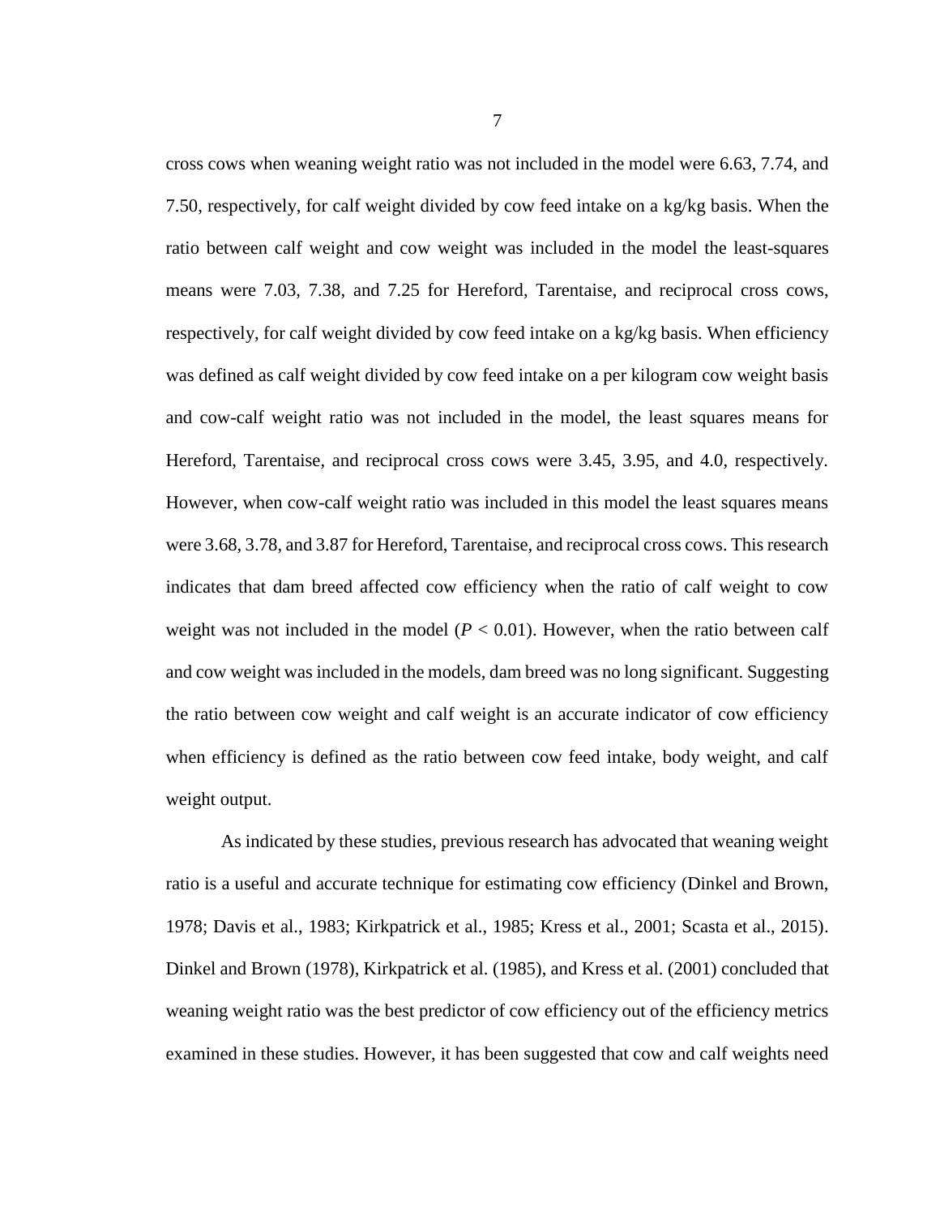cross cows when weaning weight ratio was not included in the model were 6.63, 7.74, and 7.50, respectively, for calf weight divided by cow feed intake on a kg/kg basis. When the ratio between calf weight and cow weight was included in the model the least-squares means were 7.03, 7.38, and 7.25 for Hereford, Tarentaise, and reciprocal cross cows, respectively, for calf weight divided by cow feed intake on a kg/kg basis. When efficiency was defined as calf weight divided by cow feed intake on a per kilogram cow weight basis and cow-calf weight ratio was not included in the model, the least squares means for Hereford, Tarentaise, and reciprocal cross cows were 3.45, 3.95, and 4.0, respectively. However, when cow-calf weight ratio was included in this model the least squares means were 3.68, 3.78, and 3.87 for Hereford, Tarentaise, and reciprocal cross cows. This research indicates that dam breed affected cow efficiency when the ratio of calf weight to cow weight was not included in the model ($P < 0.01$). However, when the ratio between calf and cow weight was included in the models, dam breed was no long significant. Suggesting the ratio between cow weight and calf weight is an accurate indicator of cow efficiency when efficiency is defined as the ratio between cow feed intake, body weight, and calf weight output.

As indicated by these studies, previous research has advocated that weaning weight ratio is a useful and accurate technique for estimating cow efficiency (Dinkel and Brown, 1978; Davis et al., 1983; Kirkpatrick et al., 1985; Kress et al., 2001; Scasta et al., 2015). Dinkel and Brown (1978), Kirkpatrick et al. (1985), and Kress et al. (2001) concluded that weaning weight ratio was the best predictor of cow efficiency out of the efficiency metrics examined in these studies. However, it has been suggested that cow and calf weights need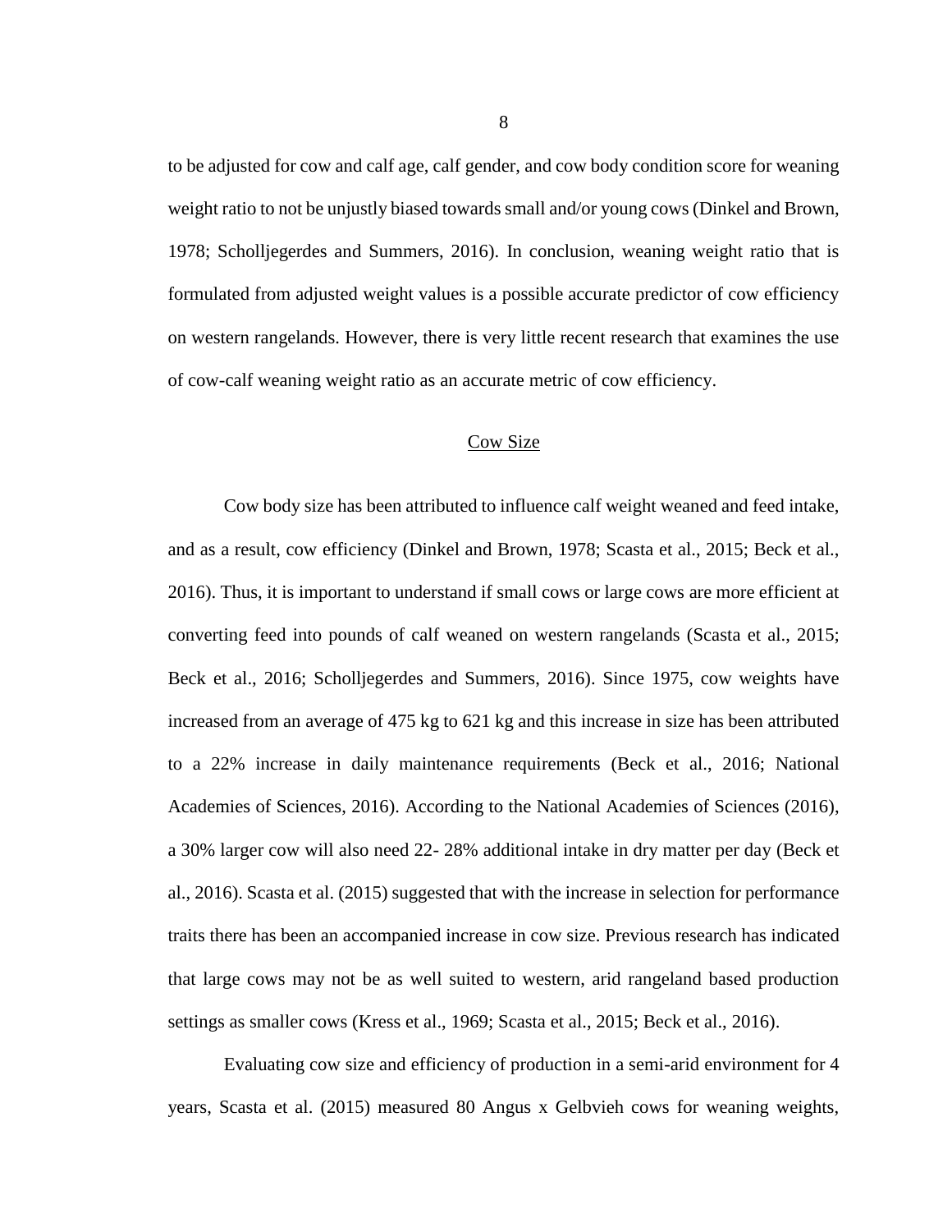to be adjusted for cow and calf age, calf gender, and cow body condition score for weaning weight ratio to not be unjustly biased towards small and/or young cows (Dinkel and Brown, 1978; Scholljegerdes and Summers, 2016). In conclusion, weaning weight ratio that is formulated from adjusted weight values is a possible accurate predictor of cow efficiency on western rangelands. However, there is very little recent research that examines the use of cow-calf weaning weight ratio as an accurate metric of cow efficiency.

## Cow Size

Cow body size has been attributed to influence calf weight weaned and feed intake, and as a result, cow efficiency (Dinkel and Brown, 1978; Scasta et al., 2015; Beck et al., 2016). Thus, it is important to understand if small cows or large cows are more efficient at converting feed into pounds of calf weaned on western rangelands (Scasta et al., 2015; Beck et al., 2016; Scholljegerdes and Summers, 2016). Since 1975, cow weights have increased from an average of 475 kg to 621 kg and this increase in size has been attributed to a 22% increase in daily maintenance requirements (Beck et al., 2016; National Academies of Sciences, 2016). According to the National Academies of Sciences (2016), a 30% larger cow will also need 22- 28% additional intake in dry matter per day (Beck et al., 2016). Scasta et al. (2015) suggested that with the increase in selection for performance traits there has been an accompanied increase in cow size. Previous research has indicated that large cows may not be as well suited to western, arid rangeland based production settings as smaller cows (Kress et al., 1969; Scasta et al., 2015; Beck et al., 2016).

Evaluating cow size and efficiency of production in a semi-arid environment for 4 years, Scasta et al. (2015) measured 80 Angus x Gelbvieh cows for weaning weights,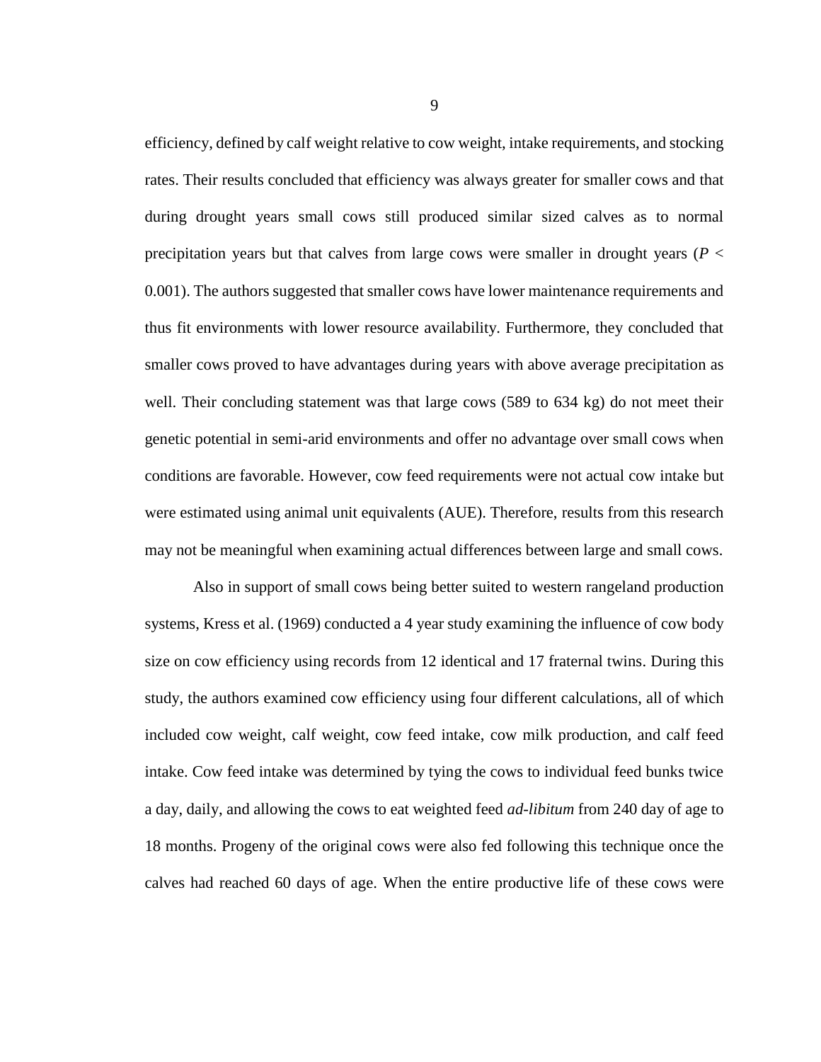efficiency, defined by calf weight relative to cow weight, intake requirements, and stocking rates. Their results concluded that efficiency was always greater for smaller cows and that during drought years small cows still produced similar sized calves as to normal precipitation years but that calves from large cows were smaller in drought years ($P < 0.001$). The authors suggested that smaller cows have lower maintenance requirements and thus fit environments with lower resource availability. Furthermore, they concluded that smaller cows proved to have advantages during years with above average precipitation as well. Their concluding statement was that large cows (589 to 634 kg) do not meet their genetic potential in semi-arid environments and offer no advantage over small cows when conditions are favorable. However, cow feed requirements were not actual cow intake but were estimated using animal unit equivalents (AUE). Therefore, results from this research may not be meaningful when examining actual differences between large and small cows.

Also in support of small cows being better suited to western rangeland production systems, Kress et al. (1969) conducted a 4 year study examining the influence of cow body size on cow efficiency using records from 12 identical and 17 fraternal twins. During this study, the authors examined cow efficiency using four different calculations, all of which included cow weight, calf weight, cow feed intake, cow milk production, and calf feed intake. Cow feed intake was determined by tying the cows to individual feed bunks twice a day, daily, and allowing the cows to eat weighted feed *ad-libitum* from 240 day of age to 18 months. Progeny of the original cows were also fed following this technique once the calves had reached 60 days of age. When the entire productive life of these cows were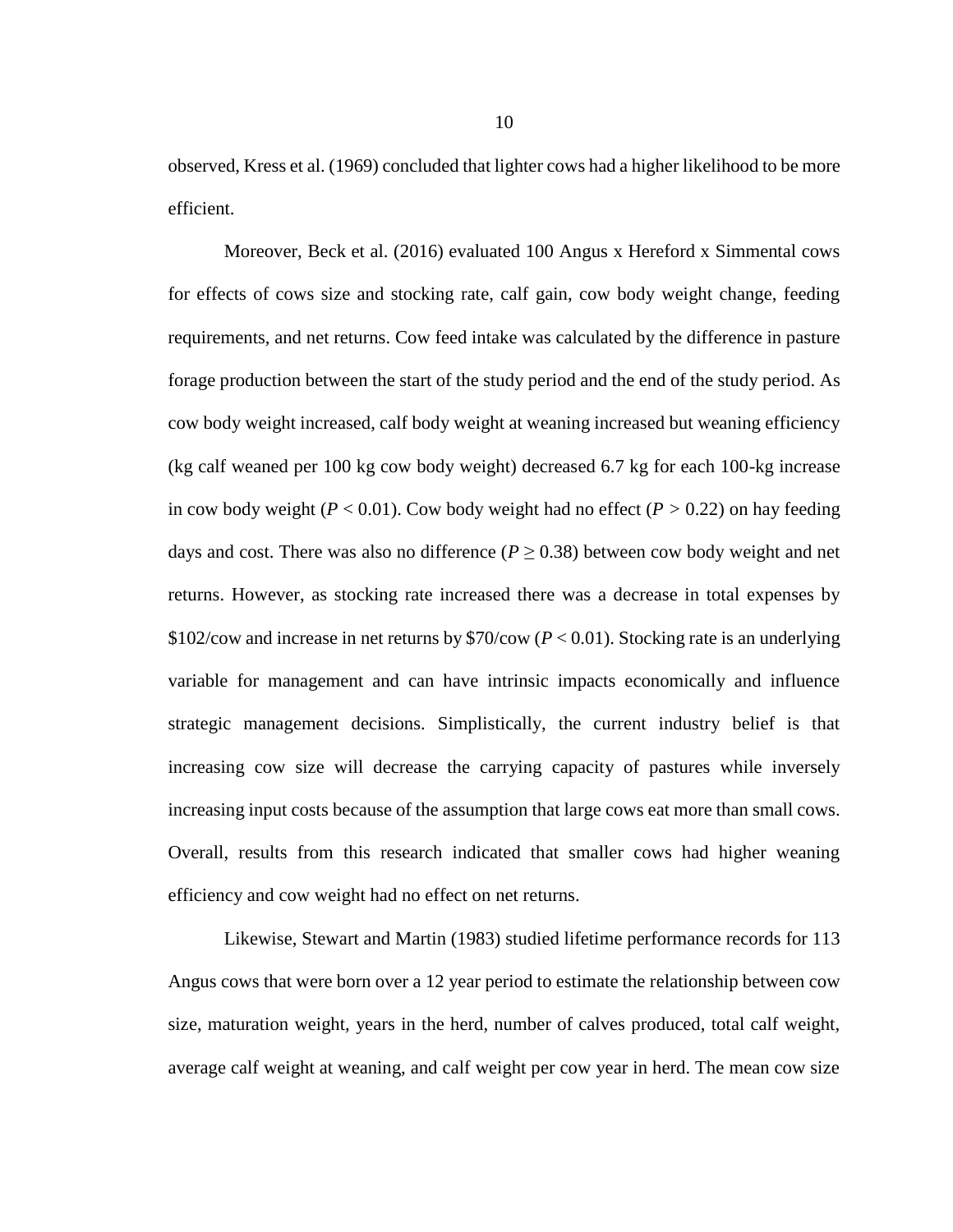observed, Kress et al. (1969) concluded that lighter cows had a higher likelihood to be more efficient.

Moreover, Beck et al. (2016) evaluated 100 Angus x Hereford x Simmental cows for effects of cows size and stocking rate, calf gain, cow body weight change, feeding requirements, and net returns. Cow feed intake was calculated by the difference in pasture forage production between the start of the study period and the end of the study period. As cow body weight increased, calf body weight at weaning increased but weaning efficiency (kg calf weaned per 100 kg cow body weight) decreased 6.7 kg for each 100-kg increase in cow body weight ($P < 0.01$). Cow body weight had no effect ($P > 0.22$) on hay feeding days and cost. There was also no difference ($P \geq 0.38$) between cow body weight and net returns. However, as stocking rate increased there was a decrease in total expenses by \$102/cow and increase in net returns by \$70/cow ($P < 0.01$). Stocking rate is an underlying variable for management and can have intrinsic impacts economically and influence strategic management decisions. Simplistically, the current industry belief is that increasing cow size will decrease the carrying capacity of pastures while inversely increasing input costs because of the assumption that large cows eat more than small cows. Overall, results from this research indicated that smaller cows had higher weaning efficiency and cow weight had no effect on net returns.

Likewise, Stewart and Martin (1983) studied lifetime performance records for 113 Angus cows that were born over a 12 year period to estimate the relationship between cow size, maturation weight, years in the herd, number of calves produced, total calf weight, average calf weight at weaning, and calf weight per cow year in herd. The mean cow size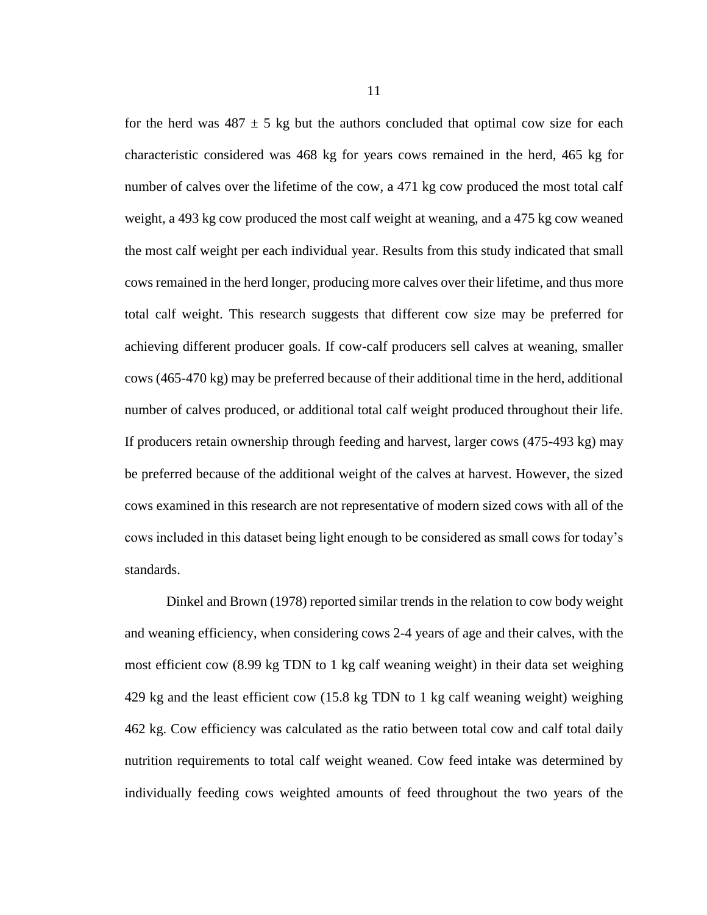for the herd was 487 ± 5 kg but the authors concluded that optimal cow size for each characteristic considered was 468 kg for years cows remained in the herd, 465 kg for number of calves over the lifetime of the cow, a 471 kg cow produced the most total calf weight, a 493 kg cow produced the most calf weight at weaning, and a 475 kg cow weaned the most calf weight per each individual year. Results from this study indicated that small cows remained in the herd longer, producing more calves over their lifetime, and thus more total calf weight. This research suggests that different cow size may be preferred for achieving different producer goals. If cow-calf producers sell calves at weaning, smaller cows (465-470 kg) may be preferred because of their additional time in the herd, additional number of calves produced, or additional total calf weight produced throughout their life. If producers retain ownership through feeding and harvest, larger cows (475-493 kg) may be preferred because of the additional weight of the calves at harvest. However, the sized cows examined in this research are not representative of modern sized cows with all of the cows included in this dataset being light enough to be considered as small cows for today's standards.

Dinkel and Brown (1978) reported similar trends in the relation to cow body weight and weaning efficiency, when considering cows 2-4 years of age and their calves, with the most efficient cow (8.99 kg TDN to 1 kg calf weaning weight) in their data set weighing 429 kg and the least efficient cow (15.8 kg TDN to 1 kg calf weaning weight) weighing 462 kg. Cow efficiency was calculated as the ratio between total cow and calf total daily nutrition requirements to total calf weight weaned. Cow feed intake was determined by individually feeding cows weighted amounts of feed throughout the two years of the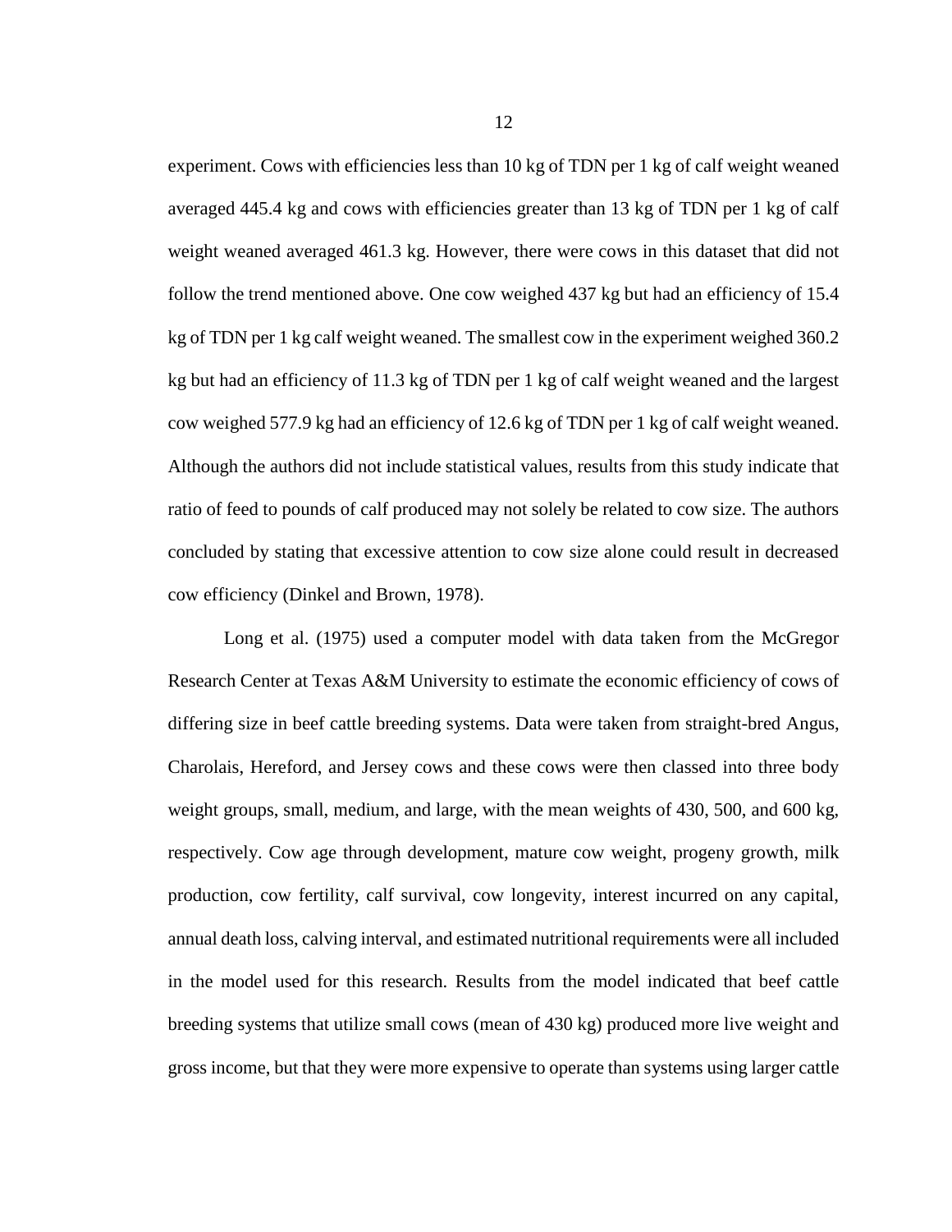experiment. Cows with efficiencies less than 10 kg of TDN per 1 kg of calf weight weaned averaged 445.4 kg and cows with efficiencies greater than 13 kg of TDN per 1 kg of calf weight weaned averaged 461.3 kg. However, there were cows in this dataset that did not follow the trend mentioned above. One cow weighed 437 kg but had an efficiency of 15.4 kg of TDN per 1 kg calf weight weaned. The smallest cow in the experiment weighed 360.2 kg but had an efficiency of 11.3 kg of TDN per 1 kg of calf weight weaned and the largest cow weighed 577.9 kg had an efficiency of 12.6 kg of TDN per 1 kg of calf weight weaned. Although the authors did not include statistical values, results from this study indicate that ratio of feed to pounds of calf produced may not solely be related to cow size. The authors concluded by stating that excessive attention to cow size alone could result in decreased cow efficiency (Dinkel and Brown, 1978).

Long et al. (1975) used a computer model with data taken from the McGregor Research Center at Texas A&M University to estimate the economic efficiency of cows of differing size in beef cattle breeding systems. Data were taken from straight-bred Angus, Charolais, Hereford, and Jersey cows and these cows were then classed into three body weight groups, small, medium, and large, with the mean weights of 430, 500, and 600 kg, respectively. Cow age through development, mature cow weight, progeny growth, milk production, cow fertility, calf survival, cow longevity, interest incurred on any capital, annual death loss, calving interval, and estimated nutritional requirements were all included in the model used for this research. Results from the model indicated that beef cattle breeding systems that utilize small cows (mean of 430 kg) produced more live weight and gross income, but that they were more expensive to operate than systems using larger cattle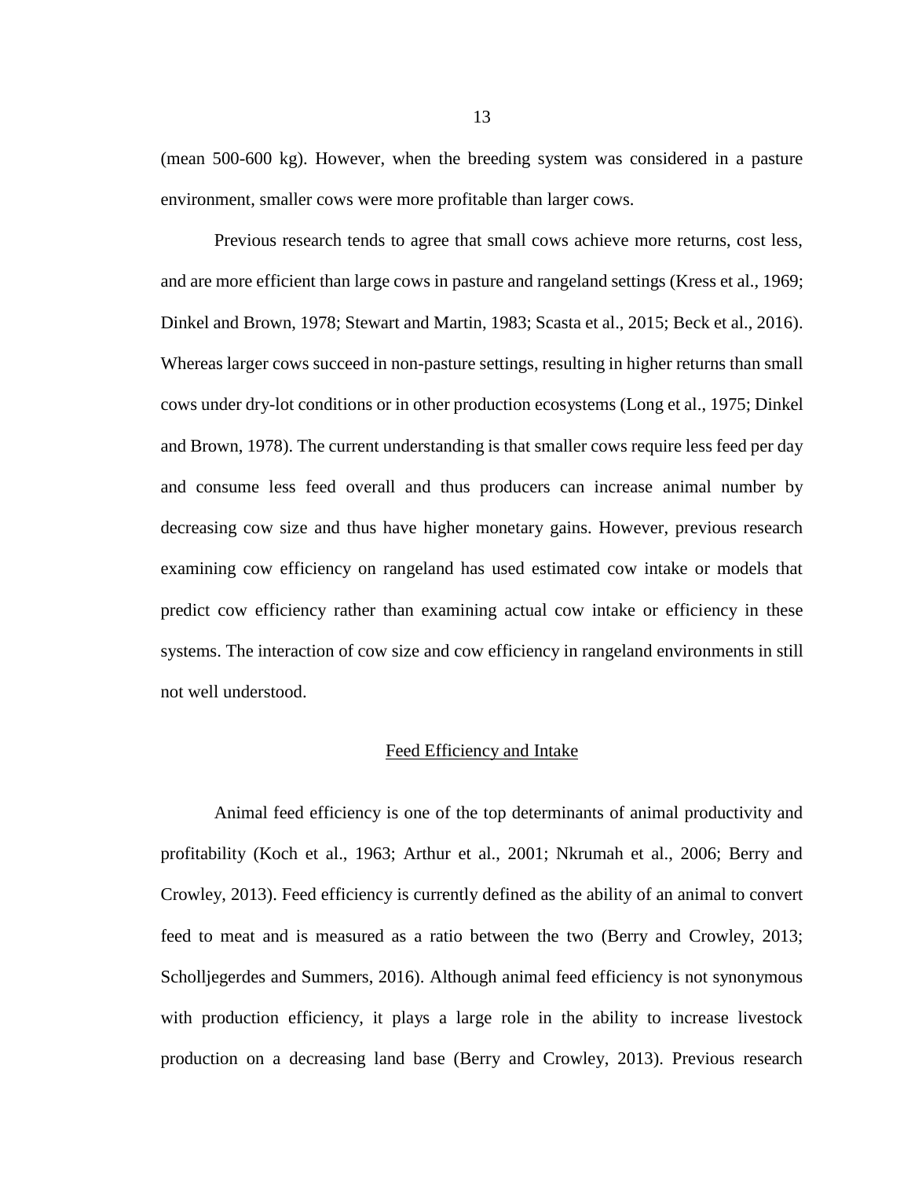(mean 500-600 kg). However, when the breeding system was considered in a pasture environment, smaller cows were more profitable than larger cows.

Previous research tends to agree that small cows achieve more returns, cost less, and are more efficient than large cows in pasture and rangeland settings (Kress et al., 1969; Dinkel and Brown, 1978; Stewart and Martin, 1983; Scasta et al., 2015; Beck et al., 2016). Whereas larger cows succeed in non-pasture settings, resulting in higher returns than small cows under dry-lot conditions or in other production ecosystems (Long et al., 1975; Dinkel and Brown, 1978). The current understanding is that smaller cows require less feed per day and consume less feed overall and thus producers can increase animal number by decreasing cow size and thus have higher monetary gains. However, previous research examining cow efficiency on rangeland has used estimated cow intake or models that predict cow efficiency rather than examining actual cow intake or efficiency in these systems. The interaction of cow size and cow efficiency in rangeland environments in still not well understood.

## Feed Efficiency and Intake

Animal feed efficiency is one of the top determinants of animal productivity and profitability (Koch et al., 1963; Arthur et al., 2001; Nkrumah et al., 2006; Berry and Crowley, 2013). Feed efficiency is currently defined as the ability of an animal to convert feed to meat and is measured as a ratio between the two (Berry and Crowley, 2013; Scholljegerdes and Summers, 2016). Although animal feed efficiency is not synonymous with production efficiency, it plays a large role in the ability to increase livestock production on a decreasing land base (Berry and Crowley, 2013). Previous research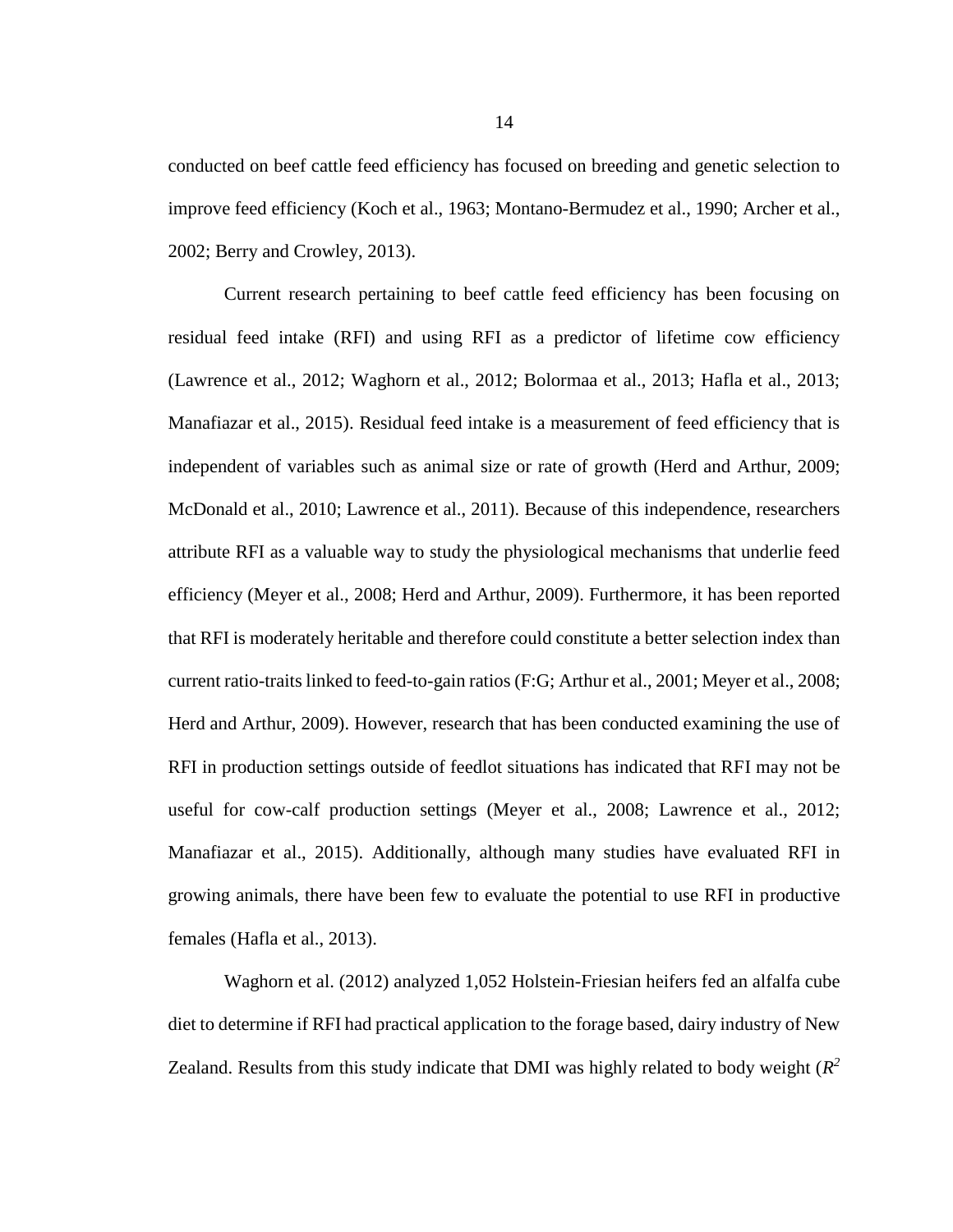conducted on beef cattle feed efficiency has focused on breeding and genetic selection to improve feed efficiency (Koch et al., 1963; Montano-Bermudez et al., 1990; Archer et al., 2002; Berry and Crowley, 2013).

Current research pertaining to beef cattle feed efficiency has been focusing on residual feed intake (RFI) and using RFI as a predictor of lifetime cow efficiency (Lawrence et al., 2012; Waghorn et al., 2012; Bolormaa et al., 2013; Hafla et al., 2013; Manafiazar et al., 2015). Residual feed intake is a measurement of feed efficiency that is independent of variables such as animal size or rate of growth (Herd and Arthur, 2009; McDonald et al., 2010; Lawrence et al., 2011). Because of this independence, researchers attribute RFI as a valuable way to study the physiological mechanisms that underlie feed efficiency (Meyer et al., 2008; Herd and Arthur, 2009). Furthermore, it has been reported that RFI is moderately heritable and therefore could constitute a better selection index than current ratio-traits linked to feed-to-gain ratios (F:G; Arthur et al., 2001; Meyer et al., 2008; Herd and Arthur, 2009). However, research that has been conducted examining the use of RFI in production settings outside of feedlot situations has indicated that RFI may not be useful for cow-calf production settings (Meyer et al., 2008; Lawrence et al., 2012; Manafiazar et al., 2015). Additionally, although many studies have evaluated RFI in growing animals, there have been few to evaluate the potential to use RFI in productive females (Hafla et al., 2013).

Waghorn et al. (2012) analyzed 1,052 Holstein-Friesian heifers fed an alfalfa cube diet to determine if RFI had practical application to the forage based, dairy industry of New Zealand. Results from this study indicate that DMI was highly related to body weight ($R^2$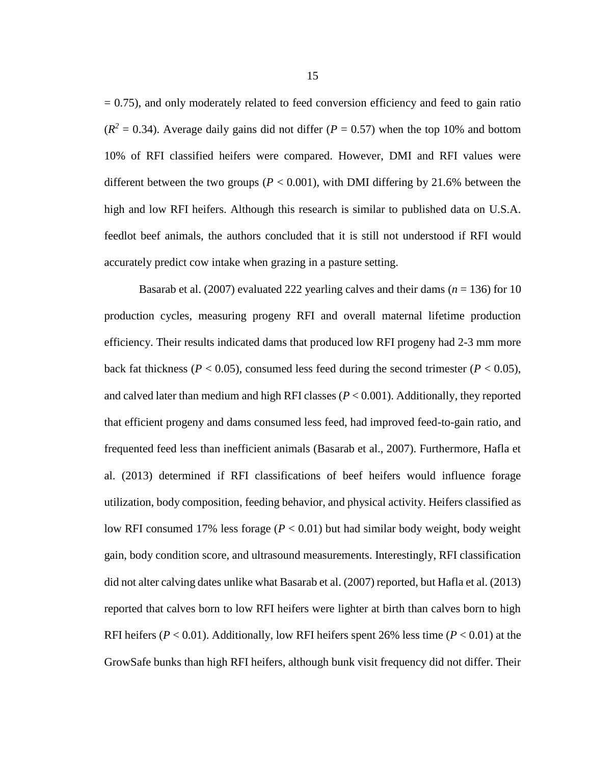= 0.75), and only moderately related to feed conversion efficiency and feed to gain ratio ($R^2$ = 0.34). Average daily gains did not differ ($P$ = 0.57) when the top 10% and bottom 10% of RFI classified heifers were compared. However, DMI and RFI values were different between the two groups ($P$ < 0.001), with DMI differing by 21.6% between the high and low RFI heifers. Although this research is similar to published data on U.S.A. feedlot beef animals, the authors concluded that it is still not understood if RFI would accurately predict cow intake when grazing in a pasture setting.

Basarab et al. (2007) evaluated 222 yearling calves and their dams ($n$ = 136) for 10 production cycles, measuring progeny RFI and overall maternal lifetime production efficiency. Their results indicated dams that produced low RFI progeny had 2-3 mm more back fat thickness ($P$ < 0.05), consumed less feed during the second trimester ($P$ < 0.05), and calved later than medium and high RFI classes ($P$ < 0.001). Additionally, they reported that efficient progeny and dams consumed less feed, had improved feed-to-gain ratio, and frequented feed less than inefficient animals (Basarab et al., 2007). Furthermore, Hafla et al. (2013) determined if RFI classifications of beef heifers would influence forage utilization, body composition, feeding behavior, and physical activity. Heifers classified as low RFI consumed 17% less forage ($P$ < 0.01) but had similar body weight, body weight gain, body condition score, and ultrasound measurements. Interestingly, RFI classification did not alter calving dates unlike what Basarab et al. (2007) reported, but Hafla et al. (2013) reported that calves born to low RFI heifers were lighter at birth than calves born to high RFI heifers ($P$ < 0.01). Additionally, low RFI heifers spent 26% less time ($P$ < 0.01) at the GrowSafe bunks than high RFI heifers, although bunk visit frequency did not differ. Their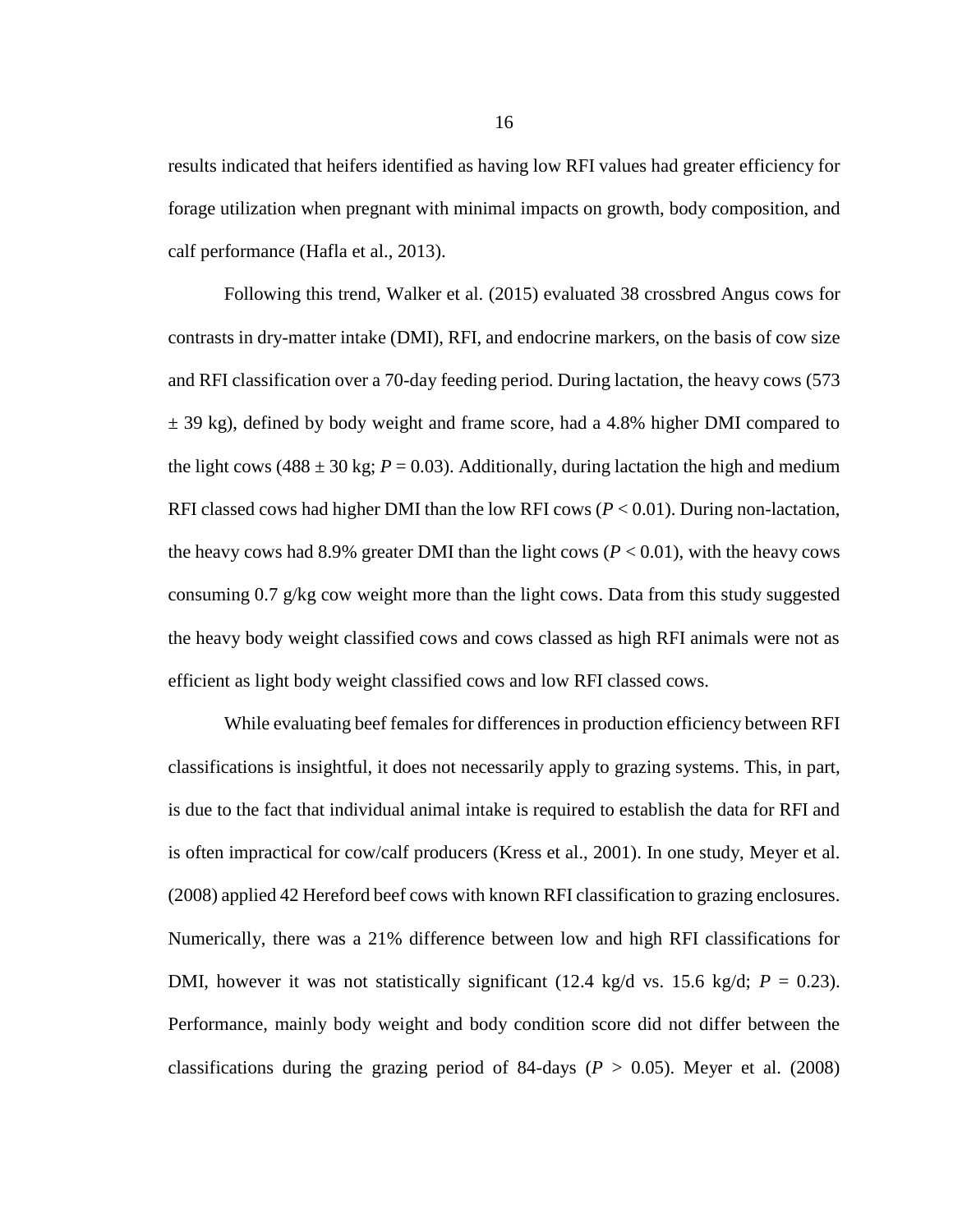results indicated that heifers identified as having low RFI values had greater efficiency for forage utilization when pregnant with minimal impacts on growth, body composition, and calf performance (Hafla et al., 2013).

Following this trend, Walker et al. (2015) evaluated 38 crossbred Angus cows for contrasts in dry-matter intake (DMI), RFI, and endocrine markers, on the basis of cow size and RFI classification over a 70-day feeding period. During lactation, the heavy cows (573 $\pm$ 39 kg), defined by body weight and frame score, had a 4.8% higher DMI compared to the light cows (488 $\pm$ 30 kg; $P = 0.03$). Additionally, during lactation the high and medium RFI classed cows had higher DMI than the low RFI cows ($P < 0.01$). During non-lactation, the heavy cows had 8.9% greater DMI than the light cows ($P < 0.01$), with the heavy cows consuming 0.7 g/kg cow weight more than the light cows. Data from this study suggested the heavy body weight classified cows and cows classed as high RFI animals were not as efficient as light body weight classified cows and low RFI classed cows.

While evaluating beef females for differences in production efficiency between RFI classifications is insightful, it does not necessarily apply to grazing systems. This, in part, is due to the fact that individual animal intake is required to establish the data for RFI and is often impractical for cow/calf producers (Kress et al., 2001). In one study, Meyer et al. (2008) applied 42 Hereford beef cows with known RFI classification to grazing enclosures. Numerically, there was a 21% difference between low and high RFI classifications for DMI, however it was not statistically significant (12.4 kg/d vs. 15.6 kg/d; $P = 0.23$). Performance, mainly body weight and body condition score did not differ between the classifications during the grazing period of 84-days ($P > 0.05$). Meyer et al. (2008)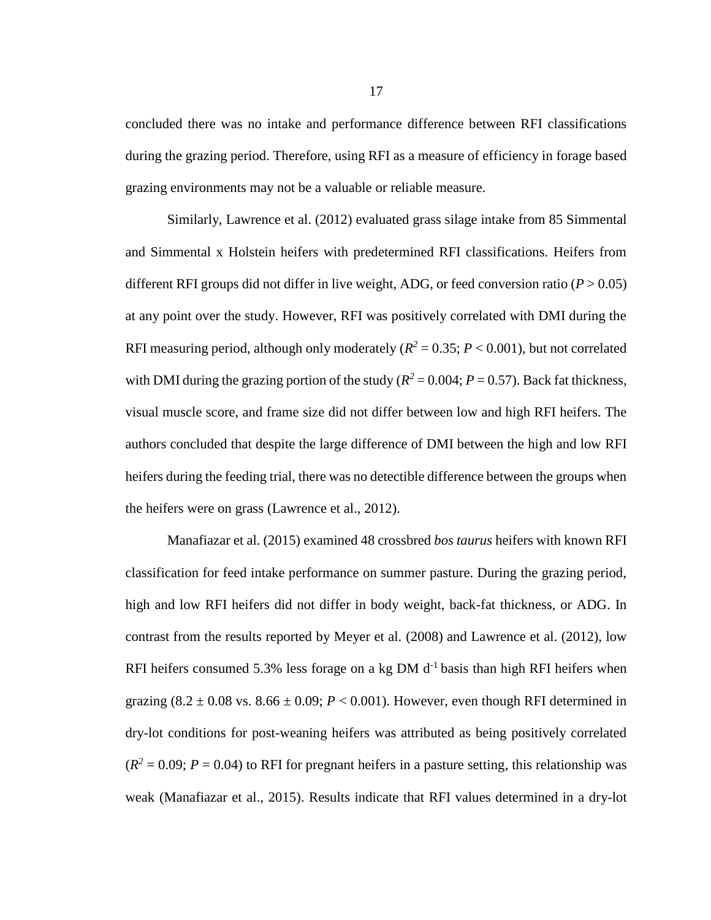concluded there was no intake and performance difference between RFI classifications during the grazing period. Therefore, using RFI as a measure of efficiency in forage based grazing environments may not be a valuable or reliable measure.

Similarly, Lawrence et al. (2012) evaluated grass silage intake from 85 Simmental and Simmental x Holstein heifers with predetermined RFI classifications. Heifers from different RFI groups did not differ in live weight, ADG, or feed conversion ratio ($P > 0.05$) at any point over the study. However, RFI was positively correlated with DMI during the RFI measuring period, although only moderately ($R^2 = 0.35$; $P < 0.001$), but not correlated with DMI during the grazing portion of the study ($R^2 = 0.004$; $P = 0.57$). Back fat thickness, visual muscle score, and frame size did not differ between low and high RFI heifers. The authors concluded that despite the large difference of DMI between the high and low RFI heifers during the feeding trial, there was no detectible difference between the groups when the heifers were on grass (Lawrence et al., 2012).

Manafiazar et al. (2015) examined 48 crossbred *bos taurus* heifers with known RFI classification for feed intake performance on summer pasture. During the grazing period, high and low RFI heifers did not differ in body weight, back-fat thickness, or ADG. In contrast from the results reported by Meyer et al. (2008) and Lawrence et al. (2012), low RFI heifers consumed 5.3% less forage on a kg DM $d^{-1}$ basis than high RFI heifers when grazing ($8.2 \pm 0.08$ vs. $8.66 \pm 0.09$; $P < 0.001$). However, even though RFI determined in dry-lot conditions for post-weaning heifers was attributed as being positively correlated ($R^2 = 0.09$; $P = 0.04$) to RFI for pregnant heifers in a pasture setting, this relationship was weak (Manafiazar et al., 2015). Results indicate that RFI values determined in a dry-lot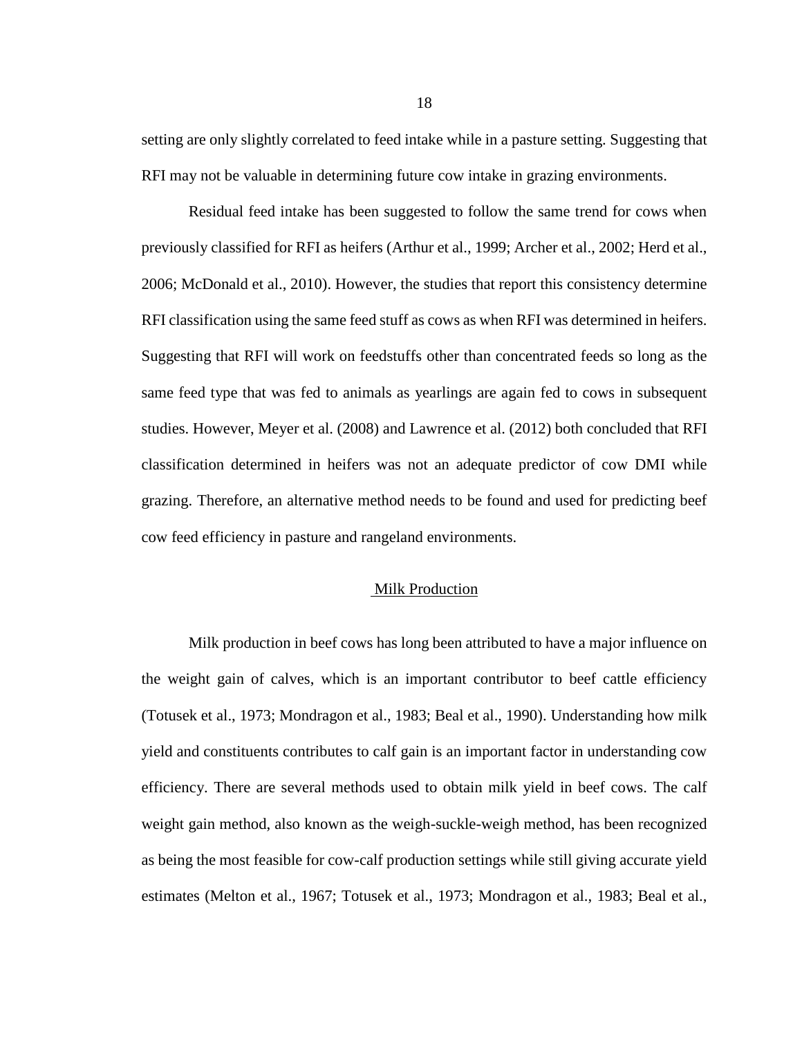setting are only slightly correlated to feed intake while in a pasture setting. Suggesting that RFI may not be valuable in determining future cow intake in grazing environments.

Residual feed intake has been suggested to follow the same trend for cows when previously classified for RFI as heifers (Arthur et al., 1999; Archer et al., 2002; Herd et al., 2006; McDonald et al., 2010). However, the studies that report this consistency determine RFI classification using the same feed stuff as cows as when RFI was determined in heifers. Suggesting that RFI will work on feedstuffs other than concentrated feeds so long as the same feed type that was fed to animals as yearlings are again fed to cows in subsequent studies. However, Meyer et al. (2008) and Lawrence et al. (2012) both concluded that RFI classification determined in heifers was not an adequate predictor of cow DMI while grazing. Therefore, an alternative method needs to be found and used for predicting beef cow feed efficiency in pasture and rangeland environments.

## Milk Production

Milk production in beef cows has long been attributed to have a major influence on the weight gain of calves, which is an important contributor to beef cattle efficiency (Totusek et al., 1973; Mondragon et al., 1983; Beal et al., 1990). Understanding how milk yield and constituents contributes to calf gain is an important factor in understanding cow efficiency. There are several methods used to obtain milk yield in beef cows. The calf weight gain method, also known as the weigh-suckle-weigh method, has been recognized as being the most feasible for cow-calf production settings while still giving accurate yield estimates (Melton et al., 1967; Totusek et al., 1973; Mondragon et al., 1983; Beal et al.,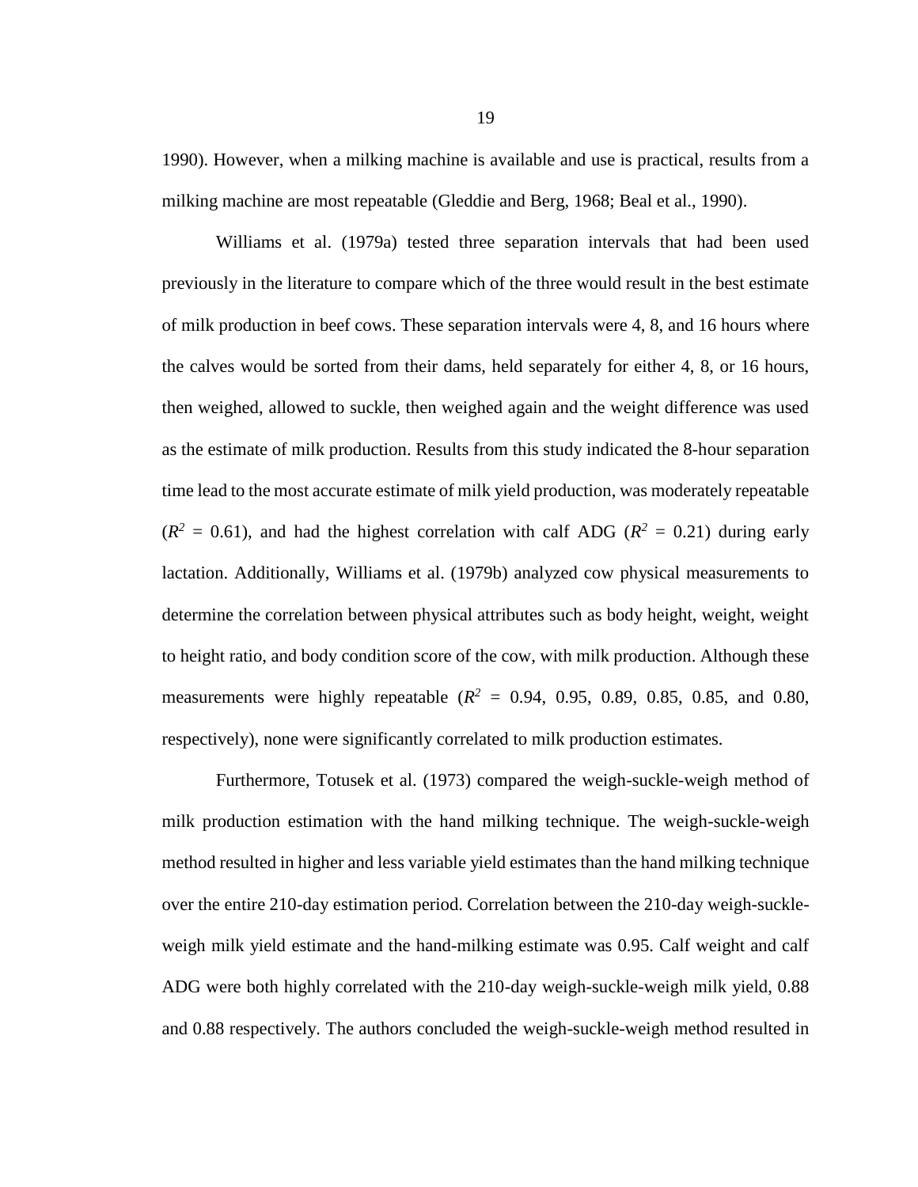1990). However, when a milking machine is available and use is practical, results from a milking machine are most repeatable (Gleddie and Berg, 1968; Beal et al., 1990).

Williams et al. (1979a) tested three separation intervals that had been used previously in the literature to compare which of the three would result in the best estimate of milk production in beef cows. These separation intervals were 4, 8, and 16 hours where the calves would be sorted from their dams, held separately for either 4, 8, or 16 hours, then weighed, allowed to suckle, then weighed again and the weight difference was used as the estimate of milk production. Results from this study indicated the 8-hour separation time lead to the most accurate estimate of milk yield production, was moderately repeatable ($R^2$ = 0.61), and had the highest correlation with calf ADG ($R^2$ = 0.21) during early lactation. Additionally, Williams et al. (1979b) analyzed cow physical measurements to determine the correlation between physical attributes such as body height, weight, weight to height ratio, and body condition score of the cow, with milk production. Although these measurements were highly repeatable ($R^2$ = 0.94, 0.95, 0.89, 0.85, 0.85, and 0.80, respectively), none were significantly correlated to milk production estimates.

Furthermore, Totusek et al. (1973) compared the weigh-suckle-weigh method of milk production estimation with the hand milking technique. The weigh-suckle-weigh method resulted in higher and less variable yield estimates than the hand milking technique over the entire 210-day estimation period. Correlation between the 210-day weigh-suckle-weigh milk yield estimate and the hand-milking estimate was 0.95. Calf weight and calf ADG were both highly correlated with the 210-day weigh-suckle-weigh milk yield, 0.88 and 0.88 respectively. The authors concluded the weigh-suckle-weigh method resulted in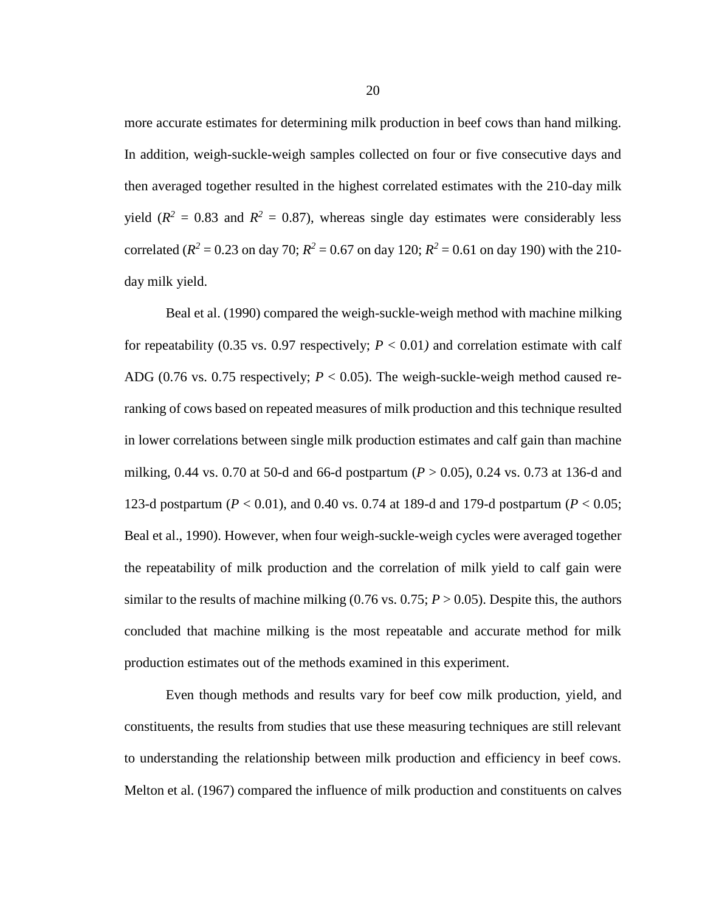more accurate estimates for determining milk production in beef cows than hand milking. In addition, weigh-suckle-weigh samples collected on four or five consecutive days and then averaged together resulted in the highest correlated estimates with the 210-day milk yield ($R^2$ = 0.83 and $R^2$ = 0.87), whereas single day estimates were considerably less correlated ($R^2$ = 0.23 on day 70; $R^2$ = 0.67 on day 120; $R^2$ = 0.61 on day 190) with the 210-day milk yield.

Beal et al. (1990) compared the weigh-suckle-weigh method with machine milking for repeatability (0.35 vs. 0.97 respectively; $P < 0.01$) and correlation estimate with calf ADG (0.76 vs. 0.75 respectively; $P < 0.05$). The weigh-suckle-weigh method caused re-ranking of cows based on repeated measures of milk production and this technique resulted in lower correlations between single milk production estimates and calf gain than machine milking, 0.44 vs. 0.70 at 50-d and 66-d postpartum ($P > 0.05$), 0.24 vs. 0.73 at 136-d and 123-d postpartum ($P < 0.01$), and 0.40 vs. 0.74 at 189-d and 179-d postpartum ($P < 0.05$; Beal et al., 1990). However, when four weigh-suckle-weigh cycles were averaged together the repeatability of milk production and the correlation of milk yield to calf gain were similar to the results of machine milking (0.76 vs. 0.75; $P > 0.05$). Despite this, the authors concluded that machine milking is the most repeatable and accurate method for milk production estimates out of the methods examined in this experiment.

Even though methods and results vary for beef cow milk production, yield, and constituents, the results from studies that use these measuring techniques are still relevant to understanding the relationship between milk production and efficiency in beef cows. Melton et al. (1967) compared the influence of milk production and constituents on calves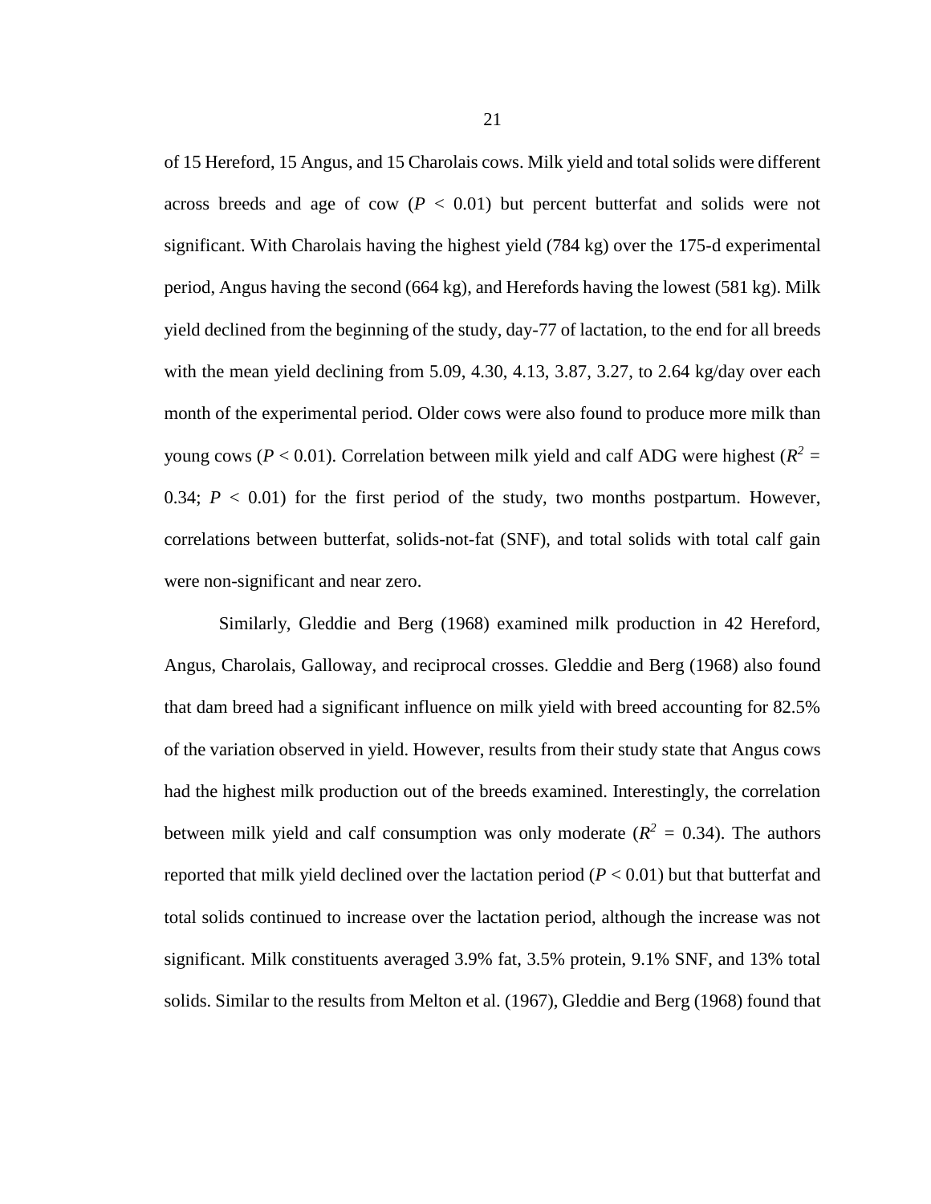of 15 Hereford, 15 Angus, and 15 Charolais cows. Milk yield and total solids were different across breeds and age of cow ($P$ < 0.01) but percent butterfat and solids were not significant. With Charolais having the highest yield (784 kg) over the 175-d experimental period, Angus having the second (664 kg), and Herefords having the lowest (581 kg). Milk yield declined from the beginning of the study, day-77 of lactation, to the end for all breeds with the mean yield declining from 5.09, 4.30, 4.13, 3.87, 3.27, to 2.64 kg/day over each month of the experimental period. Older cows were also found to produce more milk than young cows ($P$ < 0.01). Correlation between milk yield and calf ADG were highest ($R^2$ = 0.34; $P$ < 0.01) for the first period of the study, two months postpartum. However, correlations between butterfat, solids-not-fat (SNF), and total solids with total calf gain were non-significant and near zero.

Similarly, Gleddie and Berg (1968) examined milk production in 42 Hereford, Angus, Charolais, Galloway, and reciprocal crosses. Gleddie and Berg (1968) also found that dam breed had a significant influence on milk yield with breed accounting for 82.5% of the variation observed in yield. However, results from their study state that Angus cows had the highest milk production out of the breeds examined. Interestingly, the correlation between milk yield and calf consumption was only moderate ($R^2$ = 0.34). The authors reported that milk yield declined over the lactation period ($P$ < 0.01) but that butterfat and total solids continued to increase over the lactation period, although the increase was not significant. Milk constituents averaged 3.9% fat, 3.5% protein, 9.1% SNF, and 13% total solids. Similar to the results from Melton et al. (1967), Gleddie and Berg (1968) found that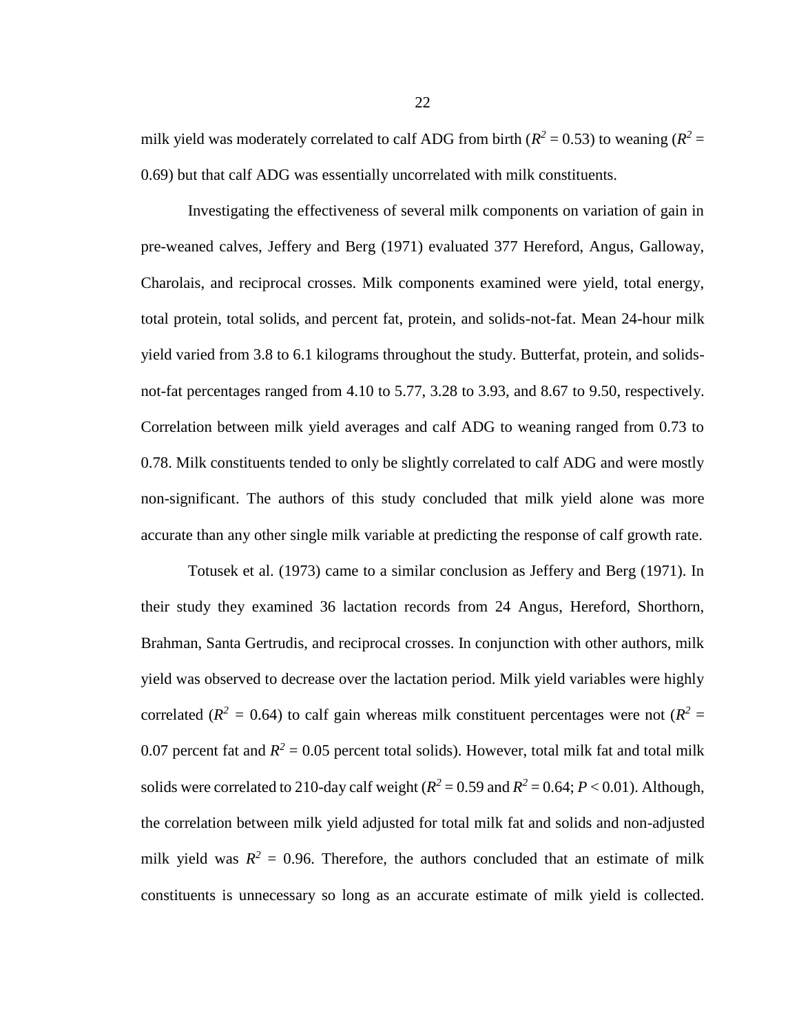milk yield was moderately correlated to calf ADG from birth ($R^2$ = 0.53) to weaning ($R^2$ = 0.69) but that calf ADG was essentially uncorrelated with milk constituents.

Investigating the effectiveness of several milk components on variation of gain in pre-weaned calves, Jeffery and Berg (1971) evaluated 377 Hereford, Angus, Galloway, Charolais, and reciprocal crosses. Milk components examined were yield, total energy, total protein, total solids, and percent fat, protein, and solids-not-fat. Mean 24-hour milk yield varied from 3.8 to 6.1 kilograms throughout the study. Butterfat, protein, and solids-not-fat percentages ranged from 4.10 to 5.77, 3.28 to 3.93, and 8.67 to 9.50, respectively. Correlation between milk yield averages and calf ADG to weaning ranged from 0.73 to 0.78. Milk constituents tended to only be slightly correlated to calf ADG and were mostly non-significant. The authors of this study concluded that milk yield alone was more accurate than any other single milk variable at predicting the response of calf growth rate.

Totusek et al. (1973) came to a similar conclusion as Jeffery and Berg (1971). In their study they examined 36 lactation records from 24 Angus, Hereford, Shorthorn, Brahman, Santa Gertrudis, and reciprocal crosses. In conjunction with other authors, milk yield was observed to decrease over the lactation period. Milk yield variables were highly correlated ($R^2$ = 0.64) to calf gain whereas milk constituent percentages were not ($R^2$ = 0.07 percent fat and $R^2$ = 0.05 percent total solids). However, total milk fat and total milk solids were correlated to 210-day calf weight ($R^2$ = 0.59 and $R^2$ = 0.64; $P < 0.01$). Although, the correlation between milk yield adjusted for total milk fat and solids and non-adjusted milk yield was $R^2$ = 0.96. Therefore, the authors concluded that an estimate of milk constituents is unnecessary so long as an accurate estimate of milk yield is collected.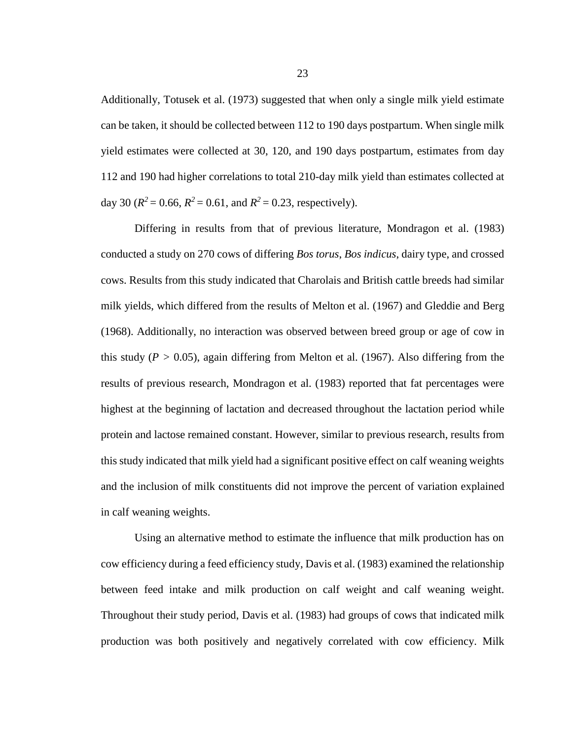Additionally, Totusek et al. (1973) suggested that when only a single milk yield estimate can be taken, it should be collected between 112 to 190 days postpartum. When single milk yield estimates were collected at 30, 120, and 190 days postpartum, estimates from day 112 and 190 had higher correlations to total 210-day milk yield than estimates collected at day 30 ($R^2 = 0.66$, $R^2 = 0.61$, and $R^2 = 0.23$, respectively).

Differing in results from that of previous literature, Mondragon et al. (1983) conducted a study on 270 cows of differing *Bos torus*, *Bos indicus*, dairy type, and crossed cows. Results from this study indicated that Charolais and British cattle breeds had similar milk yields, which differed from the results of Melton et al. (1967) and Gleddie and Berg (1968). Additionally, no interaction was observed between breed group or age of cow in this study ($P > 0.05$), again differing from Melton et al. (1967). Also differing from the results of previous research, Mondragon et al. (1983) reported that fat percentages were highest at the beginning of lactation and decreased throughout the lactation period while protein and lactose remained constant. However, similar to previous research, results from this study indicated that milk yield had a significant positive effect on calf weaning weights and the inclusion of milk constituents did not improve the percent of variation explained in calf weaning weights.

Using an alternative method to estimate the influence that milk production has on cow efficiency during a feed efficiency study, Davis et al. (1983) examined the relationship between feed intake and milk production on calf weight and calf weaning weight. Throughout their study period, Davis et al. (1983) had groups of cows that indicated milk production was both positively and negatively correlated with cow efficiency. Milk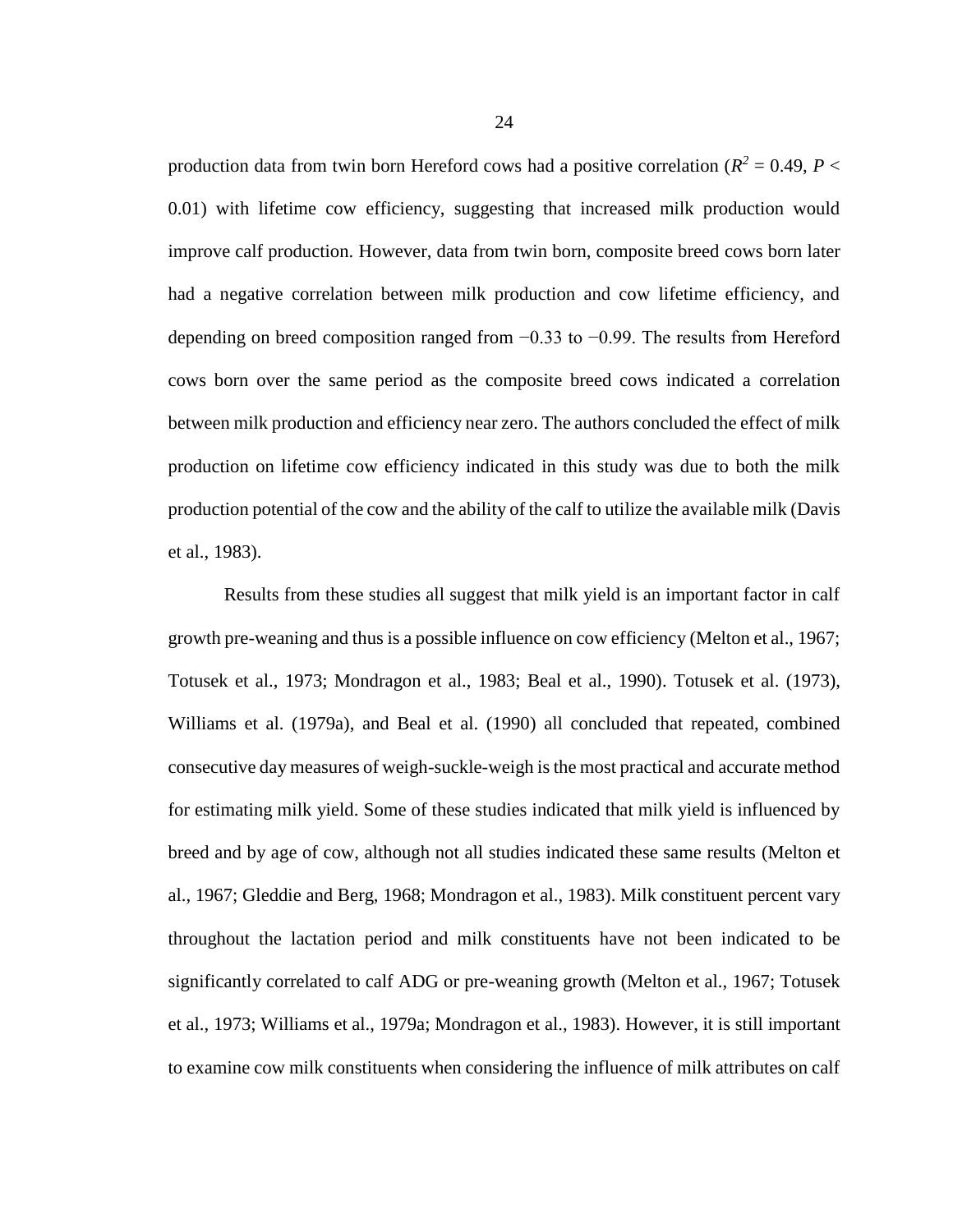production data from twin born Hereford cows had a positive correlation ($R^2 = 0.49$, $P < 0.01$) with lifetime cow efficiency, suggesting that increased milk production would improve calf production. However, data from twin born, composite breed cows born later had a negative correlation between milk production and cow lifetime efficiency, and depending on breed composition ranged from −0.33 to −0.99. The results from Hereford cows born over the same period as the composite breed cows indicated a correlation between milk production and efficiency near zero. The authors concluded the effect of milk production on lifetime cow efficiency indicated in this study was due to both the milk production potential of the cow and the ability of the calf to utilize the available milk (Davis et al., 1983).

Results from these studies all suggest that milk yield is an important factor in calf growth pre-weaning and thus is a possible influence on cow efficiency (Melton et al., 1967; Totusek et al., 1973; Mondragon et al., 1983; Beal et al., 1990). Totusek et al. (1973), Williams et al. (1979a), and Beal et al. (1990) all concluded that repeated, combined consecutive day measures of weigh-suckle-weigh is the most practical and accurate method for estimating milk yield. Some of these studies indicated that milk yield is influenced by breed and by age of cow, although not all studies indicated these same results (Melton et al., 1967; Gleddie and Berg, 1968; Mondragon et al., 1983). Milk constituent percent vary throughout the lactation period and milk constituents have not been indicated to be significantly correlated to calf ADG or pre-weaning growth (Melton et al., 1967; Totusek et al., 1973; Williams et al., 1979a; Mondragon et al., 1983). However, it is still important to examine cow milk constituents when considering the influence of milk attributes on calf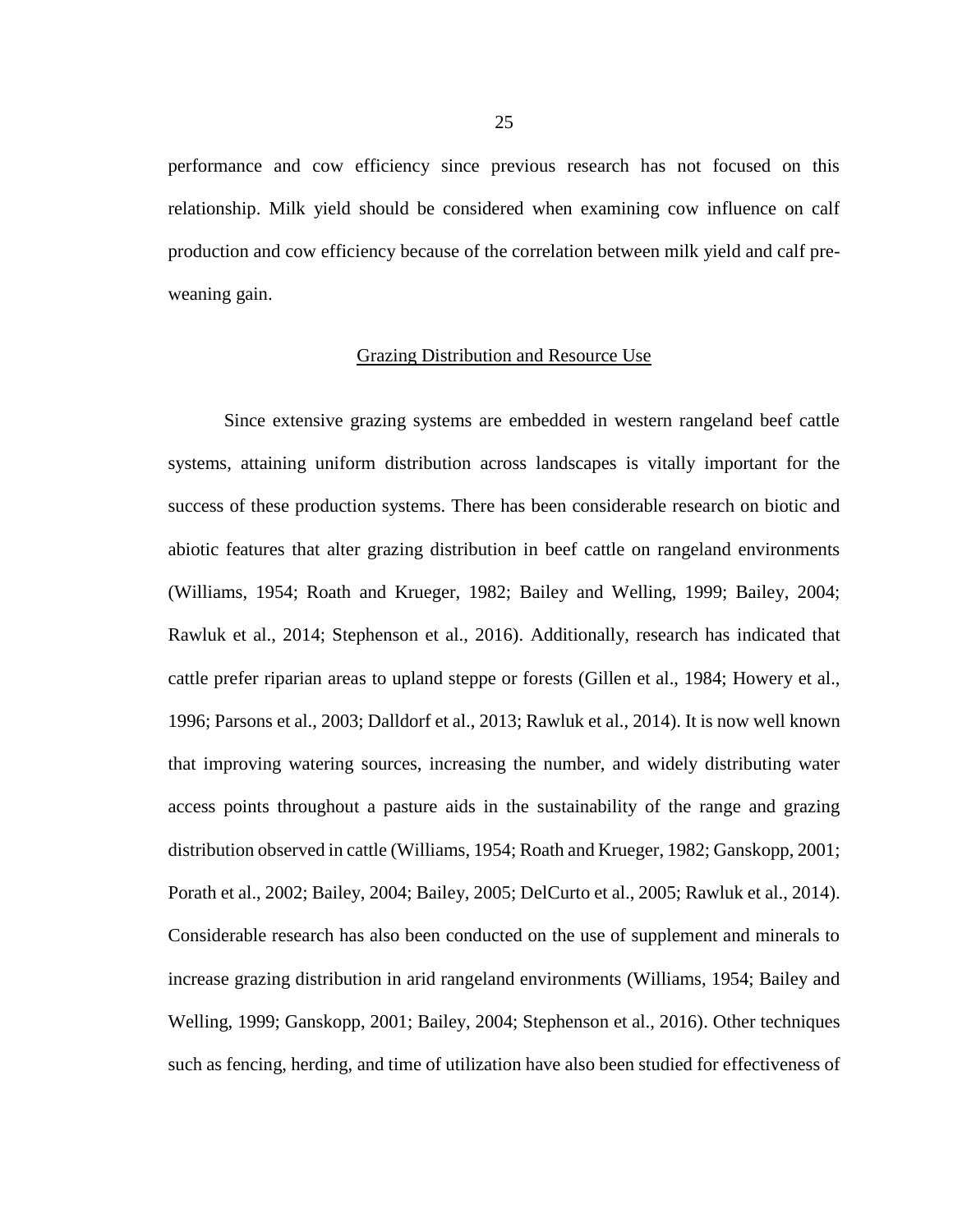performance and cow efficiency since previous research has not focused on this relationship. Milk yield should be considered when examining cow influence on calf production and cow efficiency because of the correlation between milk yield and calf pre-weaning gain.

## Grazing Distribution and Resource Use

Since extensive grazing systems are embedded in western rangeland beef cattle systems, attaining uniform distribution across landscapes is vitally important for the success of these production systems. There has been considerable research on biotic and abiotic features that alter grazing distribution in beef cattle on rangeland environments (Williams, 1954; Roath and Krueger, 1982; Bailey and Welling, 1999; Bailey, 2004; Rawluk et al., 2014; Stephenson et al., 2016). Additionally, research has indicated that cattle prefer riparian areas to upland steppe or forests (Gillen et al., 1984; Howery et al., 1996; Parsons et al., 2003; Dalldorf et al., 2013; Rawluk et al., 2014). It is now well known that improving watering sources, increasing the number, and widely distributing water access points throughout a pasture aids in the sustainability of the range and grazing distribution observed in cattle (Williams, 1954; Roath and Krueger, 1982; Ganskopp, 2001; Porath et al., 2002; Bailey, 2004; Bailey, 2005; DelCurto et al., 2005; Rawluk et al., 2014). Considerable research has also been conducted on the use of supplement and minerals to increase grazing distribution in arid rangeland environments (Williams, 1954; Bailey and Welling, 1999; Ganskopp, 2001; Bailey, 2004; Stephenson et al., 2016). Other techniques such as fencing, herding, and time of utilization have also been studied for effectiveness of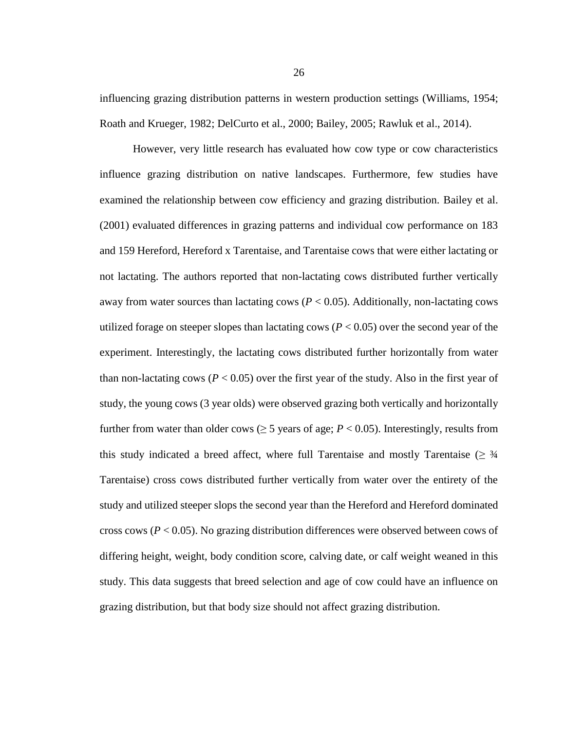influencing grazing distribution patterns in western production settings (Williams, 1954; Roath and Krueger, 1982; DelCurto et al., 2000; Bailey, 2005; Rawluk et al., 2014).

However, very little research has evaluated how cow type or cow characteristics influence grazing distribution on native landscapes. Furthermore, few studies have examined the relationship between cow efficiency and grazing distribution. Bailey et al. (2001) evaluated differences in grazing patterns and individual cow performance on 183 and 159 Hereford, Hereford x Tarentaise, and Tarentaise cows that were either lactating or not lactating. The authors reported that non-lactating cows distributed further vertically away from water sources than lactating cows ($P < 0.05$). Additionally, non-lactating cows utilized forage on steeper slopes than lactating cows ($P < 0.05$) over the second year of the experiment. Interestingly, the lactating cows distributed further horizontally from water than non-lactating cows ($P < 0.05$) over the first year of the study. Also in the first year of study, the young cows (3 year olds) were observed grazing both vertically and horizontally further from water than older cows ($\geq$ 5 years of age; $P < 0.05$). Interestingly, results from this study indicated a breed affect, where full Tarentaise and mostly Tarentaise ($\geq$ ¾ Tarentaise) cross cows distributed further vertically from water over the entirety of the study and utilized steeper slops the second year than the Hereford and Hereford dominated cross cows ($P < 0.05$). No grazing distribution differences were observed between cows of differing height, weight, body condition score, calving date, or calf weight weaned in this study. This data suggests that breed selection and age of cow could have an influence on grazing distribution, but that body size should not affect grazing distribution.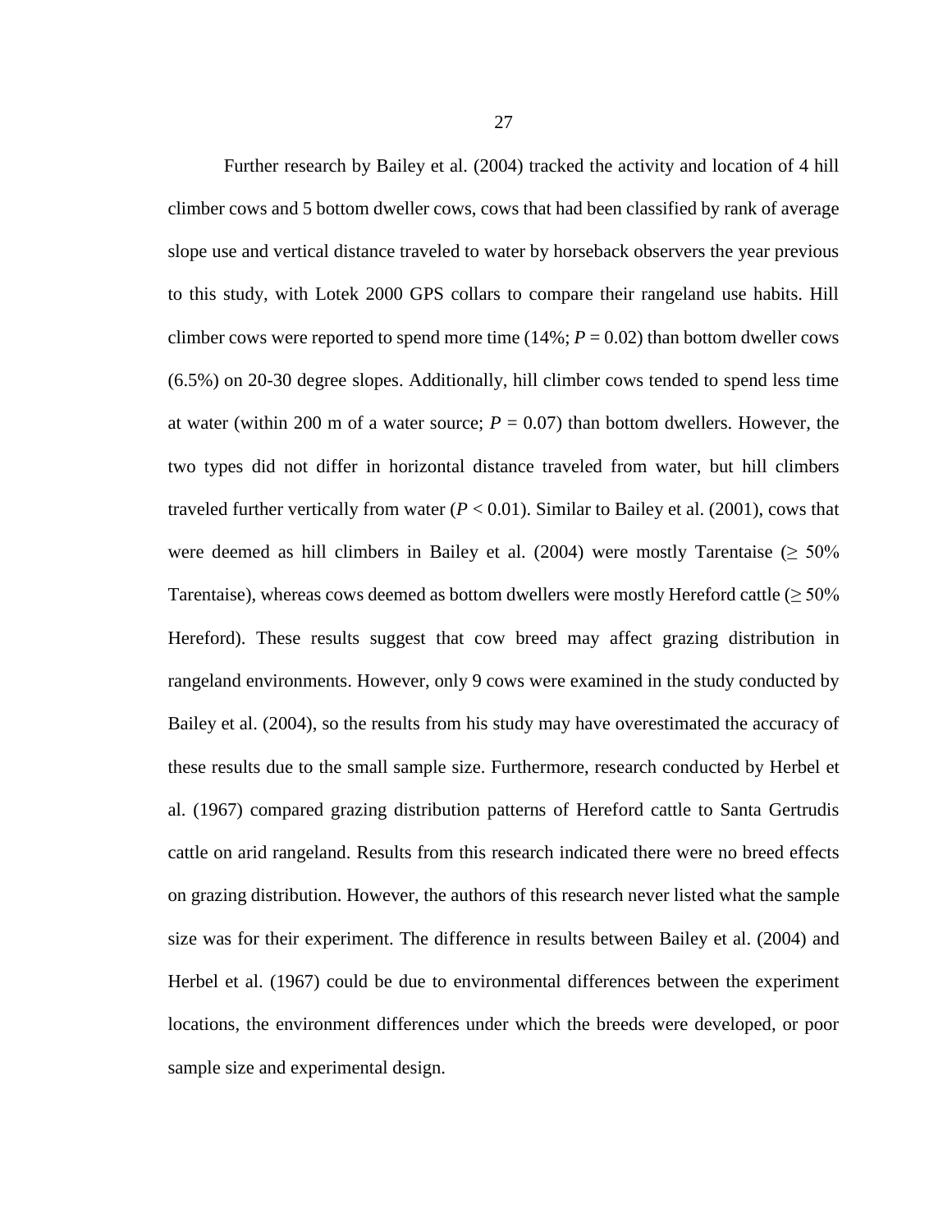Further research by Bailey et al. (2004) tracked the activity and location of 4 hill climber cows and 5 bottom dweller cows, cows that had been classified by rank of average slope use and vertical distance traveled to water by horseback observers the year previous to this study, with Lotek 2000 GPS collars to compare their rangeland use habits. Hill climber cows were reported to spend more time (14%; $P = 0.02$) than bottom dweller cows (6.5%) on 20-30 degree slopes. Additionally, hill climber cows tended to spend less time at water (within 200 m of a water source; $P = 0.07$) than bottom dwellers. However, the two types did not differ in horizontal distance traveled from water, but hill climbers traveled further vertically from water ($P < 0.01$). Similar to Bailey et al. (2001), cows that were deemed as hill climbers in Bailey et al. (2004) were mostly Tarentaise ($\geq$ 50% Tarentaise), whereas cows deemed as bottom dwellers were mostly Hereford cattle ($\geq$ 50% Hereford). These results suggest that cow breed may affect grazing distribution in rangeland environments. However, only 9 cows were examined in the study conducted by Bailey et al. (2004), so the results from his study may have overestimated the accuracy of these results due to the small sample size. Furthermore, research conducted by Herbel et al. (1967) compared grazing distribution patterns of Hereford cattle to Santa Gertrudis cattle on arid rangeland. Results from this research indicated there were no breed effects on grazing distribution. However, the authors of this research never listed what the sample size was for their experiment. The difference in results between Bailey et al. (2004) and Herbel et al. (1967) could be due to environmental differences between the experiment locations, the environment differences under which the breeds were developed, or poor sample size and experimental design.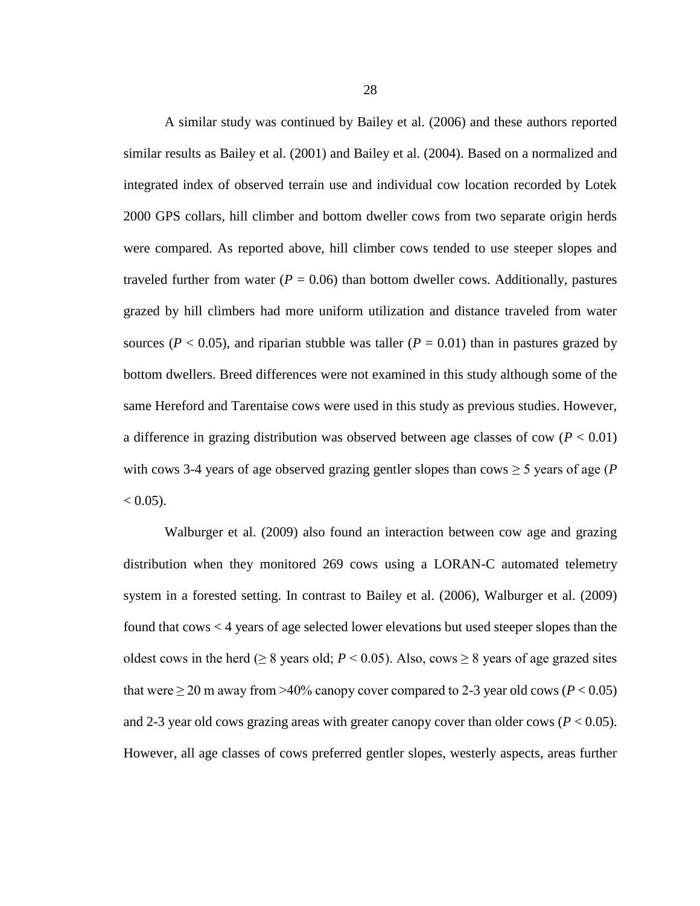A similar study was continued by Bailey et al. (2006) and these authors reported similar results as Bailey et al. (2001) and Bailey et al. (2004). Based on a normalized and integrated index of observed terrain use and individual cow location recorded by Lotek 2000 GPS collars, hill climber and bottom dweller cows from two separate origin herds were compared. As reported above, hill climber cows tended to use steeper slopes and traveled further from water ($P = 0.06$) than bottom dweller cows. Additionally, pastures grazed by hill climbers had more uniform utilization and distance traveled from water sources ($P < 0.05$), and riparian stubble was taller ($P = 0.01$) than in pastures grazed by bottom dwellers. Breed differences were not examined in this study although some of the same Hereford and Tarentaise cows were used in this study as previous studies. However, a difference in grazing distribution was observed between age classes of cow ($P < 0.01$) with cows 3-4 years of age observed grazing gentler slopes than cows ≥ 5 years of age ($P < 0.05$).

Walburger et al. (2009) also found an interaction between cow age and grazing distribution when they monitored 269 cows using a LORAN-C automated telemetry system in a forested setting. In contrast to Bailey et al. (2006), Walburger et al. (2009) found that cows < 4 years of age selected lower elevations but used steeper slopes than the oldest cows in the herd (≥ 8 years old; $P < 0.05$). Also, cows ≥ 8 years of age grazed sites that were ≥ 20 m away from >40% canopy cover compared to 2-3 year old cows ($P < 0.05$) and 2-3 year old cows grazing areas with greater canopy cover than older cows ($P < 0.05$). However, all age classes of cows preferred gentler slopes, westerly aspects, areas further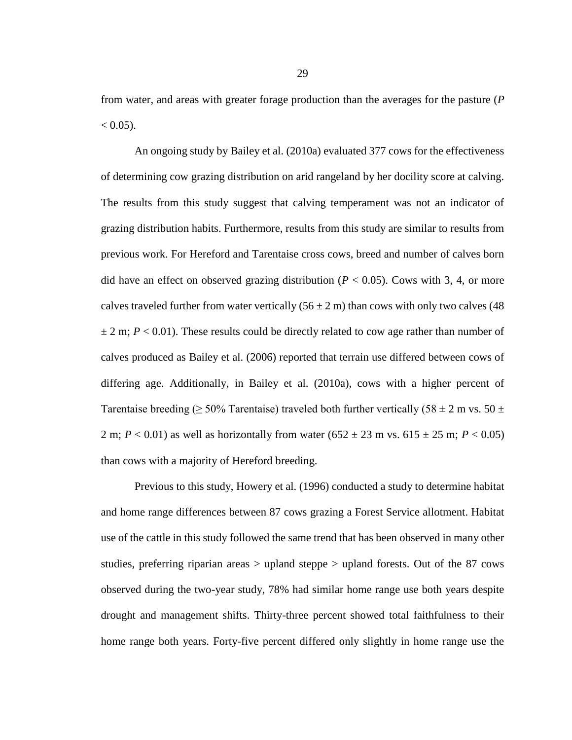from water, and areas with greater forage production than the averages for the pasture ($P < 0.05$).

An ongoing study by Bailey et al. (2010a) evaluated 377 cows for the effectiveness of determining cow grazing distribution on arid rangeland by her docility score at calving. The results from this study suggest that calving temperament was not an indicator of grazing distribution habits. Furthermore, results from this study are similar to results from previous work. For Hereford and Tarentaise cross cows, breed and number of calves born did have an effect on observed grazing distribution ($P < 0.05$). Cows with 3, 4, or more calves traveled further from water vertically ($56 \pm 2$ m) than cows with only two calves ($48 \pm 2$ m; $P < 0.01$). These results could be directly related to cow age rather than number of calves produced as Bailey et al. (2006) reported that terrain use differed between cows of differing age. Additionally, in Bailey et al. (2010a), cows with a higher percent of Tarentaise breeding ($\geq$ 50% Tarentaise) traveled both further vertically ($58 \pm 2$ m vs. $50 \pm 2$ m; $P < 0.01$) as well as horizontally from water ($652 \pm 23$ m vs. $615 \pm 25$ m; $P < 0.05$) than cows with a majority of Hereford breeding.

Previous to this study, Howery et al. (1996) conducted a study to determine habitat and home range differences between 87 cows grazing a Forest Service allotment. Habitat use of the cattle in this study followed the same trend that has been observed in many other studies, preferring riparian areas > upland steppe > upland forests. Out of the 87 cows observed during the two-year study, 78% had similar home range use both years despite drought and management shifts. Thirty-three percent showed total faithfulness to their home range both years. Forty-five percent differed only slightly in home range use the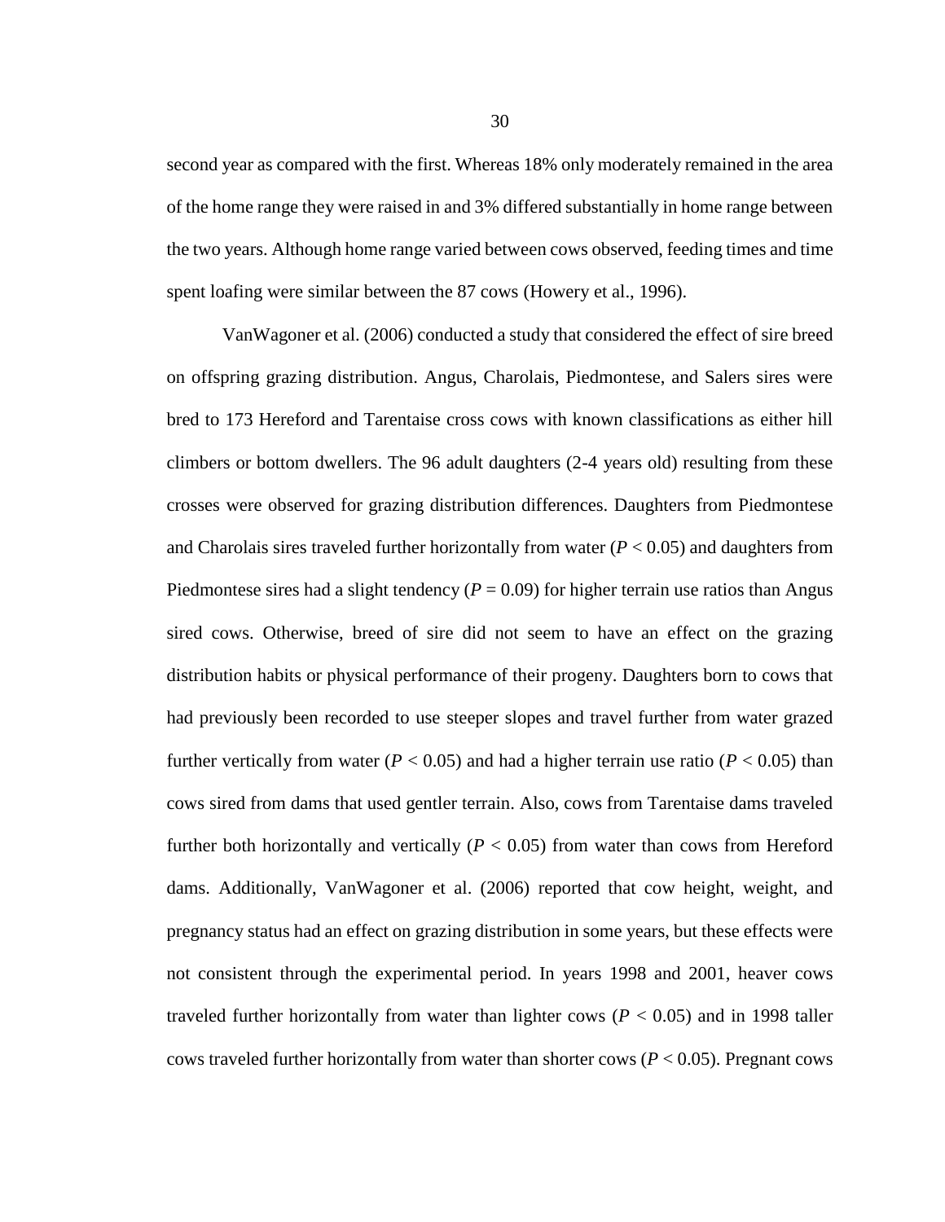second year as compared with the first. Whereas 18% only moderately remained in the area of the home range they were raised in and 3% differed substantially in home range between the two years. Although home range varied between cows observed, feeding times and time spent loafing were similar between the 87 cows (Howery et al., 1996).

VanWagoner et al. (2006) conducted a study that considered the effect of sire breed on offspring grazing distribution. Angus, Charolais, Piedmontese, and Salers sires were bred to 173 Hereford and Tarentaise cross cows with known classifications as either hill climbers or bottom dwellers. The 96 adult daughters (2-4 years old) resulting from these crosses were observed for grazing distribution differences. Daughters from Piedmontese and Charolais sires traveled further horizontally from water ($P < 0.05$) and daughters from Piedmontese sires had a slight tendency ($P = 0.09$) for higher terrain use ratios than Angus sired cows. Otherwise, breed of sire did not seem to have an effect on the grazing distribution habits or physical performance of their progeny. Daughters born to cows that had previously been recorded to use steeper slopes and travel further from water grazed further vertically from water ($P < 0.05$) and had a higher terrain use ratio ($P < 0.05$) than cows sired from dams that used gentler terrain. Also, cows from Tarentaise dams traveled further both horizontally and vertically ($P < 0.05$) from water than cows from Hereford dams. Additionally, VanWagoner et al. (2006) reported that cow height, weight, and pregnancy status had an effect on grazing distribution in some years, but these effects were not consistent through the experimental period. In years 1998 and 2001, heaver cows traveled further horizontally from water than lighter cows ($P < 0.05$) and in 1998 taller cows traveled further horizontally from water than shorter cows ($P < 0.05$). Pregnant cows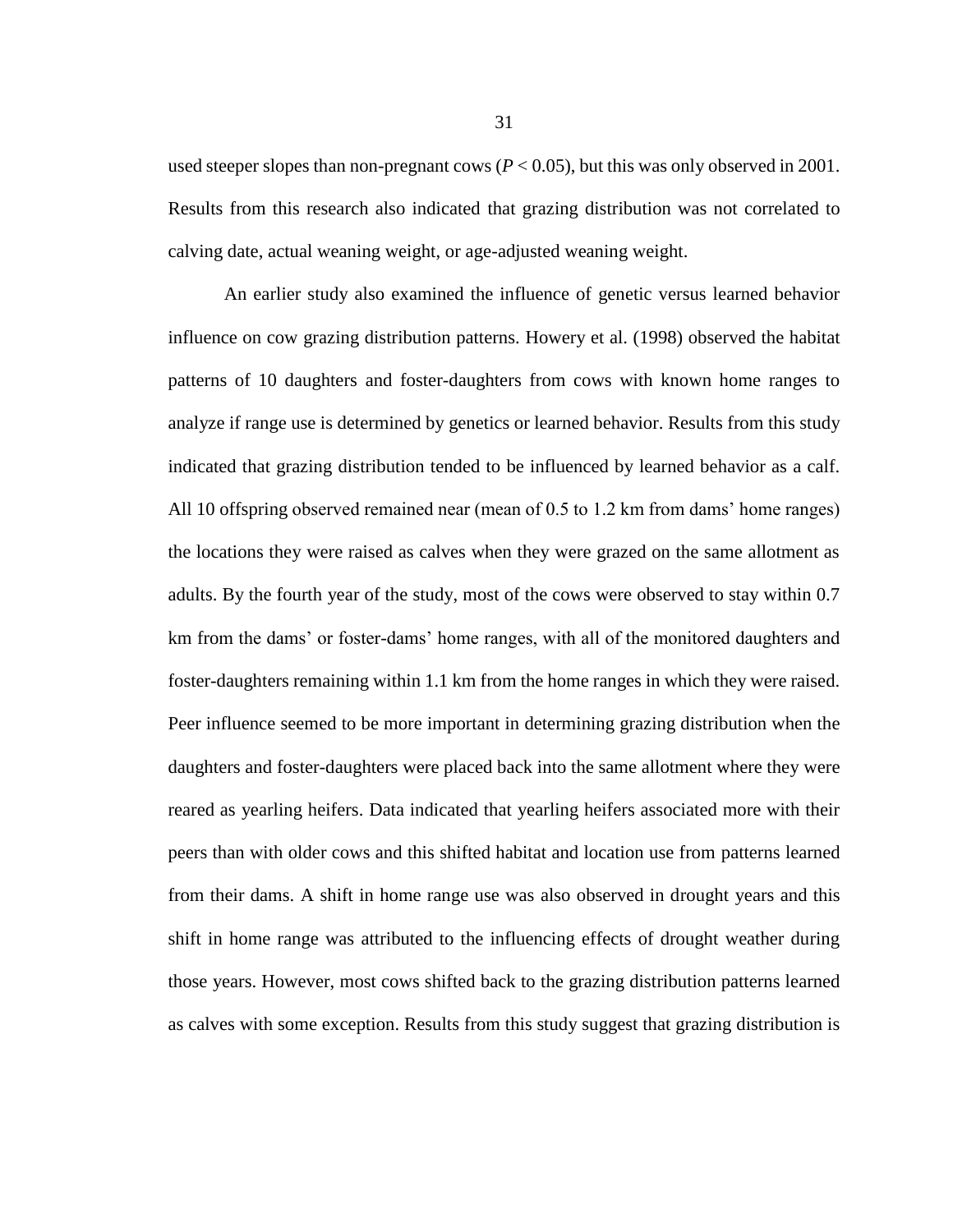used steeper slopes than non-pregnant cows ($P < 0.05$), but this was only observed in 2001. Results from this research also indicated that grazing distribution was not correlated to calving date, actual weaning weight, or age-adjusted weaning weight.

An earlier study also examined the influence of genetic versus learned behavior influence on cow grazing distribution patterns. Howery et al. (1998) observed the habitat patterns of 10 daughters and foster-daughters from cows with known home ranges to analyze if range use is determined by genetics or learned behavior. Results from this study indicated that grazing distribution tended to be influenced by learned behavior as a calf. All 10 offspring observed remained near (mean of 0.5 to 1.2 km from dams' home ranges) the locations they were raised as calves when they were grazed on the same allotment as adults. By the fourth year of the study, most of the cows were observed to stay within 0.7 km from the dams' or foster-dams' home ranges, with all of the monitored daughters and foster-daughters remaining within 1.1 km from the home ranges in which they were raised. Peer influence seemed to be more important in determining grazing distribution when the daughters and foster-daughters were placed back into the same allotment where they were reared as yearling heifers. Data indicated that yearling heifers associated more with their peers than with older cows and this shifted habitat and location use from patterns learned from their dams. A shift in home range use was also observed in drought years and this shift in home range was attributed to the influencing effects of drought weather during those years. However, most cows shifted back to the grazing distribution patterns learned as calves with some exception. Results from this study suggest that grazing distribution is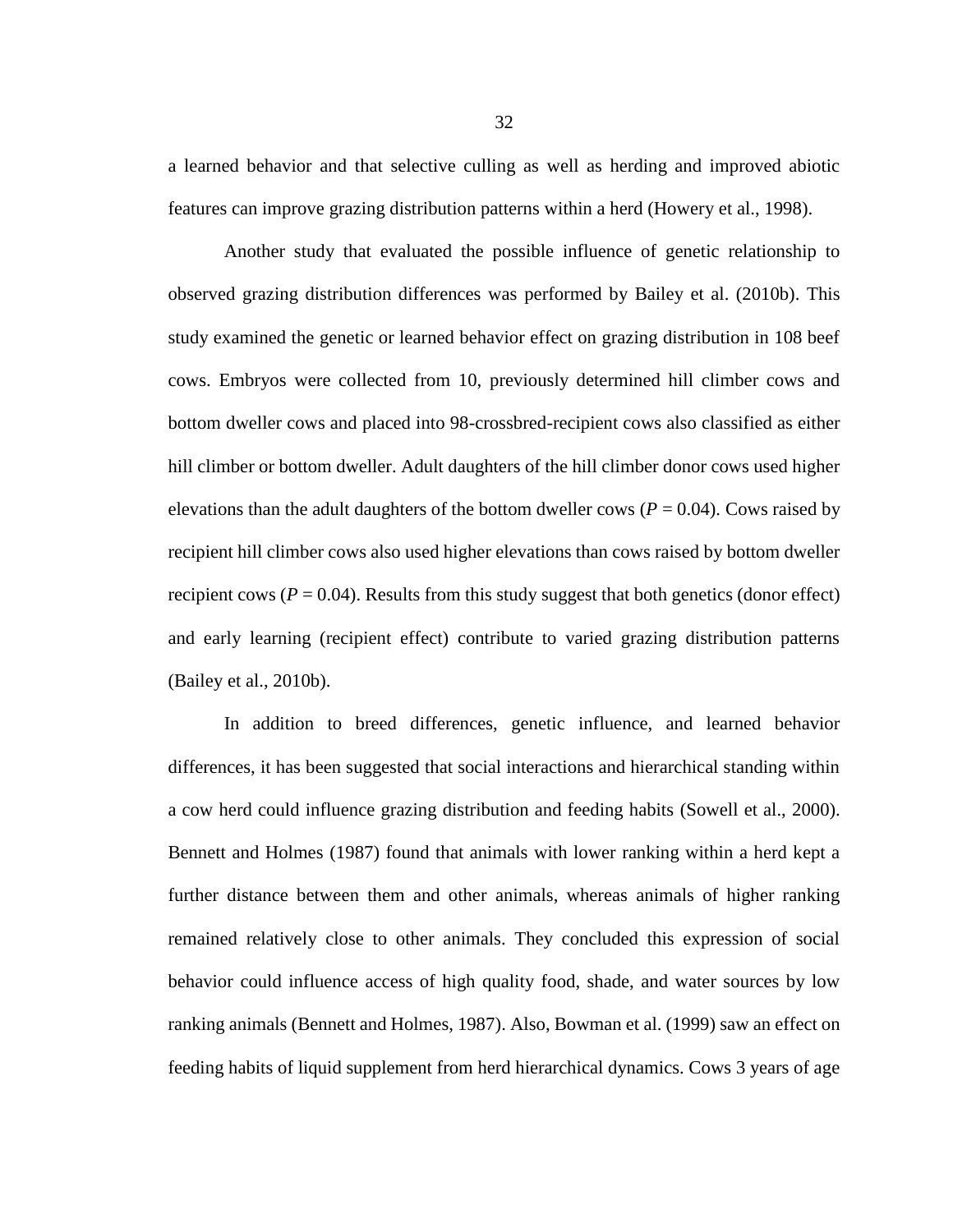a learned behavior and that selective culling as well as herding and improved abiotic features can improve grazing distribution patterns within a herd (Howery et al., 1998).

Another study that evaluated the possible influence of genetic relationship to observed grazing distribution differences was performed by Bailey et al. (2010b). This study examined the genetic or learned behavior effect on grazing distribution in 108 beef cows. Embryos were collected from 10, previously determined hill climber cows and bottom dweller cows and placed into 98-crossbred-recipient cows also classified as either hill climber or bottom dweller. Adult daughters of the hill climber donor cows used higher elevations than the adult daughters of the bottom dweller cows ($P = 0.04$). Cows raised by recipient hill climber cows also used higher elevations than cows raised by bottom dweller recipient cows ($P = 0.04$). Results from this study suggest that both genetics (donor effect) and early learning (recipient effect) contribute to varied grazing distribution patterns (Bailey et al., 2010b).

In addition to breed differences, genetic influence, and learned behavior differences, it has been suggested that social interactions and hierarchical standing within a cow herd could influence grazing distribution and feeding habits (Sowell et al., 2000). Bennett and Holmes (1987) found that animals with lower ranking within a herd kept a further distance between them and other animals, whereas animals of higher ranking remained relatively close to other animals. They concluded this expression of social behavior could influence access of high quality food, shade, and water sources by low ranking animals (Bennett and Holmes, 1987). Also, Bowman et al. (1999) saw an effect on feeding habits of liquid supplement from herd hierarchical dynamics. Cows 3 years of age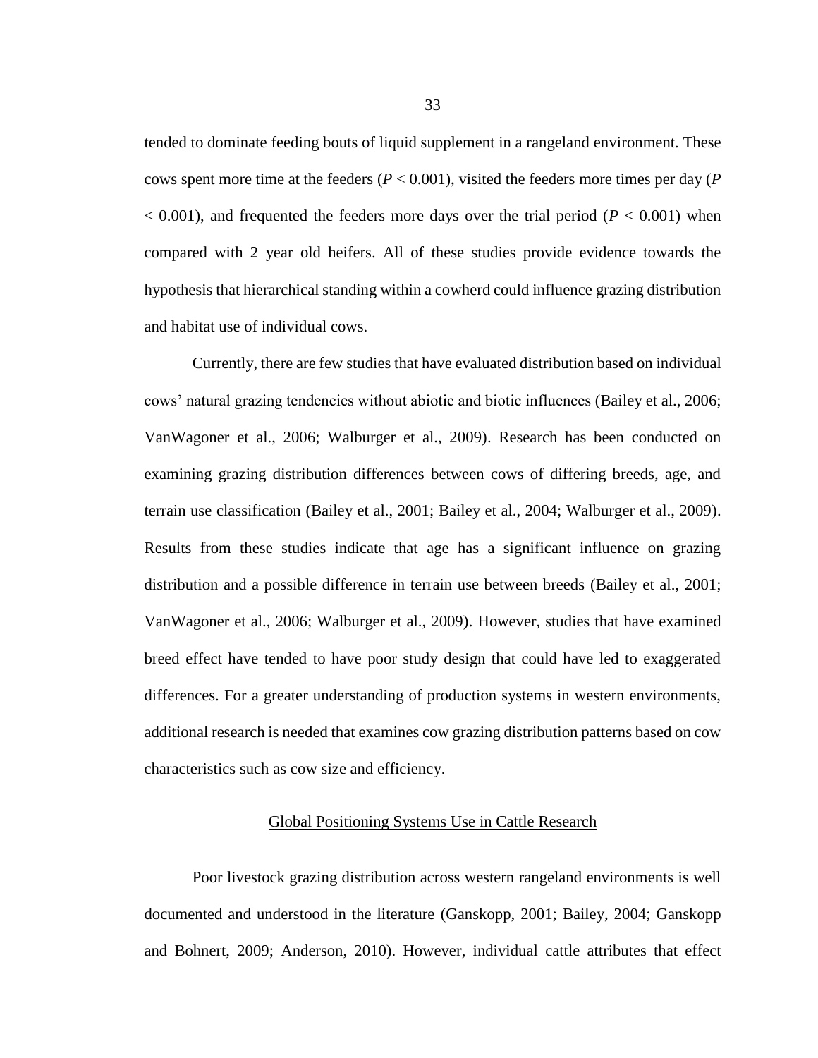tended to dominate feeding bouts of liquid supplement in a rangeland environment. These cows spent more time at the feeders ($P < 0.001$), visited the feeders more times per day ($P < 0.001$), and frequented the feeders more days over the trial period ($P < 0.001$) when compared with 2 year old heifers. All of these studies provide evidence towards the hypothesis that hierarchical standing within a cowherd could influence grazing distribution and habitat use of individual cows.

Currently, there are few studies that have evaluated distribution based on individual cows' natural grazing tendencies without abiotic and biotic influences (Bailey et al., 2006; VanWagoner et al., 2006; Walburger et al., 2009). Research has been conducted on examining grazing distribution differences between cows of differing breeds, age, and terrain use classification (Bailey et al., 2001; Bailey et al., 2004; Walburger et al., 2009). Results from these studies indicate that age has a significant influence on grazing distribution and a possible difference in terrain use between breeds (Bailey et al., 2001; VanWagoner et al., 2006; Walburger et al., 2009). However, studies that have examined breed effect have tended to have poor study design that could have led to exaggerated differences. For a greater understanding of production systems in western environments, additional research is needed that examines cow grazing distribution patterns based on cow characteristics such as cow size and efficiency.

## Global Positioning Systems Use in Cattle Research

Poor livestock grazing distribution across western rangeland environments is well documented and understood in the literature (Ganskopp, 2001; Bailey, 2004; Ganskopp and Bohnert, 2009; Anderson, 2010). However, individual cattle attributes that effect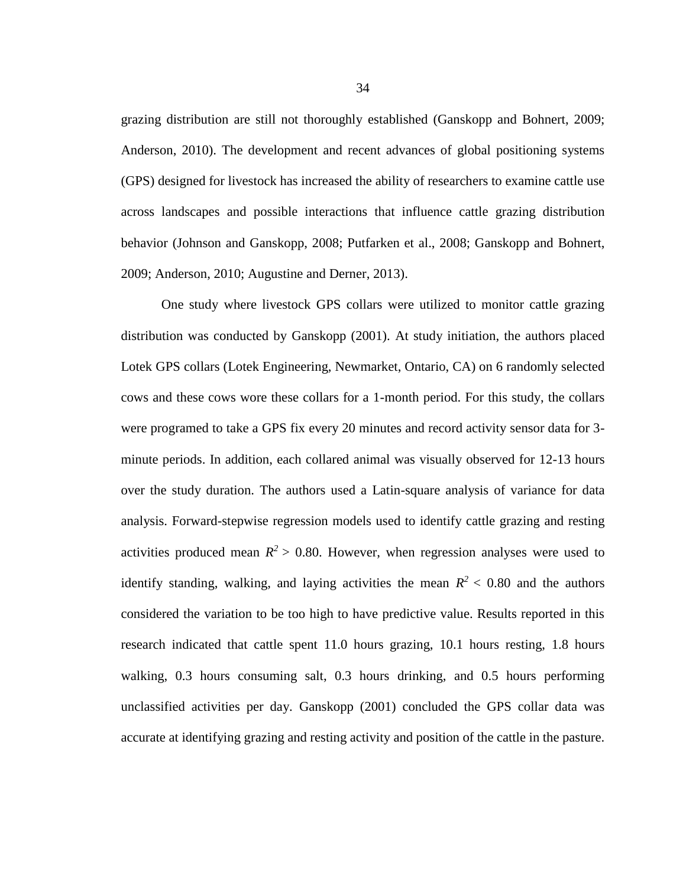grazing distribution are still not thoroughly established (Ganskopp and Bohnert, 2009; Anderson, 2010). The development and recent advances of global positioning systems (GPS) designed for livestock has increased the ability of researchers to examine cattle use across landscapes and possible interactions that influence cattle grazing distribution behavior (Johnson and Ganskopp, 2008; Putfarken et al., 2008; Ganskopp and Bohnert, 2009; Anderson, 2010; Augustine and Derner, 2013).

One study where livestock GPS collars were utilized to monitor cattle grazing distribution was conducted by Ganskopp (2001). At study initiation, the authors placed Lotek GPS collars (Lotek Engineering, Newmarket, Ontario, CA) on 6 randomly selected cows and these cows wore these collars for a 1-month period. For this study, the collars were programed to take a GPS fix every 20 minutes and record activity sensor data for 3-minute periods. In addition, each collared animal was visually observed for 12-13 hours over the study duration. The authors used a Latin-square analysis of variance for data analysis. Forward-stepwise regression models used to identify cattle grazing and resting activities produced mean $R^2 > 0.80$. However, when regression analyses were used to identify standing, walking, and laying activities the mean $R^2 < 0.80$ and the authors considered the variation to be too high to have predictive value. Results reported in this research indicated that cattle spent 11.0 hours grazing, 10.1 hours resting, 1.8 hours walking, 0.3 hours consuming salt, 0.3 hours drinking, and 0.5 hours performing unclassified activities per day. Ganskopp (2001) concluded the GPS collar data was accurate at identifying grazing and resting activity and position of the cattle in the pasture.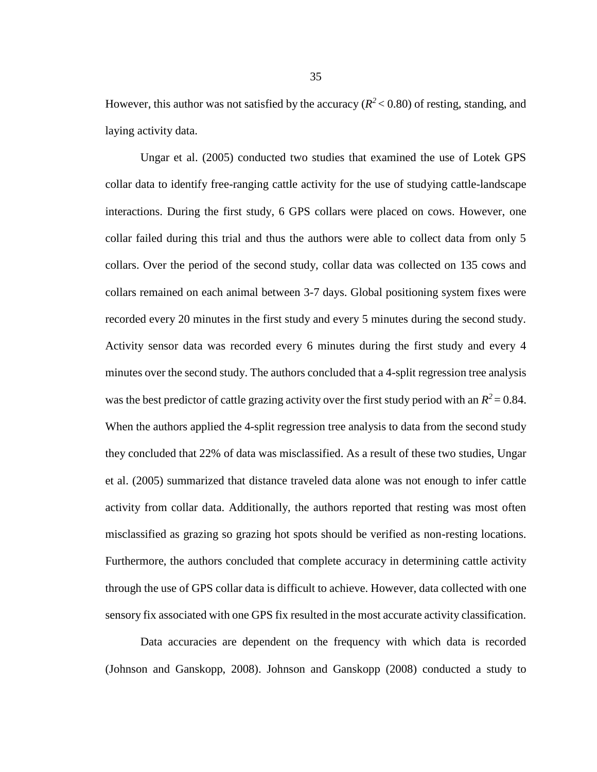However, this author was not satisfied by the accuracy ($R^2 < 0.80$) of resting, standing, and laying activity data.

Ungar et al. (2005) conducted two studies that examined the use of Lotek GPS collar data to identify free-ranging cattle activity for the use of studying cattle-landscape interactions. During the first study, 6 GPS collars were placed on cows. However, one collar failed during this trial and thus the authors were able to collect data from only 5 collars. Over the period of the second study, collar data was collected on 135 cows and collars remained on each animal between 3-7 days. Global positioning system fixes were recorded every 20 minutes in the first study and every 5 minutes during the second study. Activity sensor data was recorded every 6 minutes during the first study and every 4 minutes over the second study. The authors concluded that a 4-split regression tree analysis was the best predictor of cattle grazing activity over the first study period with an $R^2 = 0.84$. When the authors applied the 4-split regression tree analysis to data from the second study they concluded that 22% of data was misclassified. As a result of these two studies, Ungar et al. (2005) summarized that distance traveled data alone was not enough to infer cattle activity from collar data. Additionally, the authors reported that resting was most often misclassified as grazing so grazing hot spots should be verified as non-resting locations. Furthermore, the authors concluded that complete accuracy in determining cattle activity through the use of GPS collar data is difficult to achieve. However, data collected with one sensory fix associated with one GPS fix resulted in the most accurate activity classification.

Data accuracies are dependent on the frequency with which data is recorded (Johnson and Ganskopp, 2008). Johnson and Ganskopp (2008) conducted a study to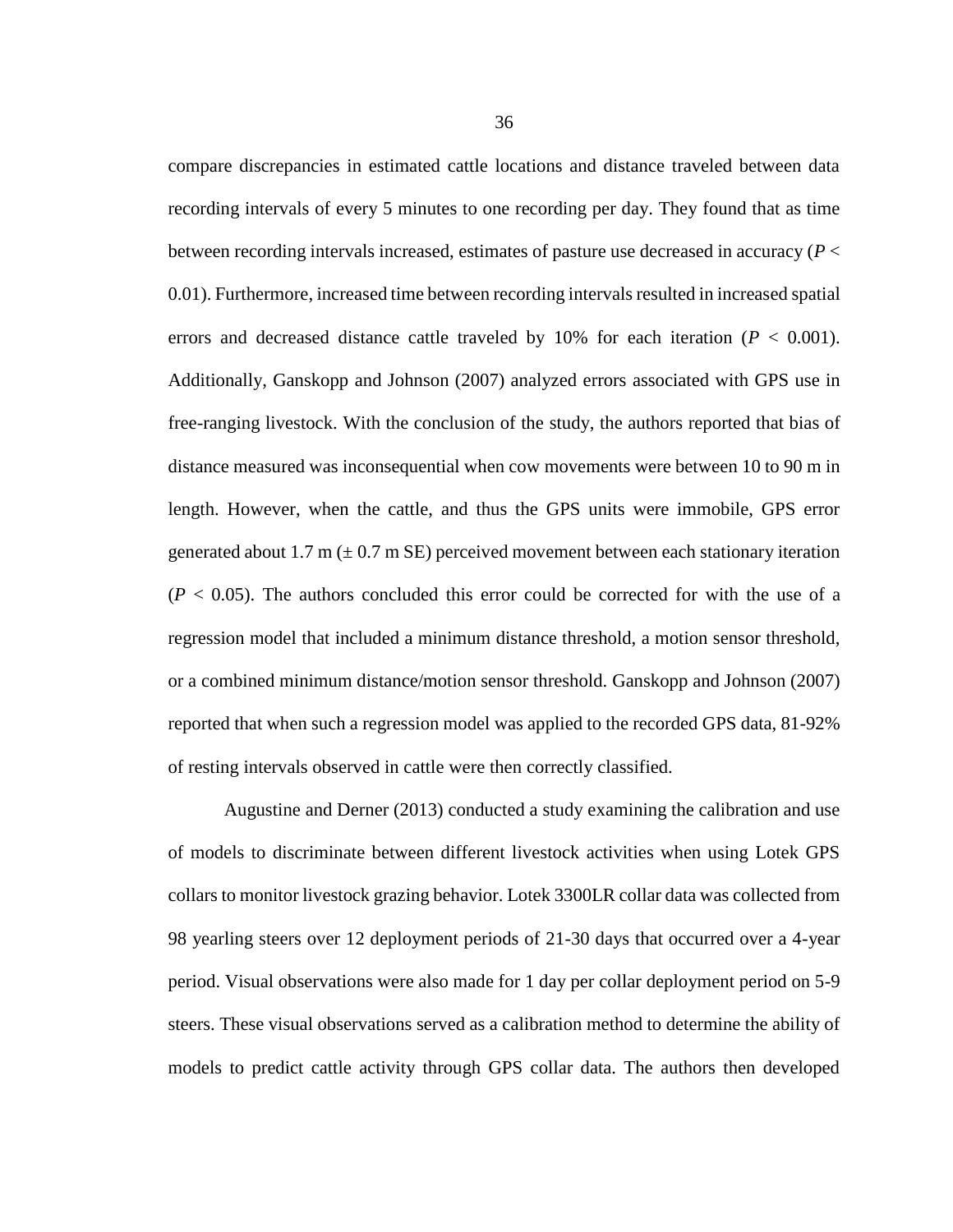compare discrepancies in estimated cattle locations and distance traveled between data recording intervals of every 5 minutes to one recording per day. They found that as time between recording intervals increased, estimates of pasture use decreased in accuracy ($P < 0.01$). Furthermore, increased time between recording intervals resulted in increased spatial errors and decreased distance cattle traveled by 10% for each iteration ($P < 0.001$). Additionally, Ganskopp and Johnson (2007) analyzed errors associated with GPS use in free-ranging livestock. With the conclusion of the study, the authors reported that bias of distance measured was inconsequential when cow movements were between 10 to 90 m in length. However, when the cattle, and thus the GPS units were immobile, GPS error generated about 1.7 m ($\pm$ 0.7 m SE) perceived movement between each stationary iteration ($P < 0.05$). The authors concluded this error could be corrected for with the use of a regression model that included a minimum distance threshold, a motion sensor threshold, or a combined minimum distance/motion sensor threshold. Ganskopp and Johnson (2007) reported that when such a regression model was applied to the recorded GPS data, 81-92% of resting intervals observed in cattle were then correctly classified.

Augustine and Derner (2013) conducted a study examining the calibration and use of models to discriminate between different livestock activities when using Lotek GPS collars to monitor livestock grazing behavior. Lotek 3300LR collar data was collected from 98 yearling steers over 12 deployment periods of 21-30 days that occurred over a 4-year period. Visual observations were also made for 1 day per collar deployment period on 5-9 steers. These visual observations served as a calibration method to determine the ability of models to predict cattle activity through GPS collar data. The authors then developed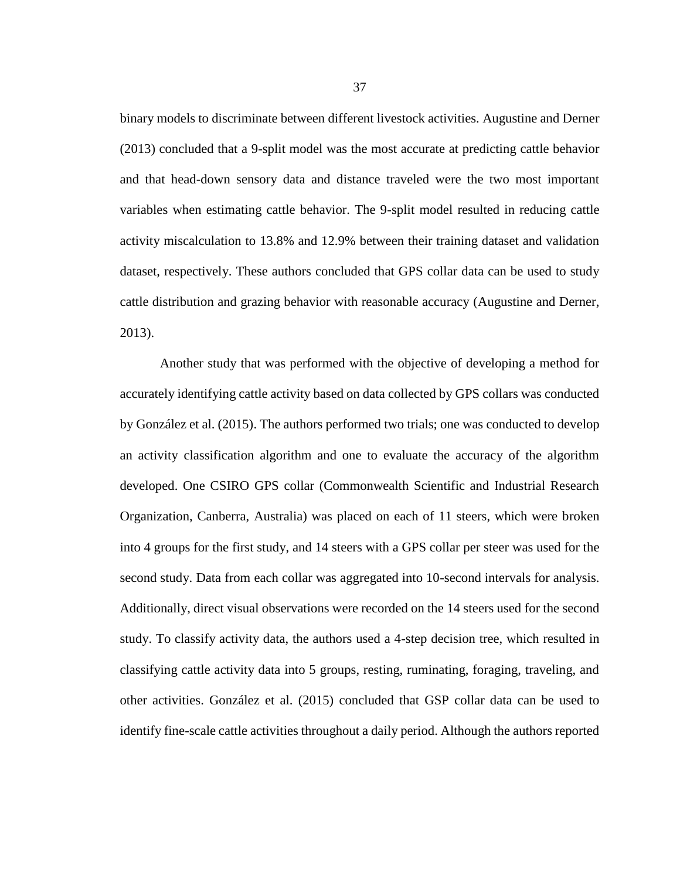binary models to discriminate between different livestock activities. Augustine and Derner (2013) concluded that a 9-split model was the most accurate at predicting cattle behavior and that head-down sensory data and distance traveled were the two most important variables when estimating cattle behavior. The 9-split model resulted in reducing cattle activity miscalculation to 13.8% and 12.9% between their training dataset and validation dataset, respectively. These authors concluded that GPS collar data can be used to study cattle distribution and grazing behavior with reasonable accuracy (Augustine and Derner, 2013).

Another study that was performed with the objective of developing a method for accurately identifying cattle activity based on data collected by GPS collars was conducted by González et al. (2015). The authors performed two trials; one was conducted to develop an activity classification algorithm and one to evaluate the accuracy of the algorithm developed. One CSIRO GPS collar (Commonwealth Scientific and Industrial Research Organization, Canberra, Australia) was placed on each of 11 steers, which were broken into 4 groups for the first study, and 14 steers with a GPS collar per steer was used for the second study. Data from each collar was aggregated into 10-second intervals for analysis. Additionally, direct visual observations were recorded on the 14 steers used for the second study. To classify activity data, the authors used a 4-step decision tree, which resulted in classifying cattle activity data into 5 groups, resting, ruminating, foraging, traveling, and other activities. González et al. (2015) concluded that GSP collar data can be used to identify fine-scale cattle activities throughout a daily period. Although the authors reported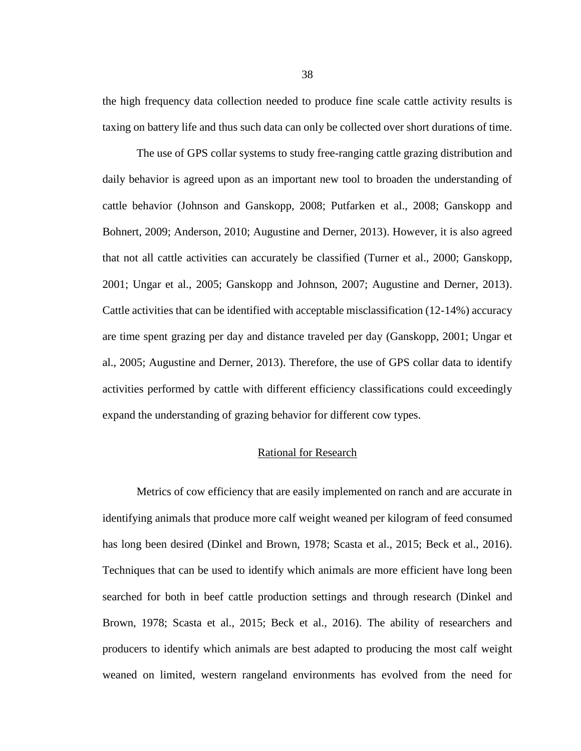the high frequency data collection needed to produce fine scale cattle activity results is taxing on battery life and thus such data can only be collected over short durations of time.

The use of GPS collar systems to study free-ranging cattle grazing distribution and daily behavior is agreed upon as an important new tool to broaden the understanding of cattle behavior (Johnson and Ganskopp, 2008; Putfarken et al., 2008; Ganskopp and Bohnert, 2009; Anderson, 2010; Augustine and Derner, 2013). However, it is also agreed that not all cattle activities can accurately be classified (Turner et al., 2000; Ganskopp, 2001; Ungar et al., 2005; Ganskopp and Johnson, 2007; Augustine and Derner, 2013). Cattle activities that can be identified with acceptable misclassification (12-14%) accuracy are time spent grazing per day and distance traveled per day (Ganskopp, 2001; Ungar et al., 2005; Augustine and Derner, 2013). Therefore, the use of GPS collar data to identify activities performed by cattle with different efficiency classifications could exceedingly expand the understanding of grazing behavior for different cow types.

## Rational for Research

Metrics of cow efficiency that are easily implemented on ranch and are accurate in identifying animals that produce more calf weight weaned per kilogram of feed consumed has long been desired (Dinkel and Brown, 1978; Scasta et al., 2015; Beck et al., 2016). Techniques that can be used to identify which animals are more efficient have long been searched for both in beef cattle production settings and through research (Dinkel and Brown, 1978; Scasta et al., 2015; Beck et al., 2016). The ability of researchers and producers to identify which animals are best adapted to producing the most calf weight weaned on limited, western rangeland environments has evolved from the need for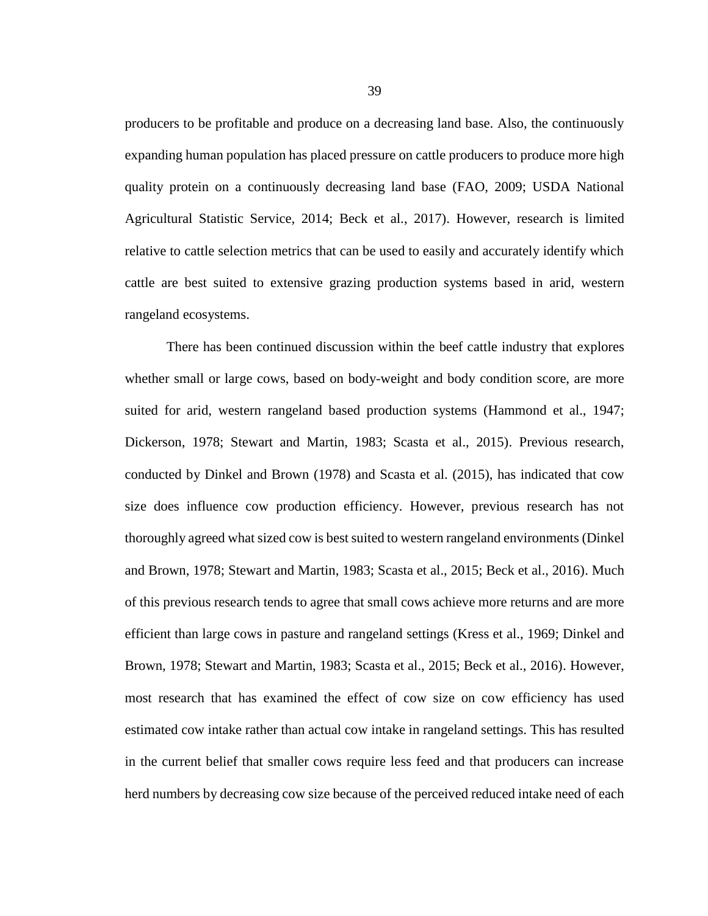producers to be profitable and produce on a decreasing land base. Also, the continuously expanding human population has placed pressure on cattle producers to produce more high quality protein on a continuously decreasing land base (FAO, 2009; USDA National Agricultural Statistic Service, 2014; Beck et al., 2017). However, research is limited relative to cattle selection metrics that can be used to easily and accurately identify which cattle are best suited to extensive grazing production systems based in arid, western rangeland ecosystems.

There has been continued discussion within the beef cattle industry that explores whether small or large cows, based on body-weight and body condition score, are more suited for arid, western rangeland based production systems (Hammond et al., 1947; Dickerson, 1978; Stewart and Martin, 1983; Scasta et al., 2015). Previous research, conducted by Dinkel and Brown (1978) and Scasta et al. (2015), has indicated that cow size does influence cow production efficiency. However, previous research has not thoroughly agreed what sized cow is best suited to western rangeland environments (Dinkel and Brown, 1978; Stewart and Martin, 1983; Scasta et al., 2015; Beck et al., 2016). Much of this previous research tends to agree that small cows achieve more returns and are more efficient than large cows in pasture and rangeland settings (Kress et al., 1969; Dinkel and Brown, 1978; Stewart and Martin, 1983; Scasta et al., 2015; Beck et al., 2016). However, most research that has examined the effect of cow size on cow efficiency has used estimated cow intake rather than actual cow intake in rangeland settings. This has resulted in the current belief that smaller cows require less feed and that producers can increase herd numbers by decreasing cow size because of the perceived reduced intake need of each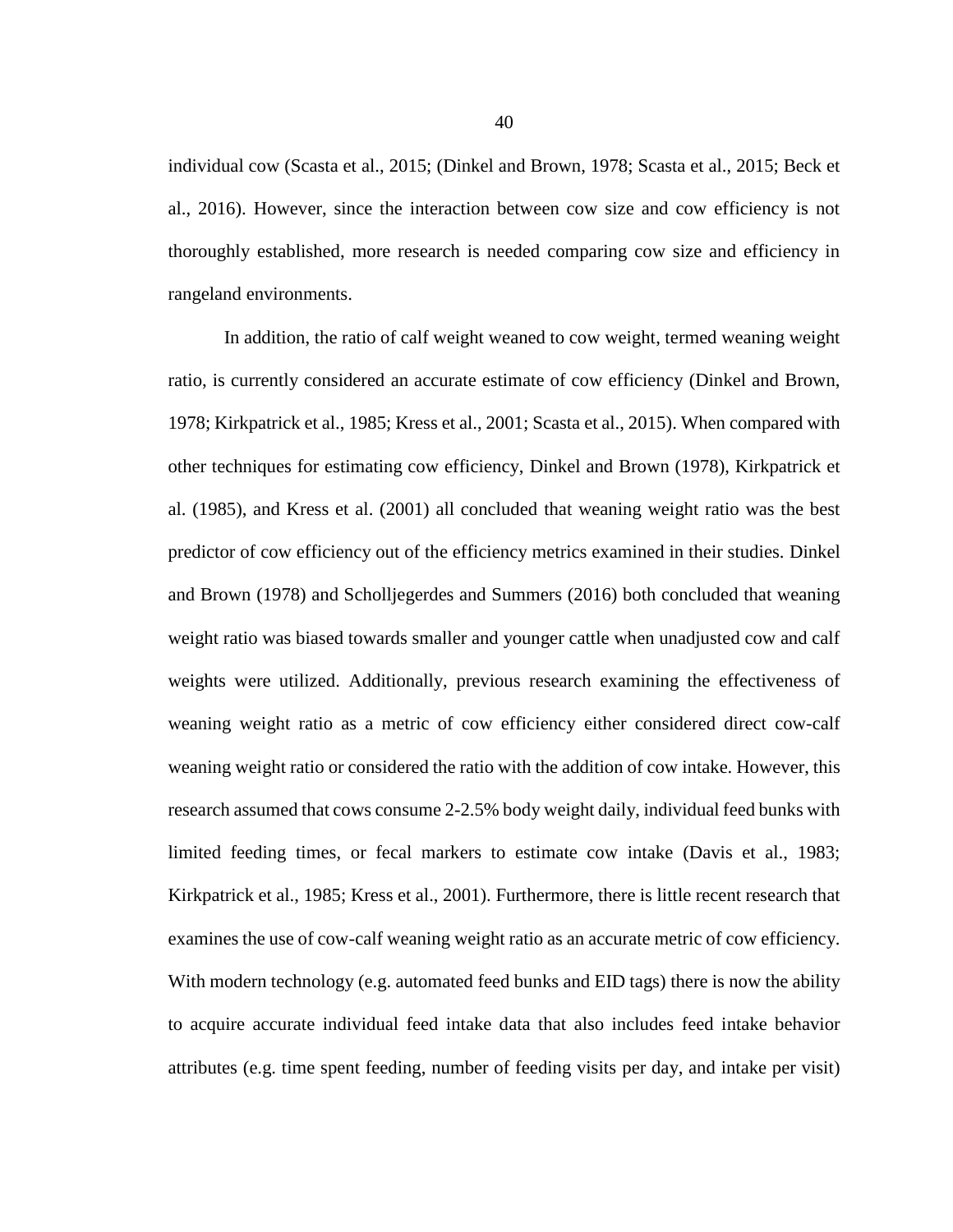individual cow (Scasta et al., 2015; (Dinkel and Brown, 1978; Scasta et al., 2015; Beck et al., 2016). However, since the interaction between cow size and cow efficiency is not thoroughly established, more research is needed comparing cow size and efficiency in rangeland environments.

In addition, the ratio of calf weight weaned to cow weight, termed weaning weight ratio, is currently considered an accurate estimate of cow efficiency (Dinkel and Brown, 1978; Kirkpatrick et al., 1985; Kress et al., 2001; Scasta et al., 2015). When compared with other techniques for estimating cow efficiency, Dinkel and Brown (1978), Kirkpatrick et al. (1985), and Kress et al. (2001) all concluded that weaning weight ratio was the best predictor of cow efficiency out of the efficiency metrics examined in their studies. Dinkel and Brown (1978) and Scholljegerdes and Summers (2016) both concluded that weaning weight ratio was biased towards smaller and younger cattle when unadjusted cow and calf weights were utilized. Additionally, previous research examining the effectiveness of weaning weight ratio as a metric of cow efficiency either considered direct cow-calf weaning weight ratio or considered the ratio with the addition of cow intake. However, this research assumed that cows consume 2-2.5% body weight daily, individual feed bunks with limited feeding times, or fecal markers to estimate cow intake (Davis et al., 1983; Kirkpatrick et al., 1985; Kress et al., 2001). Furthermore, there is little recent research that examines the use of cow-calf weaning weight ratio as an accurate metric of cow efficiency. With modern technology (e.g. automated feed bunks and EID tags) there is now the ability to acquire accurate individual feed intake data that also includes feed intake behavior attributes (e.g. time spent feeding, number of feeding visits per day, and intake per visit)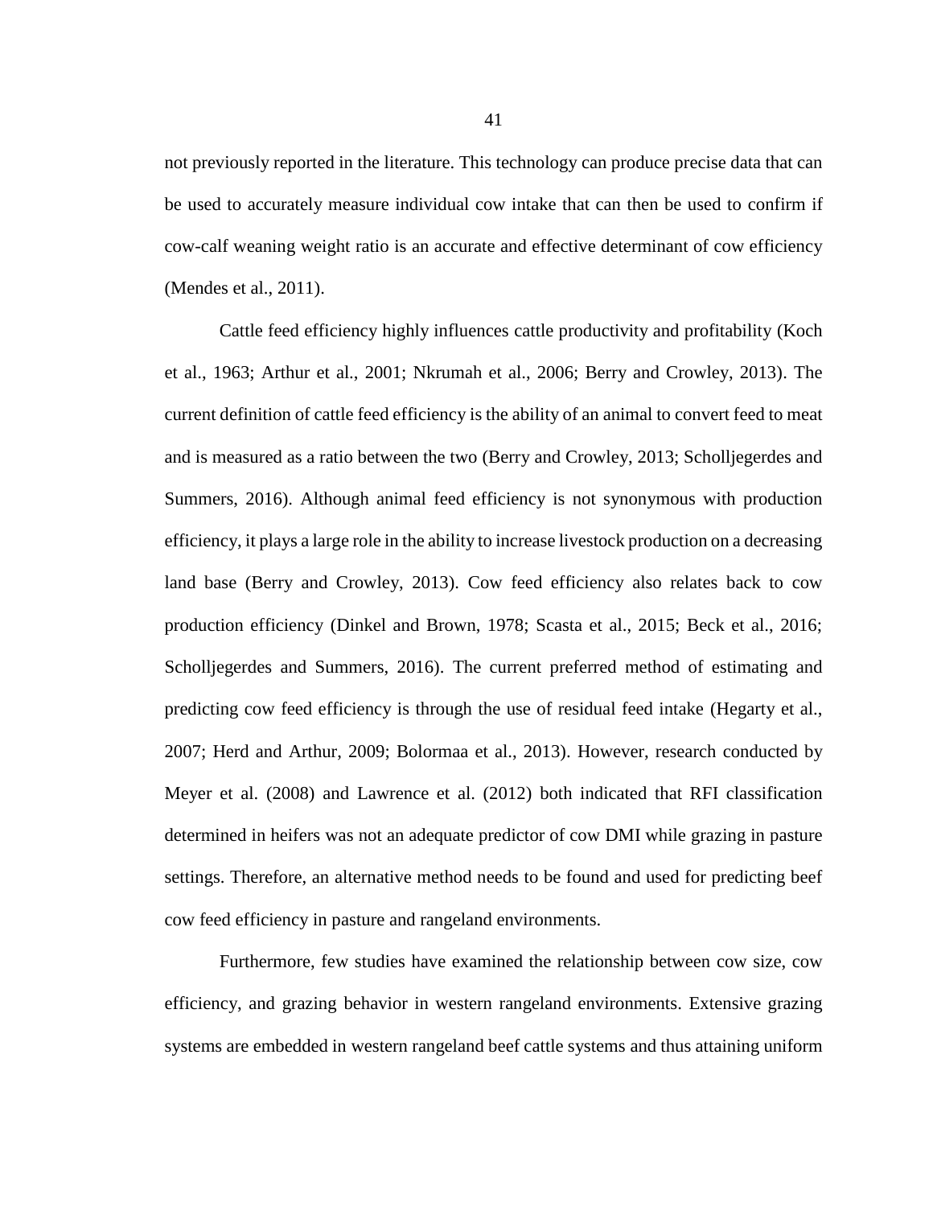not previously reported in the literature. This technology can produce precise data that can be used to accurately measure individual cow intake that can then be used to confirm if cow-calf weaning weight ratio is an accurate and effective determinant of cow efficiency (Mendes et al., 2011).

Cattle feed efficiency highly influences cattle productivity and profitability (Koch et al., 1963; Arthur et al., 2001; Nkrumah et al., 2006; Berry and Crowley, 2013). The current definition of cattle feed efficiency is the ability of an animal to convert feed to meat and is measured as a ratio between the two (Berry and Crowley, 2013; Scholljegerdes and Summers, 2016). Although animal feed efficiency is not synonymous with production efficiency, it plays a large role in the ability to increase livestock production on a decreasing land base (Berry and Crowley, 2013). Cow feed efficiency also relates back to cow production efficiency (Dinkel and Brown, 1978; Scasta et al., 2015; Beck et al., 2016; Scholljegerdes and Summers, 2016). The current preferred method of estimating and predicting cow feed efficiency is through the use of residual feed intake (Hegarty et al., 2007; Herd and Arthur, 2009; Bolormaa et al., 2013). However, research conducted by Meyer et al. (2008) and Lawrence et al. (2012) both indicated that RFI classification determined in heifers was not an adequate predictor of cow DMI while grazing in pasture settings. Therefore, an alternative method needs to be found and used for predicting beef cow feed efficiency in pasture and rangeland environments.

Furthermore, few studies have examined the relationship between cow size, cow efficiency, and grazing behavior in western rangeland environments. Extensive grazing systems are embedded in western rangeland beef cattle systems and thus attaining uniform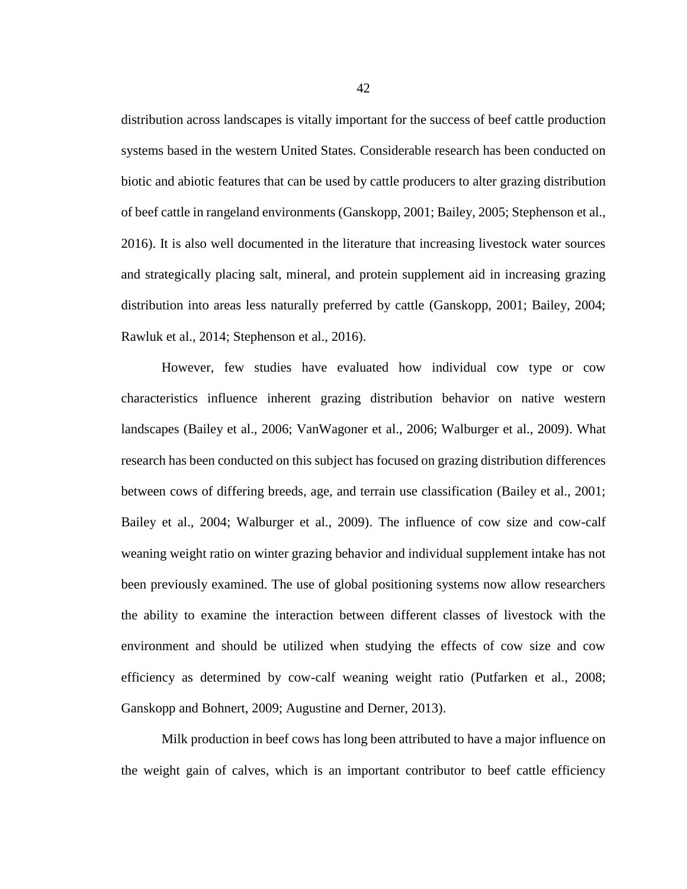distribution across landscapes is vitally important for the success of beef cattle production systems based in the western United States. Considerable research has been conducted on biotic and abiotic features that can be used by cattle producers to alter grazing distribution of beef cattle in rangeland environments (Ganskopp, 2001; Bailey, 2005; Stephenson et al., 2016). It is also well documented in the literature that increasing livestock water sources and strategically placing salt, mineral, and protein supplement aid in increasing grazing distribution into areas less naturally preferred by cattle (Ganskopp, 2001; Bailey, 2004; Rawluk et al., 2014; Stephenson et al., 2016).

However, few studies have evaluated how individual cow type or cow characteristics influence inherent grazing distribution behavior on native western landscapes (Bailey et al., 2006; VanWagoner et al., 2006; Walburger et al., 2009). What research has been conducted on this subject has focused on grazing distribution differences between cows of differing breeds, age, and terrain use classification (Bailey et al., 2001; Bailey et al., 2004; Walburger et al., 2009). The influence of cow size and cow-calf weaning weight ratio on winter grazing behavior and individual supplement intake has not been previously examined. The use of global positioning systems now allow researchers the ability to examine the interaction between different classes of livestock with the environment and should be utilized when studying the effects of cow size and cow efficiency as determined by cow-calf weaning weight ratio (Putfarken et al., 2008; Ganskopp and Bohnert, 2009; Augustine and Derner, 2013).

Milk production in beef cows has long been attributed to have a major influence on the weight gain of calves, which is an important contributor to beef cattle efficiency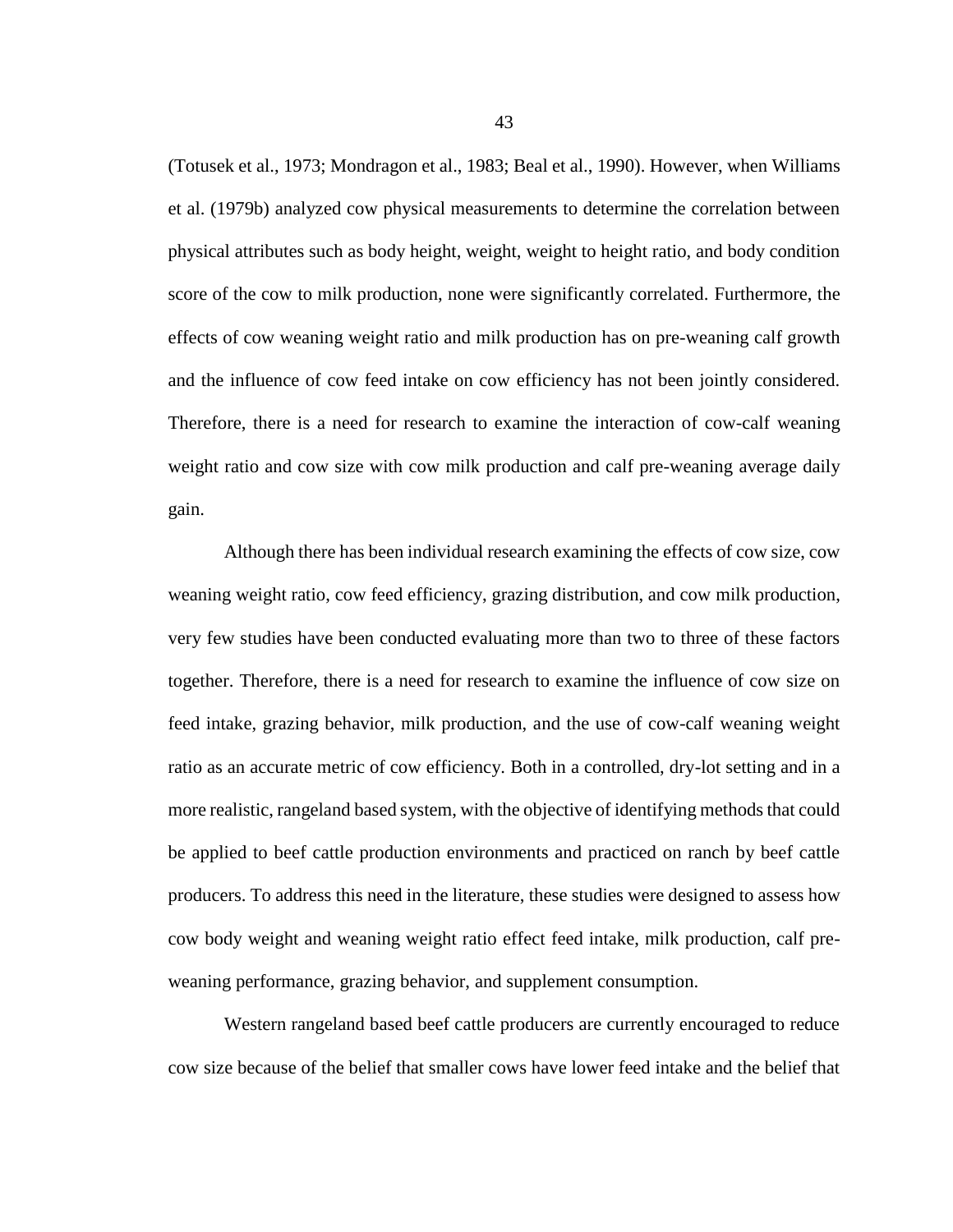(Totusek et al., 1973; Mondragon et al., 1983; Beal et al., 1990). However, when Williams et al. (1979b) analyzed cow physical measurements to determine the correlation between physical attributes such as body height, weight, weight to height ratio, and body condition score of the cow to milk production, none were significantly correlated. Furthermore, the effects of cow weaning weight ratio and milk production has on pre-weaning calf growth and the influence of cow feed intake on cow efficiency has not been jointly considered. Therefore, there is a need for research to examine the interaction of cow-calf weaning weight ratio and cow size with cow milk production and calf pre-weaning average daily gain.

Although there has been individual research examining the effects of cow size, cow weaning weight ratio, cow feed efficiency, grazing distribution, and cow milk production, very few studies have been conducted evaluating more than two to three of these factors together. Therefore, there is a need for research to examine the influence of cow size on feed intake, grazing behavior, milk production, and the use of cow-calf weaning weight ratio as an accurate metric of cow efficiency. Both in a controlled, dry-lot setting and in a more realistic, rangeland based system, with the objective of identifying methods that could be applied to beef cattle production environments and practiced on ranch by beef cattle producers. To address this need in the literature, these studies were designed to assess how cow body weight and weaning weight ratio effect feed intake, milk production, calf pre-weaning performance, grazing behavior, and supplement consumption.

Western rangeland based beef cattle producers are currently encouraged to reduce cow size because of the belief that smaller cows have lower feed intake and the belief that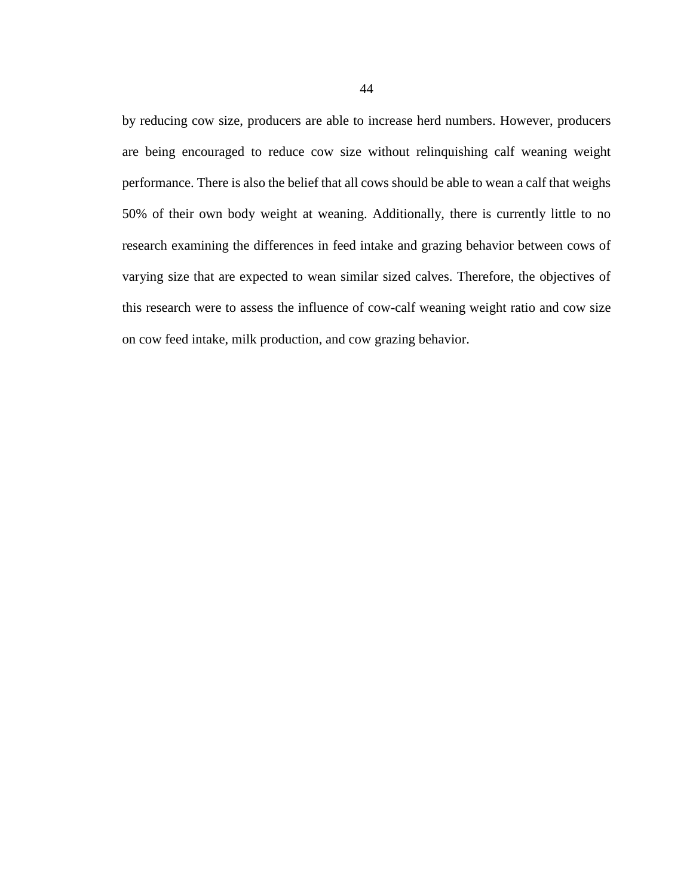by reducing cow size, producers are able to increase herd numbers. However, producers are being encouraged to reduce cow size without relinquishing calf weaning weight performance. There is also the belief that all cows should be able to wean a calf that weighs 50% of their own body weight at weaning. Additionally, there is currently little to no research examining the differences in feed intake and grazing behavior between cows of varying size that are expected to wean similar sized calves. Therefore, the objectives of this research were to assess the influence of cow-calf weaning weight ratio and cow size on cow feed intake, milk production, and cow grazing behavior.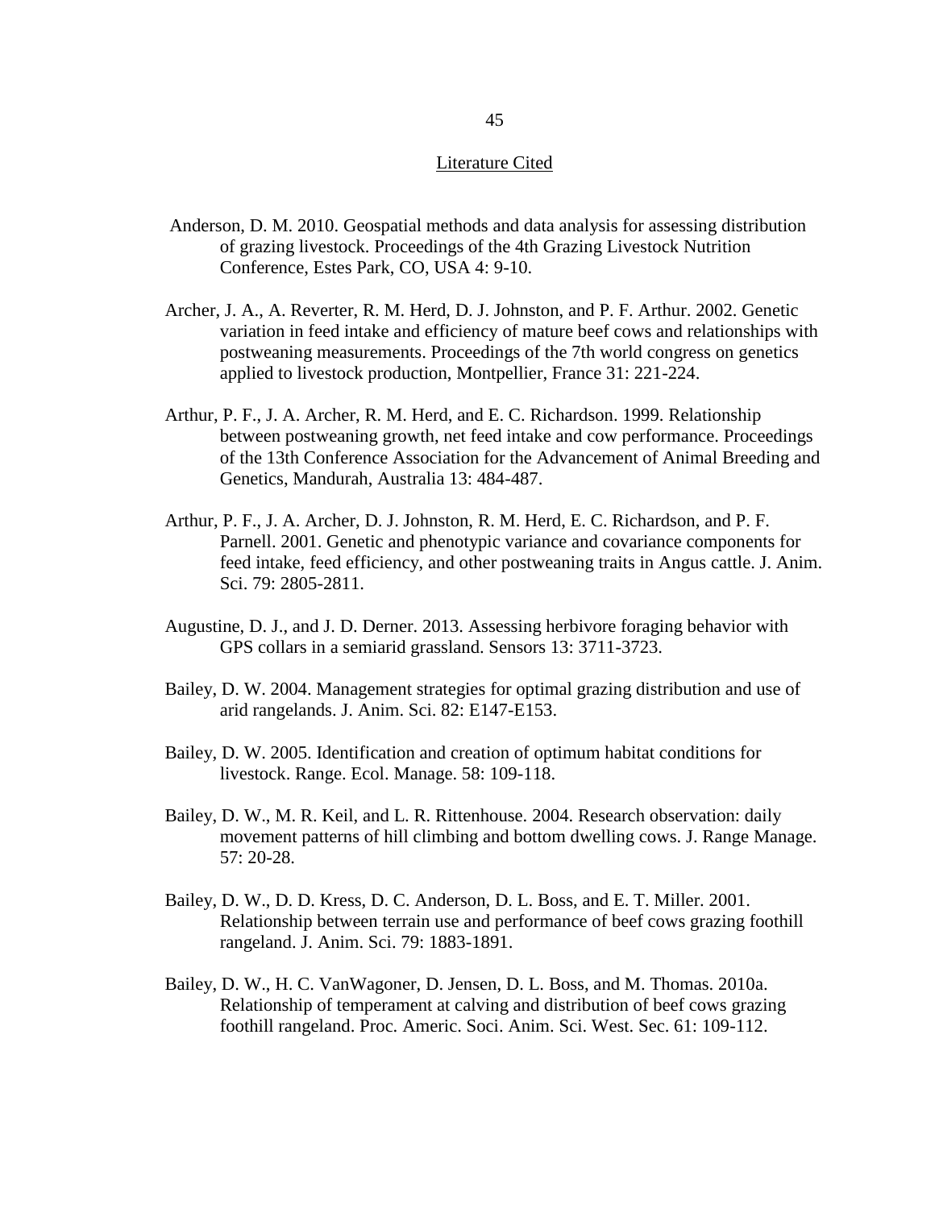## Literature Cited

Anderson, D. M. 2010. Geospatial methods and data analysis for assessing distribution of grazing livestock. Proceedings of the 4th Grazing Livestock Nutrition Conference, Estes Park, CO, USA 4: 9-10.

Archer, J. A., A. Reverter, R. M. Herd, D. J. Johnston, and P. F. Arthur. 2002. Genetic variation in feed intake and efficiency of mature beef cows and relationships with postweaning measurements. Proceedings of the 7th world congress on genetics applied to livestock production, Montpellier, France 31: 221-224.

Arthur, P. F., J. A. Archer, R. M. Herd, and E. C. Richardson. 1999. Relationship between postweaning growth, net feed intake and cow performance. Proceedings of the 13th Conference Association for the Advancement of Animal Breeding and Genetics, Mandurah, Australia 13: 484-487.

Arthur, P. F., J. A. Archer, D. J. Johnston, R. M. Herd, E. C. Richardson, and P. F. Parnell. 2001. Genetic and phenotypic variance and covariance components for feed intake, feed efficiency, and other postweaning traits in Angus cattle. J. Anim. Sci. 79: 2805-2811.

Augustine, D. J., and J. D. Derner. 2013. Assessing herbivore foraging behavior with GPS collars in a semiarid grassland. Sensors 13: 3711-3723.

Bailey, D. W. 2004. Management strategies for optimal grazing distribution and use of arid rangelands. J. Anim. Sci. 82: E147-E153.

Bailey, D. W. 2005. Identification and creation of optimum habitat conditions for livestock. Range. Ecol. Manage. 58: 109-118.

Bailey, D. W., M. R. Keil, and L. R. Rittenhouse. 2004. Research observation: daily movement patterns of hill climbing and bottom dwelling cows. J. Range Manage. 57: 20-28.

Bailey, D. W., D. D. Kress, D. C. Anderson, D. L. Boss, and E. T. Miller. 2001. Relationship between terrain use and performance of beef cows grazing foothill rangeland. J. Anim. Sci. 79: 1883-1891.

Bailey, D. W., H. C. VanWagoner, D. Jensen, D. L. Boss, and M. Thomas. 2010a. Relationship of temperament at calving and distribution of beef cows grazing foothill rangeland. Proc. Americ. Soci. Anim. Sci. West. Sec. 61: 109-112.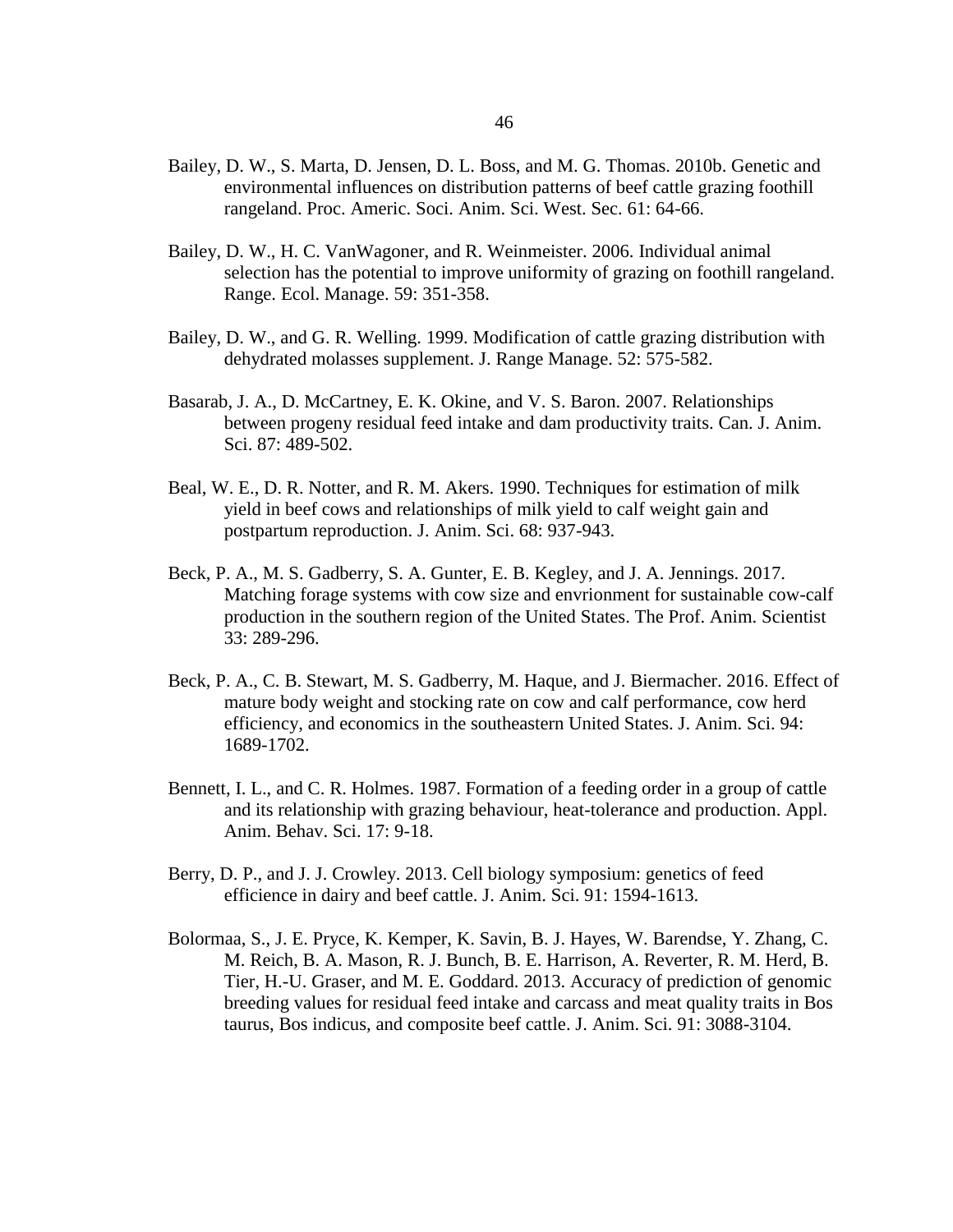Bailey, D. W., S. Marta, D. Jensen, D. L. Boss, and M. G. Thomas. 2010b. Genetic and environmental influences on distribution patterns of beef cattle grazing foothill rangeland. Proc. Americ. Soci. Anim. Sci. West. Sec. 61: 64-66.

Bailey, D. W., H. C. VanWagoner, and R. Weinmeister. 2006. Individual animal selection has the potential to improve uniformity of grazing on foothill rangeland. Range. Ecol. Manage. 59: 351-358.

Bailey, D. W., and G. R. Welling. 1999. Modification of cattle grazing distribution with dehydrated molasses supplement. J. Range Manage. 52: 575-582.

Basarab, J. A., D. McCartney, E. K. Okine, and V. S. Baron. 2007. Relationships between progeny residual feed intake and dam productivity traits. Can. J. Anim. Sci. 87: 489-502.

Beal, W. E., D. R. Notter, and R. M. Akers. 1990. Techniques for estimation of milk yield in beef cows and relationships of milk yield to calf weight gain and postpartum reproduction. J. Anim. Sci. 68: 937-943.

Beck, P. A., M. S. Gadberry, S. A. Gunter, E. B. Kegley, and J. A. Jennings. 2017. Matching forage systems with cow size and envrionment for sustainable cow-calf production in the southern region of the United States. The Prof. Anim. Scientist 33: 289-296.

Beck, P. A., C. B. Stewart, M. S. Gadberry, M. Haque, and J. Biermacher. 2016. Effect of mature body weight and stocking rate on cow and calf performance, cow herd efficiency, and economics in the southeastern United States. J. Anim. Sci. 94: 1689-1702.

Bennett, I. L., and C. R. Holmes. 1987. Formation of a feeding order in a group of cattle and its relationship with grazing behaviour, heat-tolerance and production. Appl. Anim. Behav. Sci. 17: 9-18.

Berry, D. P., and J. J. Crowley. 2013. Cell biology symposium: genetics of feed efficience in dairy and beef cattle. J. Anim. Sci. 91: 1594-1613.

Bolormaa, S., J. E. Pryce, K. Kemper, K. Savin, B. J. Hayes, W. Barendse, Y. Zhang, C. M. Reich, B. A. Mason, R. J. Bunch, B. E. Harrison, A. Reverter, R. M. Herd, B. Tier, H.-U. Graser, and M. E. Goddard. 2013. Accuracy of prediction of genomic breeding values for residual feed intake and carcass and meat quality traits in Bos taurus, Bos indicus, and composite beef cattle. J. Anim. Sci. 91: 3088-3104.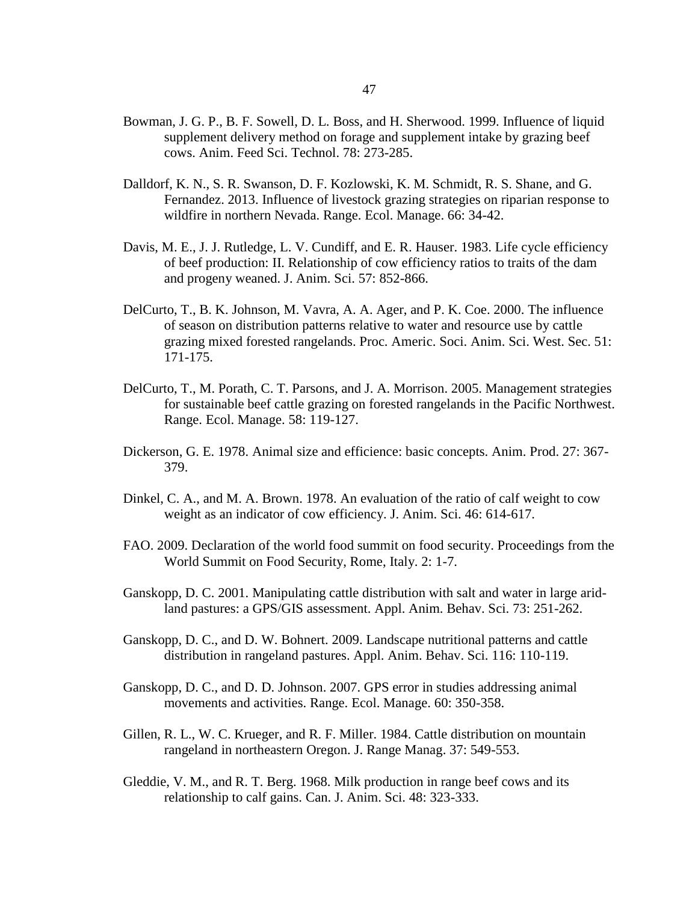Bowman, J. G. P., B. F. Sowell, D. L. Boss, and H. Sherwood. 1999. Influence of liquid supplement delivery method on forage and supplement intake by grazing beef cows. Anim. Feed Sci. Technol. 78: 273-285.

Dalldorf, K. N., S. R. Swanson, D. F. Kozlowski, K. M. Schmidt, R. S. Shane, and G. Fernandez. 2013. Influence of livestock grazing strategies on riparian response to wildfire in northern Nevada. Range. Ecol. Manage. 66: 34-42.

Davis, M. E., J. J. Rutledge, L. V. Cundiff, and E. R. Hauser. 1983. Life cycle efficiency of beef production: II. Relationship of cow efficiency ratios to traits of the dam and progeny weaned. J. Anim. Sci. 57: 852-866.

DelCurto, T., B. K. Johnson, M. Vavra, A. A. Ager, and P. K. Coe. 2000. The influence of season on distribution patterns relative to water and resource use by cattle grazing mixed forested rangelands. Proc. Americ. Soci. Anim. Sci. West. Sec. 51: 171-175.

DelCurto, T., M. Porath, C. T. Parsons, and J. A. Morrison. 2005. Management strategies for sustainable beef cattle grazing on forested rangelands in the Pacific Northwest. Range. Ecol. Manage. 58: 119-127.

Dickerson, G. E. 1978. Animal size and efficience: basic concepts. Anim. Prod. 27: 367-379.

Dinkel, C. A., and M. A. Brown. 1978. An evaluation of the ratio of calf weight to cow weight as an indicator of cow efficiency. J. Anim. Sci. 46: 614-617.

FAO. 2009. Declaration of the world food summit on food security. Proceedings from the World Summit on Food Security, Rome, Italy. 2: 1-7.

Ganskopp, D. C. 2001. Manipulating cattle distribution with salt and water in large arid-land pastures: a GPS/GIS assessment. Appl. Anim. Behav. Sci. 73: 251-262.

Ganskopp, D. C., and D. W. Bohnert. 2009. Landscape nutritional patterns and cattle distribution in rangeland pastures. Appl. Anim. Behav. Sci. 116: 110-119.

Ganskopp, D. C., and D. D. Johnson. 2007. GPS error in studies addressing animal movements and activities. Range. Ecol. Manage. 60: 350-358.

Gillen, R. L., W. C. Krueger, and R. F. Miller. 1984. Cattle distribution on mountain rangeland in northeastern Oregon. J. Range Manag. 37: 549-553.

Gleddie, V. M., and R. T. Berg. 1968. Milk production in range beef cows and its relationship to calf gains. Can. J. Anim. Sci. 48: 323-333.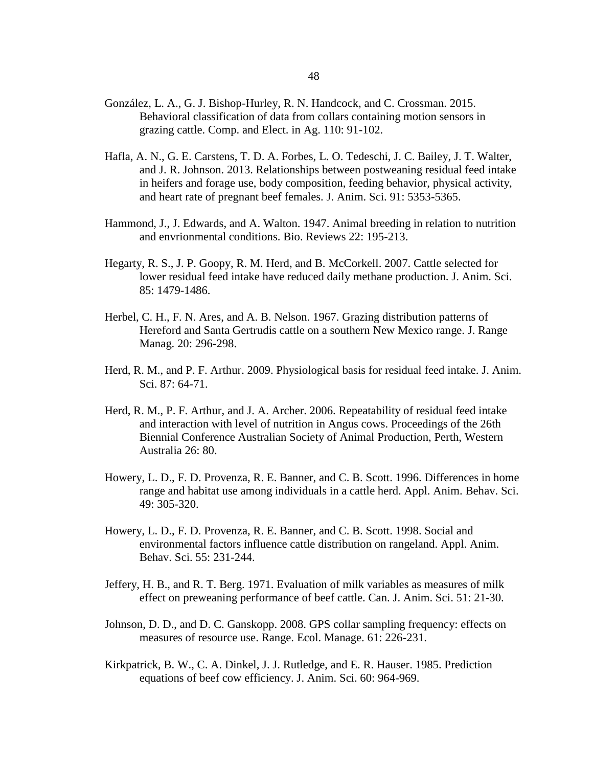González, L. A., G. J. Bishop-Hurley, R. N. Handcock, and C. Crossman. 2015. Behavioral classification of data from collars containing motion sensors in grazing cattle. Comp. and Elect. in Ag. 110: 91-102.

Hafla, A. N., G. E. Carstens, T. D. A. Forbes, L. O. Tedeschi, J. C. Bailey, J. T. Walter, and J. R. Johnson. 2013. Relationships between postweaning residual feed intake in heifers and forage use, body composition, feeding behavior, physical activity, and heart rate of pregnant beef females. J. Anim. Sci. 91: 5353-5365.

Hammond, J., J. Edwards, and A. Walton. 1947. Animal breeding in relation to nutrition and envrionmental conditions. Bio. Reviews 22: 195-213.

Hegarty, R. S., J. P. Goopy, R. M. Herd, and B. McCorkell. 2007. Cattle selected for lower residual feed intake have reduced daily methane production. J. Anim. Sci. 85: 1479-1486.

Herbel, C. H., F. N. Ares, and A. B. Nelson. 1967. Grazing distribution patterns of Hereford and Santa Gertrudis cattle on a southern New Mexico range. J. Range Manag. 20: 296-298.

Herd, R. M., and P. F. Arthur. 2009. Physiological basis for residual feed intake. J. Anim. Sci. 87: 64-71.

Herd, R. M., P. F. Arthur, and J. A. Archer. 2006. Repeatability of residual feed intake and interaction with level of nutrition in Angus cows. Proceedings of the 26th Biennial Conference Australian Society of Animal Production, Perth, Western Australia 26: 80.

Howery, L. D., F. D. Provenza, R. E. Banner, and C. B. Scott. 1996. Differences in home range and habitat use among individuals in a cattle herd. Appl. Anim. Behav. Sci. 49: 305-320.

Howery, L. D., F. D. Provenza, R. E. Banner, and C. B. Scott. 1998. Social and environmental factors influence cattle distribution on rangeland. Appl. Anim. Behav. Sci. 55: 231-244.

Jeffery, H. B., and R. T. Berg. 1971. Evaluation of milk variables as measures of milk effect on preweaning performance of beef cattle. Can. J. Anim. Sci. 51: 21-30.

Johnson, D. D., and D. C. Ganskopp. 2008. GPS collar sampling frequency: effects on measures of resource use. Range. Ecol. Manage. 61: 226-231.

Kirkpatrick, B. W., C. A. Dinkel, J. J. Rutledge, and E. R. Hauser. 1985. Prediction equations of beef cow efficiency. J. Anim. Sci. 60: 964-969.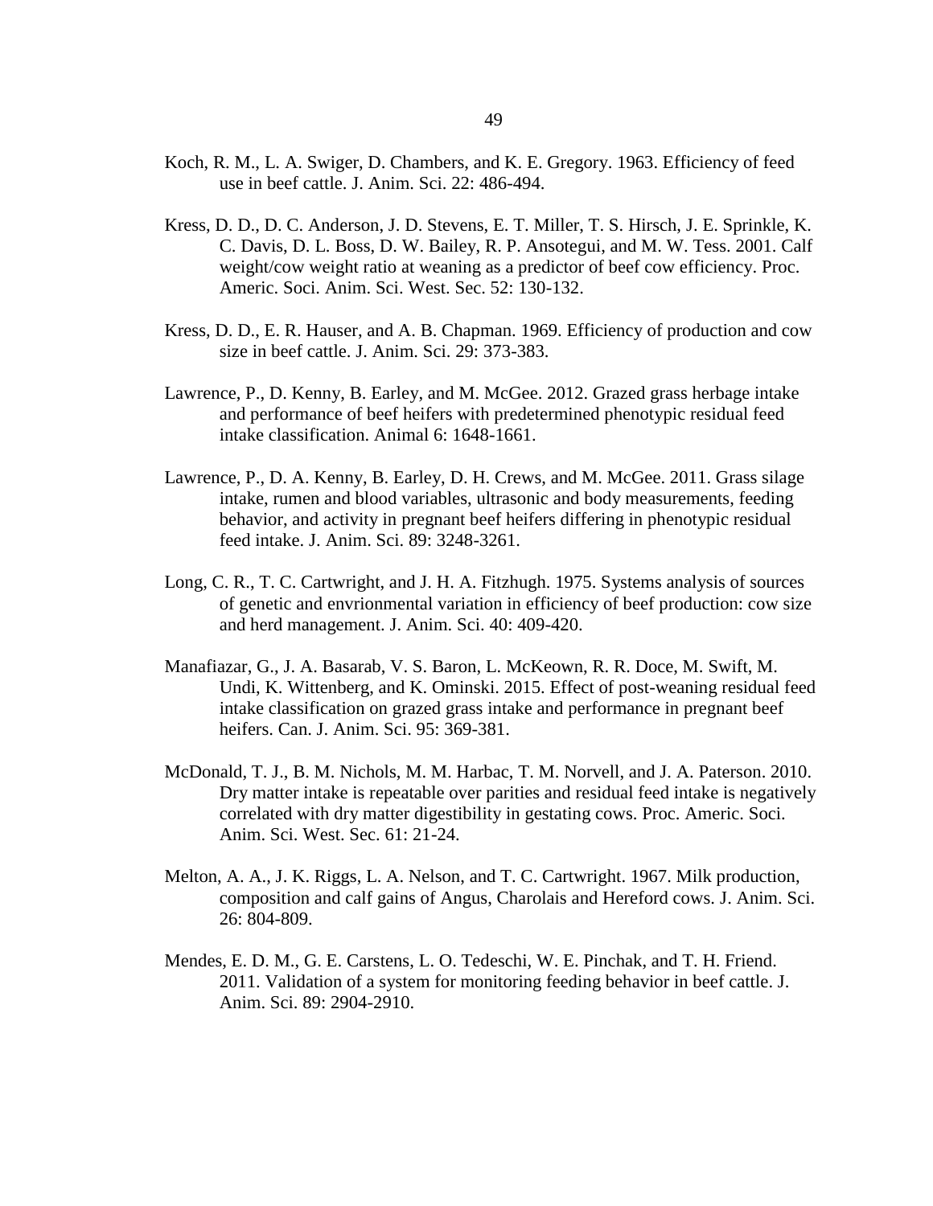Koch, R. M., L. A. Swiger, D. Chambers, and K. E. Gregory. 1963. Efficiency of feed use in beef cattle. J. Anim. Sci. 22: 486-494.

Kress, D. D., D. C. Anderson, J. D. Stevens, E. T. Miller, T. S. Hirsch, J. E. Sprinkle, K. C. Davis, D. L. Boss, D. W. Bailey, R. P. Ansotegui, and M. W. Tess. 2001. Calf weight/cow weight ratio at weaning as a predictor of beef cow efficiency. Proc. Americ. Soci. Anim. Sci. West. Sec. 52: 130-132.

Kress, D. D., E. R. Hauser, and A. B. Chapman. 1969. Efficiency of production and cow size in beef cattle. J. Anim. Sci. 29: 373-383.

Lawrence, P., D. Kenny, B. Earley, and M. McGee. 2012. Grazed grass herbage intake and performance of beef heifers with predetermined phenotypic residual feed intake classification. Animal 6: 1648-1661.

Lawrence, P., D. A. Kenny, B. Earley, D. H. Crews, and M. McGee. 2011. Grass silage intake, rumen and blood variables, ultrasonic and body measurements, feeding behavior, and activity in pregnant beef heifers differing in phenotypic residual feed intake. J. Anim. Sci. 89: 3248-3261.

Long, C. R., T. C. Cartwright, and J. H. A. Fitzhugh. 1975. Systems analysis of sources of genetic and envrionmental variation in efficiency of beef production: cow size and herd management. J. Anim. Sci. 40: 409-420.

Manafiazar, G., J. A. Basarab, V. S. Baron, L. McKeown, R. R. Doce, M. Swift, M. Undi, K. Wittenberg, and K. Ominski. 2015. Effect of post-weaning residual feed intake classification on grazed grass intake and performance in pregnant beef heifers. Can. J. Anim. Sci. 95: 369-381.

McDonald, T. J., B. M. Nichols, M. M. Harbac, T. M. Norvell, and J. A. Paterson. 2010. Dry matter intake is repeatable over parities and residual feed intake is negatively correlated with dry matter digestibility in gestating cows. Proc. Americ. Soci. Anim. Sci. West. Sec. 61: 21-24.

Melton, A. A., J. K. Riggs, L. A. Nelson, and T. C. Cartwright. 1967. Milk production, composition and calf gains of Angus, Charolais and Hereford cows. J. Anim. Sci. 26: 804-809.

Mendes, E. D. M., G. E. Carstens, L. O. Tedeschi, W. E. Pinchak, and T. H. Friend. 2011. Validation of a system for monitoring feeding behavior in beef cattle. J. Anim. Sci. 89: 2904-2910.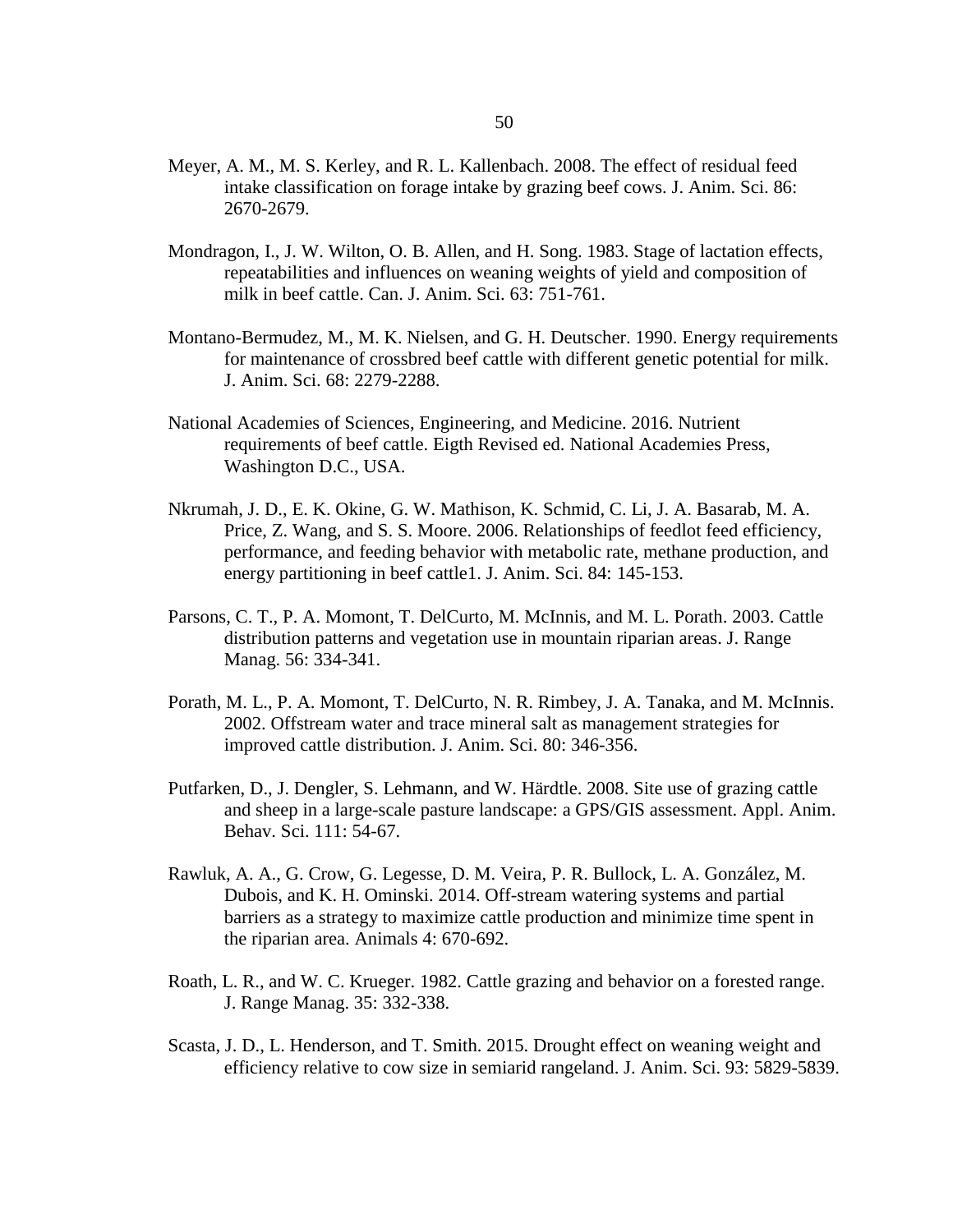Meyer, A. M., M. S. Kerley, and R. L. Kallenbach. 2008. The effect of residual feed intake classification on forage intake by grazing beef cows. J. Anim. Sci. 86: 2670-2679.

Mondragon, I., J. W. Wilton, O. B. Allen, and H. Song. 1983. Stage of lactation effects, repeatabilities and influences on weaning weights of yield and composition of milk in beef cattle. Can. J. Anim. Sci. 63: 751-761.

Montano-Bermudez, M., M. K. Nielsen, and G. H. Deutscher. 1990. Energy requirements for maintenance of crossbred beef cattle with different genetic potential for milk. J. Anim. Sci. 68: 2279-2288.

National Academies of Sciences, Engineering, and Medicine. 2016. Nutrient requirements of beef cattle. Eigth Revised ed. National Academies Press, Washington D.C., USA.

Nkrumah, J. D., E. K. Okine, G. W. Mathison, K. Schmid, C. Li, J. A. Basarab, M. A. Price, Z. Wang, and S. S. Moore. 2006. Relationships of feedlot feed efficiency, performance, and feeding behavior with metabolic rate, methane production, and energy partitioning in beef cattle1. J. Anim. Sci. 84: 145-153.

Parsons, C. T., P. A. Momont, T. DelCurto, M. McInnis, and M. L. Porath. 2003. Cattle distribution patterns and vegetation use in mountain riparian areas. J. Range Manag. 56: 334-341.

Porath, M. L., P. A. Momont, T. DelCurto, N. R. Rimbey, J. A. Tanaka, and M. McInnis. 2002. Offstream water and trace mineral salt as management strategies for improved cattle distribution. J. Anim. Sci. 80: 346-356.

Putfarken, D., J. Dengler, S. Lehmann, and W. Härdtle. 2008. Site use of grazing cattle and sheep in a large-scale pasture landscape: a GPS/GIS assessment. Appl. Anim. Behav. Sci. 111: 54-67.

Rawluk, A. A., G. Crow, G. Legesse, D. M. Veira, P. R. Bullock, L. A. González, M. Dubois, and K. H. Ominski. 2014. Off-stream watering systems and partial barriers as a strategy to maximize cattle production and minimize time spent in the riparian area. Animals 4: 670-692.

Roath, L. R., and W. C. Krueger. 1982. Cattle grazing and behavior on a forested range. J. Range Manag. 35: 332-338.

Scasta, J. D., L. Henderson, and T. Smith. 2015. Drought effect on weaning weight and efficiency relative to cow size in semiarid rangeland. J. Anim. Sci. 93: 5829-5839.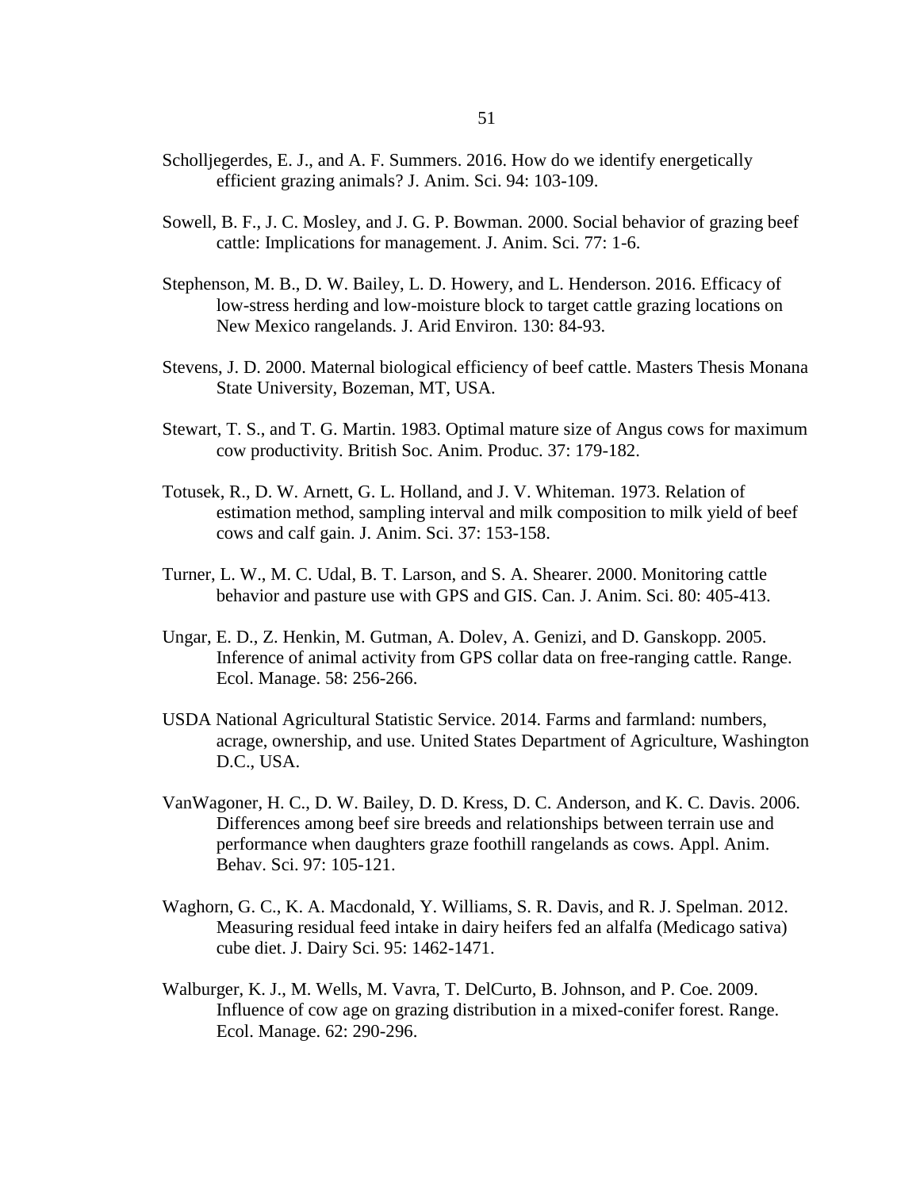Scholljegerdes, E. J., and A. F. Summers. 2016. How do we identify energetically efficient grazing animals? J. Anim. Sci. 94: 103-109.

Sowell, B. F., J. C. Mosley, and J. G. P. Bowman. 2000. Social behavior of grazing beef cattle: Implications for management. J. Anim. Sci. 77: 1-6.

Stephenson, M. B., D. W. Bailey, L. D. Howery, and L. Henderson. 2016. Efficacy of low-stress herding and low-moisture block to target cattle grazing locations on New Mexico rangelands. J. Arid Environ. 130: 84-93.

Stevens, J. D. 2000. Maternal biological efficiency of beef cattle. Masters Thesis Monana State University, Bozeman, MT, USA.

Stewart, T. S., and T. G. Martin. 1983. Optimal mature size of Angus cows for maximum cow productivity. British Soc. Anim. Produc. 37: 179-182.

Totusek, R., D. W. Arnett, G. L. Holland, and J. V. Whiteman. 1973. Relation of estimation method, sampling interval and milk composition to milk yield of beef cows and calf gain. J. Anim. Sci. 37: 153-158.

Turner, L. W., M. C. Udal, B. T. Larson, and S. A. Shearer. 2000. Monitoring cattle behavior and pasture use with GPS and GIS. Can. J. Anim. Sci. 80: 405-413.

Ungar, E. D., Z. Henkin, M. Gutman, A. Dolev, A. Genizi, and D. Ganskopp. 2005. Inference of animal activity from GPS collar data on free-ranging cattle. Range. Ecol. Manage. 58: 256-266.

USDA National Agricultural Statistic Service. 2014. Farms and farmland: numbers, acrage, ownership, and use. United States Department of Agriculture, Washington D.C., USA.

VanWagoner, H. C., D. W. Bailey, D. D. Kress, D. C. Anderson, and K. C. Davis. 2006. Differences among beef sire breeds and relationships between terrain use and performance when daughters graze foothill rangelands as cows. Appl. Anim. Behav. Sci. 97: 105-121.

Waghorn, G. C., K. A. Macdonald, Y. Williams, S. R. Davis, and R. J. Spelman. 2012. Measuring residual feed intake in dairy heifers fed an alfalfa (Medicago sativa) cube diet. J. Dairy Sci. 95: 1462-1471.

Walburger, K. J., M. Wells, M. Vavra, T. DelCurto, B. Johnson, and P. Coe. 2009. Influence of cow age on grazing distribution in a mixed-conifer forest. Range. Ecol. Manage. 62: 290-296.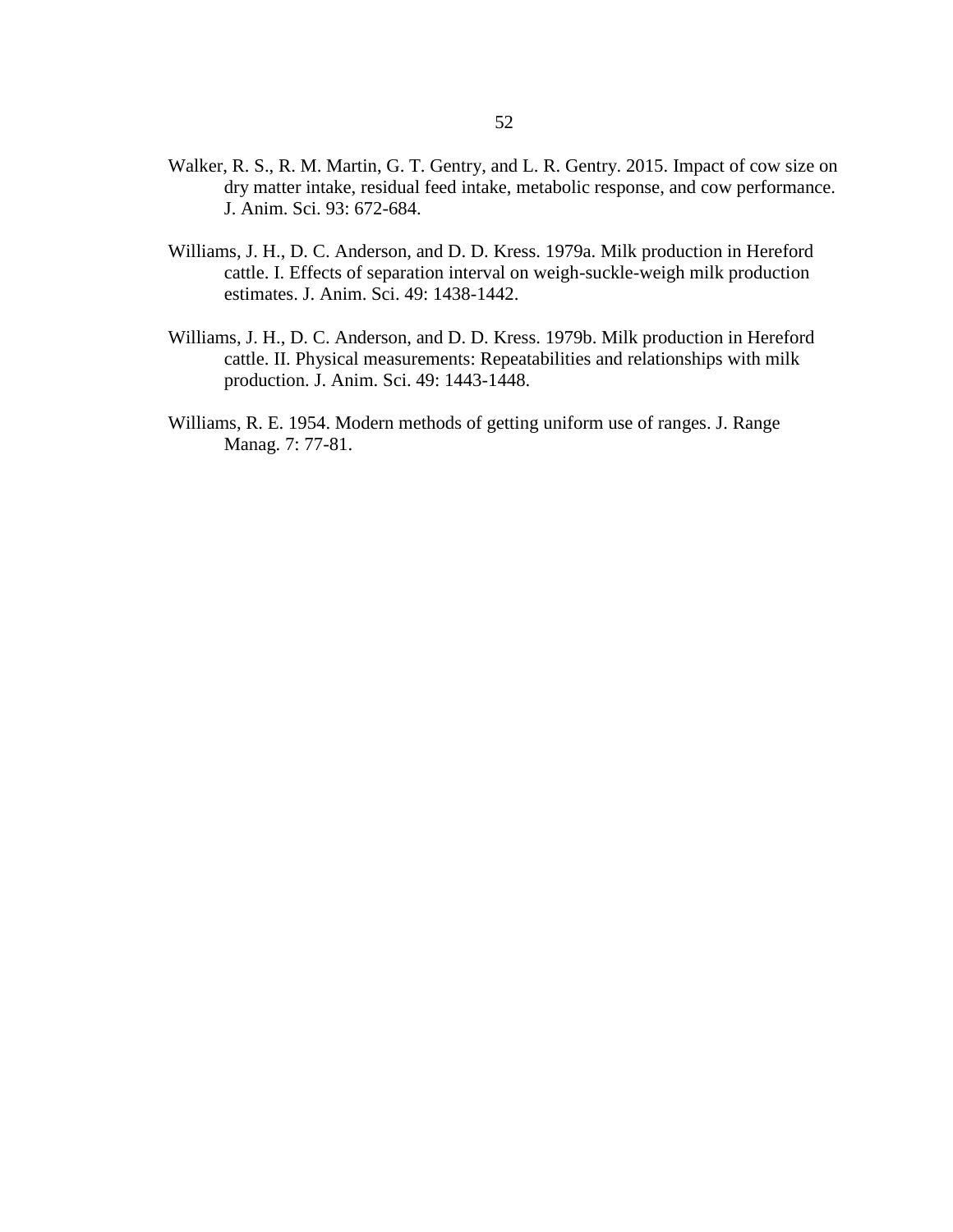Walker, R. S., R. M. Martin, G. T. Gentry, and L. R. Gentry. 2015. Impact of cow size on dry matter intake, residual feed intake, metabolic response, and cow performance. J. Anim. Sci. 93: 672-684.

Williams, J. H., D. C. Anderson, and D. D. Kress. 1979a. Milk production in Hereford cattle. I. Effects of separation interval on weigh-suckle-weigh milk production estimates. J. Anim. Sci. 49: 1438-1442.

Williams, J. H., D. C. Anderson, and D. D. Kress. 1979b. Milk production in Hereford cattle. II. Physical measurements: Repeatabilities and relationships with milk production. J. Anim. Sci. 49: 1443-1448.

Williams, R. E. 1954. Modern methods of getting uniform use of ranges. J. Range Manag. 7: 77-81.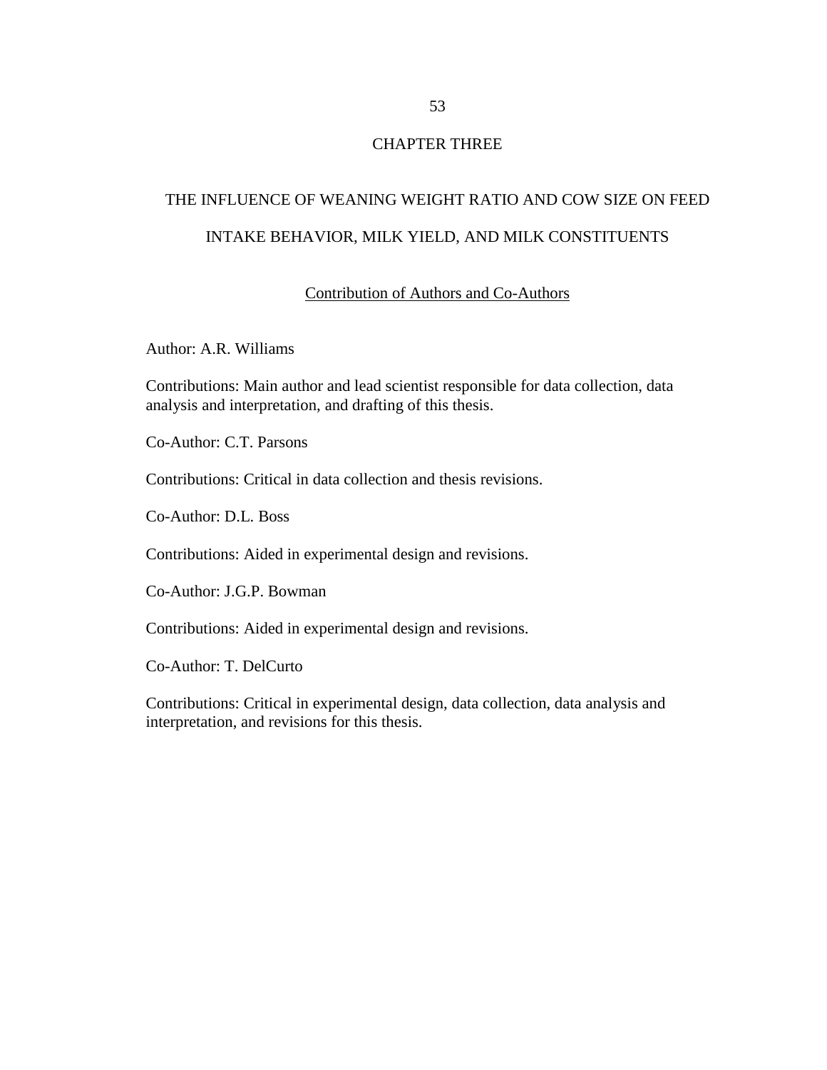# CHAPTER THREE

## THE INFLUENCE OF WEANING WEIGHT RATIO AND COW SIZE ON FEED INTAKE BEHAVIOR, MILK YIELD, AND MILK CONSTITUENTS

### Contribution of Authors and Co-Authors

Author: A.R. Williams

Contributions: Main author and lead scientist responsible for data collection, data analysis and interpretation, and drafting of this thesis.

Co-Author: C.T. Parsons

Contributions: Critical in data collection and thesis revisions.

Co-Author: D.L. Boss

Contributions: Aided in experimental design and revisions.

Co-Author: J.G.P. Bowman

Contributions: Aided in experimental design and revisions.

Co-Author: T. DelCurto

Contributions: Critical in experimental design, data collection, data analysis and interpretation, and revisions for this thesis.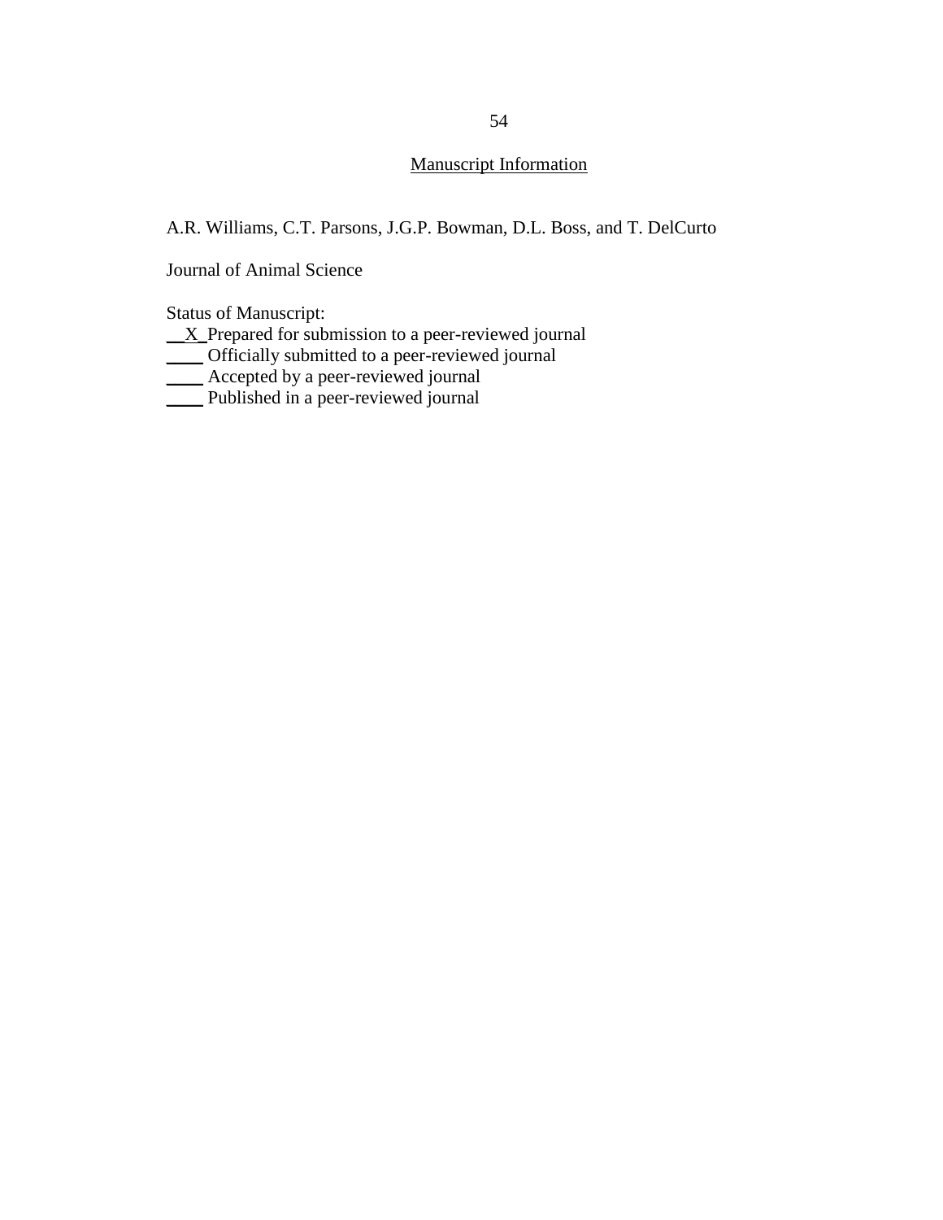## Manuscript Information

A.R. Williams, C.T. Parsons, J.G.P. Bowman, D.L. Boss, and T. DelCurto

Journal of Animal Science

Status of Manuscript:

__X_Prepared for submission to a peer-reviewed journal
____ Officially submitted to a peer-reviewed journal
____ Accepted by a peer-reviewed journal
____ Published in a peer-reviewed journal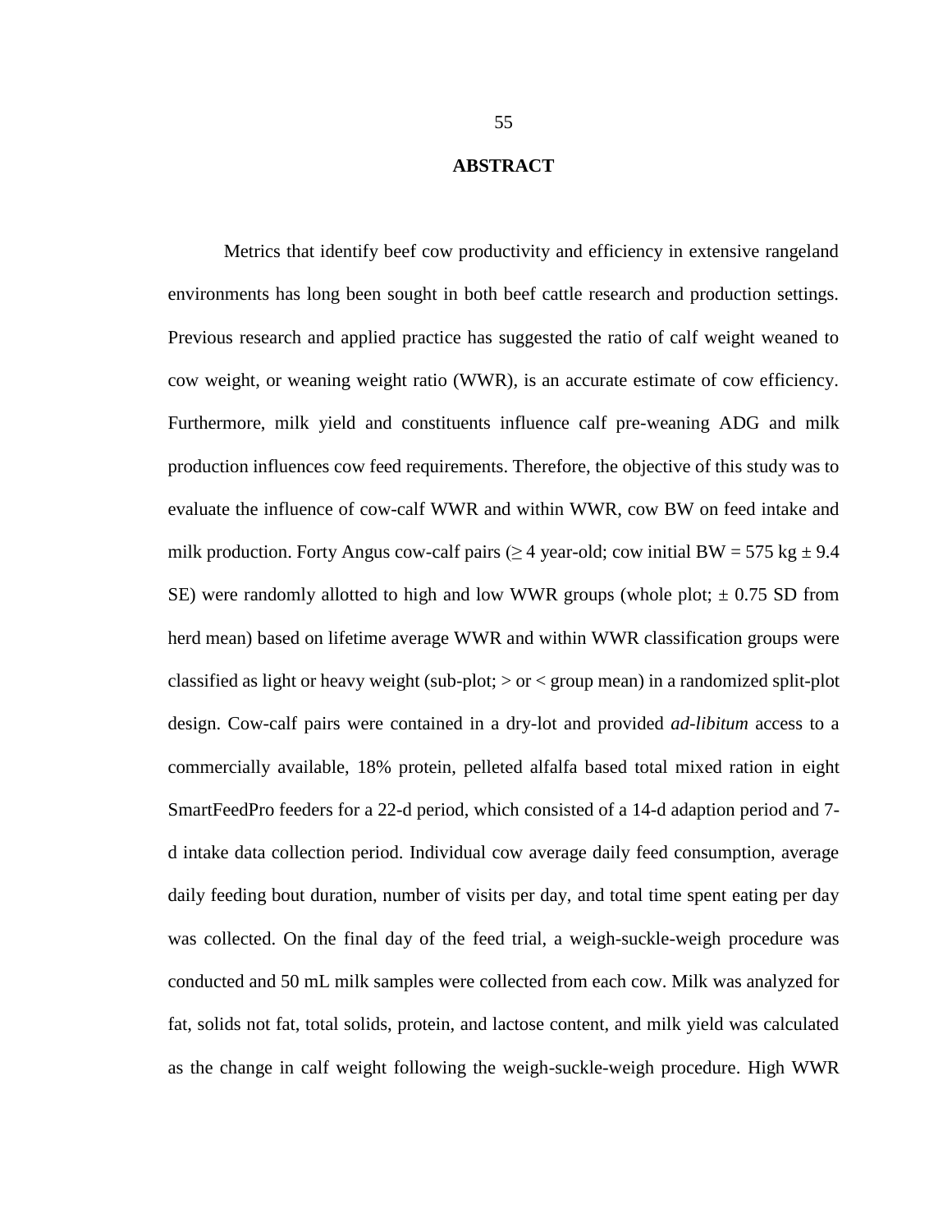# ABSTRACT

Metrics that identify beef cow productivity and efficiency in extensive rangeland environments has long been sought in both beef cattle research and production settings. Previous research and applied practice has suggested the ratio of calf weight weaned to cow weight, or weaning weight ratio (WWR), is an accurate estimate of cow efficiency. Furthermore, milk yield and constituents influence calf pre-weaning ADG and milk production influences cow feed requirements. Therefore, the objective of this study was to evaluate the influence of cow-calf WWR and within WWR, cow BW on feed intake and milk production. Forty Angus cow-calf pairs ($\geq$ 4 year-old; cow initial BW = 575 kg $\pm$ 9.4 SE) were randomly allotted to high and low WWR groups (whole plot; $\pm$ 0.75 SD from herd mean) based on lifetime average WWR and within WWR classification groups were classified as light or heavy weight (sub-plot; > or < group mean) in a randomized split-plot design. Cow-calf pairs were contained in a dry-lot and provided *ad-libitum* access to a commercially available, 18% protein, pelleted alfalfa based total mixed ration in eight SmartFeedPro feeders for a 22-d period, which consisted of a 14-d adaption period and 7-d intake data collection period. Individual cow average daily feed consumption, average daily feeding bout duration, number of visits per day, and total time spent eating per day was collected. On the final day of the feed trial, a weigh-suckle-weigh procedure was conducted and 50 mL milk samples were collected from each cow. Milk was analyzed for fat, solids not fat, total solids, protein, and lactose content, and milk yield was calculated as the change in calf weight following the weigh-suckle-weigh procedure. High WWR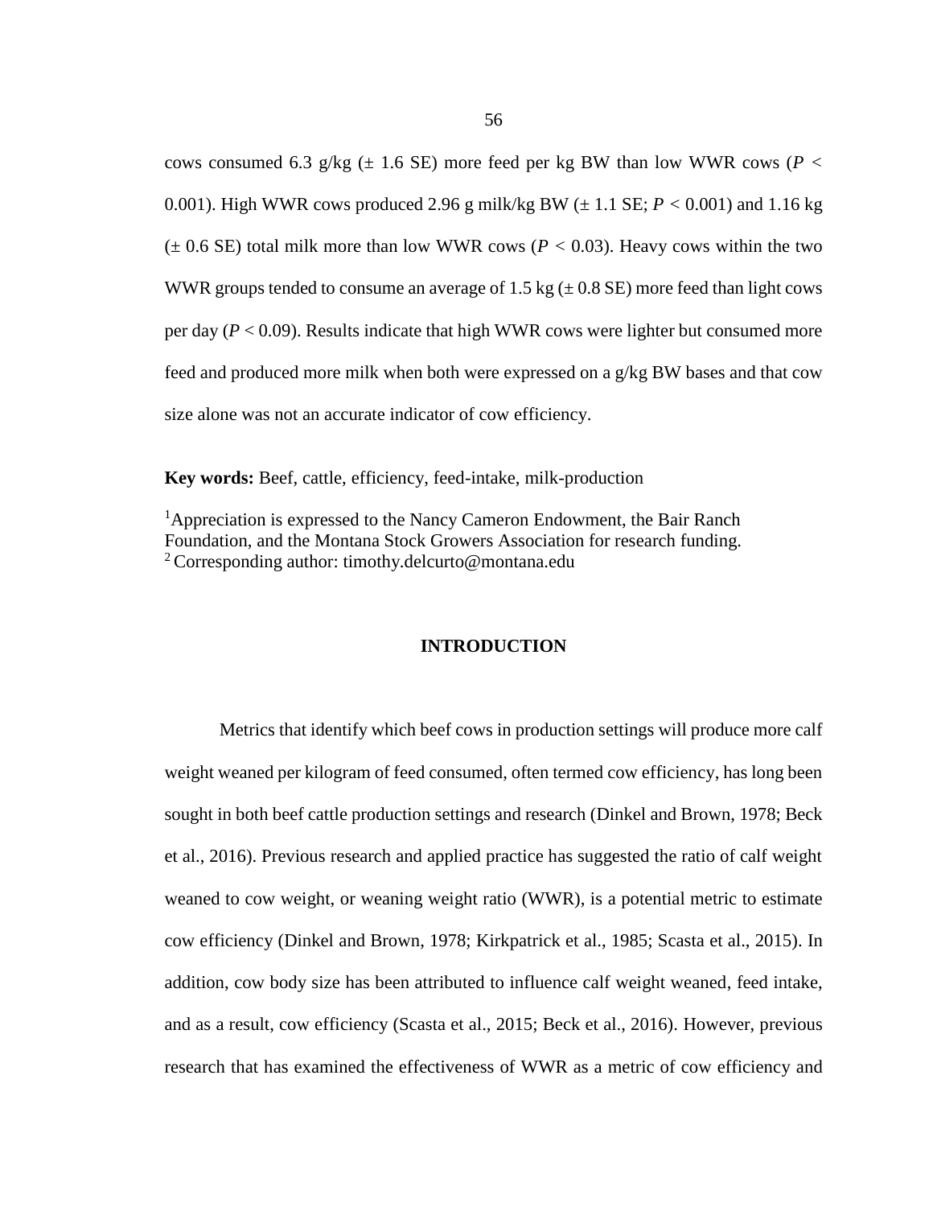cows consumed 6.3 g/kg (± 1.6 SE) more feed per kg BW than low WWR cows ($P < 0.001$). High WWR cows produced 2.96 g milk/kg BW (± 1.1 SE; $P < 0.001$) and 1.16 kg (± 0.6 SE) total milk more than low WWR cows ($P < 0.03$). Heavy cows within the two WWR groups tended to consume an average of 1.5 kg (± 0.8 SE) more feed than light cows per day ($P < 0.09$). Results indicate that high WWR cows were lighter but consumed more feed and produced more milk when both were expressed on a g/kg BW bases and that cow size alone was not an accurate indicator of cow efficiency.

**Key words:** Beef, cattle, efficiency, feed-intake, milk-production

[1]Appreciation is expressed to the Nancy Cameron Endowment, the Bair Ranch Foundation, and the Montana Stock Growers Association for research funding.
[2] Corresponding author: timothy.delcurto@montana.edu

## INTRODUCTION

Metrics that identify which beef cows in production settings will produce more calf weight weaned per kilogram of feed consumed, often termed cow efficiency, has long been sought in both beef cattle production settings and research (Dinkel and Brown, 1978; Beck et al., 2016). Previous research and applied practice has suggested the ratio of calf weight weaned to cow weight, or weaning weight ratio (WWR), is a potential metric to estimate cow efficiency (Dinkel and Brown, 1978; Kirkpatrick et al., 1985; Scasta et al., 2015). In addition, cow body size has been attributed to influence calf weight weaned, feed intake, and as a result, cow efficiency (Scasta et al., 2015; Beck et al., 2016). However, previous research that has examined the effectiveness of WWR as a metric of cow efficiency and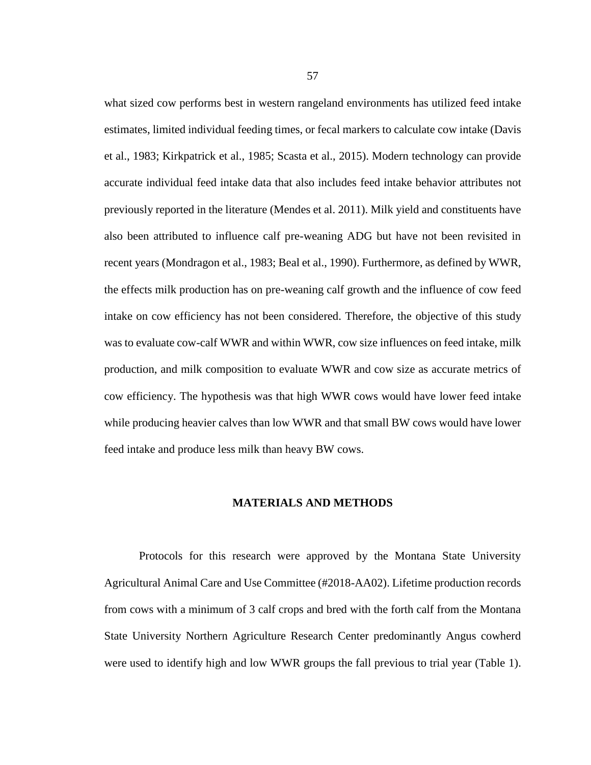what sized cow performs best in western rangeland environments has utilized feed intake estimates, limited individual feeding times, or fecal markers to calculate cow intake (Davis et al., 1983; Kirkpatrick et al., 1985; Scasta et al., 2015). Modern technology can provide accurate individual feed intake data that also includes feed intake behavior attributes not previously reported in the literature (Mendes et al. 2011). Milk yield and constituents have also been attributed to influence calf pre-weaning ADG but have not been revisited in recent years (Mondragon et al., 1983; Beal et al., 1990). Furthermore, as defined by WWR, the effects milk production has on pre-weaning calf growth and the influence of cow feed intake on cow efficiency has not been considered. Therefore, the objective of this study was to evaluate cow-calf WWR and within WWR, cow size influences on feed intake, milk production, and milk composition to evaluate WWR and cow size as accurate metrics of cow efficiency. The hypothesis was that high WWR cows would have lower feed intake while producing heavier calves than low WWR and that small BW cows would have lower feed intake and produce less milk than heavy BW cows.

## MATERIALS AND METHODS

Protocols for this research were approved by the Montana State University Agricultural Animal Care and Use Committee (#2018-AA02). Lifetime production records from cows with a minimum of 3 calf crops and bred with the forth calf from the Montana State University Northern Agriculture Research Center predominantly Angus cowherd were used to identify high and low WWR groups the fall previous to trial year (Table 1).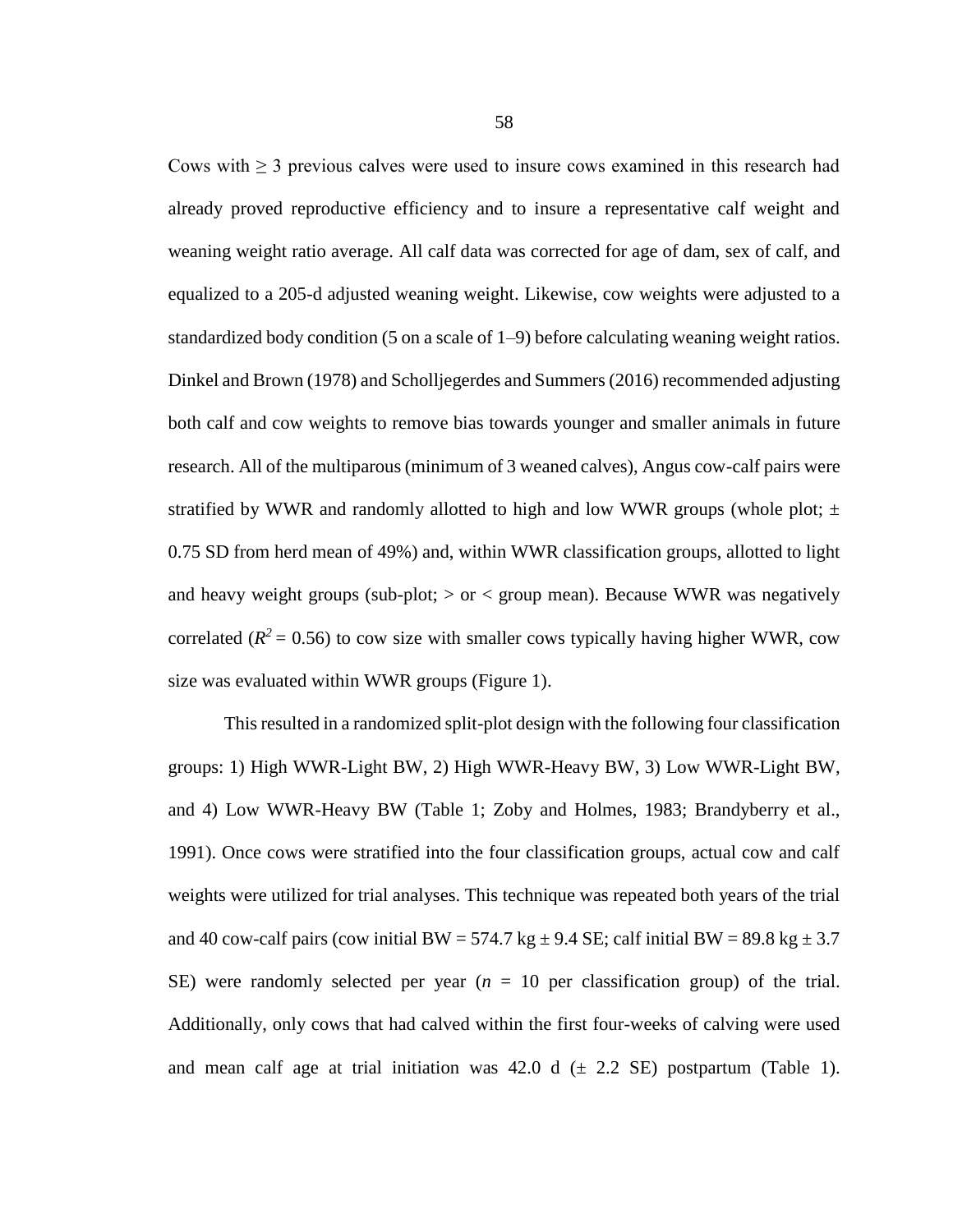Cows with $\geq 3$ previous calves were used to insure cows examined in this research had already proved reproductive efficiency and to insure a representative calf weight and weaning weight ratio average. All calf data was corrected for age of dam, sex of calf, and equalized to a 205-d adjusted weaning weight. Likewise, cow weights were adjusted to a standardized body condition (5 on a scale of 1–9) before calculating weaning weight ratios. Dinkel and Brown (1978) and Scholljegerdes and Summers (2016) recommended adjusting both calf and cow weights to remove bias towards younger and smaller animals in future research. All of the multiparous (minimum of 3 weaned calves), Angus cow-calf pairs were stratified by WWR and randomly allotted to high and low WWR groups (whole plot; $\pm$ 0.75 SD from herd mean of 49%) and, within WWR classification groups, allotted to light and heavy weight groups (sub-plot; > or < group mean). Because WWR was negatively correlated ($R^2 = 0.56$) to cow size with smaller cows typically having higher WWR, cow size was evaluated within WWR groups (Figure 1).

This resulted in a randomized split-plot design with the following four classification groups: 1) High WWR-Light BW, 2) High WWR-Heavy BW, 3) Low WWR-Light BW, and 4) Low WWR-Heavy BW (Table 1; Zoby and Holmes, 1983; Brandyberry et al., 1991). Once cows were stratified into the four classification groups, actual cow and calf weights were utilized for trial analyses. This technique was repeated both years of the trial and 40 cow-calf pairs (cow initial BW = 574.7 kg $\pm$ 9.4 SE; calf initial BW = 89.8 kg $\pm$ 3.7 SE) were randomly selected per year ($n$ = 10 per classification group) of the trial. Additionally, only cows that had calved within the first four-weeks of calving were used and mean calf age at trial initiation was 42.0 d ($\pm$ 2.2 SE) postpartum (Table 1).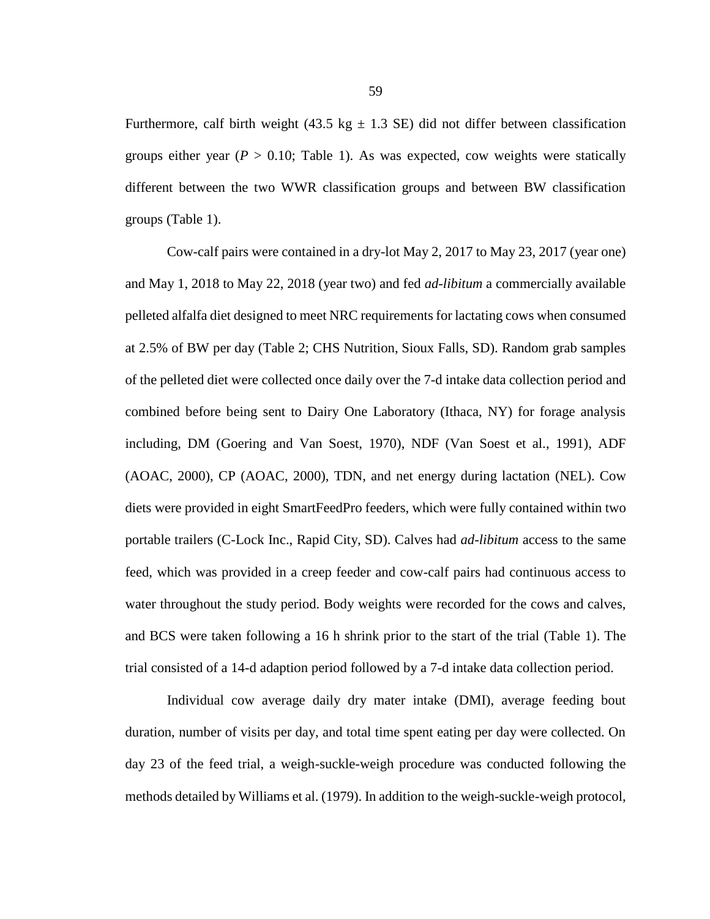Furthermore, calf birth weight (43.5 kg ± 1.3 SE) did not differ between classification groups either year ($P > 0.10$; Table 1). As was expected, cow weights were statically different between the two WWR classification groups and between BW classification groups (Table 1).

Cow-calf pairs were contained in a dry-lot May 2, 2017 to May 23, 2017 (year one) and May 1, 2018 to May 22, 2018 (year two) and fed *ad-libitum* a commercially available pelleted alfalfa diet designed to meet NRC requirements for lactating cows when consumed at 2.5% of BW per day (Table 2; CHS Nutrition, Sioux Falls, SD). Random grab samples of the pelleted diet were collected once daily over the 7-d intake data collection period and combined before being sent to Dairy One Laboratory (Ithaca, NY) for forage analysis including, DM (Goering and Van Soest, 1970), NDF (Van Soest et al., 1991), ADF (AOAC, 2000), CP (AOAC, 2000), TDN, and net energy during lactation (NEL). Cow diets were provided in eight SmartFeedPro feeders, which were fully contained within two portable trailers (C-Lock Inc., Rapid City, SD). Calves had *ad-libitum* access to the same feed, which was provided in a creep feeder and cow-calf pairs had continuous access to water throughout the study period. Body weights were recorded for the cows and calves, and BCS were taken following a 16 h shrink prior to the start of the trial (Table 1). The trial consisted of a 14-d adaption period followed by a 7-d intake data collection period.

Individual cow average daily dry mater intake (DMI), average feeding bout duration, number of visits per day, and total time spent eating per day were collected. On day 23 of the feed trial, a weigh-suckle-weigh procedure was conducted following the methods detailed by Williams et al. (1979). In addition to the weigh-suckle-weigh protocol,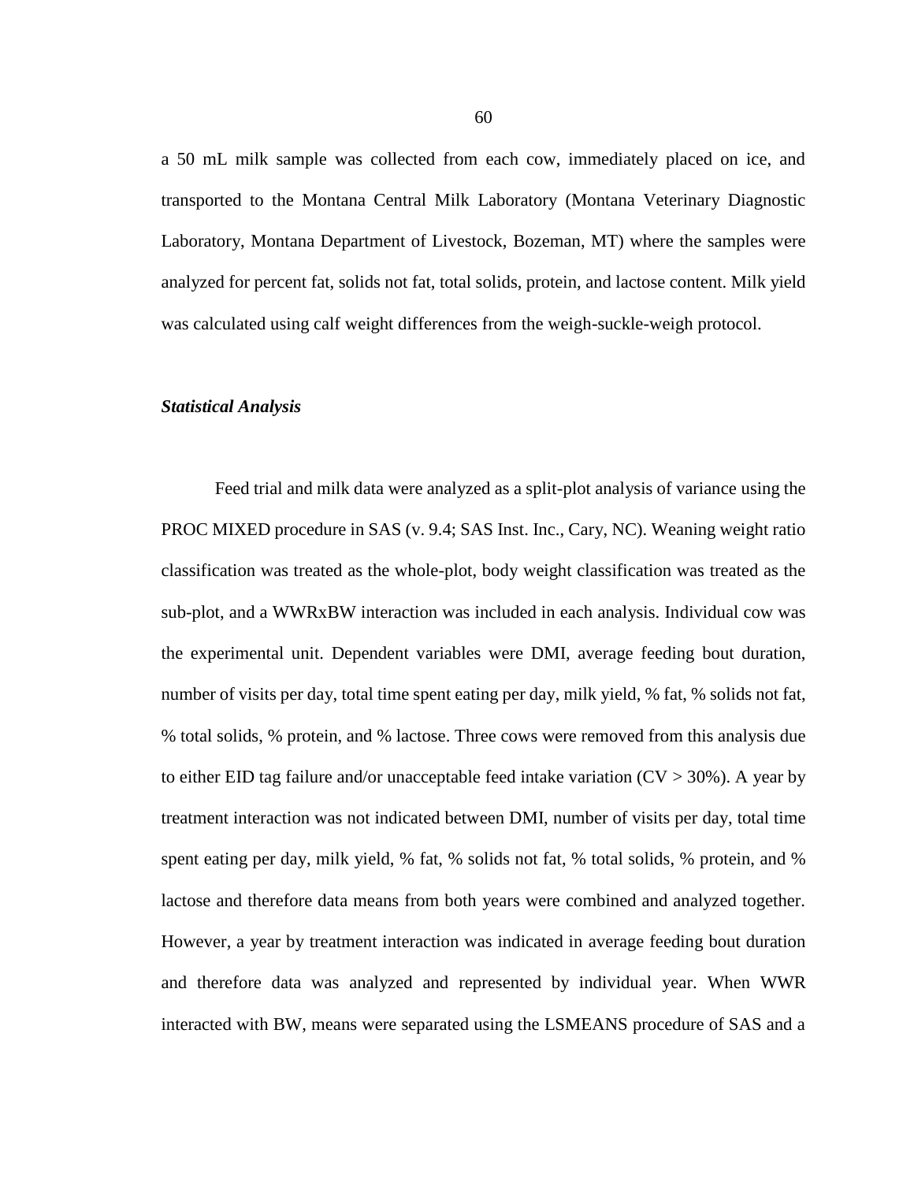a 50 mL milk sample was collected from each cow, immediately placed on ice, and transported to the Montana Central Milk Laboratory (Montana Veterinary Diagnostic Laboratory, Montana Department of Livestock, Bozeman, MT) where the samples were analyzed for percent fat, solids not fat, total solids, protein, and lactose content. Milk yield was calculated using calf weight differences from the weigh-suckle-weigh protocol.

### *Statistical Analysis*

Feed trial and milk data were analyzed as a split-plot analysis of variance using the PROC MIXED procedure in SAS (v. 9.4; SAS Inst. Inc., Cary, NC). Weaning weight ratio classification was treated as the whole-plot, body weight classification was treated as the sub-plot, and a WWRxBW interaction was included in each analysis. Individual cow was the experimental unit. Dependent variables were DMI, average feeding bout duration, number of visits per day, total time spent eating per day, milk yield, % fat, % solids not fat, % total solids, % protein, and % lactose. Three cows were removed from this analysis due to either EID tag failure and/or unacceptable feed intake variation (CV > 30%). A year by treatment interaction was not indicated between DMI, number of visits per day, total time spent eating per day, milk yield, % fat, % solids not fat, % total solids, % protein, and % lactose and therefore data means from both years were combined and analyzed together. However, a year by treatment interaction was indicated in average feeding bout duration and therefore data was analyzed and represented by individual year. When WWR interacted with BW, means were separated using the LSMEANS procedure of SAS and a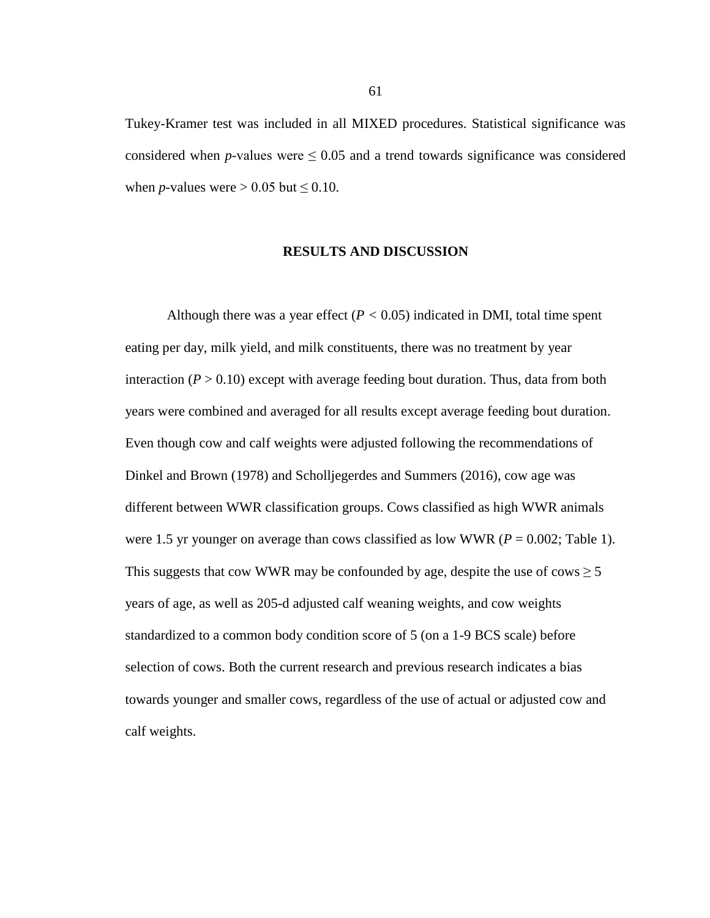Tukey-Kramer test was included in all MIXED procedures. Statistical significance was considered when *p*-values were $\leq 0.05$ and a trend towards significance was considered when *p*-values were $> 0.05$ but $\leq 0.10$.

## RESULTS AND DISCUSSION

Although there was a year effect ($P < 0.05$) indicated in DMI, total time spent eating per day, milk yield, and milk constituents, there was no treatment by year interaction ($P > 0.10$) except with average feeding bout duration. Thus, data from both years were combined and averaged for all results except average feeding bout duration. Even though cow and calf weights were adjusted following the recommendations of Dinkel and Brown (1978) and Scholljegerdes and Summers (2016), cow age was different between WWR classification groups. Cows classified as high WWR animals were 1.5 yr younger on average than cows classified as low WWR ($P = 0.002$; Table 1). This suggests that cow WWR may be confounded by age, despite the use of cows $\geq 5$ years of age, as well as 205-d adjusted calf weaning weights, and cow weights standardized to a common body condition score of 5 (on a 1-9 BCS scale) before selection of cows. Both the current research and previous research indicates a bias towards younger and smaller cows, regardless of the use of actual or adjusted cow and calf weights.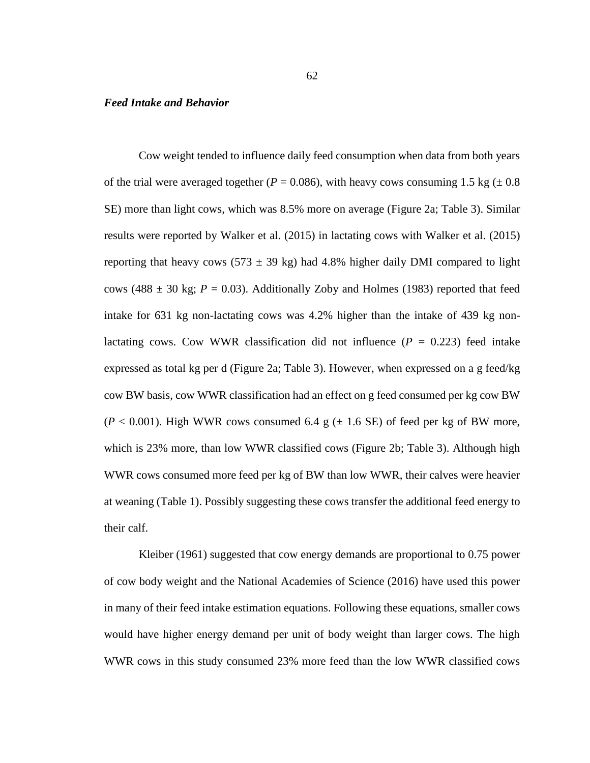### ***Feed Intake and Behavior***

Cow weight tended to influence daily feed consumption when data from both years of the trial were averaged together ($P = 0.086$), with heavy cows consuming 1.5 kg ($\pm$ 0.8 SE) more than light cows, which was 8.5% more on average (Figure 2a; Table 3). Similar results were reported by Walker et al. (2015) in lactating cows with Walker et al. (2015) reporting that heavy cows (573 $\pm$ 39 kg) had 4.8% higher daily DMI compared to light cows (488 $\pm$ 30 kg; $P = 0.03$). Additionally Zoby and Holmes (1983) reported that feed intake for 631 kg non-lactating cows was 4.2% higher than the intake of 439 kg non-lactating cows. Cow WWR classification did not influence ($P = 0.223$) feed intake expressed as total kg per d (Figure 2a; Table 3). However, when expressed on a g feed/kg cow BW basis, cow WWR classification had an effect on g feed consumed per kg cow BW ($P < 0.001$). High WWR cows consumed 6.4 g ($\pm$ 1.6 SE) of feed per kg of BW more, which is 23% more, than low WWR classified cows (Figure 2b; Table 3). Although high WWR cows consumed more feed per kg of BW than low WWR, their calves were heavier at weaning (Table 1). Possibly suggesting these cows transfer the additional feed energy to their calf.

Kleiber (1961) suggested that cow energy demands are proportional to 0.75 power of cow body weight and the National Academies of Science (2016) have used this power in many of their feed intake estimation equations. Following these equations, smaller cows would have higher energy demand per unit of body weight than larger cows. The high WWR cows in this study consumed 23% more feed than the low WWR classified cows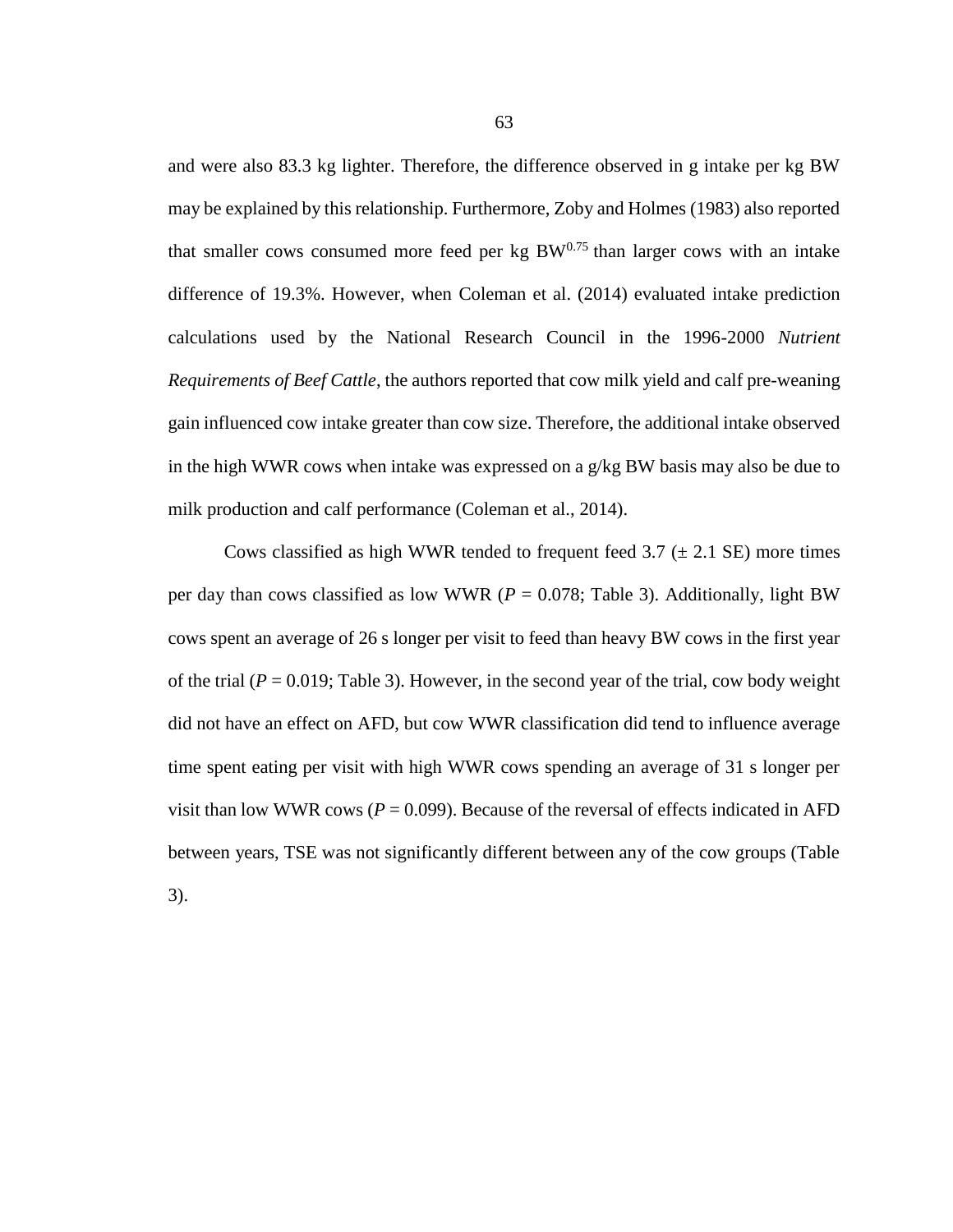and were also 83.3 kg lighter. Therefore, the difference observed in g intake per kg BW may be explained by this relationship. Furthermore, Zoby and Holmes (1983) also reported that smaller cows consumed more feed per kg $BW^{0.75}$ than larger cows with an intake difference of 19.3%. However, when Coleman et al. (2014) evaluated intake prediction calculations used by the National Research Council in the 1996-2000 *Nutrient Requirements of Beef Cattle*, the authors reported that cow milk yield and calf pre-weaning gain influenced cow intake greater than cow size. Therefore, the additional intake observed in the high WWR cows when intake was expressed on a g/kg BW basis may also be due to milk production and calf performance (Coleman et al., 2014).

Cows classified as high WWR tended to frequent feed 3.7 (± 2.1 SE) more times per day than cows classified as low WWR ($P = 0.078$; Table 3). Additionally, light BW cows spent an average of 26 s longer per visit to feed than heavy BW cows in the first year of the trial ($P = 0.019$; Table 3). However, in the second year of the trial, cow body weight did not have an effect on AFD, but cow WWR classification did tend to influence average time spent eating per visit with high WWR cows spending an average of 31 s longer per visit than low WWR cows ($P = 0.099$). Because of the reversal of effects indicated in AFD between years, TSE was not significantly different between any of the cow groups (Table 3).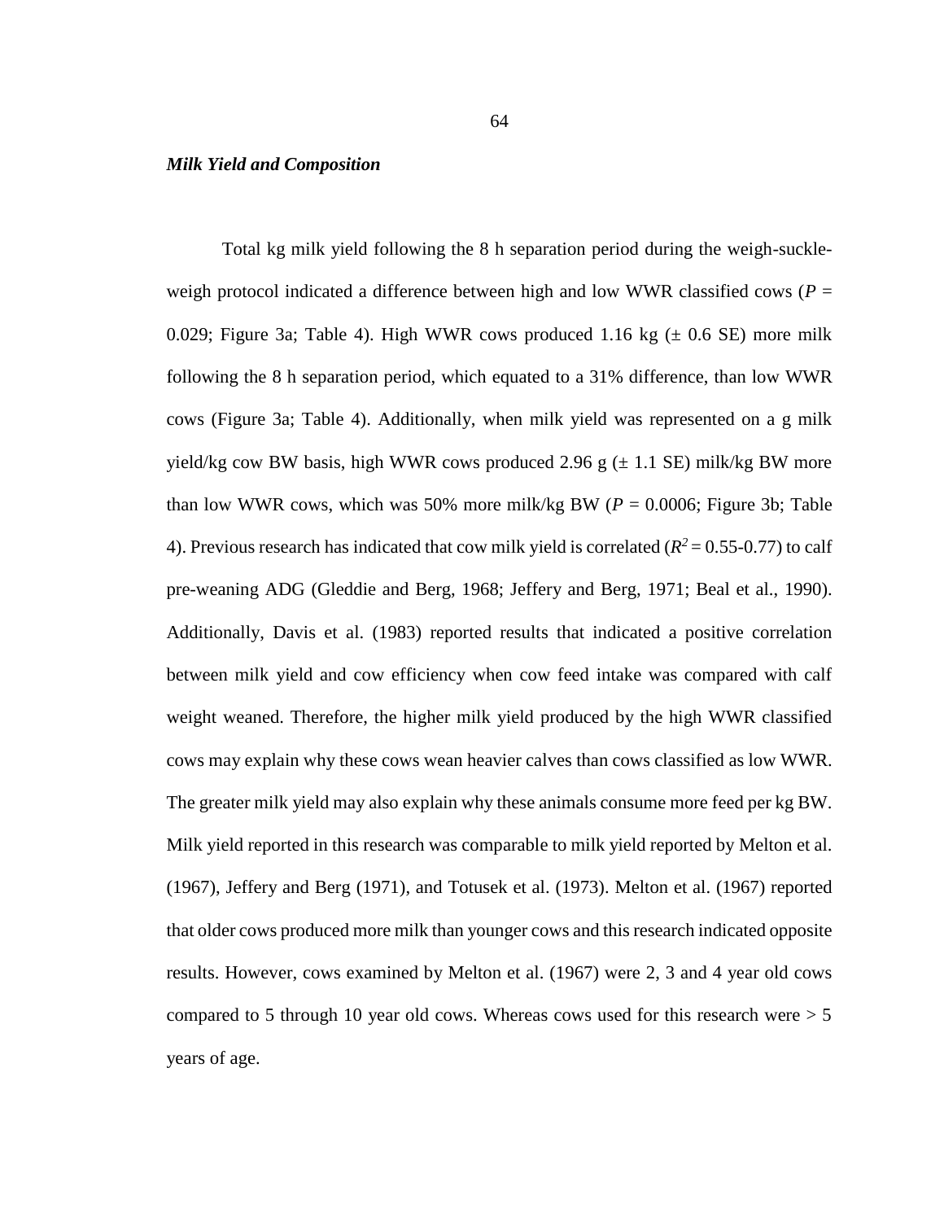### ***Milk Yield and Composition***

Total kg milk yield following the 8 h separation period during the weigh-suckle-weigh protocol indicated a difference between high and low WWR classified cows (*P* = 0.029; Figure 3a; Table 4). High WWR cows produced 1.16 kg (± 0.6 SE) more milk following the 8 h separation period, which equated to a 31% difference, than low WWR cows (Figure 3a; Table 4). Additionally, when milk yield was represented on a g milk yield/kg cow BW basis, high WWR cows produced 2.96 g (± 1.1 SE) milk/kg BW more than low WWR cows, which was 50% more milk/kg BW (*P* = 0.0006; Figure 3b; Table 4). Previous research has indicated that cow milk yield is correlated ($R^2$ = 0.55-0.77) to calf pre-weaning ADG (Gleddie and Berg, 1968; Jeffery and Berg, 1971; Beal et al., 1990). Additionally, Davis et al. (1983) reported results that indicated a positive correlation between milk yield and cow efficiency when cow feed intake was compared with calf weight weaned. Therefore, the higher milk yield produced by the high WWR classified cows may explain why these cows wean heavier calves than cows classified as low WWR. The greater milk yield may also explain why these animals consume more feed per kg BW. Milk yield reported in this research was comparable to milk yield reported by Melton et al. (1967), Jeffery and Berg (1971), and Totusek et al. (1973). Melton et al. (1967) reported that older cows produced more milk than younger cows and this research indicated opposite results. However, cows examined by Melton et al. (1967) were 2, 3 and 4 year old cows compared to 5 through 10 year old cows. Whereas cows used for this research were > 5 years of age.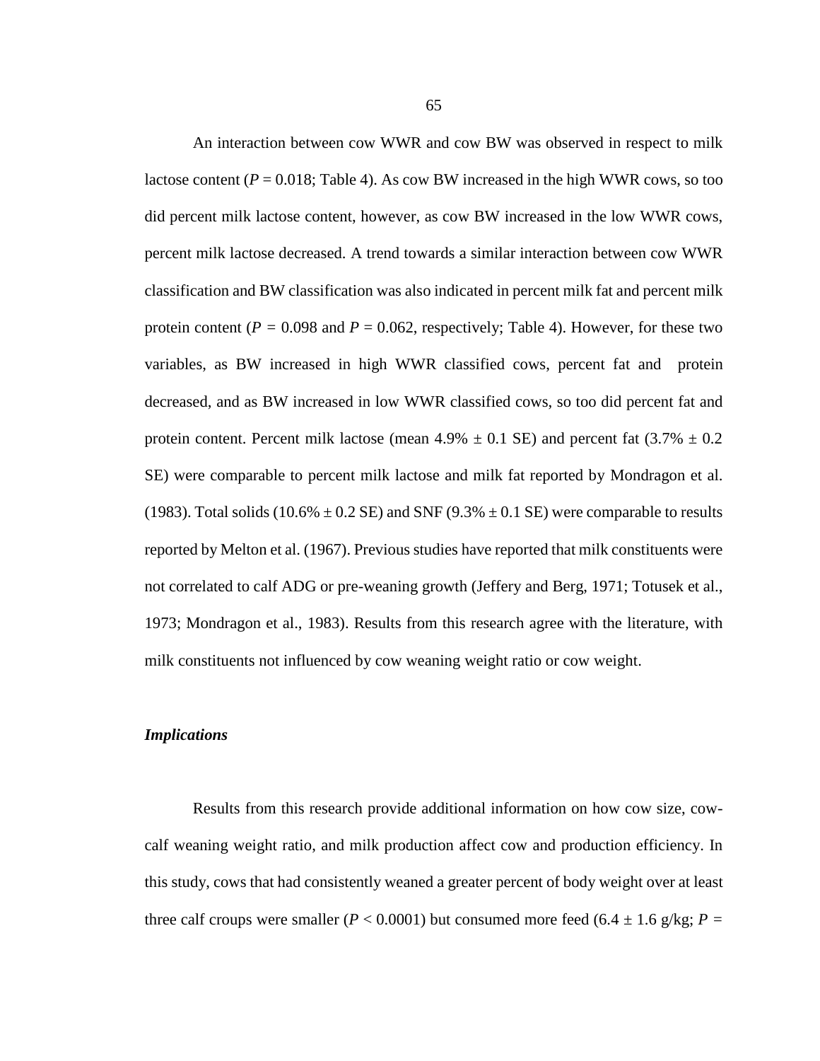An interaction between cow WWR and cow BW was observed in respect to milk lactose content ($P = 0.018$; Table 4). As cow BW increased in the high WWR cows, so too did percent milk lactose content, however, as cow BW increased in the low WWR cows, percent milk lactose decreased. A trend towards a similar interaction between cow WWR classification and BW classification was also indicated in percent milk fat and percent milk protein content ($P = 0.098$ and $P = 0.062$, respectively; Table 4). However, for these two variables, as BW increased in high WWR classified cows, percent fat and protein decreased, and as BW increased in low WWR classified cows, so too did percent fat and protein content. Percent milk lactose (mean 4.9% ± 0.1 SE) and percent fat (3.7% ± 0.2 SE) were comparable to percent milk lactose and milk fat reported by Mondragon et al. (1983). Total solids (10.6% ± 0.2 SE) and SNF (9.3% ± 0.1 SE) were comparable to results reported by Melton et al. (1967). Previous studies have reported that milk constituents were not correlated to calf ADG or pre-weaning growth (Jeffery and Berg, 1971; Totusek et al., 1973; Mondragon et al., 1983). Results from this research agree with the literature, with milk constituents not influenced by cow weaning weight ratio or cow weight.

### *Implications*

Results from this research provide additional information on how cow size, cow-calf weaning weight ratio, and milk production affect cow and production efficiency. In this study, cows that had consistently weaned a greater percent of body weight over at least three calf croups were smaller ($P < 0.0001$) but consumed more feed (6.4 ± 1.6 g/kg; $P =$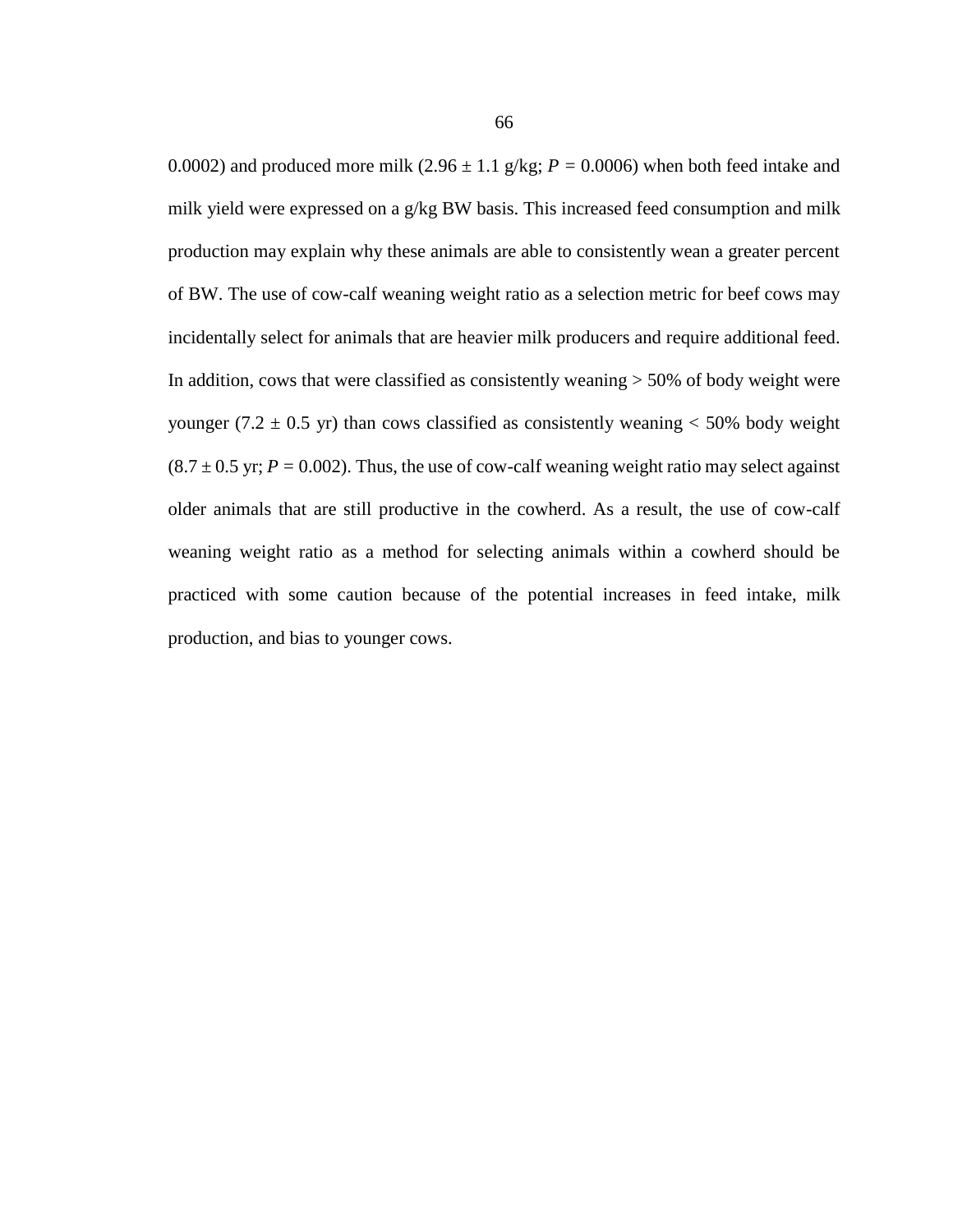0.0002) and produced more milk (2.96 ± 1.1 g/kg; $P = 0.0006$) when both feed intake and milk yield were expressed on a g/kg BW basis. This increased feed consumption and milk production may explain why these animals are able to consistently wean a greater percent of BW. The use of cow-calf weaning weight ratio as a selection metric for beef cows may incidentally select for animals that are heavier milk producers and require additional feed. In addition, cows that were classified as consistently weaning > 50% of body weight were younger (7.2 ± 0.5 yr) than cows classified as consistently weaning < 50% body weight (8.7 ± 0.5 yr; $P = 0.002$). Thus, the use of cow-calf weaning weight ratio may select against older animals that are still productive in the cowherd. As a result, the use of cow-calf weaning weight ratio as a method for selecting animals within a cowherd should be practiced with some caution because of the potential increases in feed intake, milk production, and bias to younger cows.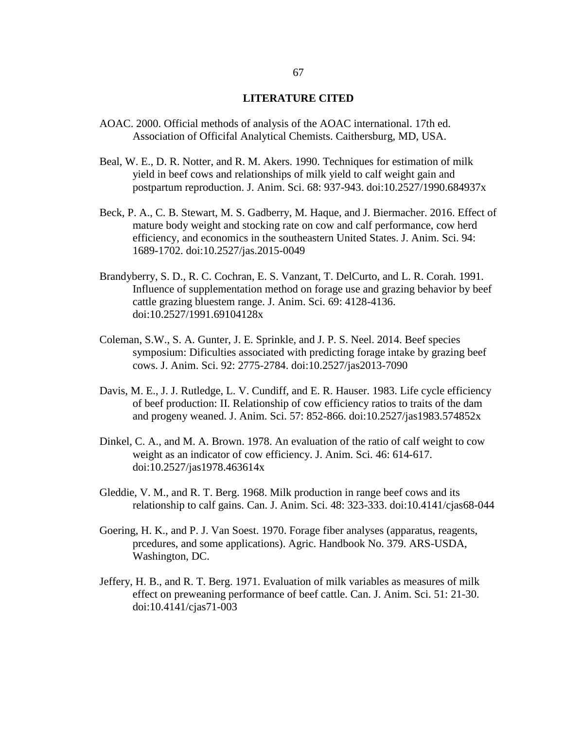## LITERATURE CITED

AOAC. 2000. Official methods of analysis of the AOAC international. 17th ed. Association of Officifal Analytical Chemists. Caithersburg, MD, USA.

Beal, W. E., D. R. Notter, and R. M. Akers. 1990. Techniques for estimation of milk yield in beef cows and relationships of milk yield to calf weight gain and postpartum reproduction. J. Anim. Sci. 68: 937-943. doi:10.2527/1990.684937x

Beck, P. A., C. B. Stewart, M. S. Gadberry, M. Haque, and J. Biermacher. 2016. Effect of mature body weight and stocking rate on cow and calf performance, cow herd efficiency, and economics in the southeastern United States. J. Anim. Sci. 94: 1689-1702. doi:10.2527/jas.2015-0049

Brandyberry, S. D., R. C. Cochran, E. S. Vanzant, T. DelCurto, and L. R. Corah. 1991. Influence of supplementation method on forage use and grazing behavior by beef cattle grazing bluestem range. J. Anim. Sci. 69: 4128-4136. doi:10.2527/1991.69104128x

Coleman, S.W., S. A. Gunter, J. E. Sprinkle, and J. P. S. Neel. 2014. Beef species symposium: Dificulties associated with predicting forage intake by grazing beef cows. J. Anim. Sci. 92: 2775-2784. doi:10.2527/jas2013-7090

Davis, M. E., J. J. Rutledge, L. V. Cundiff, and E. R. Hauser. 1983. Life cycle efficiency of beef production: II. Relationship of cow efficiency ratios to traits of the dam and progeny weaned. J. Anim. Sci. 57: 852-866. doi:10.2527/jas1983.574852x

Dinkel, C. A., and M. A. Brown. 1978. An evaluation of the ratio of calf weight to cow weight as an indicator of cow efficiency. J. Anim. Sci. 46: 614-617. doi:10.2527/jas1978.463614x

Gleddie, V. M., and R. T. Berg. 1968. Milk production in range beef cows and its relationship to calf gains. Can. J. Anim. Sci. 48: 323-333. doi:10.4141/cjas68-044

Goering, H. K., and P. J. Van Soest. 1970. Forage fiber analyses (apparatus, reagents, prcedures, and some applications). Agric. Handbook No. 379. ARS-USDA, Washington, DC.

Jeffery, H. B., and R. T. Berg. 1971. Evaluation of milk variables as measures of milk effect on preweaning performance of beef cattle. Can. J. Anim. Sci. 51: 21-30. doi:10.4141/cjas71-003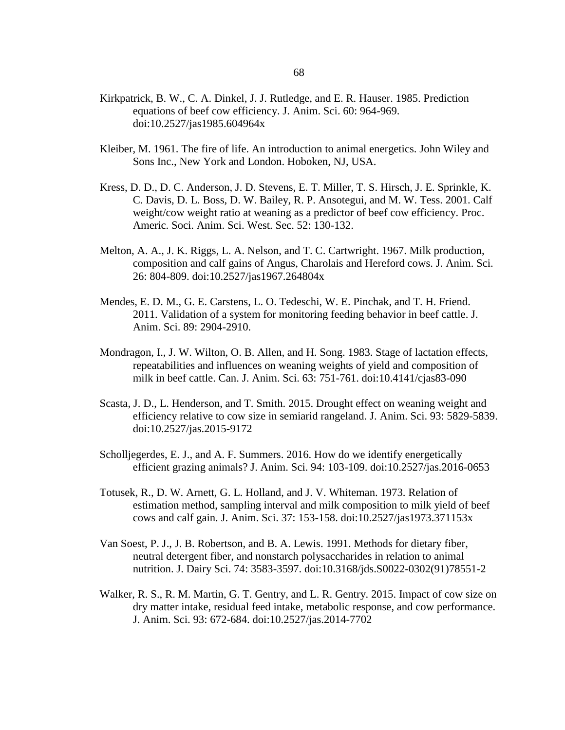Kirkpatrick, B. W., C. A. Dinkel, J. J. Rutledge, and E. R. Hauser. 1985. Prediction equations of beef cow efficiency. J. Anim. Sci. 60: 964-969. doi:10.2527/jas1985.604964x

Kleiber, M. 1961. The fire of life. An introduction to animal energetics. John Wiley and Sons Inc., New York and London. Hoboken, NJ, USA.

Kress, D. D., D. C. Anderson, J. D. Stevens, E. T. Miller, T. S. Hirsch, J. E. Sprinkle, K. C. Davis, D. L. Boss, D. W. Bailey, R. P. Ansotegui, and M. W. Tess. 2001. Calf weight/cow weight ratio at weaning as a predictor of beef cow efficiency. Proc. Americ. Soci. Anim. Sci. West. Sec. 52: 130-132.

Melton, A. A., J. K. Riggs, L. A. Nelson, and T. C. Cartwright. 1967. Milk production, composition and calf gains of Angus, Charolais and Hereford cows. J. Anim. Sci. 26: 804-809. doi:10.2527/jas1967.264804x

Mendes, E. D. M., G. E. Carstens, L. O. Tedeschi, W. E. Pinchak, and T. H. Friend. 2011. Validation of a system for monitoring feeding behavior in beef cattle. J. Anim. Sci. 89: 2904-2910.

Mondragon, I., J. W. Wilton, O. B. Allen, and H. Song. 1983. Stage of lactation effects, repeatabilities and influences on weaning weights of yield and composition of milk in beef cattle. Can. J. Anim. Sci. 63: 751-761. doi:10.4141/cjas83-090

Scasta, J. D., L. Henderson, and T. Smith. 2015. Drought effect on weaning weight and efficiency relative to cow size in semiarid rangeland. J. Anim. Sci. 93: 5829-5839. doi:10.2527/jas.2015-9172

Scholljegerdes, E. J., and A. F. Summers. 2016. How do we identify energetically efficient grazing animals? J. Anim. Sci. 94: 103-109. doi:10.2527/jas.2016-0653

Totusek, R., D. W. Arnett, G. L. Holland, and J. V. Whiteman. 1973. Relation of estimation method, sampling interval and milk composition to milk yield of beef cows and calf gain. J. Anim. Sci. 37: 153-158. doi:10.2527/jas1973.371153x

Van Soest, P. J., J. B. Robertson, and B. A. Lewis. 1991. Methods for dietary fiber, neutral detergent fiber, and nonstarch polysaccharides in relation to animal nutrition. J. Dairy Sci. 74: 3583-3597. doi:10.3168/jds.S0022-0302(91)78551-2

Walker, R. S., R. M. Martin, G. T. Gentry, and L. R. Gentry. 2015. Impact of cow size on dry matter intake, residual feed intake, metabolic response, and cow performance. J. Anim. Sci. 93: 672-684. doi:10.2527/jas.2014-7702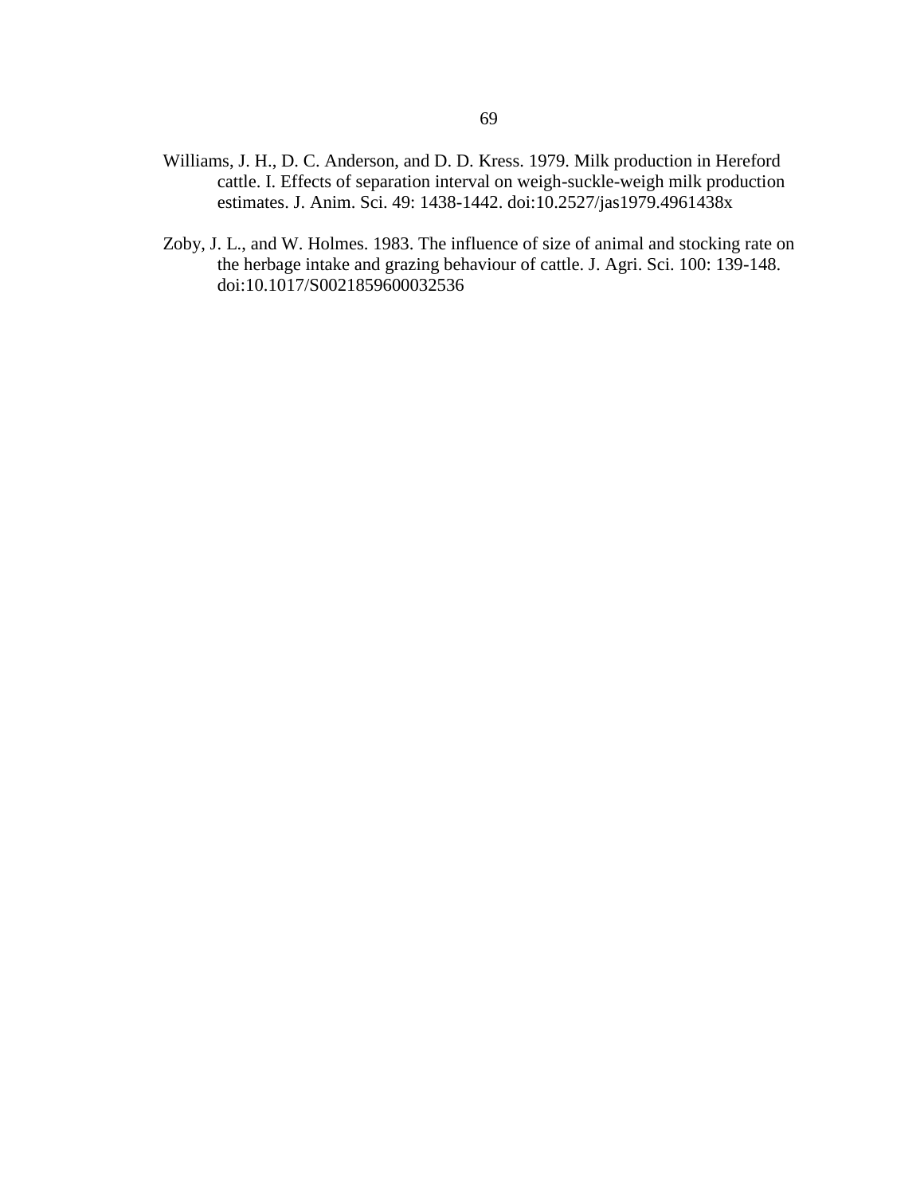Williams, J. H., D. C. Anderson, and D. D. Kress. 1979. Milk production in Hereford cattle. I. Effects of separation interval on weigh-suckle-weigh milk production estimates. J. Anim. Sci. 49: 1438-1442. doi:10.2527/jas1979.4961438x

Zoby, J. L., and W. Holmes. 1983. The influence of size of animal and stocking rate on the herbage intake and grazing behaviour of cattle. J. Agri. Sci. 100: 139-148. doi:10.1017/S0021859600032536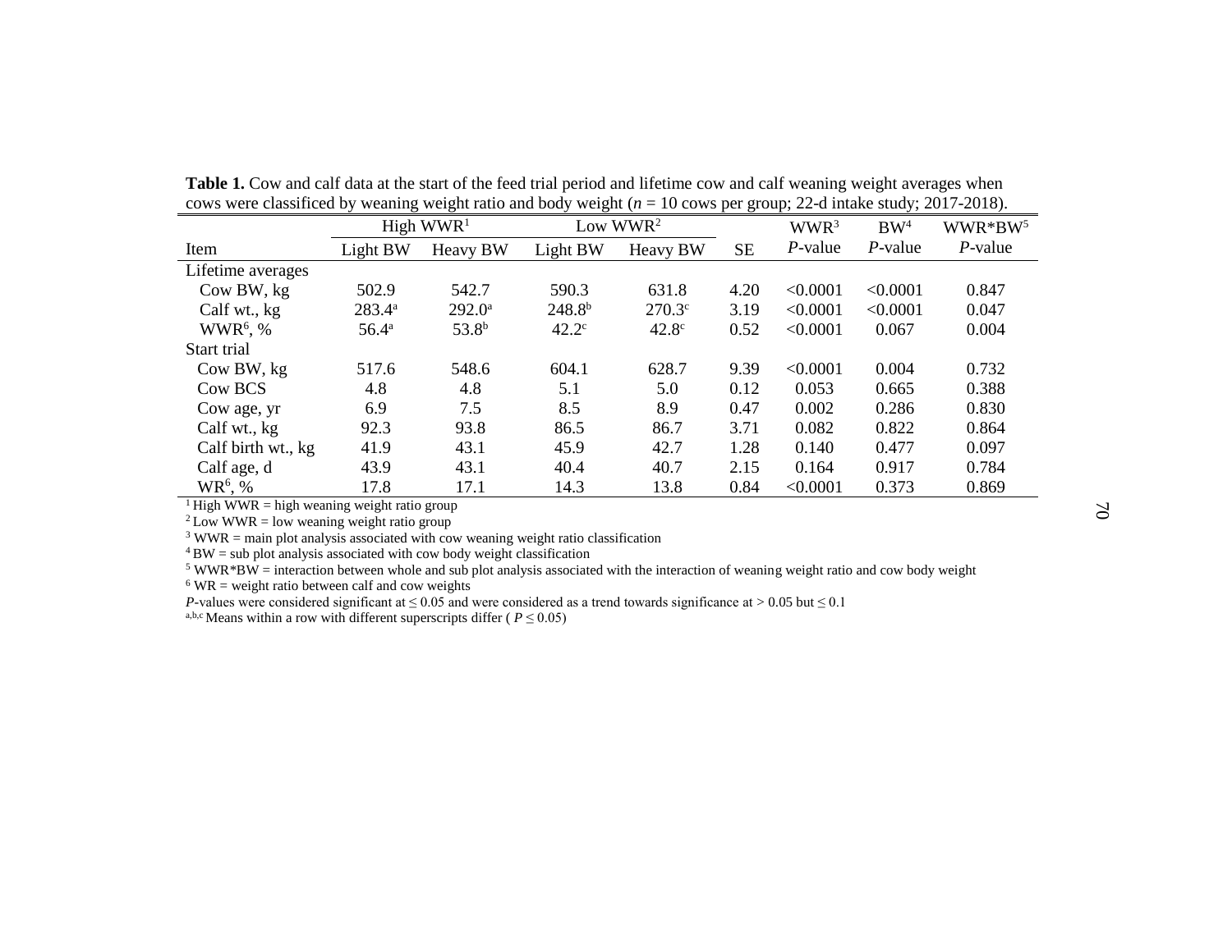**Table 1.** Cow and calf data at the start of the feed trial period and lifetime cow and calf weaning weight averages when cows were classificed by weaning weight ratio and body weight (*n* = 10 cows per group; 22-d intake study; 2017-2018).

| | High WWR[1] | | Low WWR[2] | | | WWR[3] | BW[4] | WWR*BW[5] |
|---|---|---|---|---|---|---|---|---|
| Item | Light BW | Heavy BW | Light BW | Heavy BW | SE | *P*-value | *P*-value | *P*-value |
| Lifetime averages | | | | | | | | |
| Cow BW, kg | 502.9 | 542.7 | 590.3 | 631.8 | 4.20 | <0.0001 | <0.0001 | 0.847 |
| Calf wt., kg | 283.4[a] | 292.0[a] | 248.8[b] | 270.3[c] | 3.19 | <0.0001 | <0.0001 | 0.047 |
| WWR[6], % | 56.4[a] | 53.8[b] | 42.2[c] | 42.8[c] | 0.52 | <0.0001 | 0.067 | 0.004 |
| Start trial | | | | | | | | |
| Cow BW, kg | 517.6 | 548.6 | 604.1 | 628.7 | 9.39 | <0.0001 | 0.004 | 0.732 |
| Cow BCS | 4.8 | 4.8 | 5.1 | 5.0 | 0.12 | 0.053 | 0.665 | 0.388 |
| Cow age, yr | 6.9 | 7.5 | 8.5 | 8.9 | 0.47 | 0.002 | 0.286 | 0.830 |
| Calf wt., kg | 92.3 | 93.8 | 86.5 | 86.7 | 3.71 | 0.082 | 0.822 | 0.864 |
| Calf birth wt., kg | 41.9 | 43.1 | 45.9 | 42.7 | 1.28 | 0.140 | 0.477 | 0.097 |
| Calf age, d | 43.9 | 43.1 | 40.4 | 40.7 | 2.15 | 0.164 | 0.917 | 0.784 |
| WR[6], % | 17.8 | 17.1 | 14.3 | 13.8 | 0.84 | <0.0001 | 0.373 | 0.869 |

[1] High WWR = high weaning weight ratio group
[2] Low WWR = low weaning weight ratio group
[3] WWR = main plot analysis associated with cow weaning weight ratio classification
[4] BW = sub plot analysis associated with cow body weight classification
[5] WWR*BW = interaction between whole and sub plot analysis associated with the interaction of weaning weight ratio and cow body weight
[6] WR = weight ratio between calf and cow weights
*P*-values were considered significant at ≤ 0.05 and were considered as a trend towards significance at > 0.05 but ≤ 0.1
[a,b,c] Means within a row with different superscripts differ ( $P \leq 0.05$)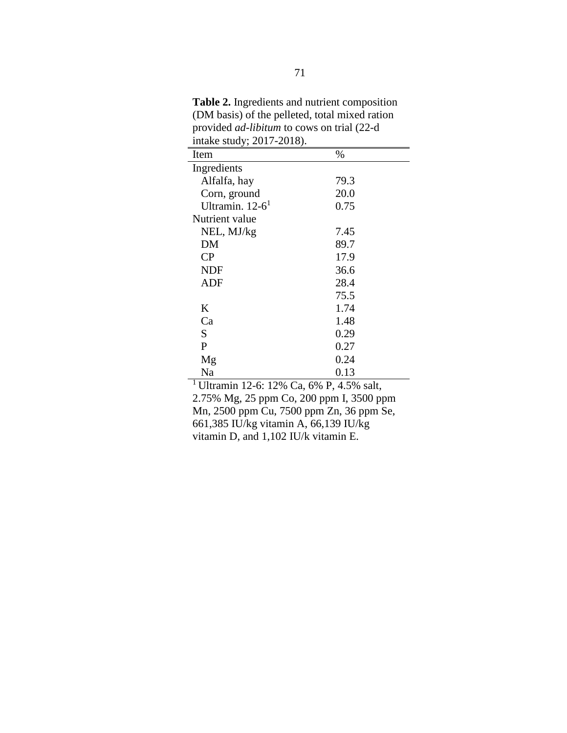**Table 2.** Ingredients and nutrient composition (DM basis) of the pelleted, total mixed ration provided *ad-libitum* to cows on trial (22-d intake study; 2017-2018).

| Item | % |
|---|---|
| Ingredients | |
| Alfalfa, hay | 79.3 |
| Corn, ground | 20.0 |
| Ultramin. 12-6[1] | 0.75 |
| Nutrient value | |
| NEL, MJ/kg | 7.45 |
| DM | 89.7 |
| CP | 17.9 |
| NDF | 36.6 |
| ADF | 28.4 |
| | 75.5 |
| K | 1.74 |
| Ca | 1.48 |
| S | 0.29 |
| P | 0.27 |
| Mg | 0.24 |
| Na | 0.13 |

[1] Ultramin 12-6: 12% Ca, 6% P, 4.5% salt, 2.75% Mg, 25 ppm Co, 200 ppm I, 3500 ppm Mn, 2500 ppm Cu, 7500 ppm Zn, 36 ppm Se, 661,385 IU/kg vitamin A, 66,139 IU/kg vitamin D, and 1,102 IU/k vitamin E.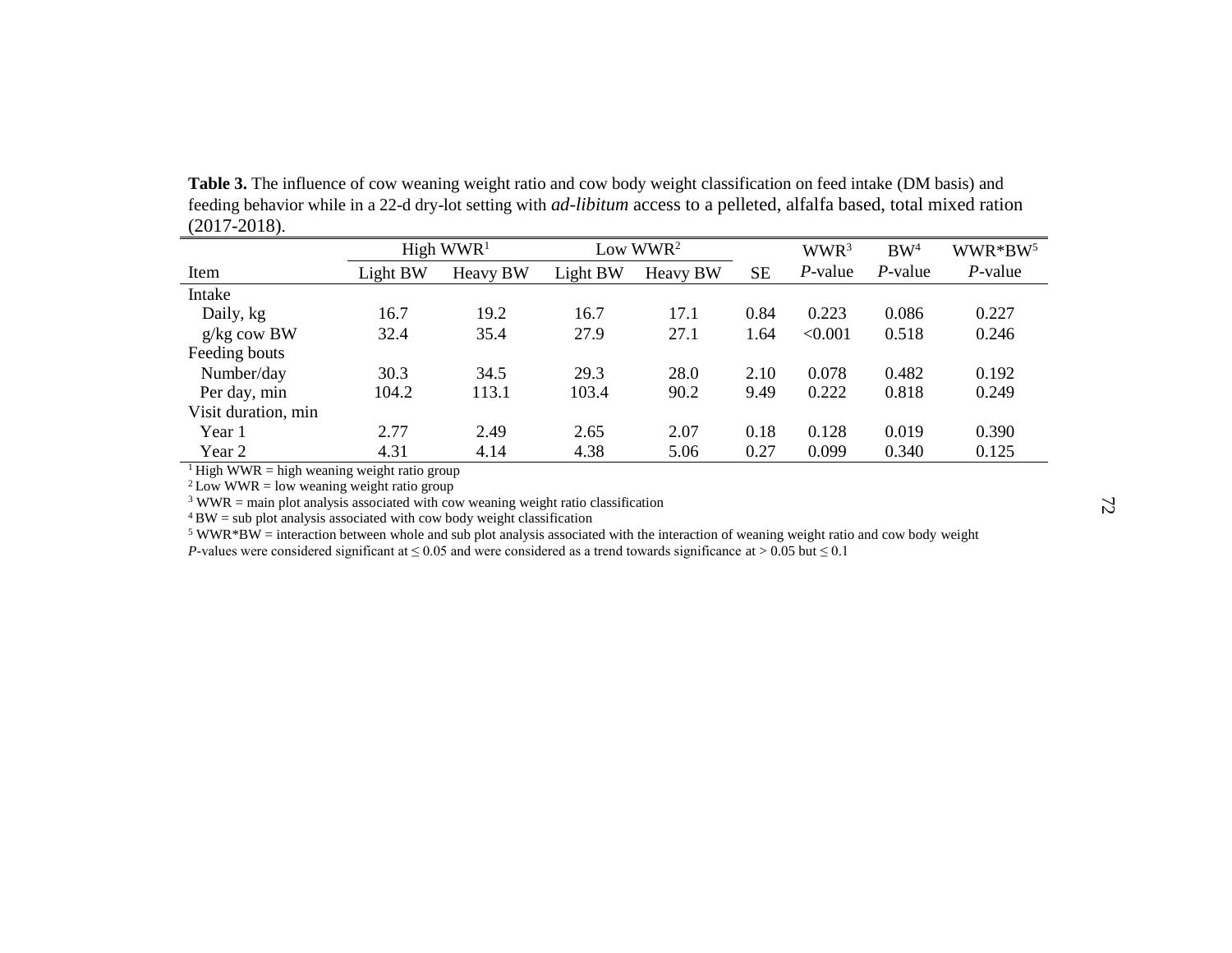**Table 3.** The influence of cow weaning weight ratio and cow body weight classification on feed intake (DM basis) and feeding behavior while in a 22-d dry-lot setting with *ad-libitum* access to a pelleted, alfalfa based, total mixed ration (2017-2018).

| | High WWR[1] | | Low WWR[2] | | | WWR[3] | BW[4] | WWR*BW[5] |
|---|---|---|---|---|---|---|---|---|
| Item | Light BW | Heavy BW | Light BW | Heavy BW | SE | *P*-value | *P*-value | *P*-value |
| Intake | | | | | | | | |
| Daily, kg | 16.7 | 19.2 | 16.7 | 17.1 | 0.84 | 0.223 | 0.086 | 0.227 |
| g/kg cow BW | 32.4 | 35.4 | 27.9 | 27.1 | 1.64 | <0.001 | 0.518 | 0.246 |
| Feeding bouts | | | | | | | | |
| Number/day | 30.3 | 34.5 | 29.3 | 28.0 | 2.10 | 0.078 | 0.482 | 0.192 |
| Per day, min | 104.2 | 113.1 | 103.4 | 90.2 | 9.49 | 0.222 | 0.818 | 0.249 |
| Visit duration, min | | | | | | | | |
| Year 1 | 2.77 | 2.49 | 2.65 | 2.07 | 0.18 | 0.128 | 0.019 | 0.390 |
| Year 2 | 4.31 | 4.14 | 4.38 | 5.06 | 0.27 | 0.099 | 0.340 | 0.125 |

[1] High WWR = high weaning weight ratio group
[2] Low WWR = low weaning weight ratio group
[3] WWR = main plot analysis associated with cow weaning weight ratio classification
[4] BW = sub plot analysis associated with cow body weight classification
[5] WWR*BW = interaction between whole and sub plot analysis associated with the interaction of weaning weight ratio and cow body weight
*P*-values were considered significant at ≤ 0.05 and were considered as a trend towards significance at > 0.05 but ≤ 0.1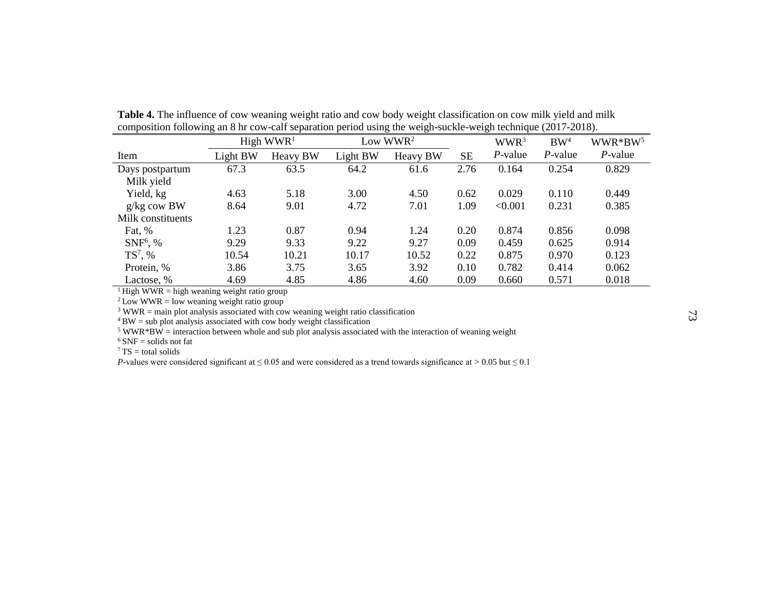**Table 4.** The influence of cow weaning weight ratio and cow body weight classification on cow milk yield and milk composition following an 8 hr cow-calf separation period using the weigh-suckle-weigh technique (2017-2018).

| | High WWR[1] | | Low WWR[2] | | | WWR[3] | BW[4] | WWR*BW[5] |
|---|---|---|---|---|---|---|---|---|
| Item | Light BW | Heavy BW | Light BW | Heavy BW | SE | *P*-value | *P*-value | *P*-value |
| Days postpartum | 67.3 | 63.5 | 64.2 | 61.6 | 2.76 | 0.164 | 0.254 | 0.829 |
| Milk yield | | | | | | | | |
| Yield, kg | 4.63 | 5.18 | 3.00 | 4.50 | 0.62 | 0.029 | 0.110 | 0.449 |
| g/kg cow BW | 8.64 | 9.01 | 4.72 | 7.01 | 1.09 | <0.001 | 0.231 | 0.385 |
| Milk constituents | | | | | | | | |
| Fat, % | 1.23 | 0.87 | 0.94 | 1.24 | 0.20 | 0.874 | 0.856 | 0.098 |
| SNF[6], % | 9.29 | 9.33 | 9.22 | 9.27 | 0.09 | 0.459 | 0.625 | 0.914 |
| TS[7], % | 10.54 | 10.21 | 10.17 | 10.52 | 0.22 | 0.875 | 0.970 | 0.123 |
| Protein, % | 3.86 | 3.75 | 3.65 | 3.92 | 0.10 | 0.782 | 0.414 | 0.062 |
| Lactose, % | 4.69 | 4.85 | 4.86 | 4.60 | 0.09 | 0.660 | 0.571 | 0.018 |

[1] High WWR = high weaning weight ratio group
[2] Low WWR = low weaning weight ratio group
[3] WWR = main plot analysis associated with cow weaning weight ratio classification
[4] BW = sub plot analysis associated with cow body weight classification
[5] WWR*BW = interaction between whole and sub plot analysis associated with the interaction of weaning weight
[6] SNF = solids not fat
[7] TS = total solids
*P*-values were considered significant at ≤ 0.05 and were considered as a trend towards significance at > 0.05 but ≤ 0.1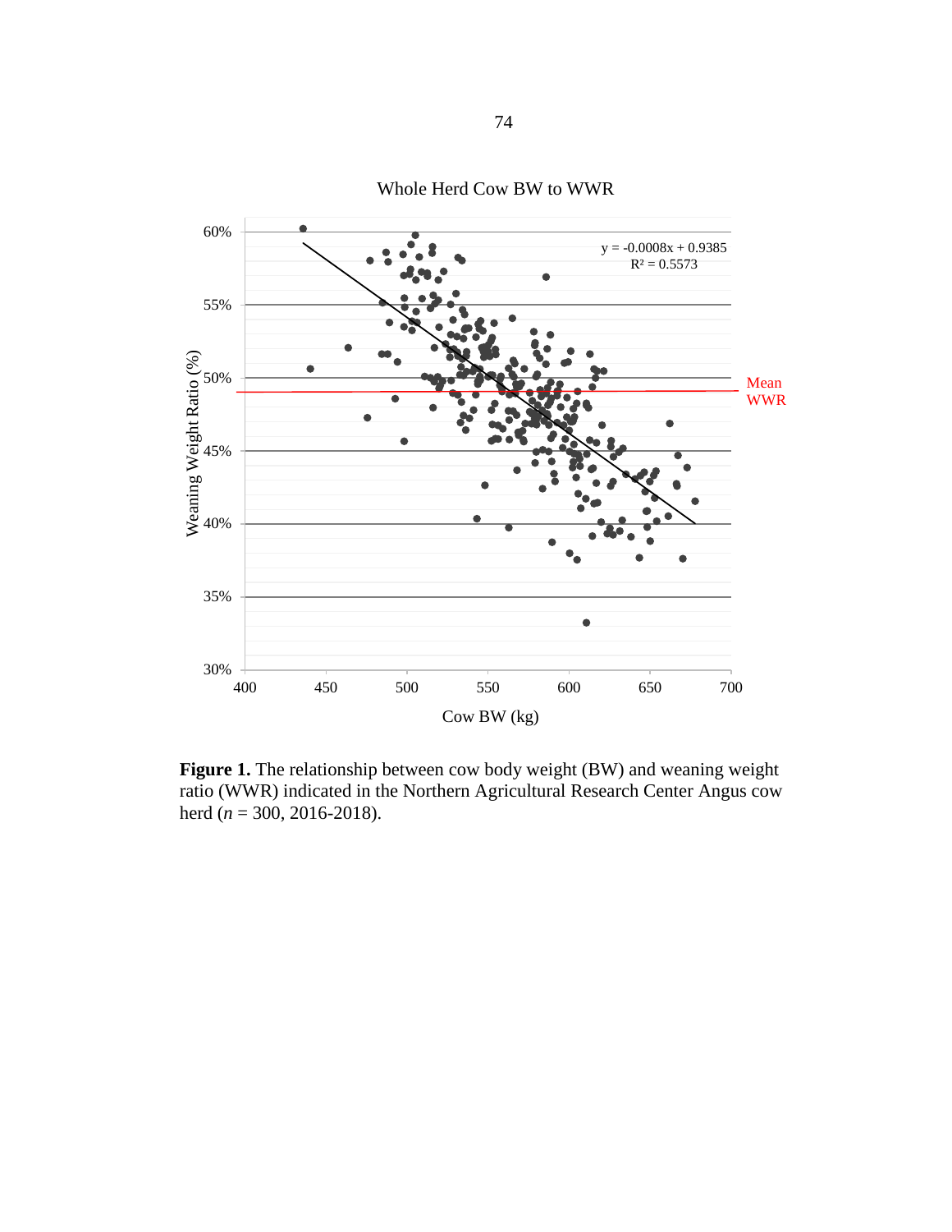**Figure 1.** The relationship between cow body weight (BW) and weaning weight ratio (WWR) indicated in the Northern Agricultural Research Center Angus cow herd (*n* = 300, 2016-2018).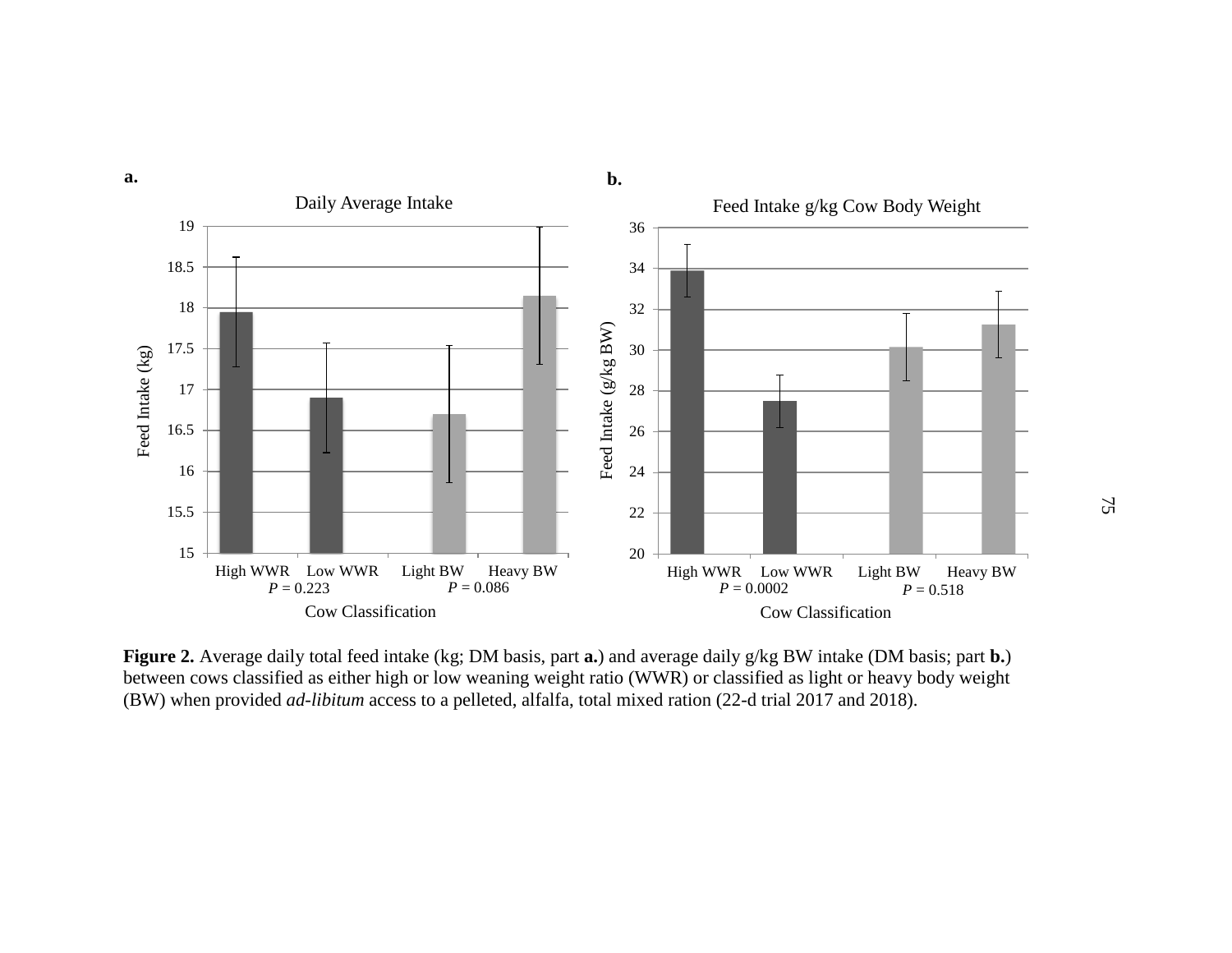**a.**

Daily Average Intake

Feed Intake (kg)

High WWR Low WWR Light BW Heavy BW

*P* = 0.223 *P* = 0.086

Cow Classification

**b.**

Feed Intake g/kg Cow Body Weight

Feed Intake (g/kg BW)

High WWR Low WWR Light BW Heavy BW

*P* = 0.0002 *P* = 0.518

Cow Classification

**Figure 2.** Average daily total feed intake (kg; DM basis, part **a.**) and average daily g/kg BW intake (DM basis; part **b.**) between cows classified as either high or low weaning weight ratio (WWR) or classified as light or heavy body weight (BW) when provided *ad-libitum* access to a pelleted, alfalfa, total mixed ration (22-d trial 2017 and 2018).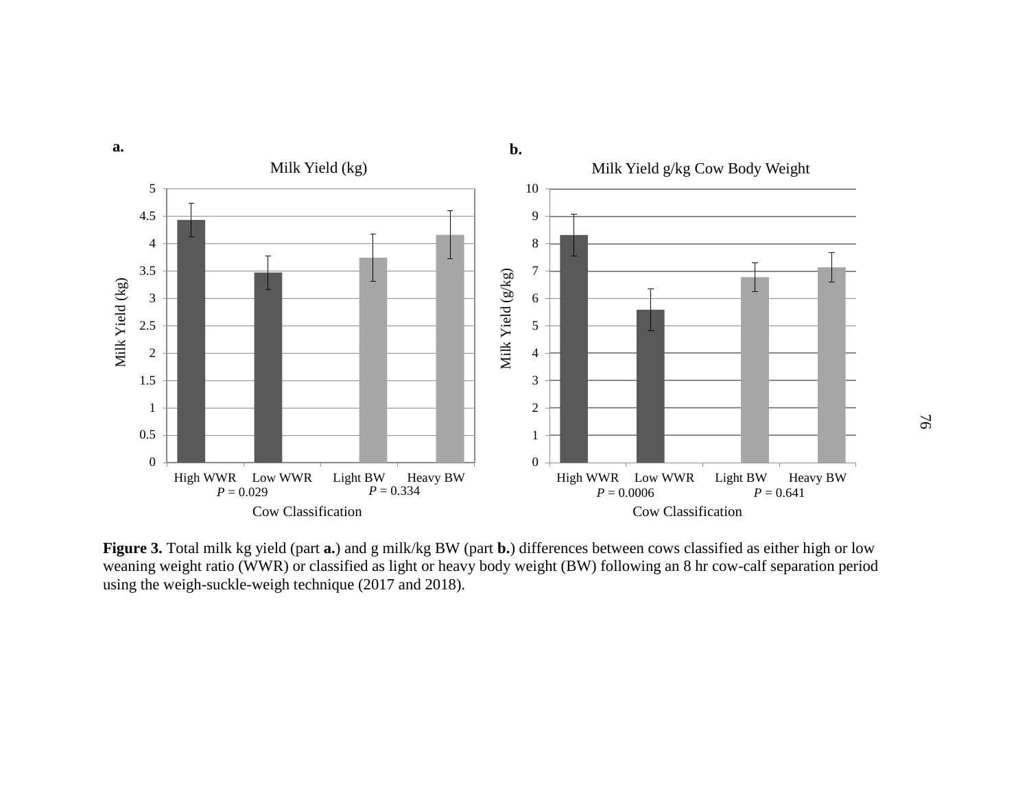**Figure 3.** Total milk kg yield (part **a.**) and g milk/kg BW (part **b.**) differences between cows classified as either high or low weaning weight ratio (WWR) or classified as light or heavy body weight (BW) following an 8 hr cow-calf separation period using the weigh-suckle-weigh technique (2017 and 2018).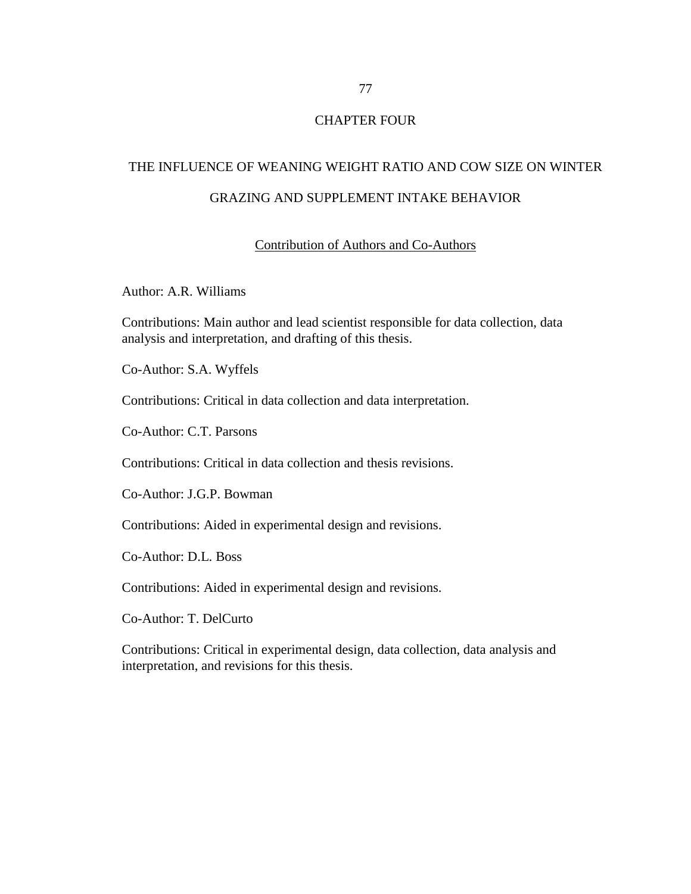# CHAPTER FOUR

## THE INFLUENCE OF WEANING WEIGHT RATIO AND COW SIZE ON WINTER GRAZING AND SUPPLEMENT INTAKE BEHAVIOR

### Contribution of Authors and Co-Authors

Author: A.R. Williams

Contributions: Main author and lead scientist responsible for data collection, data analysis and interpretation, and drafting of this thesis.

Co-Author: S.A. Wyffels

Contributions: Critical in data collection and data interpretation.

Co-Author: C.T. Parsons

Contributions: Critical in data collection and thesis revisions.

Co-Author: J.G.P. Bowman

Contributions: Aided in experimental design and revisions.

Co-Author: D.L. Boss

Contributions: Aided in experimental design and revisions.

Co-Author: T. DelCurto

Contributions: Critical in experimental design, data collection, data analysis and interpretation, and revisions for this thesis.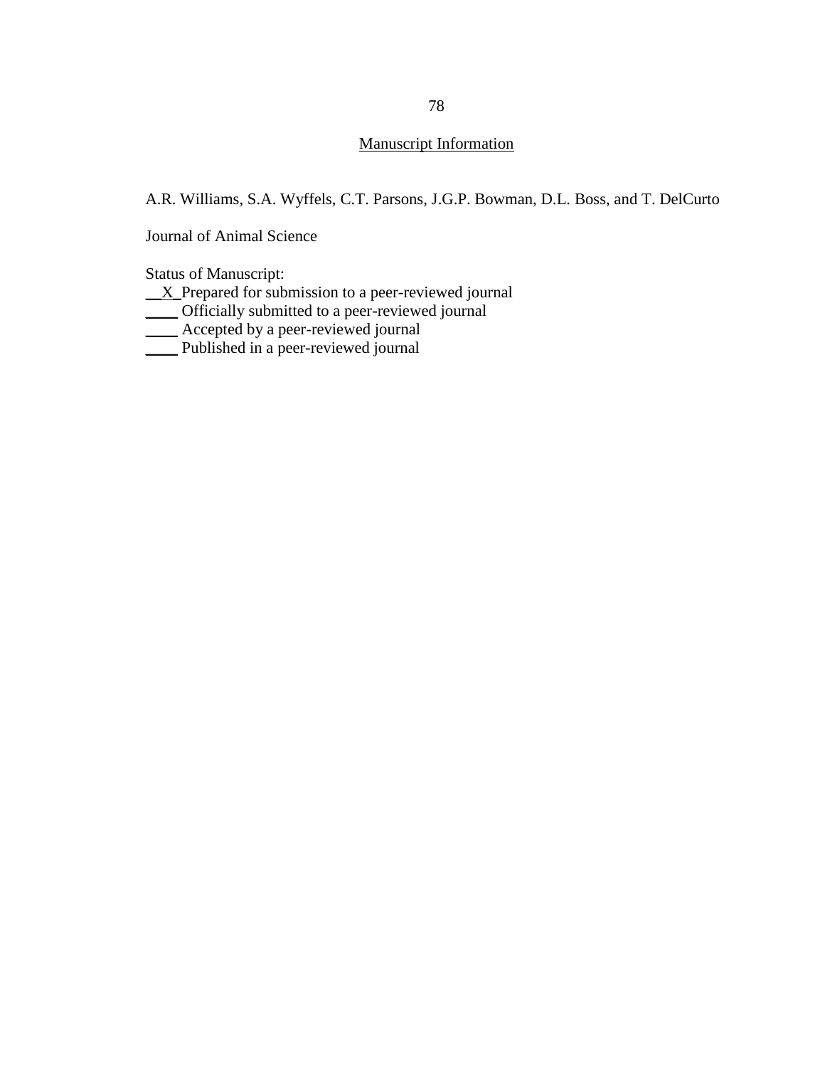## Manuscript Information

A.R. Williams, S.A. Wyffels, C.T. Parsons, J.G.P. Bowman, D.L. Boss, and T. DelCurto

Journal of Animal Science

Status of Manuscript:

__X_ Prepared for submission to a peer-reviewed journal  
____ Officially submitted to a peer-reviewed journal  
____ Accepted by a peer-reviewed journal  
____ Published in a peer-reviewed journal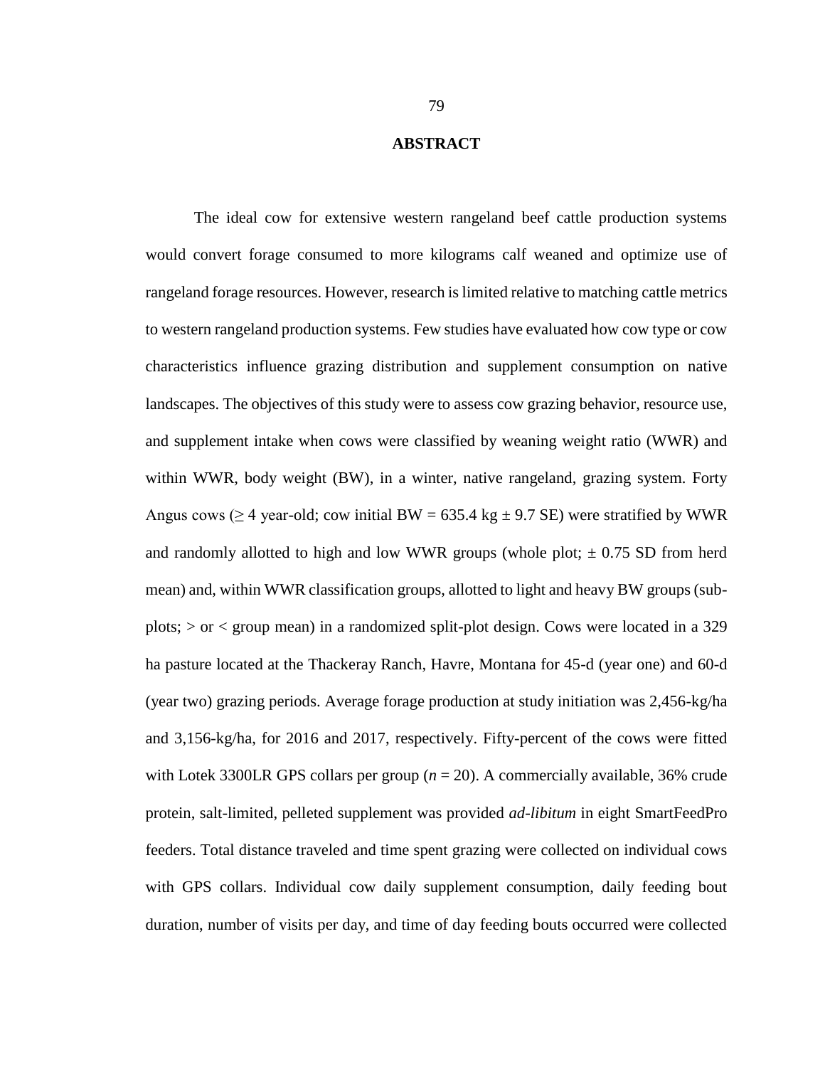## ABSTRACT

The ideal cow for extensive western rangeland beef cattle production systems would convert forage consumed to more kilograms calf weaned and optimize use of rangeland forage resources. However, research is limited relative to matching cattle metrics to western rangeland production systems. Few studies have evaluated how cow type or cow characteristics influence grazing distribution and supplement consumption on native landscapes. The objectives of this study were to assess cow grazing behavior, resource use, and supplement intake when cows were classified by weaning weight ratio (WWR) and within WWR, body weight (BW), in a winter, native rangeland, grazing system. Forty Angus cows ($\geq$ 4 year-old; cow initial BW = 635.4 kg $\pm$ 9.7 SE) were stratified by WWR and randomly allotted to high and low WWR groups (whole plot; $\pm$ 0.75 SD from herd mean) and, within WWR classification groups, allotted to light and heavy BW groups (sub-plots; > or < group mean) in a randomized split-plot design. Cows were located in a 329 ha pasture located at the Thackeray Ranch, Havre, Montana for 45-d (year one) and 60-d (year two) grazing periods. Average forage production at study initiation was 2,456-kg/ha and 3,156-kg/ha, for 2016 and 2017, respectively. Fifty-percent of the cows were fitted with Lotek 3300LR GPS collars per group ($n$ = 20). A commercially available, 36% crude protein, salt-limited, pelleted supplement was provided *ad-libitum* in eight SmartFeedPro feeders. Total distance traveled and time spent grazing were collected on individual cows with GPS collars. Individual cow daily supplement consumption, daily feeding bout duration, number of visits per day, and time of day feeding bouts occurred were collected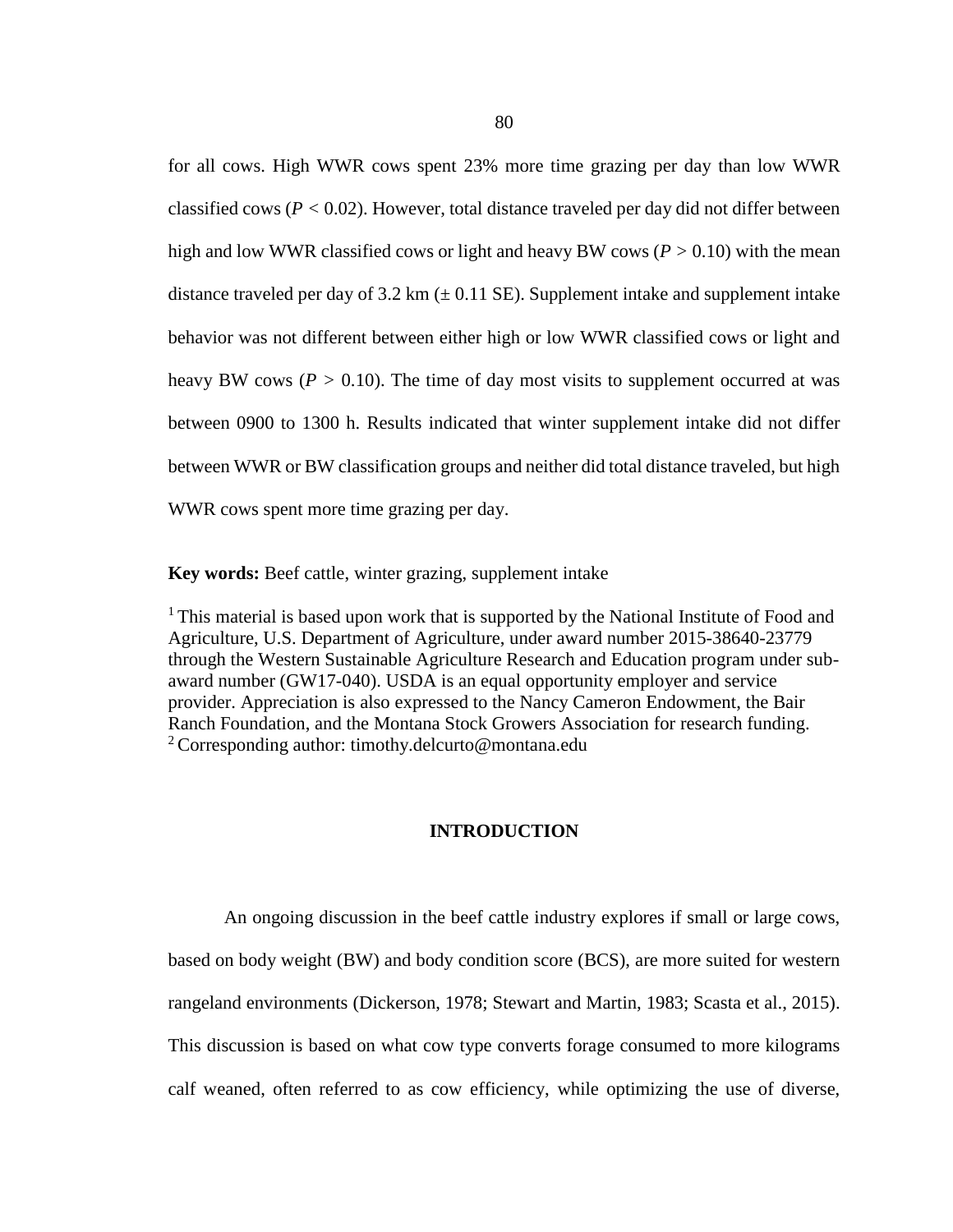for all cows. High WWR cows spent 23% more time grazing per day than low WWR classified cows ($P < 0.02$). However, total distance traveled per day did not differ between high and low WWR classified cows or light and heavy BW cows ($P > 0.10$) with the mean distance traveled per day of 3.2 km (± 0.11 SE). Supplement intake and supplement intake behavior was not different between either high or low WWR classified cows or light and heavy BW cows ($P > 0.10$). The time of day most visits to supplement occurred at was between 0900 to 1300 h. Results indicated that winter supplement intake did not differ between WWR or BW classification groups and neither did total distance traveled, but high WWR cows spent more time grazing per day.

**Key words:** Beef cattle, winter grazing, supplement intake

[1] This material is based upon work that is supported by the National Institute of Food and Agriculture, U.S. Department of Agriculture, under award number 2015-38640-23779 through the Western Sustainable Agriculture Research and Education program under sub-award number (GW17-040). USDA is an equal opportunity employer and service provider. Appreciation is also expressed to the Nancy Cameron Endowment, the Bair Ranch Foundation, and the Montana Stock Growers Association for research funding.
[2] Corresponding author: timothy.delcurto@montana.edu

## INTRODUCTION

An ongoing discussion in the beef cattle industry explores if small or large cows, based on body weight (BW) and body condition score (BCS), are more suited for western rangeland environments (Dickerson, 1978; Stewart and Martin, 1983; Scasta et al., 2015). This discussion is based on what cow type converts forage consumed to more kilograms calf weaned, often referred to as cow efficiency, while optimizing the use of diverse,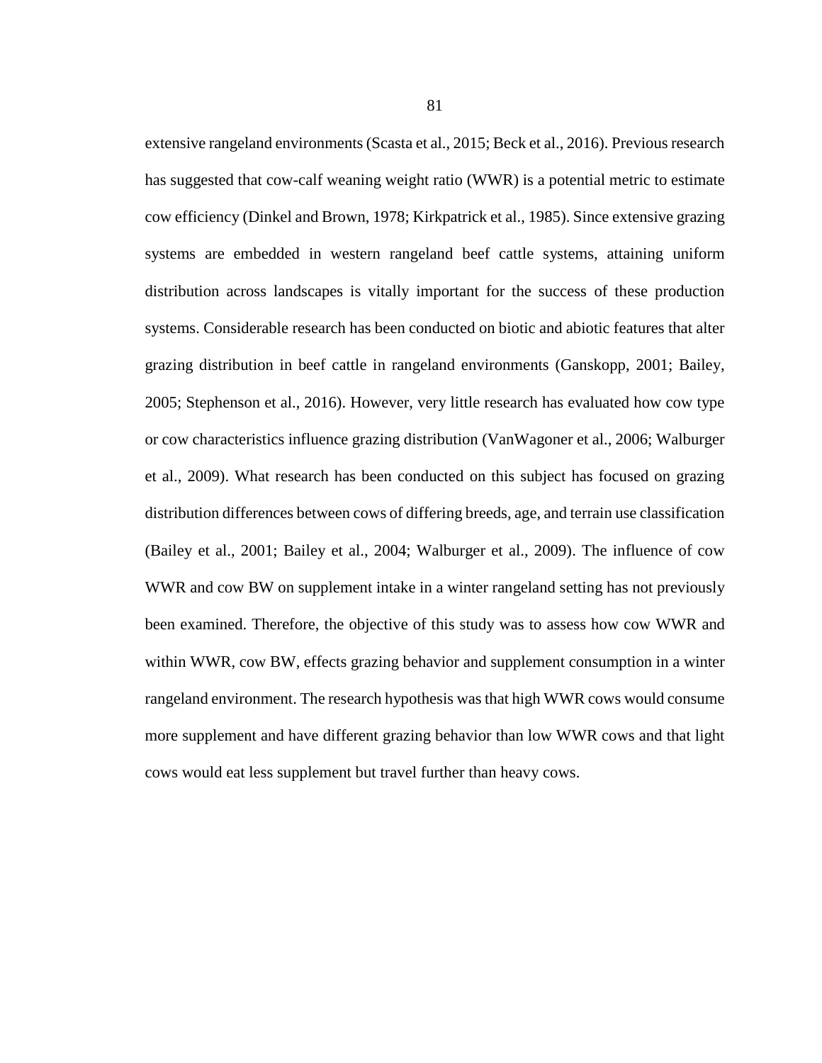extensive rangeland environments (Scasta et al., 2015; Beck et al., 2016). Previous research has suggested that cow-calf weaning weight ratio (WWR) is a potential metric to estimate cow efficiency (Dinkel and Brown, 1978; Kirkpatrick et al., 1985). Since extensive grazing systems are embedded in western rangeland beef cattle systems, attaining uniform distribution across landscapes is vitally important for the success of these production systems. Considerable research has been conducted on biotic and abiotic features that alter grazing distribution in beef cattle in rangeland environments (Ganskopp, 2001; Bailey, 2005; Stephenson et al., 2016). However, very little research has evaluated how cow type or cow characteristics influence grazing distribution (VanWagoner et al., 2006; Walburger et al., 2009). What research has been conducted on this subject has focused on grazing distribution differences between cows of differing breeds, age, and terrain use classification (Bailey et al., 2001; Bailey et al., 2004; Walburger et al., 2009). The influence of cow WWR and cow BW on supplement intake in a winter rangeland setting has not previously been examined. Therefore, the objective of this study was to assess how cow WWR and within WWR, cow BW, effects grazing behavior and supplement consumption in a winter rangeland environment. The research hypothesis was that high WWR cows would consume more supplement and have different grazing behavior than low WWR cows and that light cows would eat less supplement but travel further than heavy cows.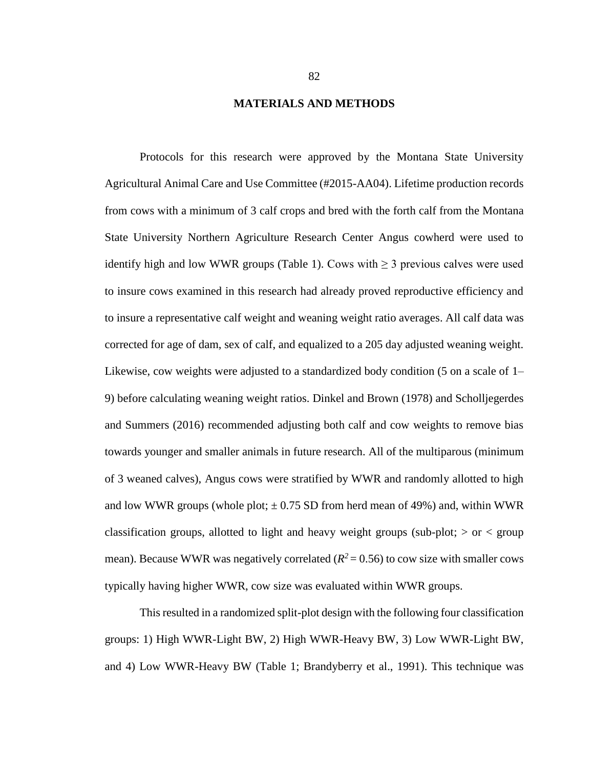# MATERIALS AND METHODS

Protocols for this research were approved by the Montana State University Agricultural Animal Care and Use Committee (#2015-AA04). Lifetime production records from cows with a minimum of 3 calf crops and bred with the forth calf from the Montana State University Northern Agriculture Research Center Angus cowherd were used to identify high and low WWR groups (Table 1). Cows with ≥ 3 previous calves were used to insure cows examined in this research had already proved reproductive efficiency and to insure a representative calf weight and weaning weight ratio averages. All calf data was corrected for age of dam, sex of calf, and equalized to a 205 day adjusted weaning weight. Likewise, cow weights were adjusted to a standardized body condition (5 on a scale of 1–9) before calculating weaning weight ratios. Dinkel and Brown (1978) and Scholljegerdes and Summers (2016) recommended adjusting both calf and cow weights to remove bias towards younger and smaller animals in future research. All of the multiparous (minimum of 3 weaned calves), Angus cows were stratified by WWR and randomly allotted to high and low WWR groups (whole plot; ± 0.75 SD from herd mean of 49%) and, within WWR classification groups, allotted to light and heavy weight groups (sub-plot; > or < group mean). Because WWR was negatively correlated ($R^2 = 0.56$) to cow size with smaller cows typically having higher WWR, cow size was evaluated within WWR groups.

This resulted in a randomized split-plot design with the following four classification groups: 1) High WWR-Light BW, 2) High WWR-Heavy BW, 3) Low WWR-Light BW, and 4) Low WWR-Heavy BW (Table 1; Brandyberry et al., 1991). This technique was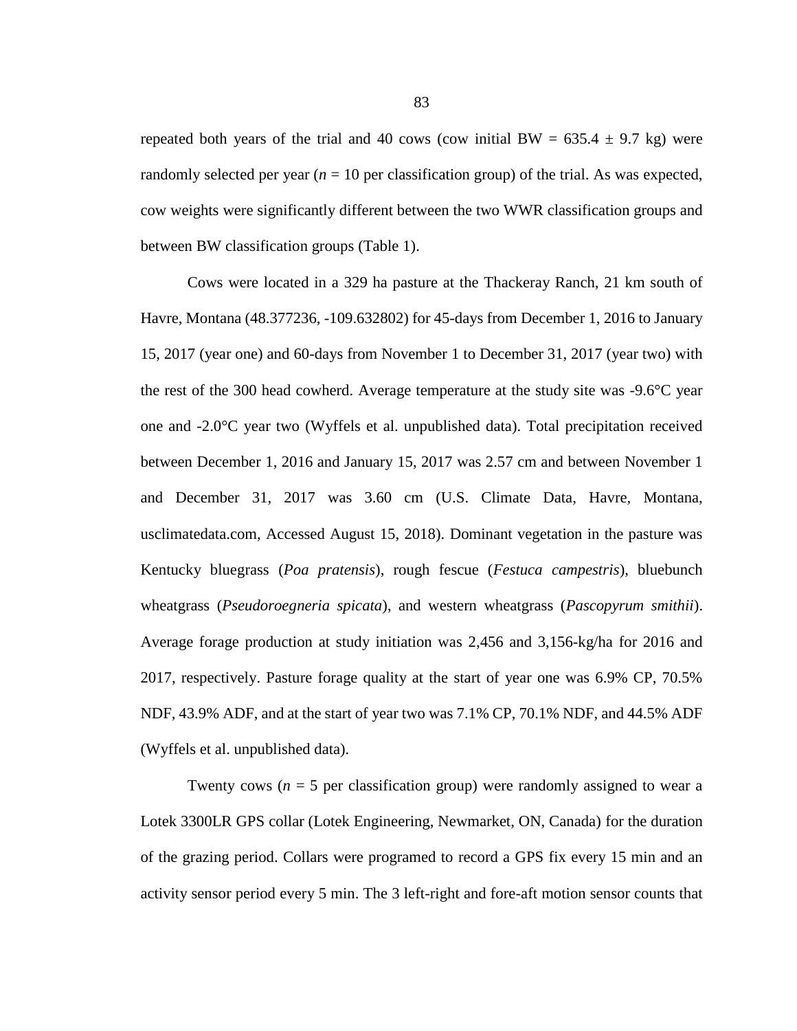repeated both years of the trial and 40 cows (cow initial BW = 635.4 ± 9.7 kg) were randomly selected per year ($n$ = 10 per classification group) of the trial. As was expected, cow weights were significantly different between the two WWR classification groups and between BW classification groups (Table 1).

Cows were located in a 329 ha pasture at the Thackeray Ranch, 21 km south of Havre, Montana (48.377236, -109.632802) for 45-days from December 1, 2016 to January 15, 2017 (year one) and 60-days from November 1 to December 31, 2017 (year two) with the rest of the 300 head cowherd. Average temperature at the study site was -9.6°C year one and -2.0°C year two (Wyffels et al. unpublished data). Total precipitation received between December 1, 2016 and January 15, 2017 was 2.57 cm and between November 1 and December 31, 2017 was 3.60 cm (U.S. Climate Data, Havre, Montana, usclimatedata.com, Accessed August 15, 2018). Dominant vegetation in the pasture was Kentucky bluegrass (*Poa pratensis*), rough fescue (*Festuca campestris*), bluebunch wheatgrass (*Pseudoroegneria spicata*), and western wheatgrass (*Pascopyrum smithii*). Average forage production at study initiation was 2,456 and 3,156-kg/ha for 2016 and 2017, respectively. Pasture forage quality at the start of year one was 6.9% CP, 70.5% NDF, 43.9% ADF, and at the start of year two was 7.1% CP, 70.1% NDF, and 44.5% ADF (Wyffels et al. unpublished data).

Twenty cows ($n$ = 5 per classification group) were randomly assigned to wear a Lotek 3300LR GPS collar (Lotek Engineering, Newmarket, ON, Canada) for the duration of the grazing period. Collars were programed to record a GPS fix every 15 min and an activity sensor period every 5 min. The 3 left-right and fore-aft motion sensor counts that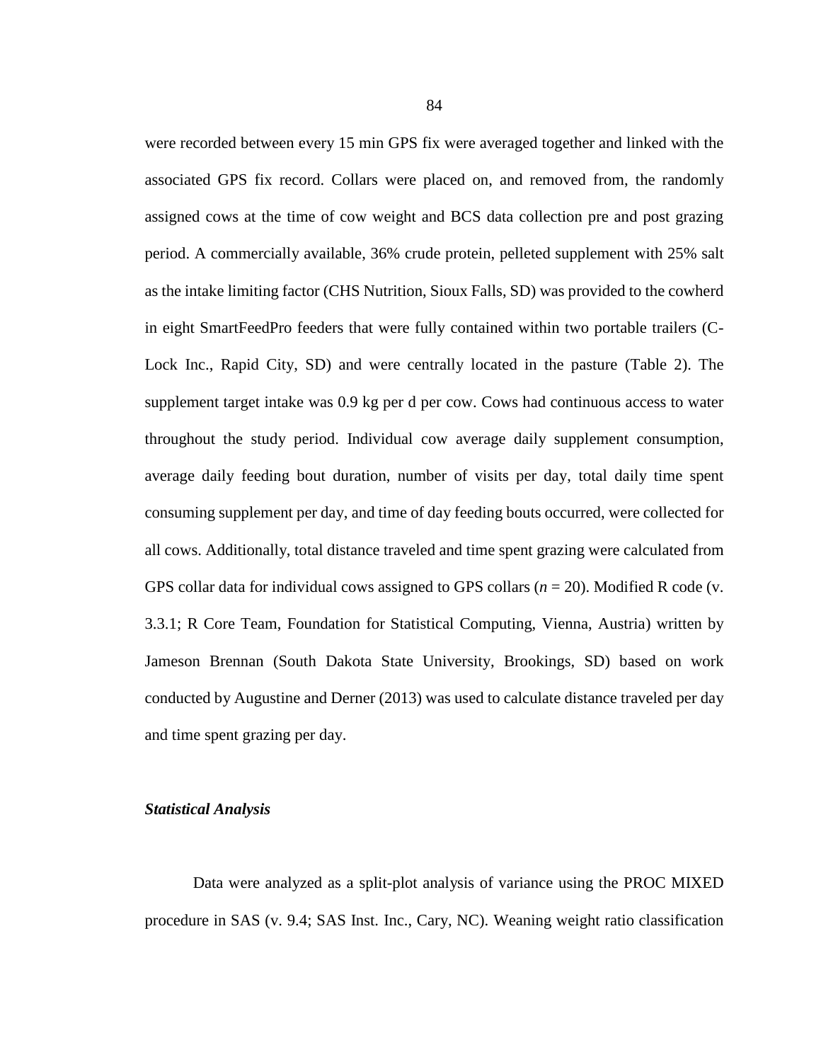were recorded between every 15 min GPS fix were averaged together and linked with the associated GPS fix record. Collars were placed on, and removed from, the randomly assigned cows at the time of cow weight and BCS data collection pre and post grazing period. A commercially available, 36% crude protein, pelleted supplement with 25% salt as the intake limiting factor (CHS Nutrition, Sioux Falls, SD) was provided to the cowherd in eight SmartFeedPro feeders that were fully contained within two portable trailers (C-Lock Inc., Rapid City, SD) and were centrally located in the pasture (Table 2). The supplement target intake was 0.9 kg per d per cow. Cows had continuous access to water throughout the study period. Individual cow average daily supplement consumption, average daily feeding bout duration, number of visits per day, total daily time spent consuming supplement per day, and time of day feeding bouts occurred, were collected for all cows. Additionally, total distance traveled and time spent grazing were calculated from GPS collar data for individual cows assigned to GPS collars ($n$ = 20). Modified R code (v. 3.3.1; R Core Team, Foundation for Statistical Computing, Vienna, Austria) written by Jameson Brennan (South Dakota State University, Brookings, SD) based on work conducted by Augustine and Derner (2013) was used to calculate distance traveled per day and time spent grazing per day.

### ***Statistical Analysis***

Data were analyzed as a split-plot analysis of variance using the PROC MIXED procedure in SAS (v. 9.4; SAS Inst. Inc., Cary, NC). Weaning weight ratio classification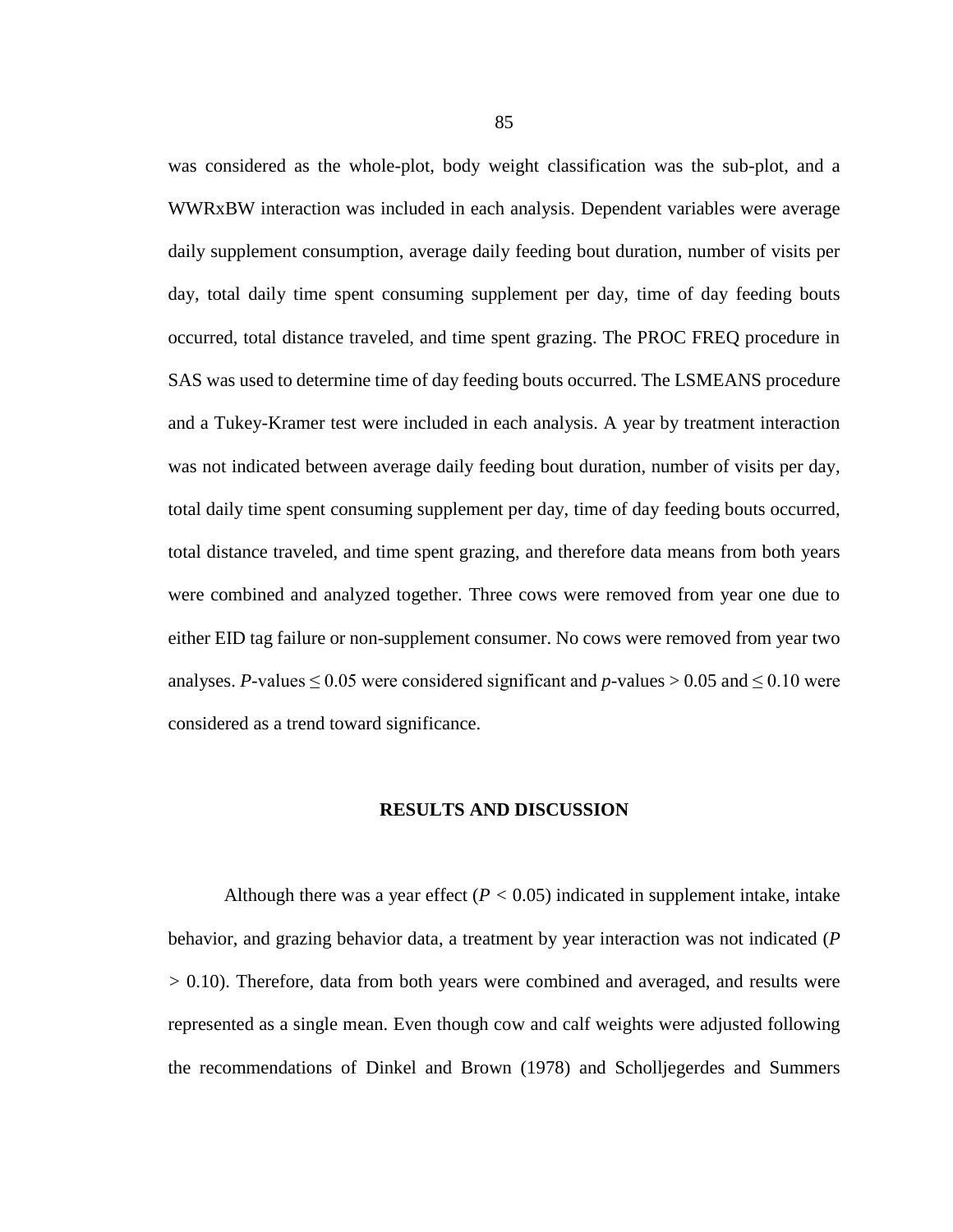was considered as the whole-plot, body weight classification was the sub-plot, and a WWRxBW interaction was included in each analysis. Dependent variables were average daily supplement consumption, average daily feeding bout duration, number of visits per day, total daily time spent consuming supplement per day, time of day feeding bouts occurred, total distance traveled, and time spent grazing. The PROC FREQ procedure in SAS was used to determine time of day feeding bouts occurred. The LSMEANS procedure and a Tukey-Kramer test were included in each analysis. A year by treatment interaction was not indicated between average daily feeding bout duration, number of visits per day, total daily time spent consuming supplement per day, time of day feeding bouts occurred, total distance traveled, and time spent grazing, and therefore data means from both years were combined and analyzed together. Three cows were removed from year one due to either EID tag failure or non-supplement consumer. No cows were removed from year two analyses. *P*-values $\leq 0.05$ were considered significant and *p*-values $> 0.05$ and $\leq 0.10$ were considered as a trend toward significance.

## RESULTS AND DISCUSSION

Although there was a year effect ($P < 0.05$) indicated in supplement intake, intake behavior, and grazing behavior data, a treatment by year interaction was not indicated ($P > 0.10$). Therefore, data from both years were combined and averaged, and results were represented as a single mean. Even though cow and calf weights were adjusted following the recommendations of Dinkel and Brown (1978) and Scholljegerdes and Summers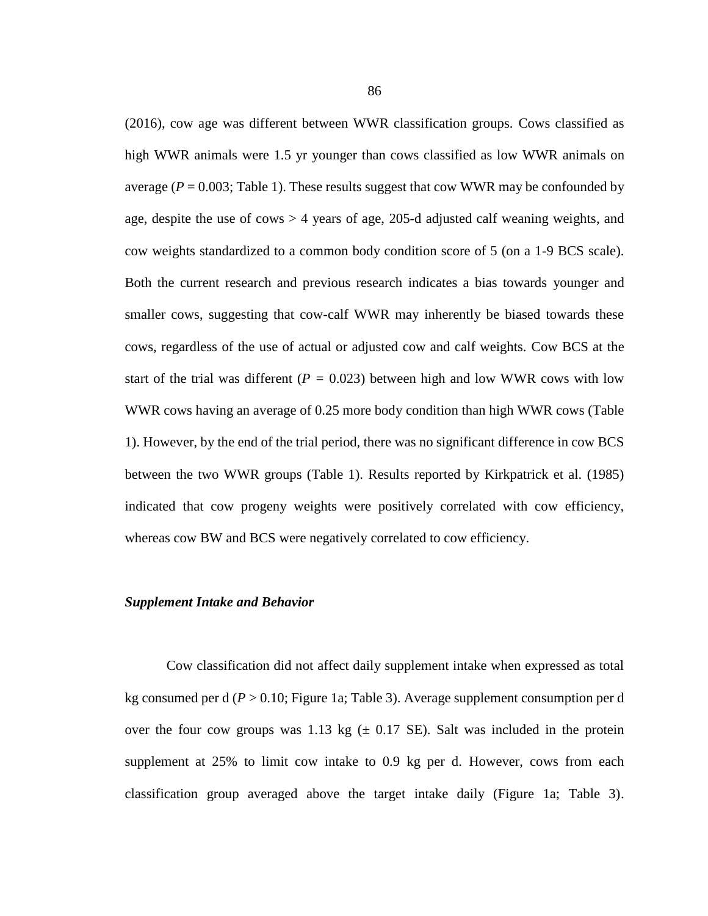(2016), cow age was different between WWR classification groups. Cows classified as high WWR animals were 1.5 yr younger than cows classified as low WWR animals on average ($P = 0.003$; Table 1). These results suggest that cow WWR may be confounded by age, despite the use of cows > 4 years of age, 205-d adjusted calf weaning weights, and cow weights standardized to a common body condition score of 5 (on a 1-9 BCS scale). Both the current research and previous research indicates a bias towards younger and smaller cows, suggesting that cow-calf WWR may inherently be biased towards these cows, regardless of the use of actual or adjusted cow and calf weights. Cow BCS at the start of the trial was different ($P = 0.023$) between high and low WWR cows with low WWR cows having an average of 0.25 more body condition than high WWR cows (Table 1). However, by the end of the trial period, there was no significant difference in cow BCS between the two WWR groups (Table 1). Results reported by Kirkpatrick et al. (1985) indicated that cow progeny weights were positively correlated with cow efficiency, whereas cow BW and BCS were negatively correlated to cow efficiency.

### *Supplement Intake and Behavior*

Cow classification did not affect daily supplement intake when expressed as total kg consumed per d ($P > 0.10$; Figure 1a; Table 3). Average supplement consumption per d over the four cow groups was 1.13 kg (± 0.17 SE). Salt was included in the protein supplement at 25% to limit cow intake to 0.9 kg per d. However, cows from each classification group averaged above the target intake daily (Figure 1a; Table 3).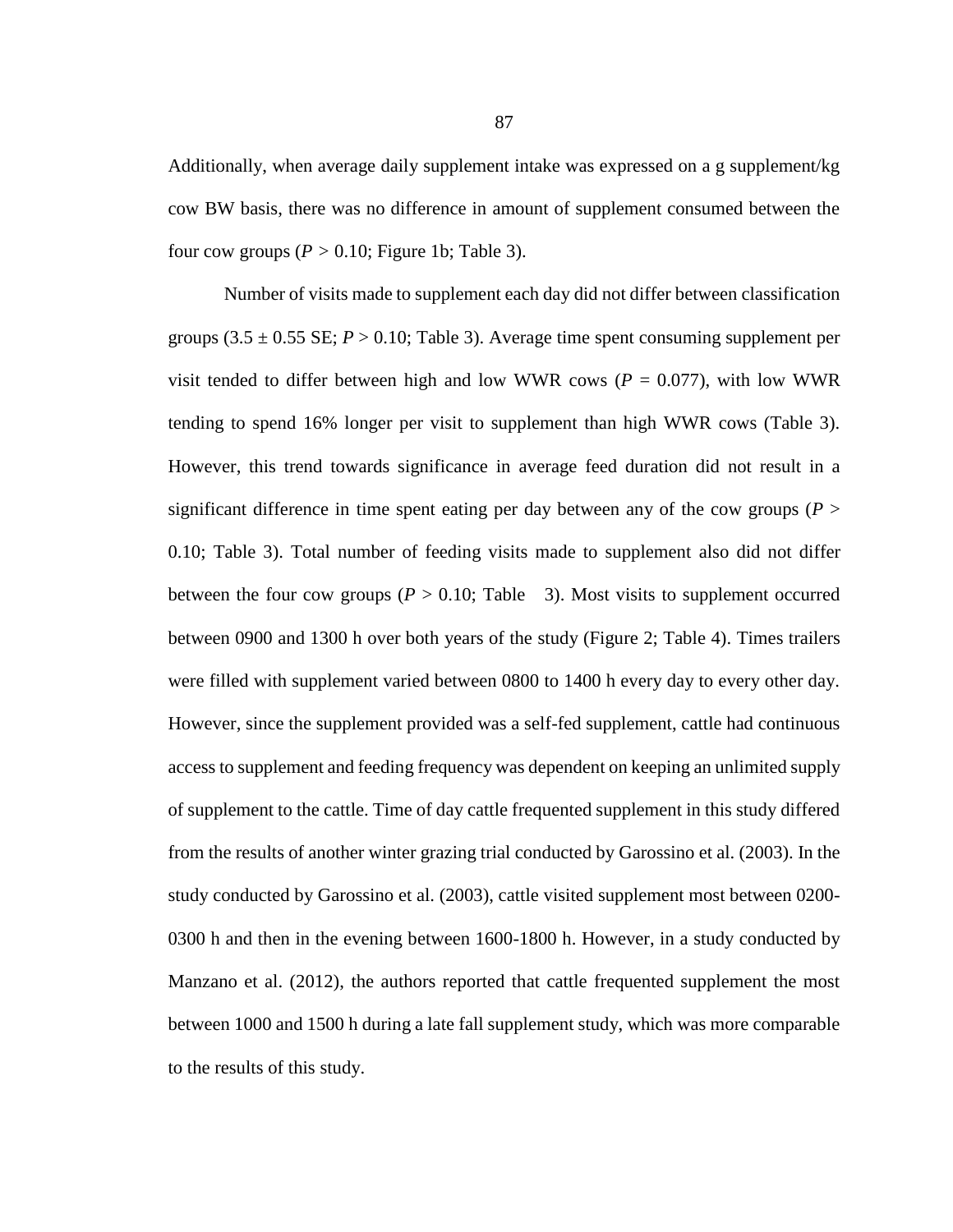Additionally, when average daily supplement intake was expressed on a g supplement/kg cow BW basis, there was no difference in amount of supplement consumed between the four cow groups ($P > 0.10$; Figure 1b; Table 3).

Number of visits made to supplement each day did not differ between classification groups ($3.5 \pm 0.55$ SE; $P > 0.10$; Table 3). Average time spent consuming supplement per visit tended to differ between high and low WWR cows ($P = 0.077$), with low WWR tending to spend 16% longer per visit to supplement than high WWR cows (Table 3). However, this trend towards significance in average feed duration did not result in a significant difference in time spent eating per day between any of the cow groups ($P > 0.10$; Table 3). Total number of feeding visits made to supplement also did not differ between the four cow groups ($P > 0.10$; Table 3). Most visits to supplement occurred between 0900 and 1300 h over both years of the study (Figure 2; Table 4). Times trailers were filled with supplement varied between 0800 to 1400 h every day to every other day. However, since the supplement provided was a self-fed supplement, cattle had continuous access to supplement and feeding frequency was dependent on keeping an unlimited supply of supplement to the cattle. Time of day cattle frequented supplement in this study differed from the results of another winter grazing trial conducted by Garossino et al. (2003). In the study conducted by Garossino et al. (2003), cattle visited supplement most between 0200-0300 h and then in the evening between 1600-1800 h. However, in a study conducted by Manzano et al. (2012), the authors reported that cattle frequented supplement the most between 1000 and 1500 h during a late fall supplement study, which was more comparable to the results of this study.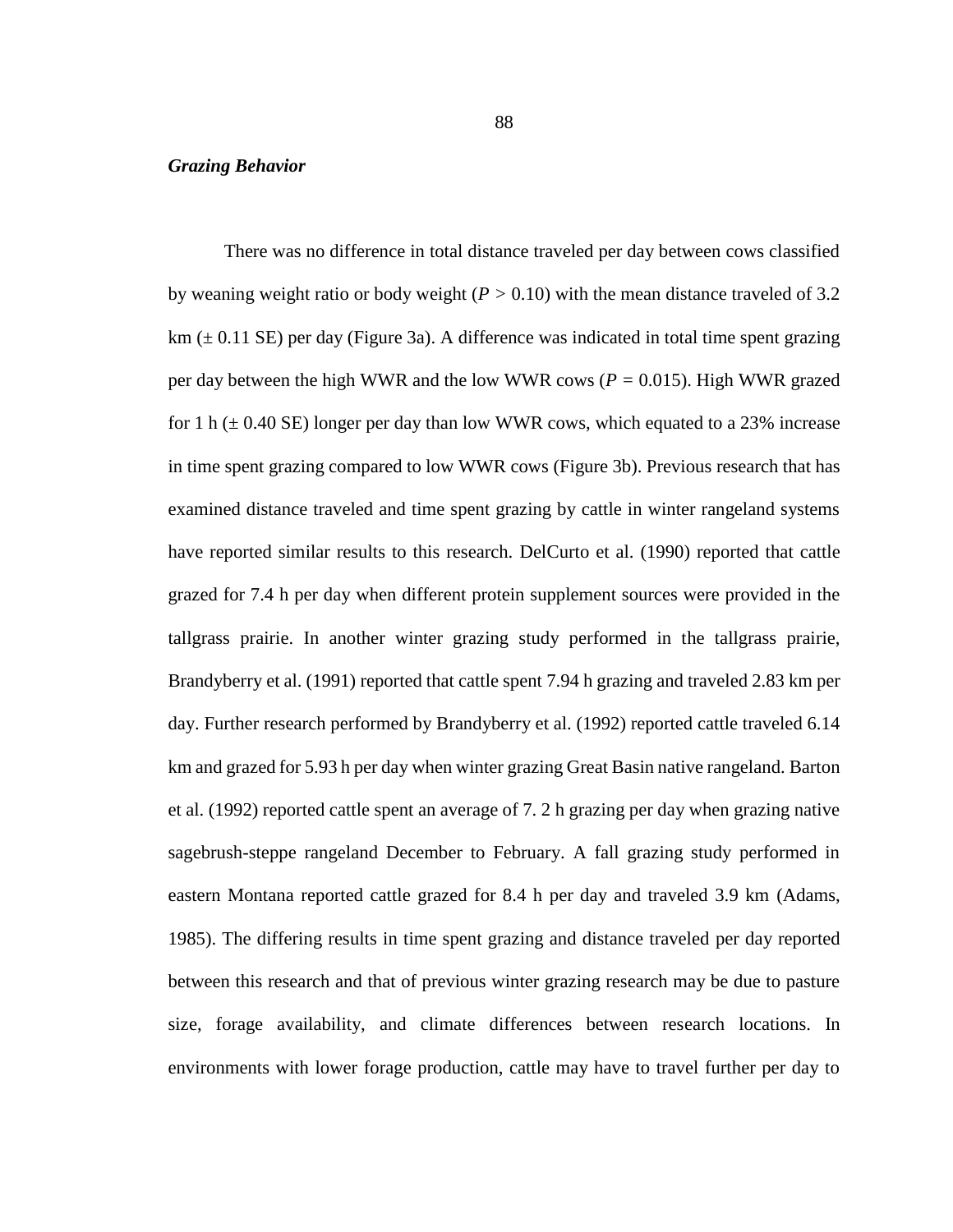### ***Grazing Behavior***

There was no difference in total distance traveled per day between cows classified by weaning weight ratio or body weight ($P > 0.10$) with the mean distance traveled of 3.2 km ($\pm$ 0.11 SE) per day (Figure 3a). A difference was indicated in total time spent grazing per day between the high WWR and the low WWR cows ($P = 0.015$). High WWR grazed for 1 h ($\pm$ 0.40 SE) longer per day than low WWR cows, which equated to a 23% increase in time spent grazing compared to low WWR cows (Figure 3b). Previous research that has examined distance traveled and time spent grazing by cattle in winter rangeland systems have reported similar results to this research. DelCurto et al. (1990) reported that cattle grazed for 7.4 h per day when different protein supplement sources were provided in the tallgrass prairie. In another winter grazing study performed in the tallgrass prairie, Brandyberry et al. (1991) reported that cattle spent 7.94 h grazing and traveled 2.83 km per day. Further research performed by Brandyberry et al. (1992) reported cattle traveled 6.14 km and grazed for 5.93 h per day when winter grazing Great Basin native rangeland. Barton et al. (1992) reported cattle spent an average of 7. 2 h grazing per day when grazing native sagebrush-steppe rangeland December to February. A fall grazing study performed in eastern Montana reported cattle grazed for 8.4 h per day and traveled 3.9 km (Adams, 1985). The differing results in time spent grazing and distance traveled per day reported between this research and that of previous winter grazing research may be due to pasture size, forage availability, and climate differences between research locations. In environments with lower forage production, cattle may have to travel further per day to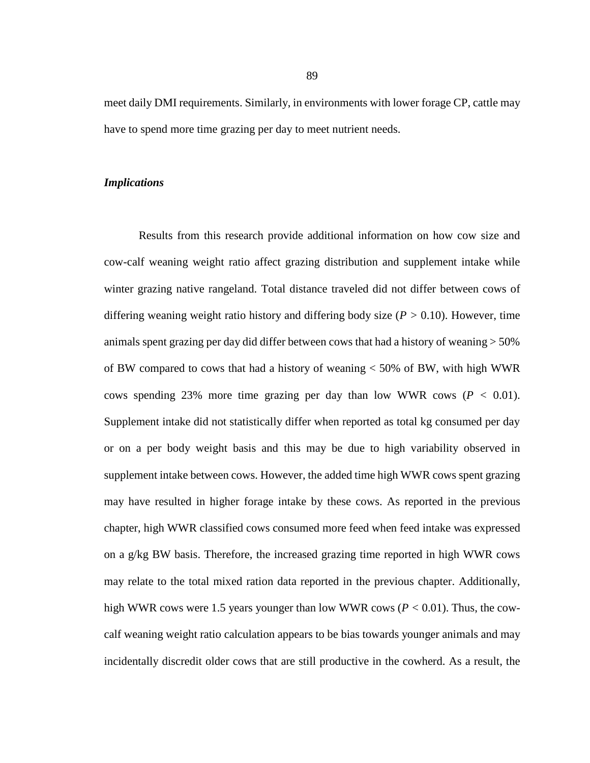meet daily DMI requirements. Similarly, in environments with lower forage CP, cattle may have to spend more time grazing per day to meet nutrient needs.

### *Implications*

Results from this research provide additional information on how cow size and cow-calf weaning weight ratio affect grazing distribution and supplement intake while winter grazing native rangeland. Total distance traveled did not differ between cows of differing weaning weight ratio history and differing body size ($P > 0.10$). However, time animals spent grazing per day did differ between cows that had a history of weaning > 50% of BW compared to cows that had a history of weaning < 50% of BW, with high WWR cows spending 23% more time grazing per day than low WWR cows ($P < 0.01$). Supplement intake did not statistically differ when reported as total kg consumed per day or on a per body weight basis and this may be due to high variability observed in supplement intake between cows. However, the added time high WWR cows spent grazing may have resulted in higher forage intake by these cows. As reported in the previous chapter, high WWR classified cows consumed more feed when feed intake was expressed on a g/kg BW basis. Therefore, the increased grazing time reported in high WWR cows may relate to the total mixed ration data reported in the previous chapter. Additionally, high WWR cows were 1.5 years younger than low WWR cows ($P < 0.01$). Thus, the cow-calf weaning weight ratio calculation appears to be bias towards younger animals and may incidentally discredit older cows that are still productive in the cowherd. As a result, the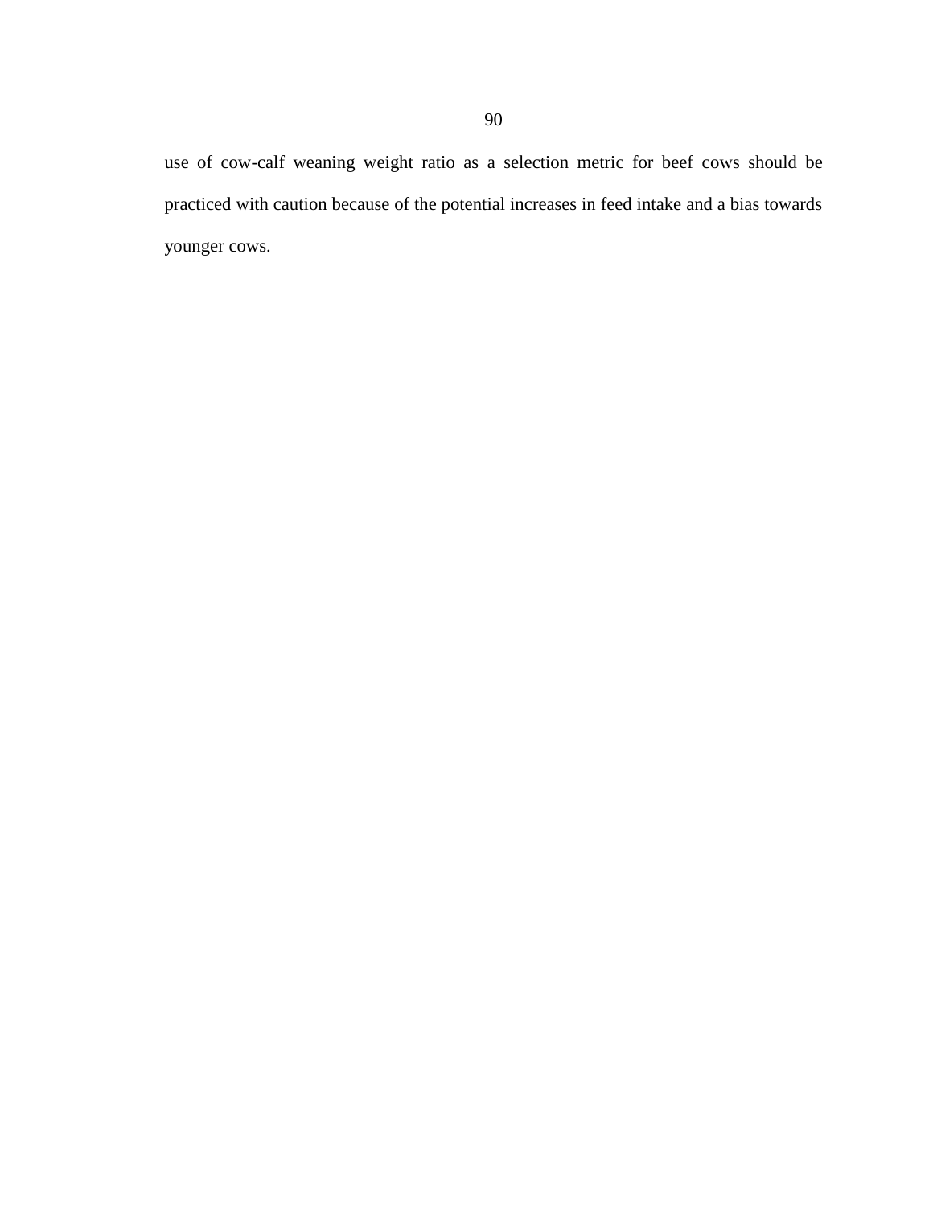use of cow-calf weaning weight ratio as a selection metric for beef cows should be practiced with caution because of the potential increases in feed intake and a bias towards younger cows.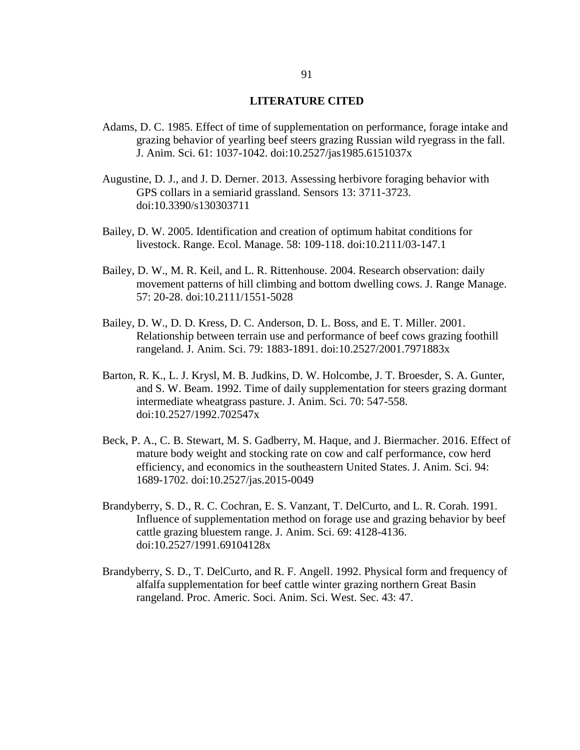# LITERATURE CITED

Adams, D. C. 1985. Effect of time of supplementation on performance, forage intake and grazing behavior of yearling beef steers grazing Russian wild ryegrass in the fall. J. Anim. Sci. 61: 1037-1042. doi:10.2527/jas1985.6151037x

Augustine, D. J., and J. D. Derner. 2013. Assessing herbivore foraging behavior with GPS collars in a semiarid grassland. Sensors 13: 3711-3723. doi:10.3390/s130303711

Bailey, D. W. 2005. Identification and creation of optimum habitat conditions for livestock. Range. Ecol. Manage. 58: 109-118. doi:10.2111/03-147.1

Bailey, D. W., M. R. Keil, and L. R. Rittenhouse. 2004. Research observation: daily movement patterns of hill climbing and bottom dwelling cows. J. Range Manage. 57: 20-28. doi:10.2111/1551-5028

Bailey, D. W., D. D. Kress, D. C. Anderson, D. L. Boss, and E. T. Miller. 2001. Relationship between terrain use and performance of beef cows grazing foothill rangeland. J. Anim. Sci. 79: 1883-1891. doi:10.2527/2001.7971883x

Barton, R. K., L. J. Krysl, M. B. Judkins, D. W. Holcombe, J. T. Broesder, S. A. Gunter, and S. W. Beam. 1992. Time of daily supplementation for steers grazing dormant intermediate wheatgrass pasture. J. Anim. Sci. 70: 547-558. doi:10.2527/1992.702547x

Beck, P. A., C. B. Stewart, M. S. Gadberry, M. Haque, and J. Biermacher. 2016. Effect of mature body weight and stocking rate on cow and calf performance, cow herd efficiency, and economics in the southeastern United States. J. Anim. Sci. 94: 1689-1702. doi:10.2527/jas.2015-0049

Brandyberry, S. D., R. C. Cochran, E. S. Vanzant, T. DelCurto, and L. R. Corah. 1991. Influence of supplementation method on forage use and grazing behavior by beef cattle grazing bluestem range. J. Anim. Sci. 69: 4128-4136. doi:10.2527/1991.69104128x

Brandyberry, S. D., T. DelCurto, and R. F. Angell. 1992. Physical form and frequency of alfalfa supplementation for beef cattle winter grazing northern Great Basin rangeland. Proc. Americ. Soci. Anim. Sci. West. Sec. 43: 47.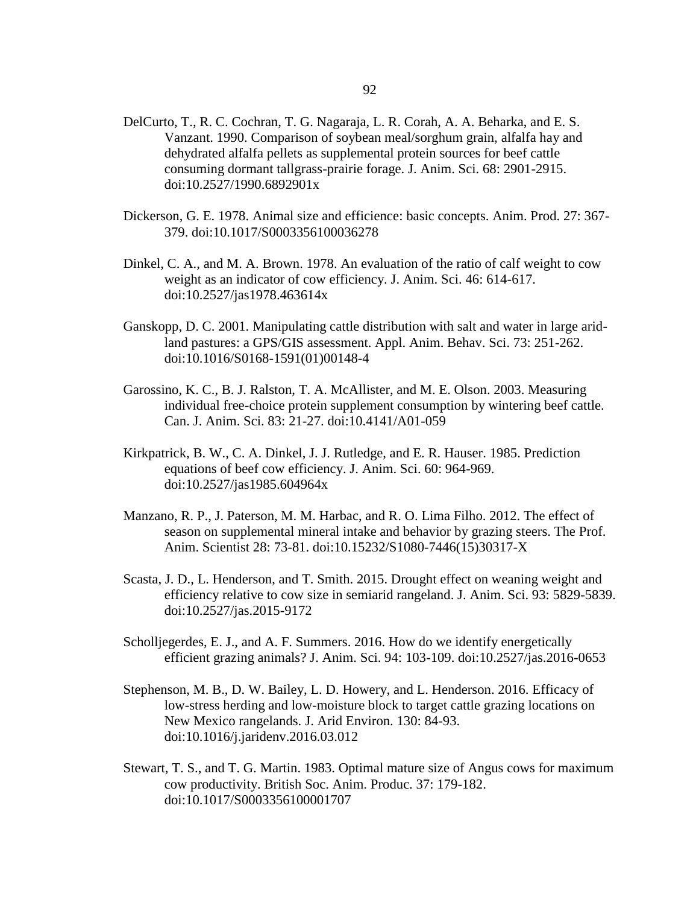DelCurto, T., R. C. Cochran, T. G. Nagaraja, L. R. Corah, A. A. Beharka, and E. S. Vanzant. 1990. Comparison of soybean meal/sorghum grain, alfalfa hay and dehydrated alfalfa pellets as supplemental protein sources for beef cattle consuming dormant tallgrass-prairie forage. J. Anim. Sci. 68: 2901-2915. doi:10.2527/1990.6892901x

Dickerson, G. E. 1978. Animal size and efficience: basic concepts. Anim. Prod. 27: 367-379. doi:10.1017/S0003356100036278

Dinkel, C. A., and M. A. Brown. 1978. An evaluation of the ratio of calf weight to cow weight as an indicator of cow efficiency. J. Anim. Sci. 46: 614-617. doi:10.2527/jas1978.463614x

Ganskopp, D. C. 2001. Manipulating cattle distribution with salt and water in large arid-land pastures: a GPS/GIS assessment. Appl. Anim. Behav. Sci. 73: 251-262. doi:10.1016/S0168-1591(01)00148-4

Garossino, K. C., B. J. Ralston, T. A. McAllister, and M. E. Olson. 2003. Measuring individual free-choice protein supplement consumption by wintering beef cattle. Can. J. Anim. Sci. 83: 21-27. doi:10.4141/A01-059

Kirkpatrick, B. W., C. A. Dinkel, J. J. Rutledge, and E. R. Hauser. 1985. Prediction equations of beef cow efficiency. J. Anim. Sci. 60: 964-969. doi:10.2527/jas1985.604964x

Manzano, R. P., J. Paterson, M. M. Harbac, and R. O. Lima Filho. 2012. The effect of season on supplemental mineral intake and behavior by grazing steers. The Prof. Anim. Scientist 28: 73-81. doi:10.15232/S1080-7446(15)30317-X

Scasta, J. D., L. Henderson, and T. Smith. 2015. Drought effect on weaning weight and efficiency relative to cow size in semiarid rangeland. J. Anim. Sci. 93: 5829-5839. doi:10.2527/jas.2015-9172

Scholljegerdes, E. J., and A. F. Summers. 2016. How do we identify energetically efficient grazing animals? J. Anim. Sci. 94: 103-109. doi:10.2527/jas.2016-0653

Stephenson, M. B., D. W. Bailey, L. D. Howery, and L. Henderson. 2016. Efficacy of low-stress herding and low-moisture block to target cattle grazing locations on New Mexico rangelands. J. Arid Environ. 130: 84-93. doi:10.1016/j.jaridenv.2016.03.012

Stewart, T. S., and T. G. Martin. 1983. Optimal mature size of Angus cows for maximum cow productivity. British Soc. Anim. Produc. 37: 179-182. doi:10.1017/S0003356100001707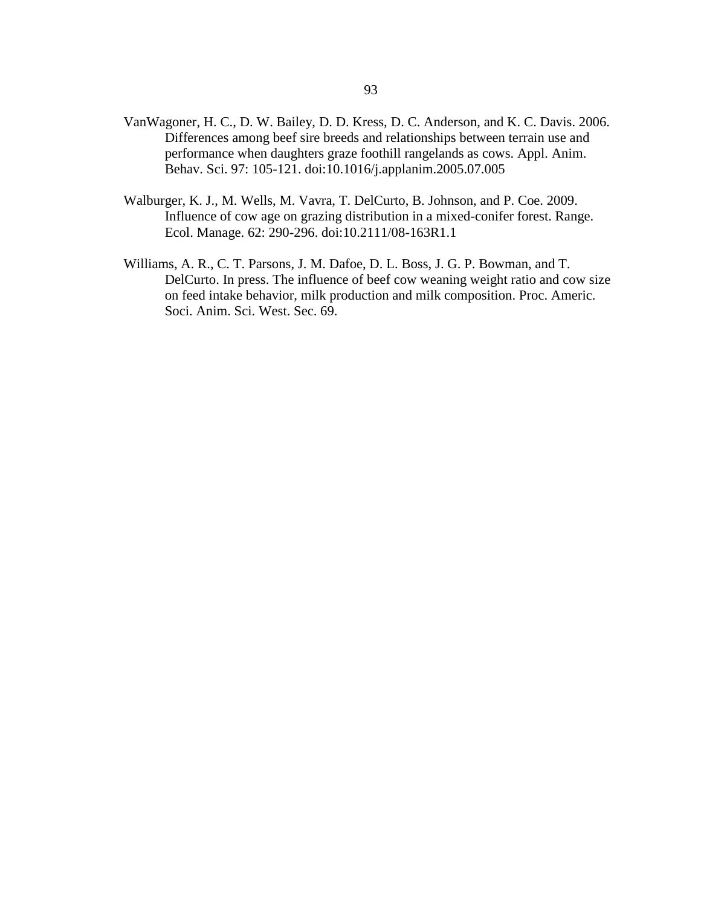VanWagoner, H. C., D. W. Bailey, D. D. Kress, D. C. Anderson, and K. C. Davis. 2006. Differences among beef sire breeds and relationships between terrain use and performance when daughters graze foothill rangelands as cows. Appl. Anim. Behav. Sci. 97: 105-121. doi:10.1016/j.applanim.2005.07.005

Walburger, K. J., M. Wells, M. Vavra, T. DelCurto, B. Johnson, and P. Coe. 2009. Influence of cow age on grazing distribution in a mixed-conifer forest. Range. Ecol. Manage. 62: 290-296. doi:10.2111/08-163R1.1

Williams, A. R., C. T. Parsons, J. M. Dafoe, D. L. Boss, J. G. P. Bowman, and T. DelCurto. In press. The influence of beef cow weaning weight ratio and cow size on feed intake behavior, milk production and milk composition. Proc. Americ. Soci. Anim. Sci. West. Sec. 69.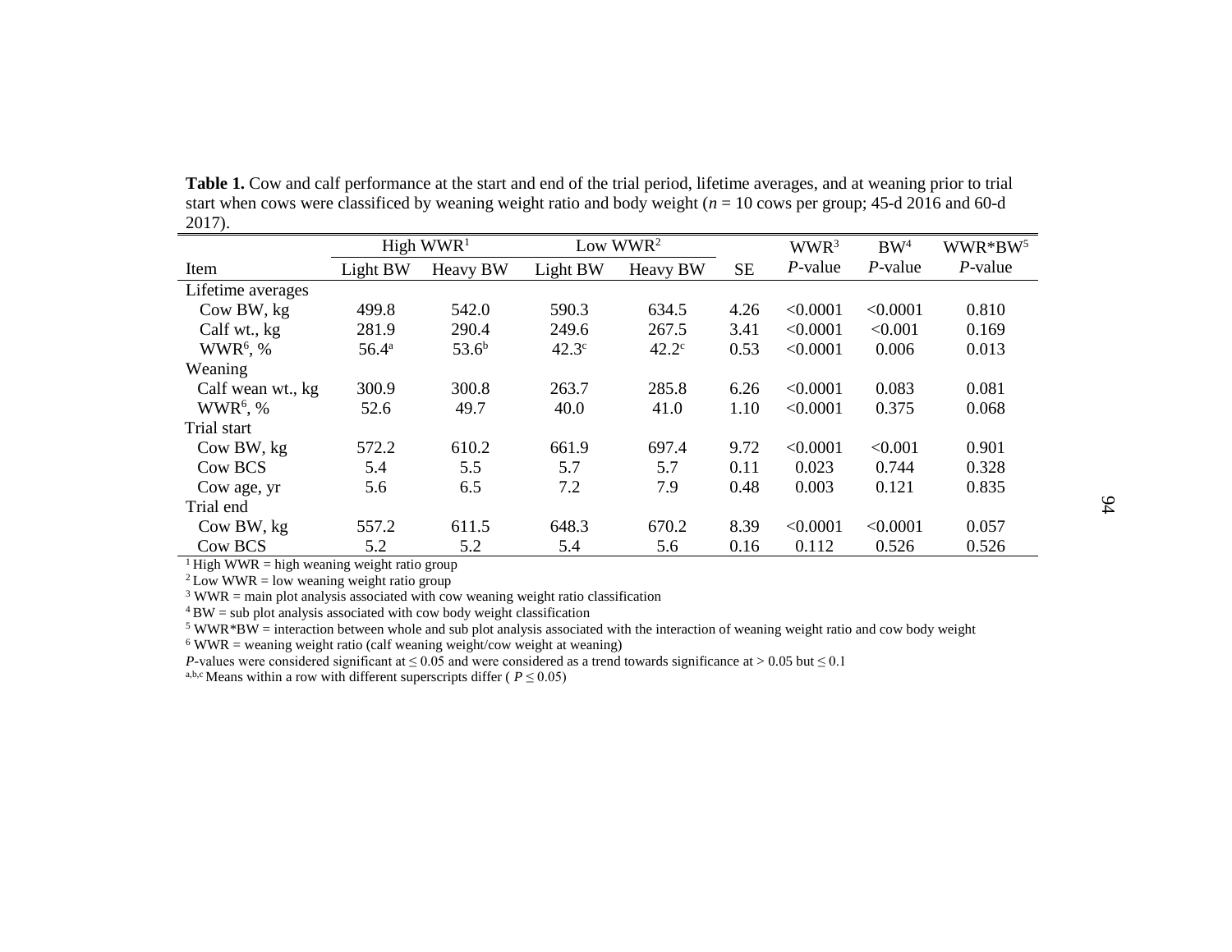**Table 1.** Cow and calf performance at the start and end of the trial period, lifetime averages, and at weaning prior to trial start when cows were classificed by weaning weight ratio and body weight ($n$ = 10 cows per group; 45-d 2016 and 60-d 2017).

| | High WWR[1] | | Low WWR[2] | | | WWR[3] | BW[4] | WWR*BW[5] |
|---|---|---|---|---|---|---|---|---|
| Item | Light BW | Heavy BW | Light BW | Heavy BW | SE | *P*-value | *P*-value | *P*-value |
| Lifetime averages | | | | | | | | |
| Cow BW, kg | 499.8 | 542.0 | 590.3 | 634.5 | 4.26 | <0.0001 | <0.0001 | 0.810 |
| Calf wt., kg | 281.9 | 290.4 | 249.6 | 267.5 | 3.41 | <0.0001 | <0.001 | 0.169 |
| WWR[6], % | 56.4[a] | 53.6[b] | 42.3[c] | 42.2[c] | 0.53 | <0.0001 | 0.006 | 0.013 |
| Weaning | | | | | | | | |
| Calf wean wt., kg | 300.9 | 300.8 | 263.7 | 285.8 | 6.26 | <0.0001 | 0.083 | 0.081 |
| WWR[6], % | 52.6 | 49.7 | 40.0 | 41.0 | 1.10 | <0.0001 | 0.375 | 0.068 |
| Trial start | | | | | | | | |
| Cow BW, kg | 572.2 | 610.2 | 661.9 | 697.4 | 9.72 | <0.0001 | <0.001 | 0.901 |
| Cow BCS | 5.4 | 5.5 | 5.7 | 5.7 | 0.11 | 0.023 | 0.744 | 0.328 |
| Cow age, yr | 5.6 | 6.5 | 7.2 | 7.9 | 0.48 | 0.003 | 0.121 | 0.835 |
| Trial end | | | | | | | | |
| Cow BW, kg | 557.2 | 611.5 | 648.3 | 670.2 | 8.39 | <0.0001 | <0.0001 | 0.057 |
| Cow BCS | 5.2 | 5.2 | 5.4 | 5.6 | 0.16 | 0.112 | 0.526 | 0.526 |

[1] High WWR = high weaning weight ratio group
[2] Low WWR = low weaning weight ratio group
[3] WWR = main plot analysis associated with cow weaning weight ratio classification
[4] BW = sub plot analysis associated with cow body weight classification
[5] WWR*BW = interaction between whole and sub plot analysis associated with the interaction of weaning weight ratio and cow body weight
[6] WWR = weaning weight ratio (calf weaning weight/cow weight at weaning)
*P*-values were considered significant at $\leq 0.05$ and were considered as a trend towards significance at $> 0.05$ but $\leq 0.1$
[a,b,c] Means within a row with different superscripts differ ( $P \leq 0.05$)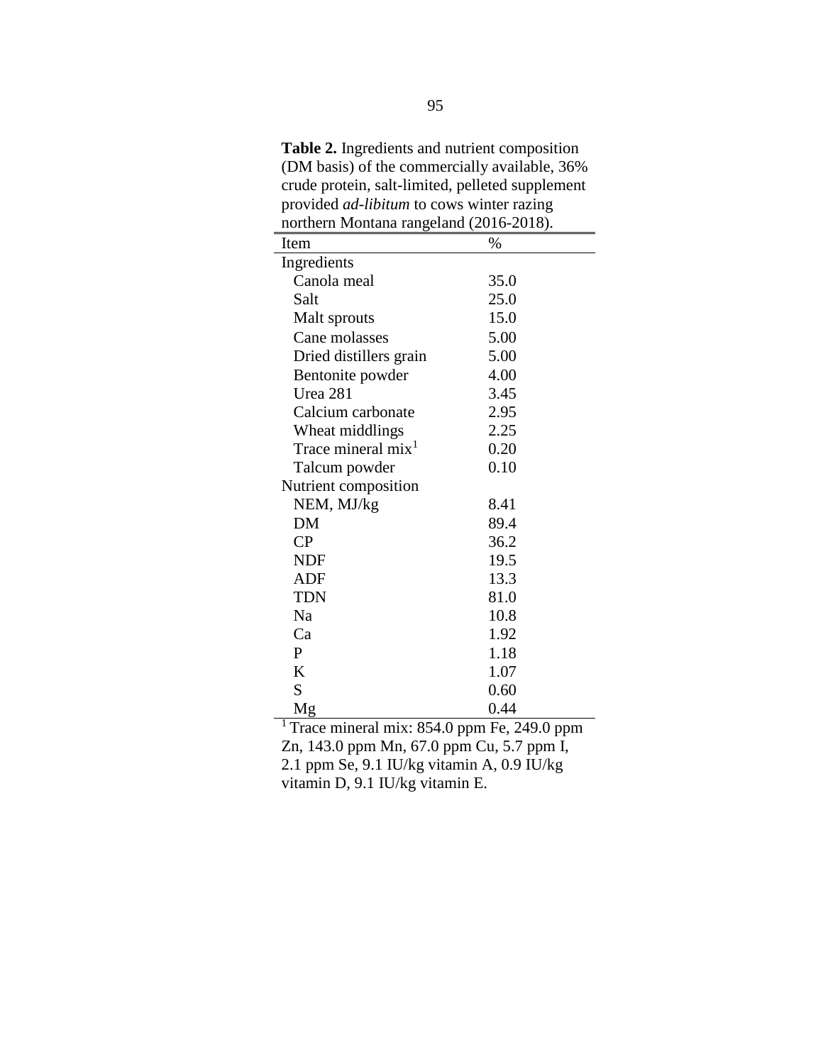**Table 2.** Ingredients and nutrient composition (DM basis) of the commercially available, 36% crude protein, salt-limited, pelleted supplement provided *ad-libitum* to cows winter razing northern Montana rangeland (2016-2018).

| Item | % |
|---|---|
| Ingredients | |
| Canola meal | 35.0 |
| Salt | 25.0 |
| Malt sprouts | 15.0 |
| Cane molasses | 5.00 |
| Dried distillers grain | 5.00 |
| Bentonite powder | 4.00 |
| Urea 281 | 3.45 |
| Calcium carbonate | 2.95 |
| Wheat middlings | 2.25 |
| Trace mineral mix[1] | 0.20 |
| Talcum powder | 0.10 |
| Nutrient composition | |
| NEM, MJ/kg | 8.41 |
| DM | 89.4 |
| CP | 36.2 |
| NDF | 19.5 |
| ADF | 13.3 |
| TDN | 81.0 |
| Na | 10.8 |
| Ca | 1.92 |
| P | 1.18 |
| K | 1.07 |
| S | 0.60 |
| Mg | 0.44 |

[1] Trace mineral mix: 854.0 ppm Fe, 249.0 ppm Zn, 143.0 ppm Mn, 67.0 ppm Cu, 5.7 ppm I, 2.1 ppm Se, 9.1 IU/kg vitamin A, 0.9 IU/kg vitamin D, 9.1 IU/kg vitamin E.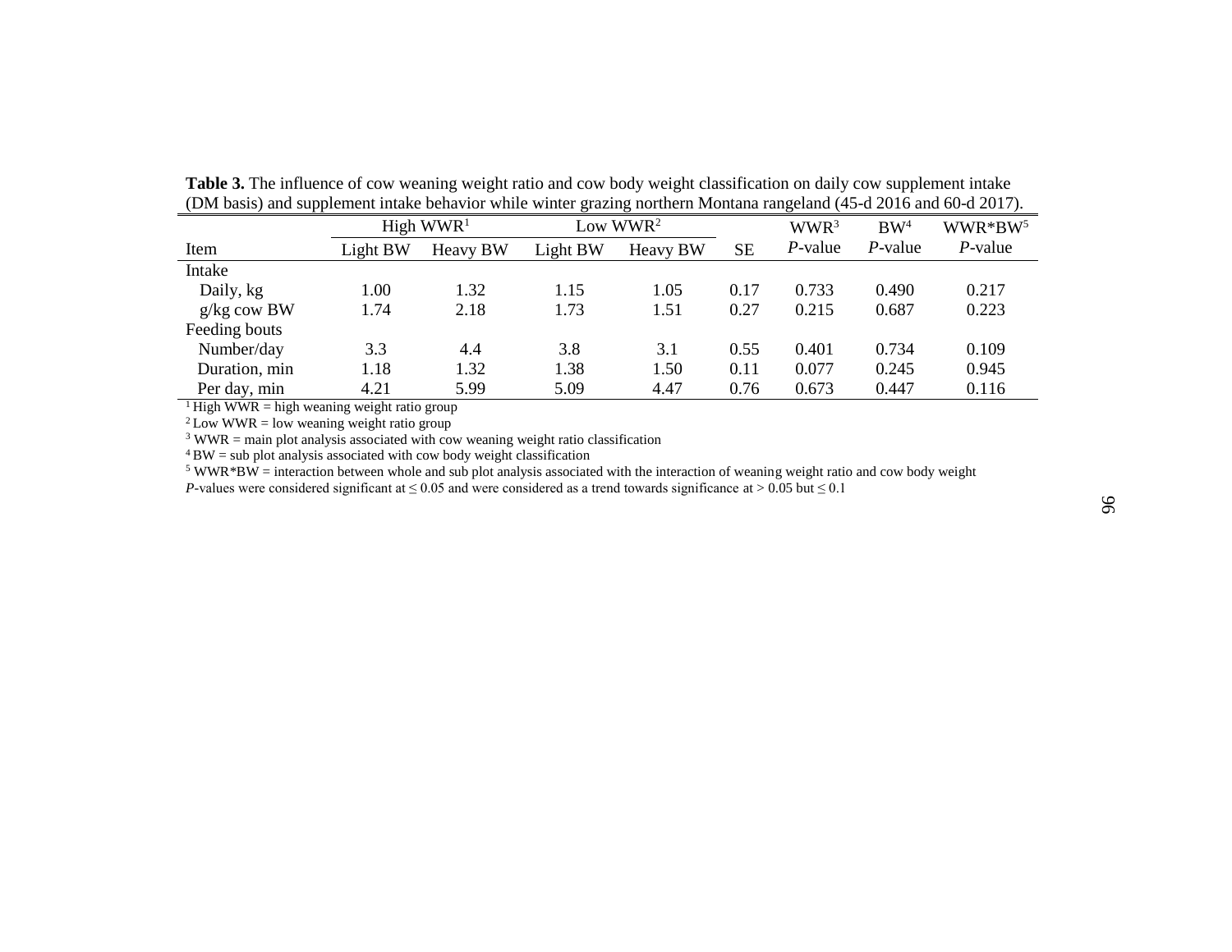**Table 3.** The influence of cow weaning weight ratio and cow body weight classification on daily cow supplement intake (DM basis) and supplement intake behavior while winter grazing northern Montana rangeland (45-d 2016 and 60-d 2017).

| | High WWR[1] | | Low WWR[2] | | | WWR[3] | BW[4] | WWR*BW[5] |
|---|---|---|---|---|---|---|---|---|
| Item | Light BW | Heavy BW | Light BW | Heavy BW | SE | *P*-value | *P*-value | *P*-value |
| Intake | | | | | | | | |
| Daily, kg | 1.00 | 1.32 | 1.15 | 1.05 | 0.17 | 0.733 | 0.490 | 0.217 |
| g/kg cow BW | 1.74 | 2.18 | 1.73 | 1.51 | 0.27 | 0.215 | 0.687 | 0.223 |
| Feeding bouts | | | | | | | | |
| Number/day | 3.3 | 4.4 | 3.8 | 3.1 | 0.55 | 0.401 | 0.734 | 0.109 |
| Duration, min | 1.18 | 1.32 | 1.38 | 1.50 | 0.11 | 0.077 | 0.245 | 0.945 |
| Per day, min | 4.21 | 5.99 | 5.09 | 4.47 | 0.76 | 0.673 | 0.447 | 0.116 |

[1] High WWR = high weaning weight ratio group

[2] Low WWR = low weaning weight ratio group

[3] WWR = main plot analysis associated with cow weaning weight ratio classification

[4] BW = sub plot analysis associated with cow body weight classification

[5] WWR*BW = interaction between whole and sub plot analysis associated with the interaction of weaning weight ratio and cow body weight

*P*-values were considered significant at $\leq 0.05$ and were considered as a trend towards significance at $> 0.05$ but $\leq 0.1$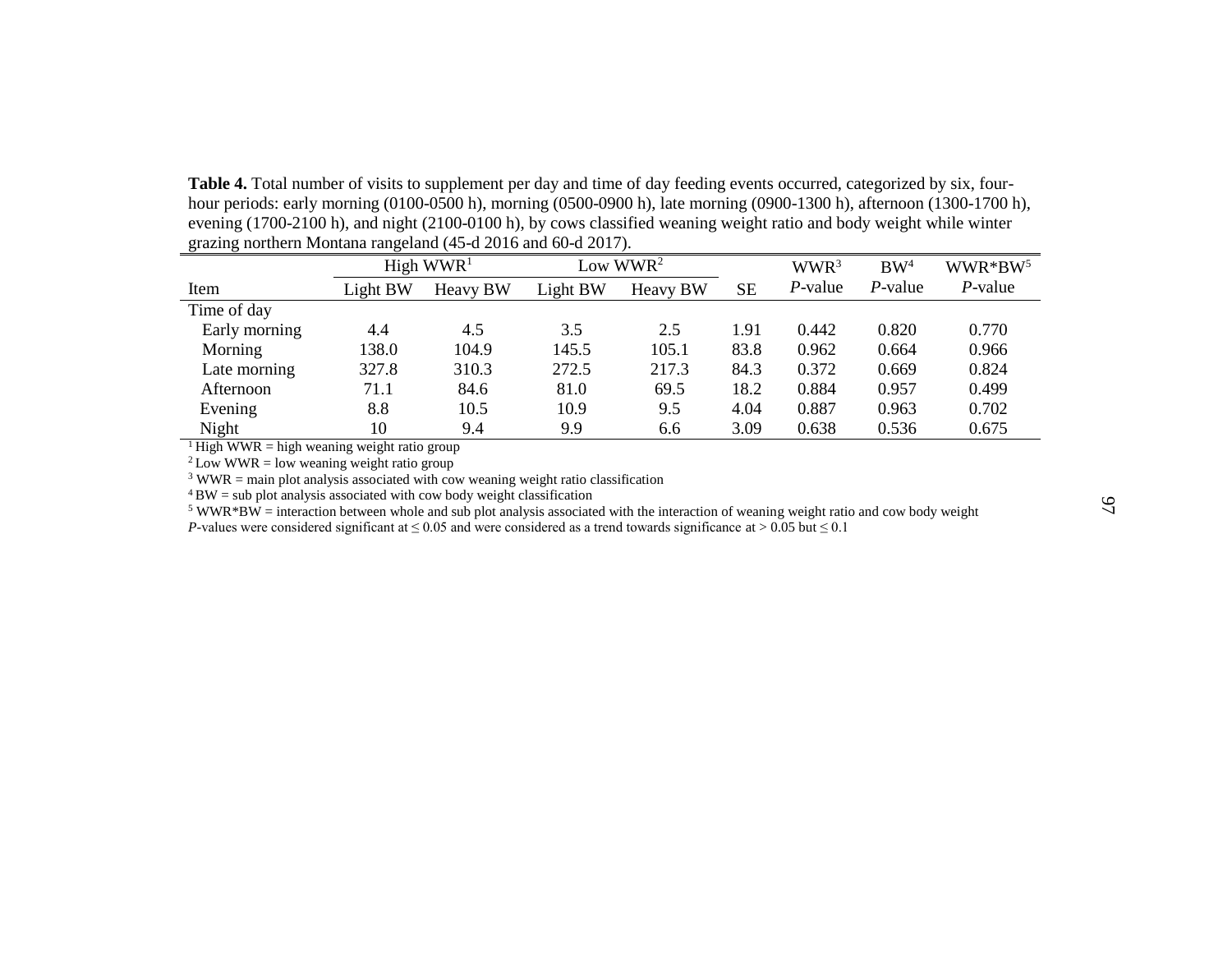**Table 4.** Total number of visits to supplement per day and time of day feeding events occurred, categorized by six, four-hour periods: early morning (0100-0500 h), morning (0500-0900 h), late morning (0900-1300 h), afternoon (1300-1700 h), evening (1700-2100 h), and night (2100-0100 h), by cows classified weaning weight ratio and body weight while winter grazing northern Montana rangeland (45-d 2016 and 60-d 2017).

| | High WWR[1] | | Low WWR[2] | | | WWR[3] | BW[4] | WWR*BW[5] |
|---|---|---|---|---|---|---|---|---|
| Item | Light BW | Heavy BW | Light BW | Heavy BW | SE | *P*-value | *P*-value | *P*-value |
| Time of day | | | | | | | | |
| Early morning | 4.4 | 4.5 | 3.5 | 2.5 | 1.91 | 0.442 | 0.820 | 0.770 |
| Morning | 138.0 | 104.9 | 145.5 | 105.1 | 83.8 | 0.962 | 0.664 | 0.966 |
| Late morning | 327.8 | 310.3 | 272.5 | 217.3 | 84.3 | 0.372 | 0.669 | 0.824 |
| Afternoon | 71.1 | 84.6 | 81.0 | 69.5 | 18.2 | 0.884 | 0.957 | 0.499 |
| Evening | 8.8 | 10.5 | 10.9 | 9.5 | 4.04 | 0.887 | 0.963 | 0.702 |
| Night | 10 | 9.4 | 9.9 | 6.6 | 3.09 | 0.638 | 0.536 | 0.675 |

[1] High WWR = high weaning weight ratio group

[2] Low WWR = low weaning weight ratio group

[3] WWR = main plot analysis associated with cow weaning weight ratio classification

[4] BW = sub plot analysis associated with cow body weight classification

[5] WWR*BW = interaction between whole and sub plot analysis associated with the interaction of weaning weight ratio and cow body weight

*P*-values were considered significant at $\leq 0.05$ and were considered as a trend towards significance at $> 0.05$ but $\leq 0.1$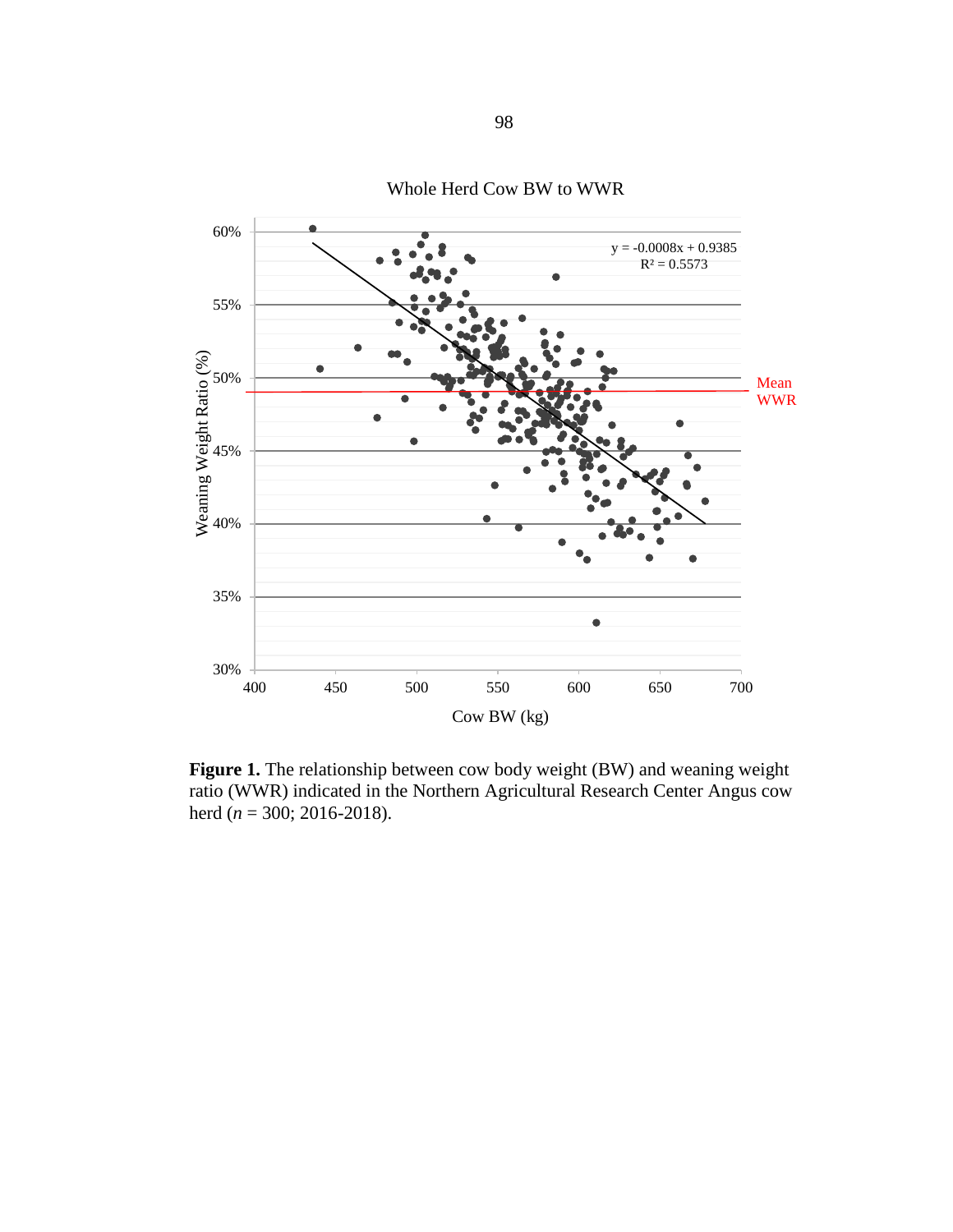**Figure 1.** The relationship between cow body weight (BW) and weaning weight ratio (WWR) indicated in the Northern Agricultural Research Center Angus cow herd (*n* = 300; 2016-2018).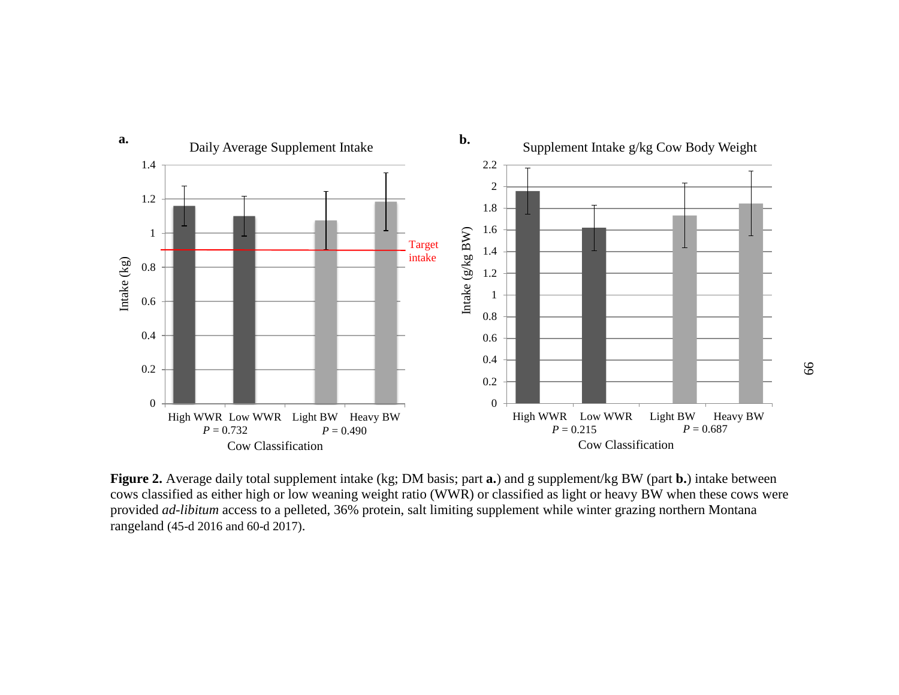**Figure 2.** Average daily total supplement intake (kg; DM basis; part **a.**) and g supplement/kg BW (part **b.**) intake between cows classified as either high or low weaning weight ratio (WWR) or classified as light or heavy BW when these cows were provided *ad-libitum* access to a pelleted, 36% protein, salt limiting supplement while winter grazing northern Montana rangeland (45-d 2016 and 60-d 2017).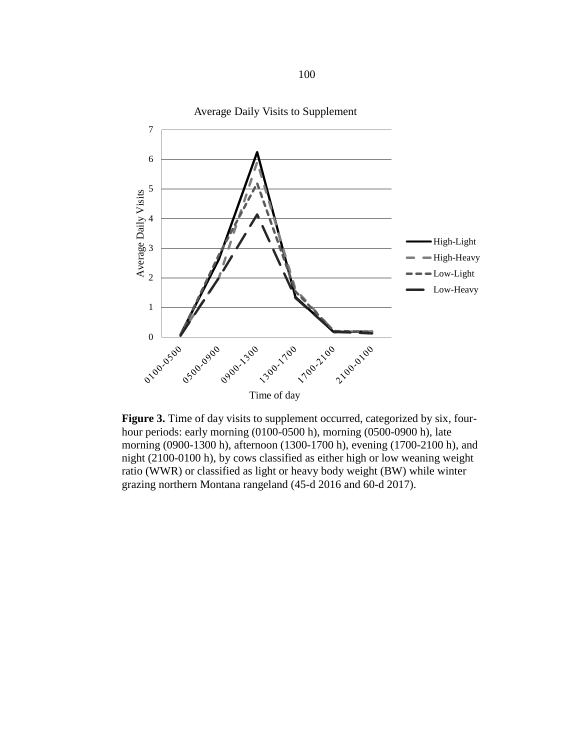**Figure 3.** Time of day visits to supplement occurred, categorized by six, four-hour periods: early morning (0100-0500 h), morning (0500-0900 h), late morning (0900-1300 h), afternoon (1300-1700 h), evening (1700-2100 h), and night (2100-0100 h), by cows classified as either high or low weaning weight ratio (WWR) or classified as light or heavy body weight (BW) while winter grazing northern Montana rangeland (45-d 2016 and 60-d 2017).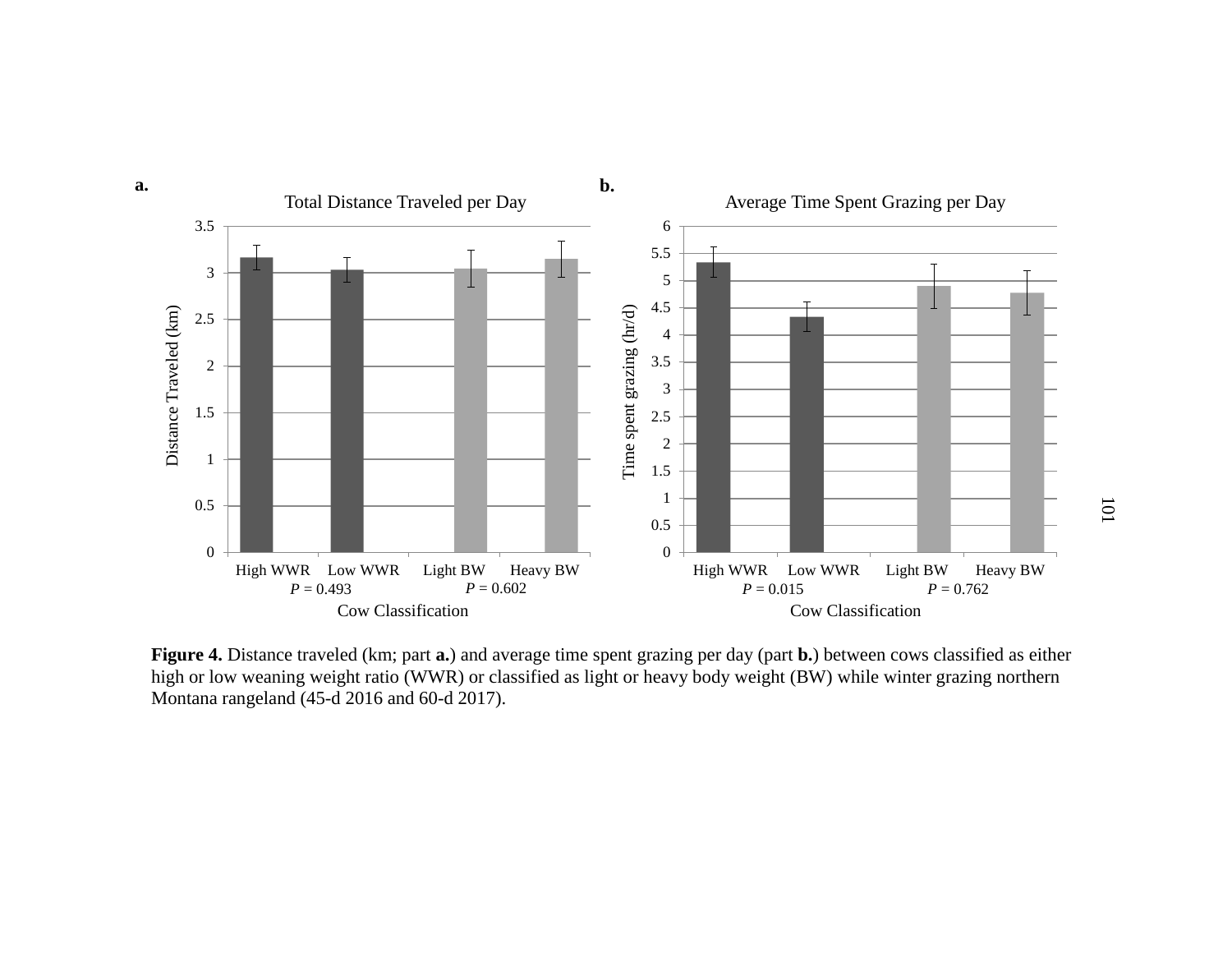a. **Total Distance Traveled per Day**

b. **Average Time Spent Grazing per Day**

| Cow Classification | Distance Traveled (km) | Time spent grazing (hr/d) |
|---|---|---|
| High WWR | | |
| Low WWR | | |
| Light BW | | |
| Heavy BW | | |

WWR: $P = 0.493$ (a.); $P = 0.015$ (b.)

BW: $P = 0.602$ (a.); $P = 0.762$ (b.)

**Figure 4.** Distance traveled (km; part **a.**) and average time spent grazing per day (part **b.**) between cows classified as either high or low weaning weight ratio (WWR) or classified as light or heavy body weight (BW) while winter grazing northern Montana rangeland (45-d 2016 and 60-d 2017).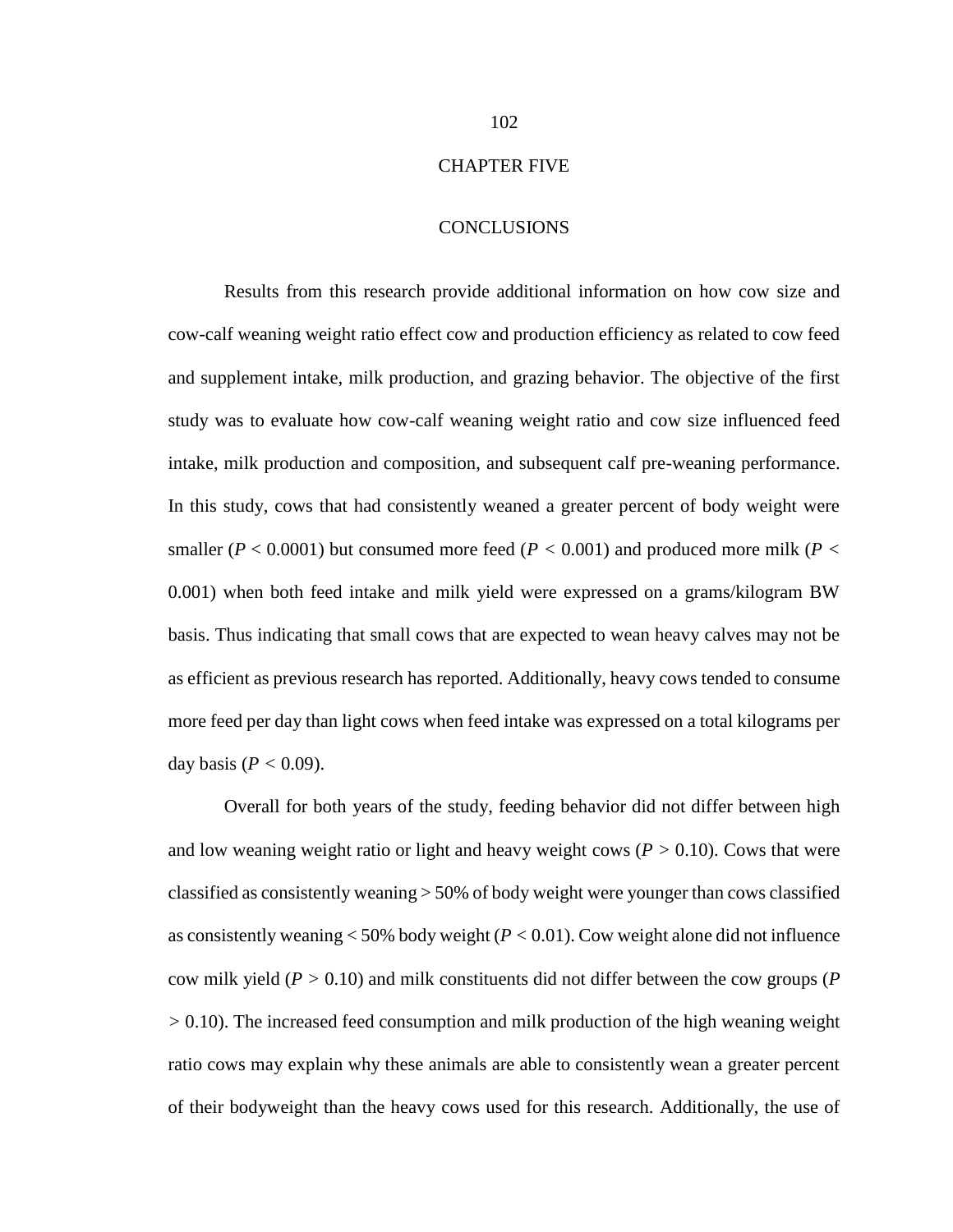# CHAPTER FIVE

## CONCLUSIONS

Results from this research provide additional information on how cow size and cow-calf weaning weight ratio effect cow and production efficiency as related to cow feed and supplement intake, milk production, and grazing behavior. The objective of the first study was to evaluate how cow-calf weaning weight ratio and cow size influenced feed intake, milk production and composition, and subsequent calf pre-weaning performance. In this study, cows that had consistently weaned a greater percent of body weight were smaller ($P < 0.0001$) but consumed more feed ($P < 0.001$) and produced more milk ($P < 0.001$) when both feed intake and milk yield were expressed on a grams/kilogram BW basis. Thus indicating that small cows that are expected to wean heavy calves may not be as efficient as previous research has reported. Additionally, heavy cows tended to consume more feed per day than light cows when feed intake was expressed on a total kilograms per day basis ($P < 0.09$).

Overall for both years of the study, feeding behavior did not differ between high and low weaning weight ratio or light and heavy weight cows ($P > 0.10$). Cows that were classified as consistently weaning > 50% of body weight were younger than cows classified as consistently weaning < 50% body weight ($P < 0.01$). Cow weight alone did not influence cow milk yield ($P > 0.10$) and milk constituents did not differ between the cow groups ($P > 0.10$). The increased feed consumption and milk production of the high weaning weight ratio cows may explain why these animals are able to consistently wean a greater percent of their bodyweight than the heavy cows used for this research. Additionally, the use of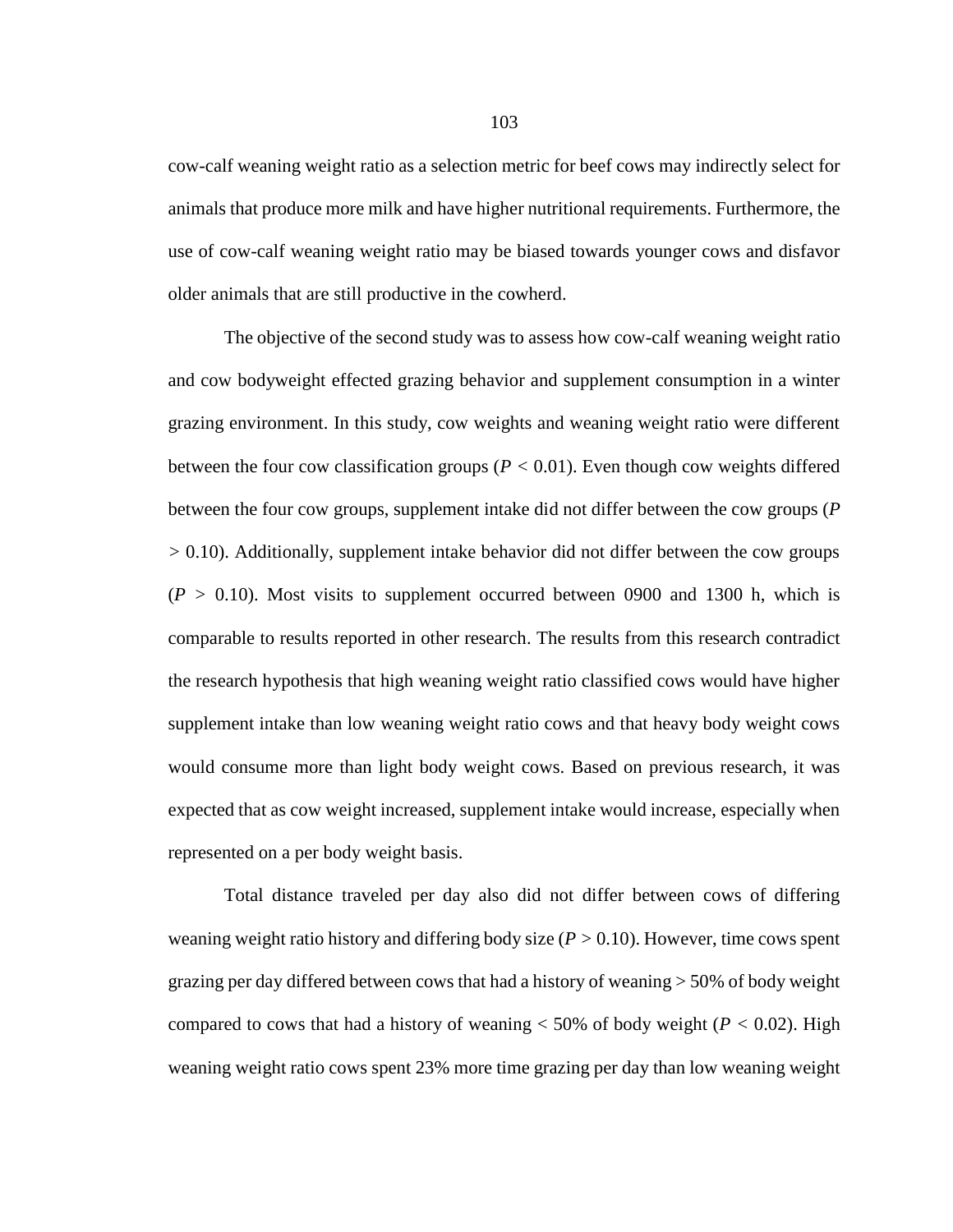cow-calf weaning weight ratio as a selection metric for beef cows may indirectly select for animals that produce more milk and have higher nutritional requirements. Furthermore, the use of cow-calf weaning weight ratio may be biased towards younger cows and disfavor older animals that are still productive in the cowherd.

The objective of the second study was to assess how cow-calf weaning weight ratio and cow bodyweight effected grazing behavior and supplement consumption in a winter grazing environment. In this study, cow weights and weaning weight ratio were different between the four cow classification groups ($P < 0.01$). Even though cow weights differed between the four cow groups, supplement intake did not differ between the cow groups ($P > 0.10$). Additionally, supplement intake behavior did not differ between the cow groups ($P > 0.10$). Most visits to supplement occurred between 0900 and 1300 h, which is comparable to results reported in other research. The results from this research contradict the research hypothesis that high weaning weight ratio classified cows would have higher supplement intake than low weaning weight ratio cows and that heavy body weight cows would consume more than light body weight cows. Based on previous research, it was expected that as cow weight increased, supplement intake would increase, especially when represented on a per body weight basis.

Total distance traveled per day also did not differ between cows of differing weaning weight ratio history and differing body size ($P > 0.10$). However, time cows spent grazing per day differed between cows that had a history of weaning > 50% of body weight compared to cows that had a history of weaning < 50% of body weight ($P < 0.02$). High weaning weight ratio cows spent 23% more time grazing per day than low weaning weight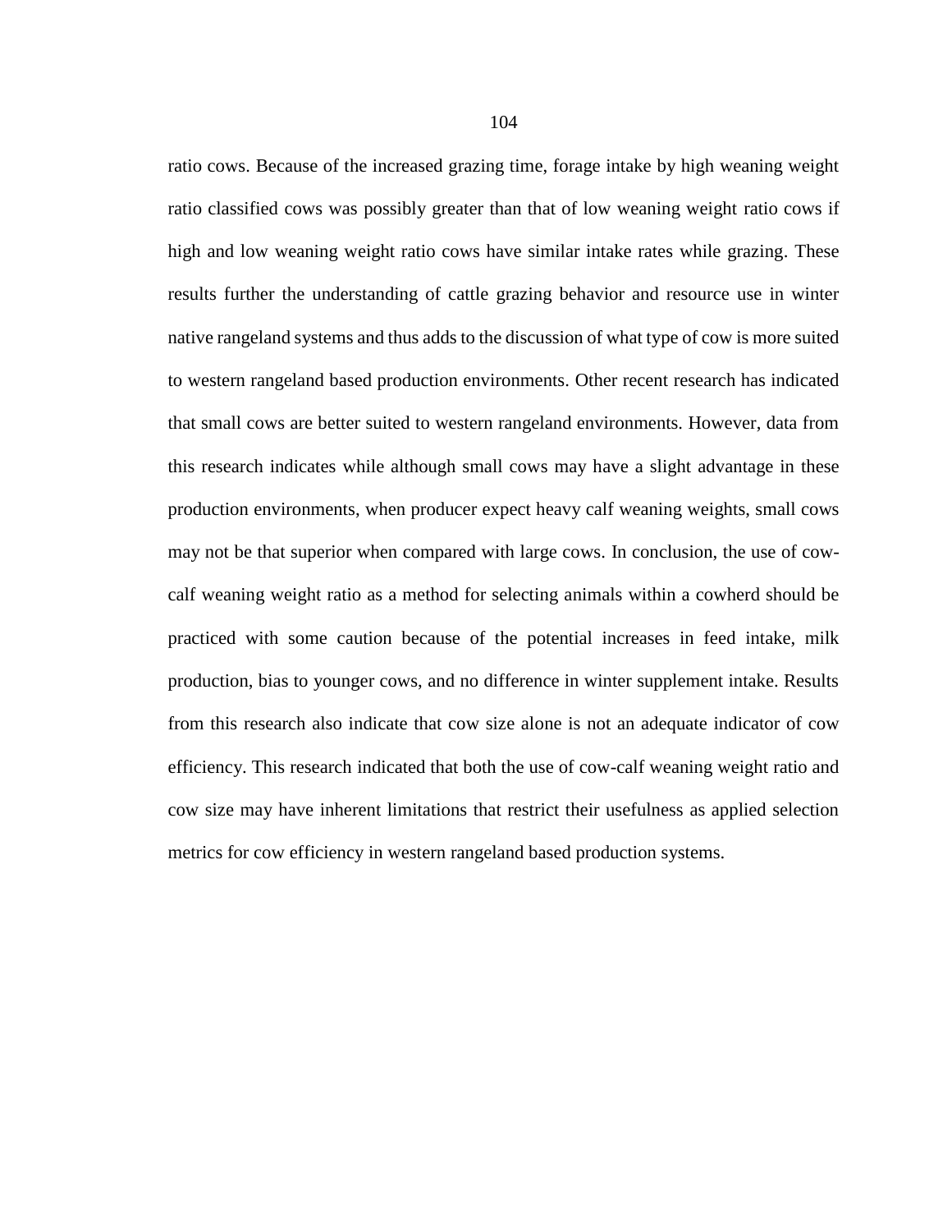ratio cows. Because of the increased grazing time, forage intake by high weaning weight ratio classified cows was possibly greater than that of low weaning weight ratio cows if high and low weaning weight ratio cows have similar intake rates while grazing. These results further the understanding of cattle grazing behavior and resource use in winter native rangeland systems and thus adds to the discussion of what type of cow is more suited to western rangeland based production environments. Other recent research has indicated that small cows are better suited to western rangeland environments. However, data from this research indicates while although small cows may have a slight advantage in these production environments, when producer expect heavy calf weaning weights, small cows may not be that superior when compared with large cows. In conclusion, the use of cow-calf weaning weight ratio as a method for selecting animals within a cowherd should be practiced with some caution because of the potential increases in feed intake, milk production, bias to younger cows, and no difference in winter supplement intake. Results from this research also indicate that cow size alone is not an adequate indicator of cow efficiency. This research indicated that both the use of cow-calf weaning weight ratio and cow size may have inherent limitations that restrict their usefulness as applied selection metrics for cow efficiency in western rangeland based production systems.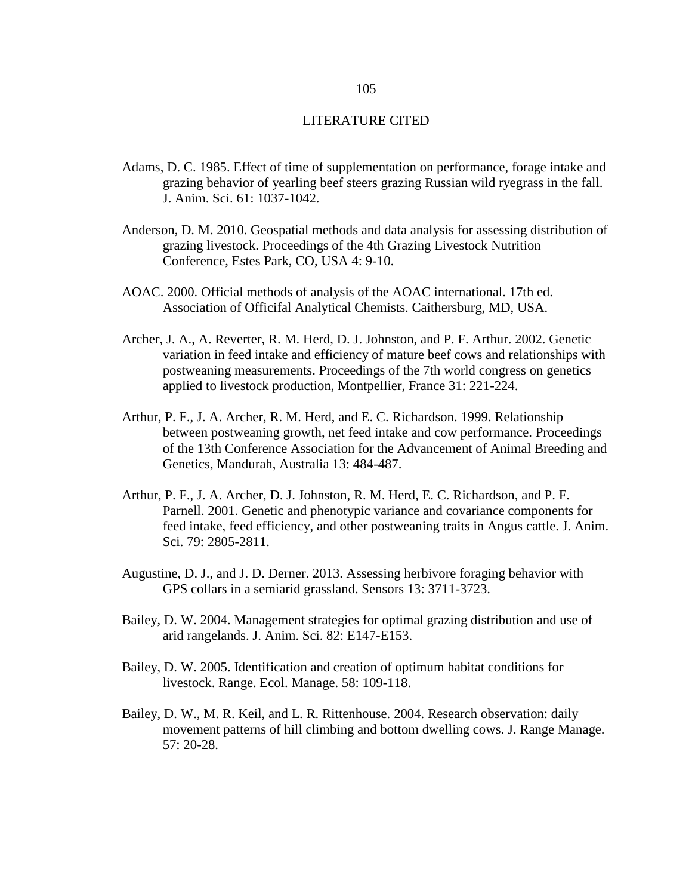# LITERATURE CITED

Adams, D. C. 1985. Effect of time of supplementation on performance, forage intake and grazing behavior of yearling beef steers grazing Russian wild ryegrass in the fall. J. Anim. Sci. 61: 1037-1042.

Anderson, D. M. 2010. Geospatial methods and data analysis for assessing distribution of grazing livestock. Proceedings of the 4th Grazing Livestock Nutrition Conference, Estes Park, CO, USA 4: 9-10.

AOAC. 2000. Official methods of analysis of the AOAC international. 17th ed. Association of Officifal Analytical Chemists. Caithersburg, MD, USA.

Archer, J. A., A. Reverter, R. M. Herd, D. J. Johnston, and P. F. Arthur. 2002. Genetic variation in feed intake and efficiency of mature beef cows and relationships with postweaning measurements. Proceedings of the 7th world congress on genetics applied to livestock production, Montpellier, France 31: 221-224.

Arthur, P. F., J. A. Archer, R. M. Herd, and E. C. Richardson. 1999. Relationship between postweaning growth, net feed intake and cow performance. Proceedings of the 13th Conference Association for the Advancement of Animal Breeding and Genetics, Mandurah, Australia 13: 484-487.

Arthur, P. F., J. A. Archer, D. J. Johnston, R. M. Herd, E. C. Richardson, and P. F. Parnell. 2001. Genetic and phenotypic variance and covariance components for feed intake, feed efficiency, and other postweaning traits in Angus cattle. J. Anim. Sci. 79: 2805-2811.

Augustine, D. J., and J. D. Derner. 2013. Assessing herbivore foraging behavior with GPS collars in a semiarid grassland. Sensors 13: 3711-3723.

Bailey, D. W. 2004. Management strategies for optimal grazing distribution and use of arid rangelands. J. Anim. Sci. 82: E147-E153.

Bailey, D. W. 2005. Identification and creation of optimum habitat conditions for livestock. Range. Ecol. Manage. 58: 109-118.

Bailey, D. W., M. R. Keil, and L. R. Rittenhouse. 2004. Research observation: daily movement patterns of hill climbing and bottom dwelling cows. J. Range Manage. 57: 20-28.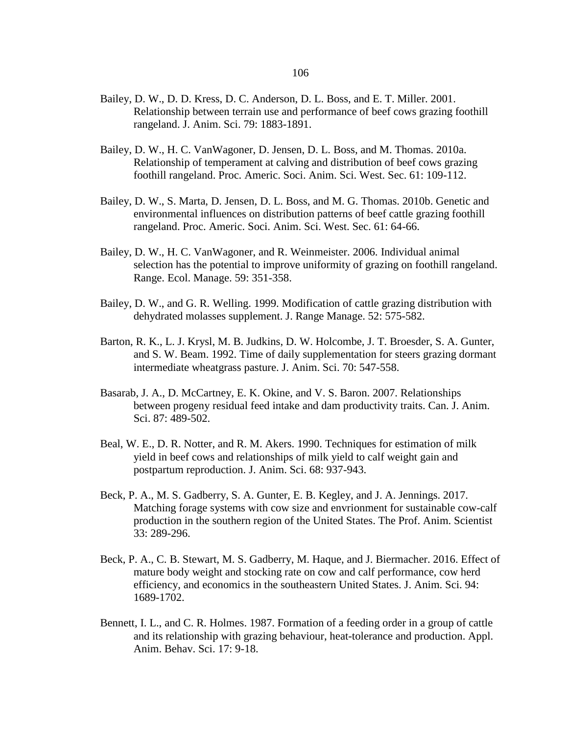Bailey, D. W., D. D. Kress, D. C. Anderson, D. L. Boss, and E. T. Miller. 2001. Relationship between terrain use and performance of beef cows grazing foothill rangeland. J. Anim. Sci. 79: 1883-1891.

Bailey, D. W., H. C. VanWagoner, D. Jensen, D. L. Boss, and M. Thomas. 2010a. Relationship of temperament at calving and distribution of beef cows grazing foothill rangeland. Proc. Americ. Soci. Anim. Sci. West. Sec. 61: 109-112.

Bailey, D. W., S. Marta, D. Jensen, D. L. Boss, and M. G. Thomas. 2010b. Genetic and environmental influences on distribution patterns of beef cattle grazing foothill rangeland. Proc. Americ. Soci. Anim. Sci. West. Sec. 61: 64-66.

Bailey, D. W., H. C. VanWagoner, and R. Weinmeister. 2006. Individual animal selection has the potential to improve uniformity of grazing on foothill rangeland. Range. Ecol. Manage. 59: 351-358.

Bailey, D. W., and G. R. Welling. 1999. Modification of cattle grazing distribution with dehydrated molasses supplement. J. Range Manage. 52: 575-582.

Barton, R. K., L. J. Krysl, M. B. Judkins, D. W. Holcombe, J. T. Broesder, S. A. Gunter, and S. W. Beam. 1992. Time of daily supplementation for steers grazing dormant intermediate wheatgrass pasture. J. Anim. Sci. 70: 547-558.

Basarab, J. A., D. McCartney, E. K. Okine, and V. S. Baron. 2007. Relationships between progeny residual feed intake and dam productivity traits. Can. J. Anim. Sci. 87: 489-502.

Beal, W. E., D. R. Notter, and R. M. Akers. 1990. Techniques for estimation of milk yield in beef cows and relationships of milk yield to calf weight gain and postpartum reproduction. J. Anim. Sci. 68: 937-943.

Beck, P. A., M. S. Gadberry, S. A. Gunter, E. B. Kegley, and J. A. Jennings. 2017. Matching forage systems with cow size and envrionment for sustainable cow-calf production in the southern region of the United States. The Prof. Anim. Scientist 33: 289-296.

Beck, P. A., C. B. Stewart, M. S. Gadberry, M. Haque, and J. Biermacher. 2016. Effect of mature body weight and stocking rate on cow and calf performance, cow herd efficiency, and economics in the southeastern United States. J. Anim. Sci. 94: 1689-1702.

Bennett, I. L., and C. R. Holmes. 1987. Formation of a feeding order in a group of cattle and its relationship with grazing behaviour, heat-tolerance and production. Appl. Anim. Behav. Sci. 17: 9-18.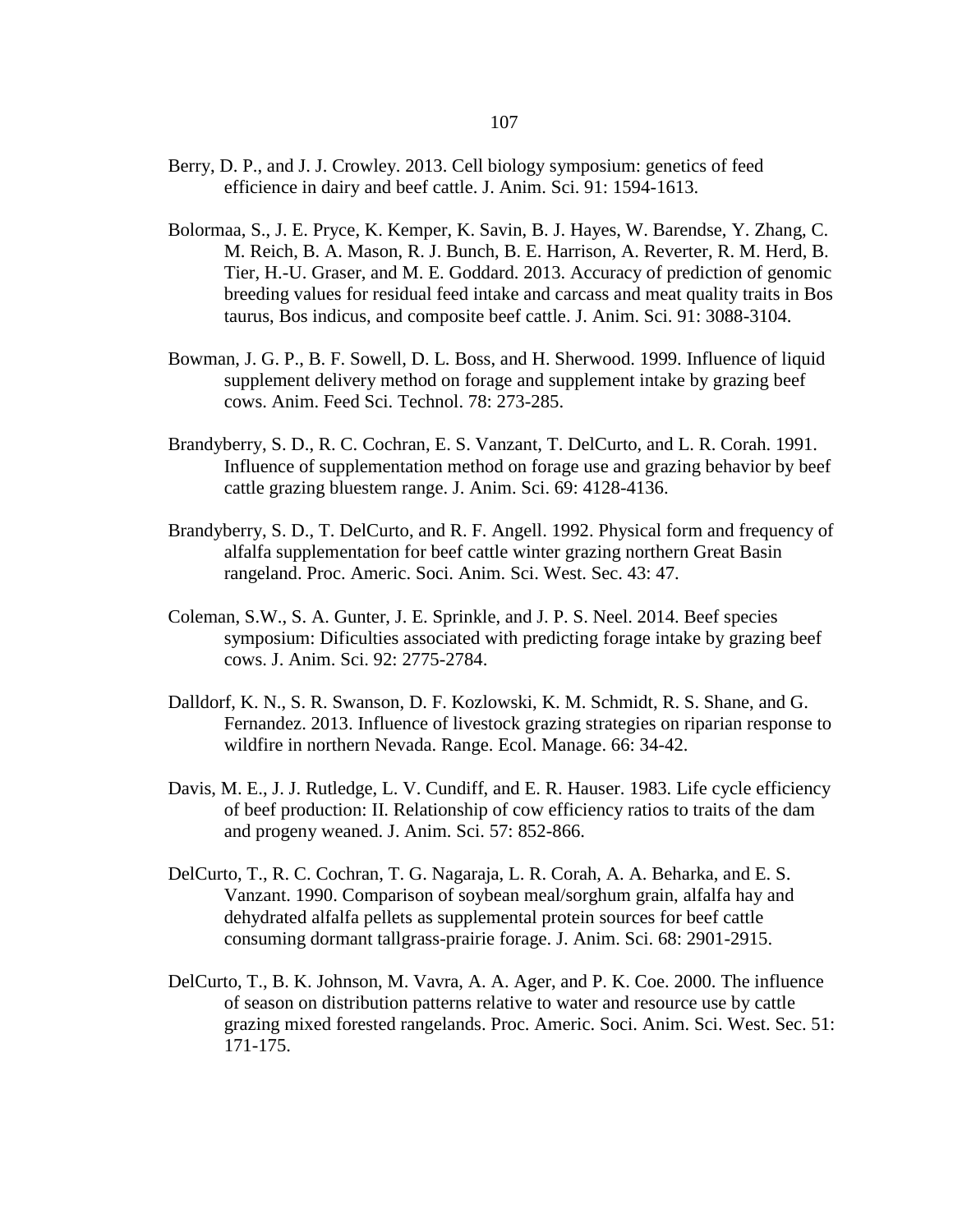Berry, D. P., and J. J. Crowley. 2013. Cell biology symposium: genetics of feed efficience in dairy and beef cattle. J. Anim. Sci. 91: 1594-1613.

Bolormaa, S., J. E. Pryce, K. Kemper, K. Savin, B. J. Hayes, W. Barendse, Y. Zhang, C. M. Reich, B. A. Mason, R. J. Bunch, B. E. Harrison, A. Reverter, R. M. Herd, B. Tier, H.-U. Graser, and M. E. Goddard. 2013. Accuracy of prediction of genomic breeding values for residual feed intake and carcass and meat quality traits in Bos taurus, Bos indicus, and composite beef cattle. J. Anim. Sci. 91: 3088-3104.

Bowman, J. G. P., B. F. Sowell, D. L. Boss, and H. Sherwood. 1999. Influence of liquid supplement delivery method on forage and supplement intake by grazing beef cows. Anim. Feed Sci. Technol. 78: 273-285.

Brandyberry, S. D., R. C. Cochran, E. S. Vanzant, T. DelCurto, and L. R. Corah. 1991. Influence of supplementation method on forage use and grazing behavior by beef cattle grazing bluestem range. J. Anim. Sci. 69: 4128-4136.

Brandyberry, S. D., T. DelCurto, and R. F. Angell. 1992. Physical form and frequency of alfalfa supplementation for beef cattle winter grazing northern Great Basin rangeland. Proc. Americ. Soci. Anim. Sci. West. Sec. 43: 47.

Coleman, S.W., S. A. Gunter, J. E. Sprinkle, and J. P. S. Neel. 2014. Beef species symposium: Dificulties associated with predicting forage intake by grazing beef cows. J. Anim. Sci. 92: 2775-2784.

Dalldorf, K. N., S. R. Swanson, D. F. Kozlowski, K. M. Schmidt, R. S. Shane, and G. Fernandez. 2013. Influence of livestock grazing strategies on riparian response to wildfire in northern Nevada. Range. Ecol. Manage. 66: 34-42.

Davis, M. E., J. J. Rutledge, L. V. Cundiff, and E. R. Hauser. 1983. Life cycle efficiency of beef production: II. Relationship of cow efficiency ratios to traits of the dam and progeny weaned. J. Anim. Sci. 57: 852-866.

DelCurto, T., R. C. Cochran, T. G. Nagaraja, L. R. Corah, A. A. Beharka, and E. S. Vanzant. 1990. Comparison of soybean meal/sorghum grain, alfalfa hay and dehydrated alfalfa pellets as supplemental protein sources for beef cattle consuming dormant tallgrass-prairie forage. J. Anim. Sci. 68: 2901-2915.

DelCurto, T., B. K. Johnson, M. Vavra, A. A. Ager, and P. K. Coe. 2000. The influence of season on distribution patterns relative to water and resource use by cattle grazing mixed forested rangelands. Proc. Americ. Soci. Anim. Sci. West. Sec. 51: 171-175.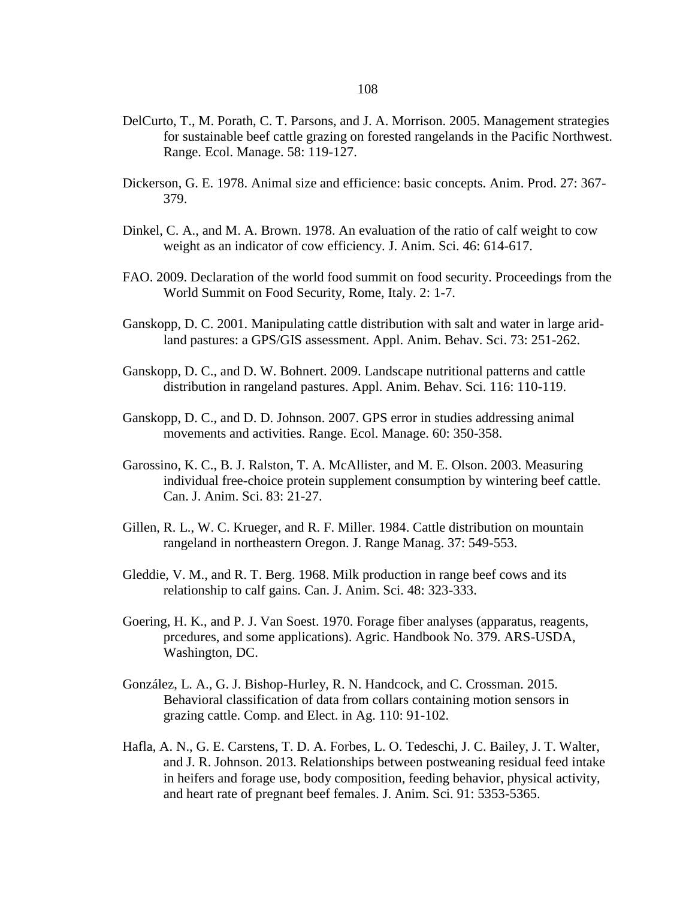DelCurto, T., M. Porath, C. T. Parsons, and J. A. Morrison. 2005. Management strategies for sustainable beef cattle grazing on forested rangelands in the Pacific Northwest. Range. Ecol. Manage. 58: 119-127.

Dickerson, G. E. 1978. Animal size and efficience: basic concepts. Anim. Prod. 27: 367-379.

Dinkel, C. A., and M. A. Brown. 1978. An evaluation of the ratio of calf weight to cow weight as an indicator of cow efficiency. J. Anim. Sci. 46: 614-617.

FAO. 2009. Declaration of the world food summit on food security. Proceedings from the World Summit on Food Security, Rome, Italy. 2: 1-7.

Ganskopp, D. C. 2001. Manipulating cattle distribution with salt and water in large arid-land pastures: a GPS/GIS assessment. Appl. Anim. Behav. Sci. 73: 251-262.

Ganskopp, D. C., and D. W. Bohnert. 2009. Landscape nutritional patterns and cattle distribution in rangeland pastures. Appl. Anim. Behav. Sci. 116: 110-119.

Ganskopp, D. C., and D. D. Johnson. 2007. GPS error in studies addressing animal movements and activities. Range. Ecol. Manage. 60: 350-358.

Garossino, K. C., B. J. Ralston, T. A. McAllister, and M. E. Olson. 2003. Measuring individual free-choice protein supplement consumption by wintering beef cattle. Can. J. Anim. Sci. 83: 21-27.

Gillen, R. L., W. C. Krueger, and R. F. Miller. 1984. Cattle distribution on mountain rangeland in northeastern Oregon. J. Range Manag. 37: 549-553.

Gleddie, V. M., and R. T. Berg. 1968. Milk production in range beef cows and its relationship to calf gains. Can. J. Anim. Sci. 48: 323-333.

Goering, H. K., and P. J. Van Soest. 1970. Forage fiber analyses (apparatus, reagents, prcedures, and some applications). Agric. Handbook No. 379. ARS-USDA, Washington, DC.

González, L. A., G. J. Bishop-Hurley, R. N. Handcock, and C. Crossman. 2015. Behavioral classification of data from collars containing motion sensors in grazing cattle. Comp. and Elect. in Ag. 110: 91-102.

Hafla, A. N., G. E. Carstens, T. D. A. Forbes, L. O. Tedeschi, J. C. Bailey, J. T. Walter, and J. R. Johnson. 2013. Relationships between postweaning residual feed intake in heifers and forage use, body composition, feeding behavior, physical activity, and heart rate of pregnant beef females. J. Anim. Sci. 91: 5353-5365.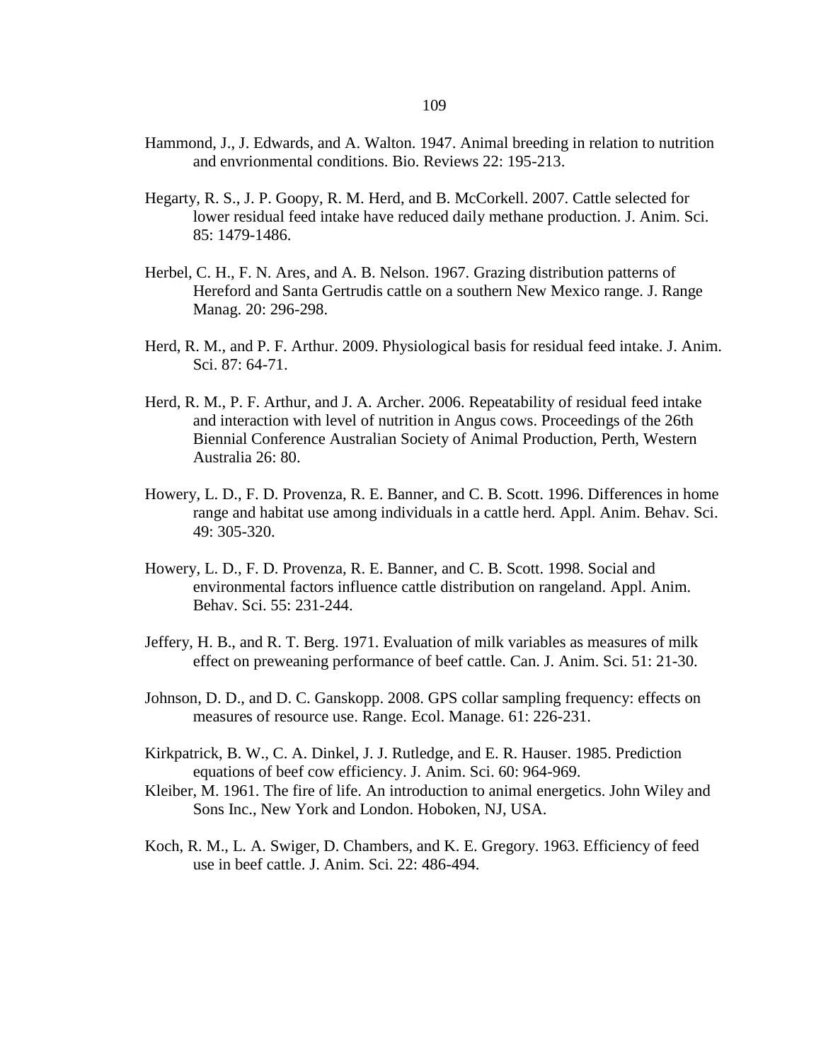Hammond, J., J. Edwards, and A. Walton. 1947. Animal breeding in relation to nutrition and envrionmental conditions. Bio. Reviews 22: 195-213.

Hegarty, R. S., J. P. Goopy, R. M. Herd, and B. McCorkell. 2007. Cattle selected for lower residual feed intake have reduced daily methane production. J. Anim. Sci. 85: 1479-1486.

Herbel, C. H., F. N. Ares, and A. B. Nelson. 1967. Grazing distribution patterns of Hereford and Santa Gertrudis cattle on a southern New Mexico range. J. Range Manag. 20: 296-298.

Herd, R. M., and P. F. Arthur. 2009. Physiological basis for residual feed intake. J. Anim. Sci. 87: 64-71.

Herd, R. M., P. F. Arthur, and J. A. Archer. 2006. Repeatability of residual feed intake and interaction with level of nutrition in Angus cows. Proceedings of the 26th Biennial Conference Australian Society of Animal Production, Perth, Western Australia 26: 80.

Howery, L. D., F. D. Provenza, R. E. Banner, and C. B. Scott. 1996. Differences in home range and habitat use among individuals in a cattle herd. Appl. Anim. Behav. Sci. 49: 305-320.

Howery, L. D., F. D. Provenza, R. E. Banner, and C. B. Scott. 1998. Social and environmental factors influence cattle distribution on rangeland. Appl. Anim. Behav. Sci. 55: 231-244.

Jeffery, H. B., and R. T. Berg. 1971. Evaluation of milk variables as measures of milk effect on preweaning performance of beef cattle. Can. J. Anim. Sci. 51: 21-30.

Johnson, D. D., and D. C. Ganskopp. 2008. GPS collar sampling frequency: effects on measures of resource use. Range. Ecol. Manage. 61: 226-231.

Kirkpatrick, B. W., C. A. Dinkel, J. J. Rutledge, and E. R. Hauser. 1985. Prediction equations of beef cow efficiency. J. Anim. Sci. 60: 964-969.

Kleiber, M. 1961. The fire of life. An introduction to animal energetics. John Wiley and Sons Inc., New York and London. Hoboken, NJ, USA.

Koch, R. M., L. A. Swiger, D. Chambers, and K. E. Gregory. 1963. Efficiency of feed use in beef cattle. J. Anim. Sci. 22: 486-494.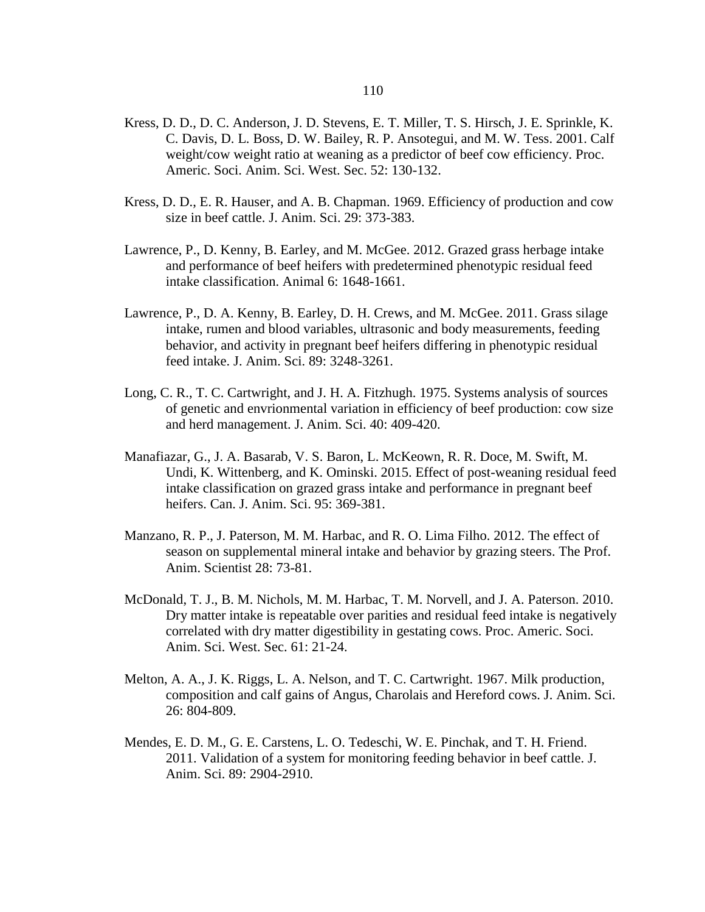Kress, D. D., D. C. Anderson, J. D. Stevens, E. T. Miller, T. S. Hirsch, J. E. Sprinkle, K. C. Davis, D. L. Boss, D. W. Bailey, R. P. Ansotegui, and M. W. Tess. 2001. Calf weight/cow weight ratio at weaning as a predictor of beef cow efficiency. Proc. Americ. Soci. Anim. Sci. West. Sec. 52: 130-132.

Kress, D. D., E. R. Hauser, and A. B. Chapman. 1969. Efficiency of production and cow size in beef cattle. J. Anim. Sci. 29: 373-383.

Lawrence, P., D. Kenny, B. Earley, and M. McGee. 2012. Grazed grass herbage intake and performance of beef heifers with predetermined phenotypic residual feed intake classification. Animal 6: 1648-1661.

Lawrence, P., D. A. Kenny, B. Earley, D. H. Crews, and M. McGee. 2011. Grass silage intake, rumen and blood variables, ultrasonic and body measurements, feeding behavior, and activity in pregnant beef heifers differing in phenotypic residual feed intake. J. Anim. Sci. 89: 3248-3261.

Long, C. R., T. C. Cartwright, and J. H. A. Fitzhugh. 1975. Systems analysis of sources of genetic and envrionmental variation in efficiency of beef production: cow size and herd management. J. Anim. Sci. 40: 409-420.

Manafiazar, G., J. A. Basarab, V. S. Baron, L. McKeown, R. R. Doce, M. Swift, M. Undi, K. Wittenberg, and K. Ominski. 2015. Effect of post-weaning residual feed intake classification on grazed grass intake and performance in pregnant beef heifers. Can. J. Anim. Sci. 95: 369-381.

Manzano, R. P., J. Paterson, M. M. Harbac, and R. O. Lima Filho. 2012. The effect of season on supplemental mineral intake and behavior by grazing steers. The Prof. Anim. Scientist 28: 73-81.

McDonald, T. J., B. M. Nichols, M. M. Harbac, T. M. Norvell, and J. A. Paterson. 2010. Dry matter intake is repeatable over parities and residual feed intake is negatively correlated with dry matter digestibility in gestating cows. Proc. Americ. Soci. Anim. Sci. West. Sec. 61: 21-24.

Melton, A. A., J. K. Riggs, L. A. Nelson, and T. C. Cartwright. 1967. Milk production, composition and calf gains of Angus, Charolais and Hereford cows. J. Anim. Sci. 26: 804-809.

Mendes, E. D. M., G. E. Carstens, L. O. Tedeschi, W. E. Pinchak, and T. H. Friend. 2011. Validation of a system for monitoring feeding behavior in beef cattle. J. Anim. Sci. 89: 2904-2910.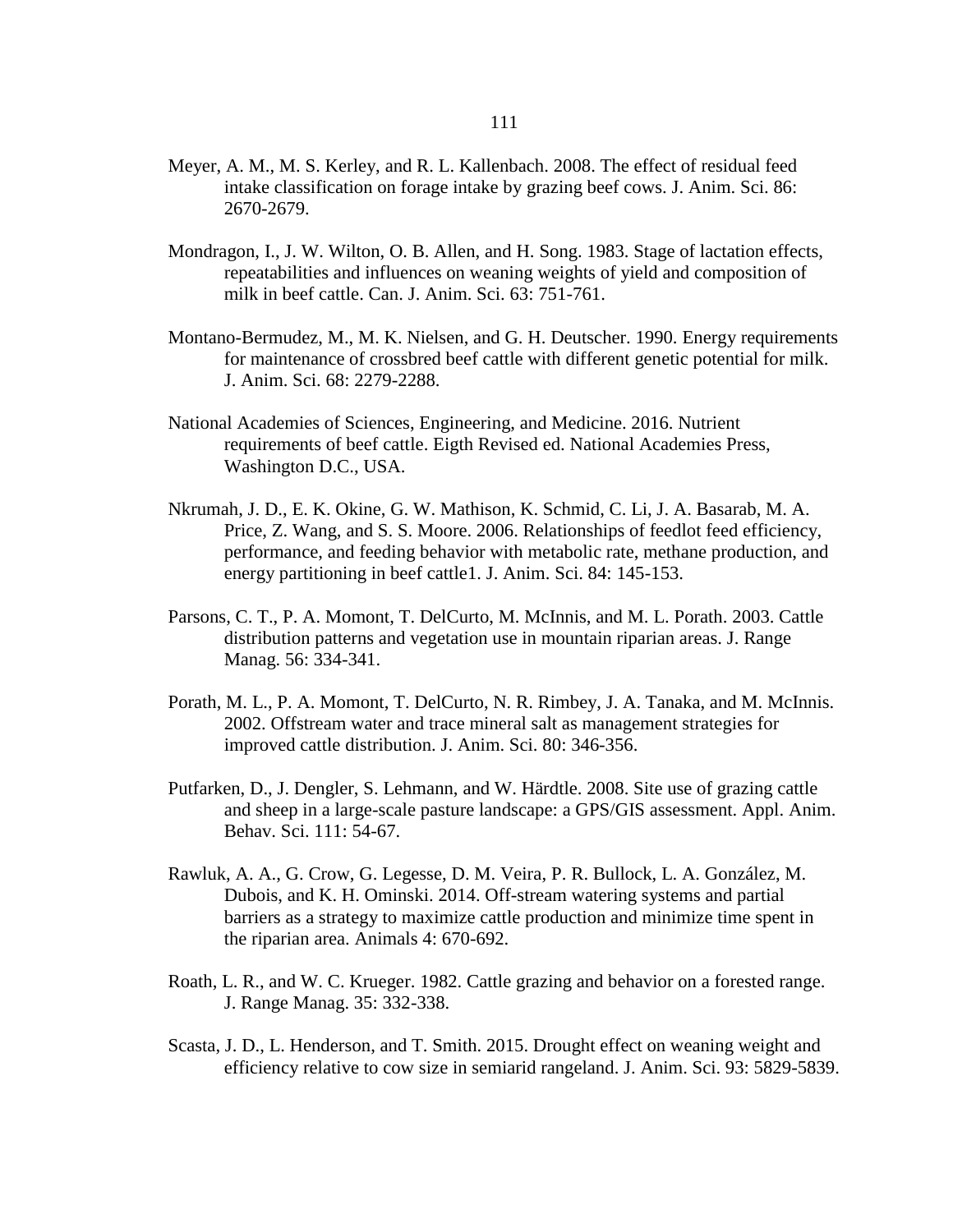Meyer, A. M., M. S. Kerley, and R. L. Kallenbach. 2008. The effect of residual feed intake classification on forage intake by grazing beef cows. J. Anim. Sci. 86: 2670-2679.

Mondragon, I., J. W. Wilton, O. B. Allen, and H. Song. 1983. Stage of lactation effects, repeatabilities and influences on weaning weights of yield and composition of milk in beef cattle. Can. J. Anim. Sci. 63: 751-761.

Montano-Bermudez, M., M. K. Nielsen, and G. H. Deutscher. 1990. Energy requirements for maintenance of crossbred beef cattle with different genetic potential for milk. J. Anim. Sci. 68: 2279-2288.

National Academies of Sciences, Engineering, and Medicine. 2016. Nutrient requirements of beef cattle. Eigth Revised ed. National Academies Press, Washington D.C., USA.

Nkrumah, J. D., E. K. Okine, G. W. Mathison, K. Schmid, C. Li, J. A. Basarab, M. A. Price, Z. Wang, and S. S. Moore. 2006. Relationships of feedlot feed efficiency, performance, and feeding behavior with metabolic rate, methane production, and energy partitioning in beef cattle1. J. Anim. Sci. 84: 145-153.

Parsons, C. T., P. A. Momont, T. DelCurto, M. McInnis, and M. L. Porath. 2003. Cattle distribution patterns and vegetation use in mountain riparian areas. J. Range Manag. 56: 334-341.

Porath, M. L., P. A. Momont, T. DelCurto, N. R. Rimbey, J. A. Tanaka, and M. McInnis. 2002. Offstream water and trace mineral salt as management strategies for improved cattle distribution. J. Anim. Sci. 80: 346-356.

Putfarken, D., J. Dengler, S. Lehmann, and W. Härdtle. 2008. Site use of grazing cattle and sheep in a large-scale pasture landscape: a GPS/GIS assessment. Appl. Anim. Behav. Sci. 111: 54-67.

Rawluk, A. A., G. Crow, G. Legesse, D. M. Veira, P. R. Bullock, L. A. González, M. Dubois, and K. H. Ominski. 2014. Off-stream watering systems and partial barriers as a strategy to maximize cattle production and minimize time spent in the riparian area. Animals 4: 670-692.

Roath, L. R., and W. C. Krueger. 1982. Cattle grazing and behavior on a forested range. J. Range Manag. 35: 332-338.

Scasta, J. D., L. Henderson, and T. Smith. 2015. Drought effect on weaning weight and efficiency relative to cow size in semiarid rangeland. J. Anim. Sci. 93: 5829-5839.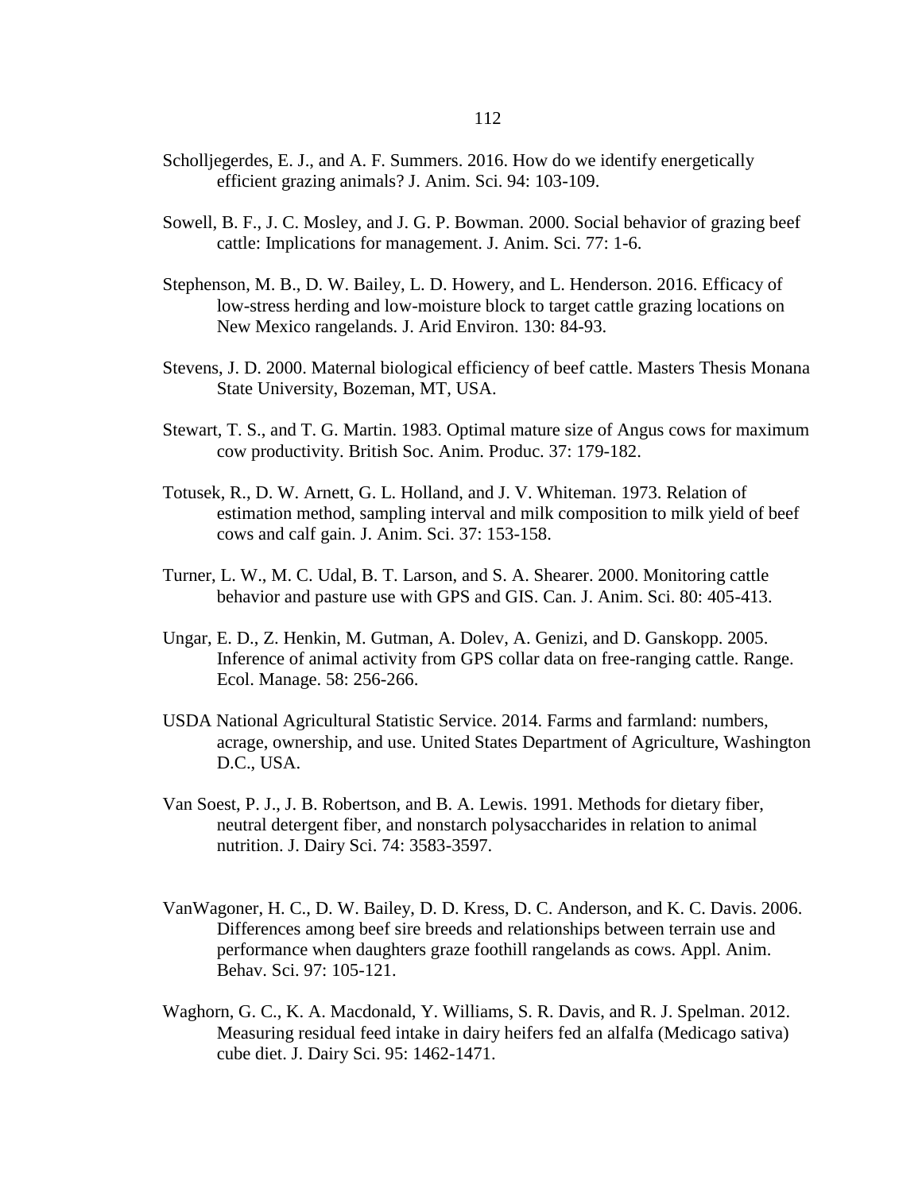Scholljegerdes, E. J., and A. F. Summers. 2016. How do we identify energetically efficient grazing animals? J. Anim. Sci. 94: 103-109.

Sowell, B. F., J. C. Mosley, and J. G. P. Bowman. 2000. Social behavior of grazing beef cattle: Implications for management. J. Anim. Sci. 77: 1-6.

Stephenson, M. B., D. W. Bailey, L. D. Howery, and L. Henderson. 2016. Efficacy of low-stress herding and low-moisture block to target cattle grazing locations on New Mexico rangelands. J. Arid Environ. 130: 84-93.

Stevens, J. D. 2000. Maternal biological efficiency of beef cattle. Masters Thesis Monana State University, Bozeman, MT, USA.

Stewart, T. S., and T. G. Martin. 1983. Optimal mature size of Angus cows for maximum cow productivity. British Soc. Anim. Produc. 37: 179-182.

Totusek, R., D. W. Arnett, G. L. Holland, and J. V. Whiteman. 1973. Relation of estimation method, sampling interval and milk composition to milk yield of beef cows and calf gain. J. Anim. Sci. 37: 153-158.

Turner, L. W., M. C. Udal, B. T. Larson, and S. A. Shearer. 2000. Monitoring cattle behavior and pasture use with GPS and GIS. Can. J. Anim. Sci. 80: 405-413.

Ungar, E. D., Z. Henkin, M. Gutman, A. Dolev, A. Genizi, and D. Ganskopp. 2005. Inference of animal activity from GPS collar data on free-ranging cattle. Range. Ecol. Manage. 58: 256-266.

USDA National Agricultural Statistic Service. 2014. Farms and farmland: numbers, acrage, ownership, and use. United States Department of Agriculture, Washington D.C., USA.

Van Soest, P. J., J. B. Robertson, and B. A. Lewis. 1991. Methods for dietary fiber, neutral detergent fiber, and nonstarch polysaccharides in relation to animal nutrition. J. Dairy Sci. 74: 3583-3597.

VanWagoner, H. C., D. W. Bailey, D. D. Kress, D. C. Anderson, and K. C. Davis. 2006. Differences among beef sire breeds and relationships between terrain use and performance when daughters graze foothill rangelands as cows. Appl. Anim. Behav. Sci. 97: 105-121.

Waghorn, G. C., K. A. Macdonald, Y. Williams, S. R. Davis, and R. J. Spelman. 2012. Measuring residual feed intake in dairy heifers fed an alfalfa (Medicago sativa) cube diet. J. Dairy Sci. 95: 1462-1471.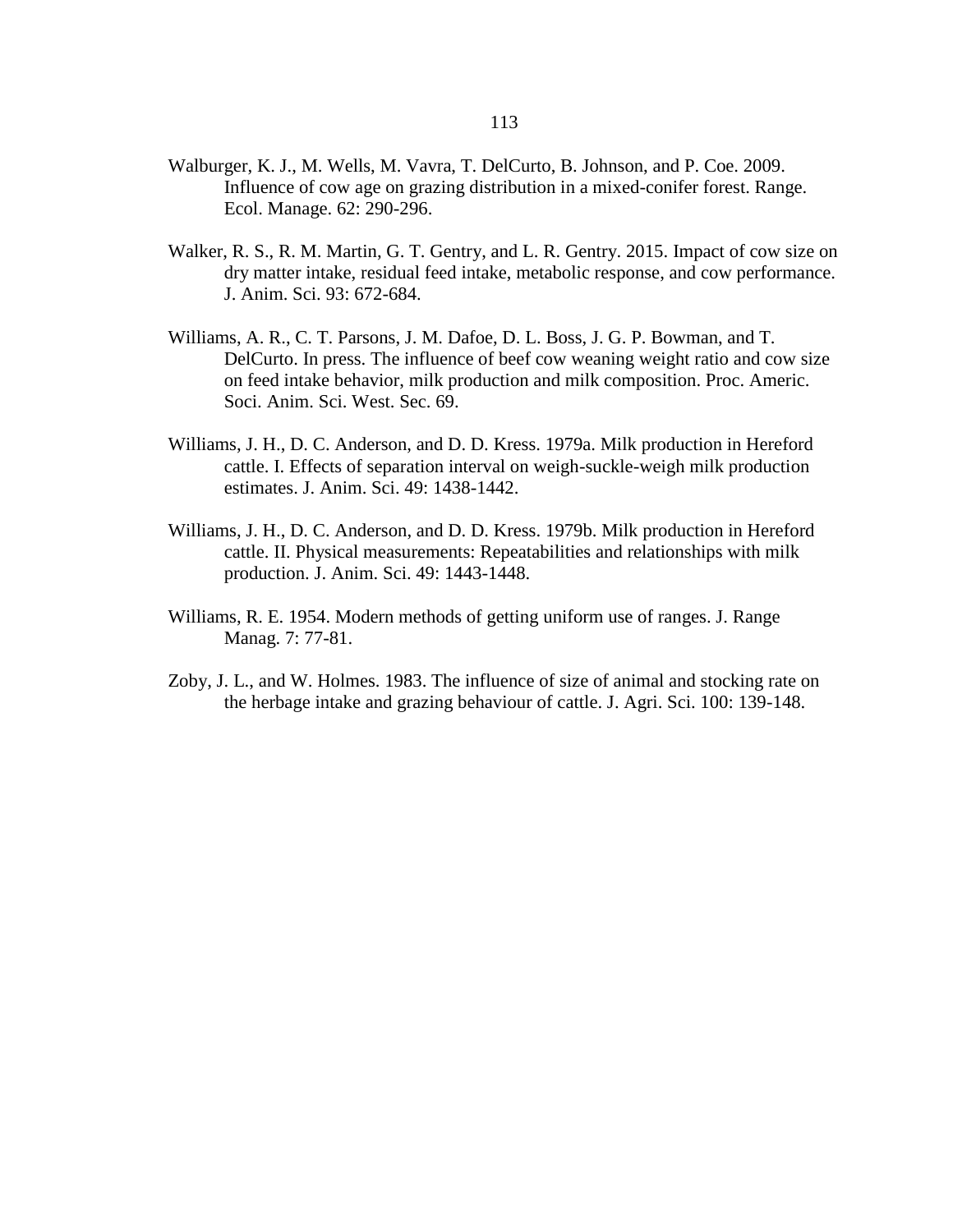Walburger, K. J., M. Wells, M. Vavra, T. DelCurto, B. Johnson, and P. Coe. 2009. Influence of cow age on grazing distribution in a mixed-conifer forest. Range. Ecol. Manage. 62: 290-296.

Walker, R. S., R. M. Martin, G. T. Gentry, and L. R. Gentry. 2015. Impact of cow size on dry matter intake, residual feed intake, metabolic response, and cow performance. J. Anim. Sci. 93: 672-684.

Williams, A. R., C. T. Parsons, J. M. Dafoe, D. L. Boss, J. G. P. Bowman, and T. DelCurto. In press. The influence of beef cow weaning weight ratio and cow size on feed intake behavior, milk production and milk composition. Proc. Americ. Soci. Anim. Sci. West. Sec. 69.

Williams, J. H., D. C. Anderson, and D. D. Kress. 1979a. Milk production in Hereford cattle. I. Effects of separation interval on weigh-suckle-weigh milk production estimates. J. Anim. Sci. 49: 1438-1442.

Williams, J. H., D. C. Anderson, and D. D. Kress. 1979b. Milk production in Hereford cattle. II. Physical measurements: Repeatabilities and relationships with milk production. J. Anim. Sci. 49: 1443-1448.

Williams, R. E. 1954. Modern methods of getting uniform use of ranges. J. Range Manag. 7: 77-81.

Zoby, J. L., and W. Holmes. 1983. The influence of size of animal and stocking rate on the herbage intake and grazing behaviour of cattle. J. Agri. Sci. 100: 139-148.